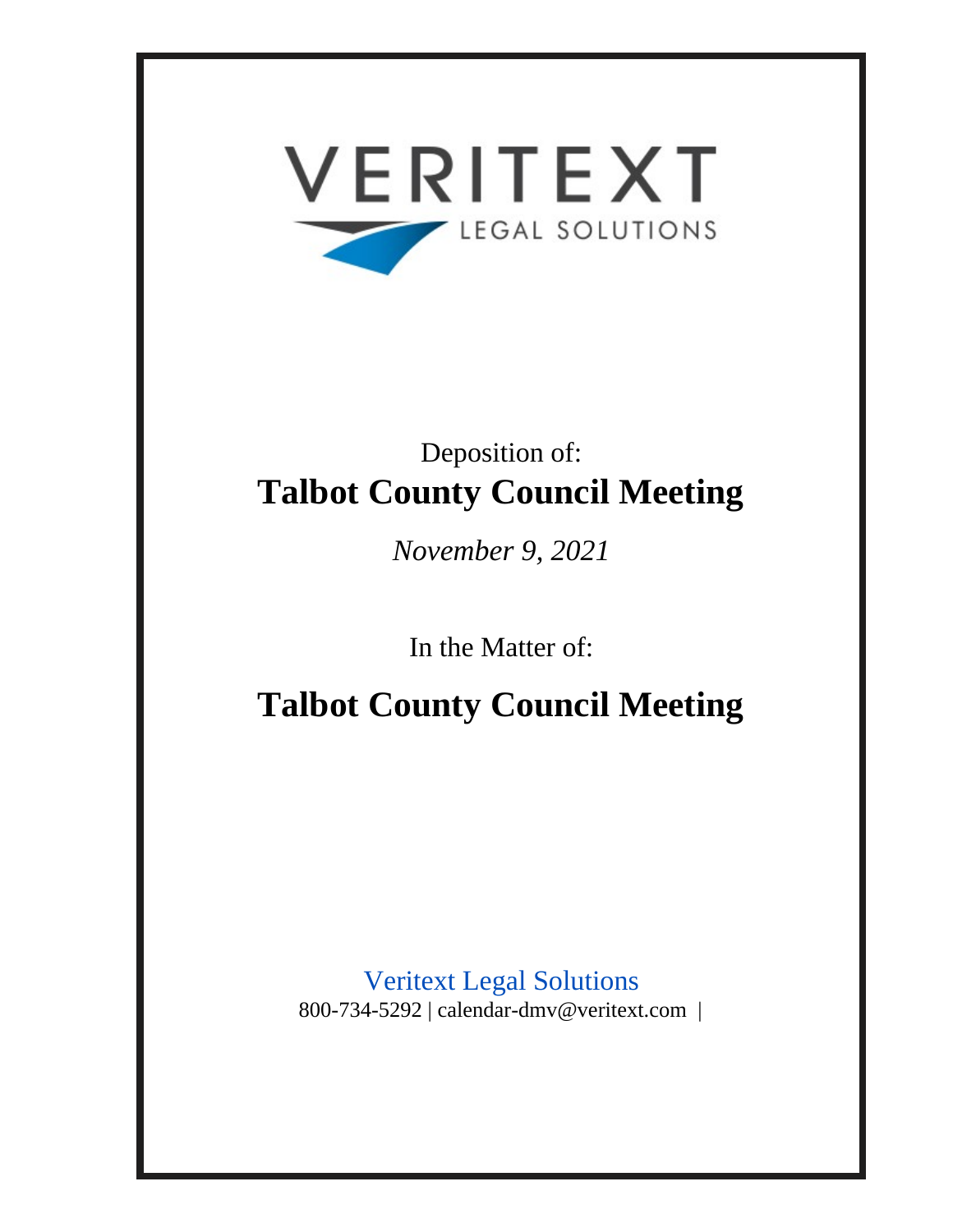VERITEXT

LEGAL SOLUTIONS

Deposition of:

# Talbot County Council Meeting

*November 9, 2021*

In the Matter of:

# Talbot County Council Meeting

Veritext Legal Solutions

800-734-5292 | calendar-dmv@veritext.com |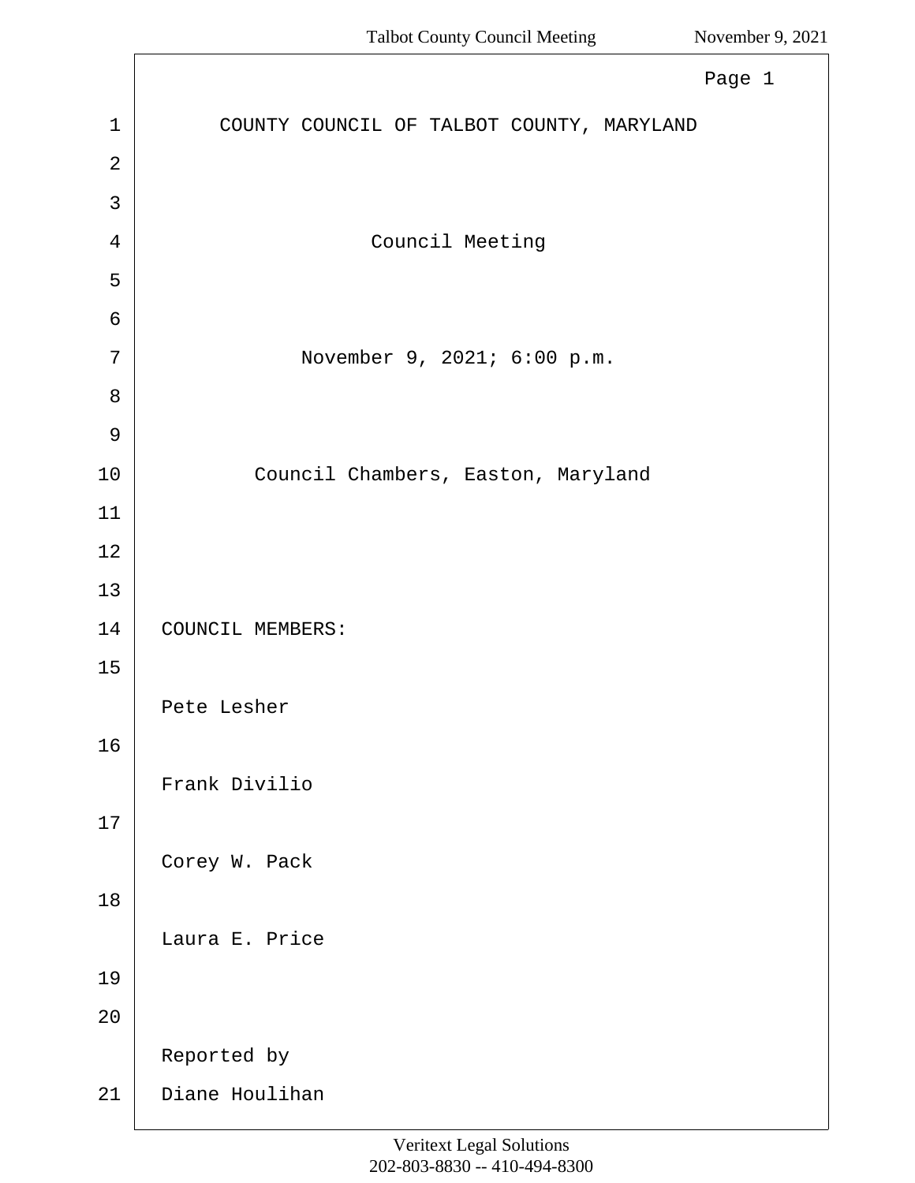COUNTY COUNCIL OF TALBOT COUNTY, MARYLAND

Council Meeting

November 9, 2021; 6:00 p.m.

Council Chambers, Easton, Maryland

COUNCIL MEMBERS:

Pete Lesher

Frank Divilio

Corey W. Pack

Laura E. Price

Reported by

Diane Houlihan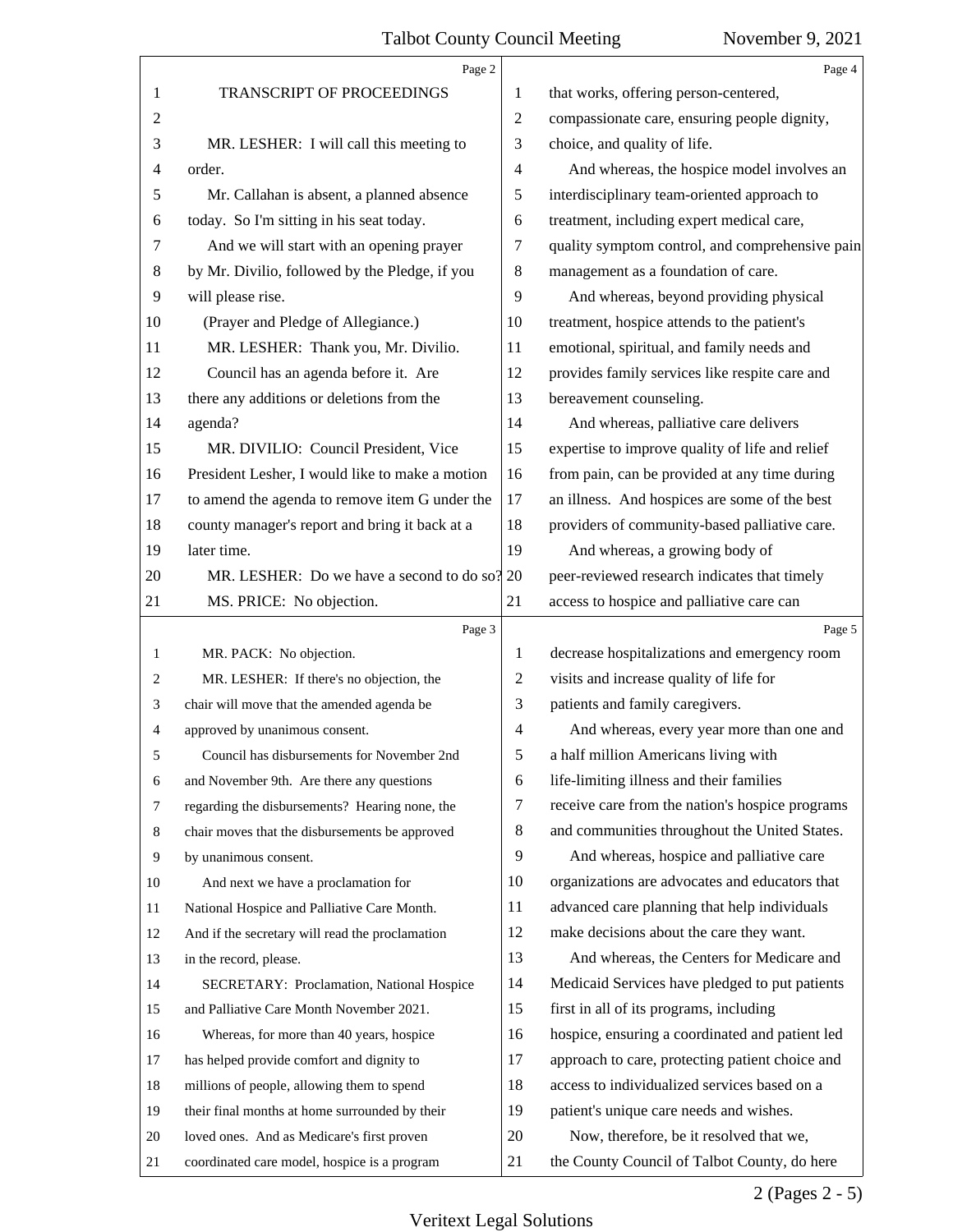TRANSCRIPT OF PROCEEDINGS

MR. LESHER: I will call this meeting to order.

Mr. Callahan is absent, a planned absence today. So I'm sitting in his seat today.

And we will start with an opening prayer by Mr. Divilio, followed by the Pledge, if you will please rise.

(Prayer and Pledge of Allegiance.)

MR. LESHER: Thank you, Mr. Divilio.

Council has an agenda before it. Are there any additions or deletions from the agenda?

MR. DIVILIO: Council President, Vice President Lesher, I would like to make a motion to amend the agenda to remove item G under the county manager's report and bring it back at a later time.

MR. LESHER: Do we have a second to do so?

MS. PRICE: No objection.

MR. PACK: No objection.

MR. LESHER: If there's no objection, the chair will move that the amended agenda be approved by unanimous consent.

Council has disbursements for November 2nd and November 9th. Are there any questions regarding the disbursements? Hearing none, the chair moves that the disbursements be approved by unanimous consent.

And next we have a proclamation for National Hospice and Palliative Care Month. And if the secretary will read the proclamation in the record, please.

SECRETARY: Proclamation, National Hospice and Palliative Care Month November 2021.

Whereas, for more than 40 years, hospice has helped provide comfort and dignity to millions of people, allowing them to spend their final months at home surrounded by their loved ones. And as Medicare's first proven coordinated care model, hospice is a program that works, offering person-centered, compassionate care, ensuring people dignity, choice, and quality of life.

And whereas, the hospice model involves an interdisciplinary team-oriented approach to treatment, including expert medical care, quality symptom control, and comprehensive pain management as a foundation of care.

And whereas, beyond providing physical treatment, hospice attends to the patient's emotional, spiritual, and family needs and provides family services like respite care and bereavement counseling.

And whereas, palliative care delivers expertise to improve quality of life and relief from pain, can be provided at any time during an illness. And hospices are some of the best providers of community-based palliative care.

And whereas, a growing body of peer-reviewed research indicates that timely access to hospice and palliative care can decrease hospitalizations and emergency room visits and increase quality of life for patients and family caregivers.

And whereas, every year more than one and a half million Americans living with life-limiting illness and their families receive care from the nation's hospice programs and communities throughout the United States.

And whereas, hospice and palliative care organizations are advocates and educators that advanced care planning that help individuals make decisions about the care they want.

And whereas, the Centers for Medicare and Medicaid Services have pledged to put patients first in all of its programs, including hospice, ensuring a coordinated and patient led approach to care, protecting patient choice and access to individualized services based on a patient's unique care needs and wishes.

Now, therefore, be it resolved that we, the County Council of Talbot County, do here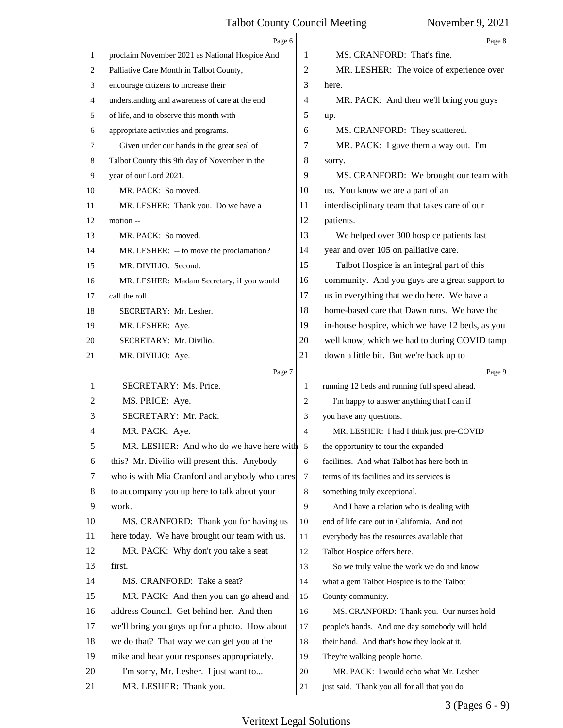proclaim November 2021 as National Hospice And Palliative Care Month in Talbot County, encourage citizens to increase their understanding and awareness of care at the end of life, and to observe this month with appropriate activities and programs.

Given under our hands in the great seal of Talbot County this 9th day of November in the year of our Lord 2021.

MR. PACK: So moved.

MR. LESHER: Thank you. Do we have a motion --

MR. PACK: So moved.

MR. LESHER: -- to move the proclamation?

MR. DIVILIO: Second.

MR. LESHER: Madam Secretary, if you would call the roll.

SECRETARY: Mr. Lesher.

MR. LESHER: Aye.

SECRETARY: Mr. Divilio.

MR. DIVILIO: Aye.

SECRETARY: Ms. Price.

MS. PRICE: Aye.

SECRETARY: Mr. Pack.

MR. PACK: Aye.

MR. LESHER: And who do we have here with this? Mr. Divilio will present this. Anybody who is with Mia Cranford and anybody who cares to accompany you up here to talk about your work.

MS. CRANFORD: Thank you for having us here today. We have brought our team with us.

MR. PACK: Why don't you take a seat first.

MS. CRANFORD: Take a seat?

MR. PACK: And then you can go ahead and address Council. Get behind her. And then we'll bring you guys up for a photo. How about we do that? That way we can get you at the mike and hear your responses appropriately.

I'm sorry, Mr. Lesher. I just want to...

MR. LESHER: Thank you.

MS. CRANFORD: That's fine.

MR. LESHER: The voice of experience over here.

MR. PACK: And then we'll bring you guys up.

MS. CRANFORD: They scattered.

MR. PACK: I gave them a way out. I'm sorry.

MS. CRANFORD: We brought our team with us. You know we are a part of an interdisciplinary team that takes care of our patients.

We helped over 300 hospice patients last year and over 105 on palliative care.

Talbot Hospice is an integral part of this community. And you guys are a great support to us in everything that we do here. We have a home-based care that Dawn runs. We have the in-house hospice, which we have 12 beds, as you well know, which we had to during COVID tamp down a little bit. But we're back up to running 12 beds and running full speed ahead.

I'm happy to answer anything that I can if you have any questions.

MR. LESHER: I had I think just pre-COVID the opportunity to tour the expanded facilities. And what Talbot has here both in terms of its facilities and its services is something truly exceptional.

And I have a relation who is dealing with end of life care out in California. And not everybody has the resources available that Talbot Hospice offers here.

So we truly value the work we do and know what a gem Talbot Hospice is to the Talbot County community.

MS. CRANFORD: Thank you. Our nurses hold people's hands. And one day somebody will hold their hand. And that's how they look at it. They're walking people home.

MR. PACK: I would echo what Mr. Lesher just said. Thank you all for all that you do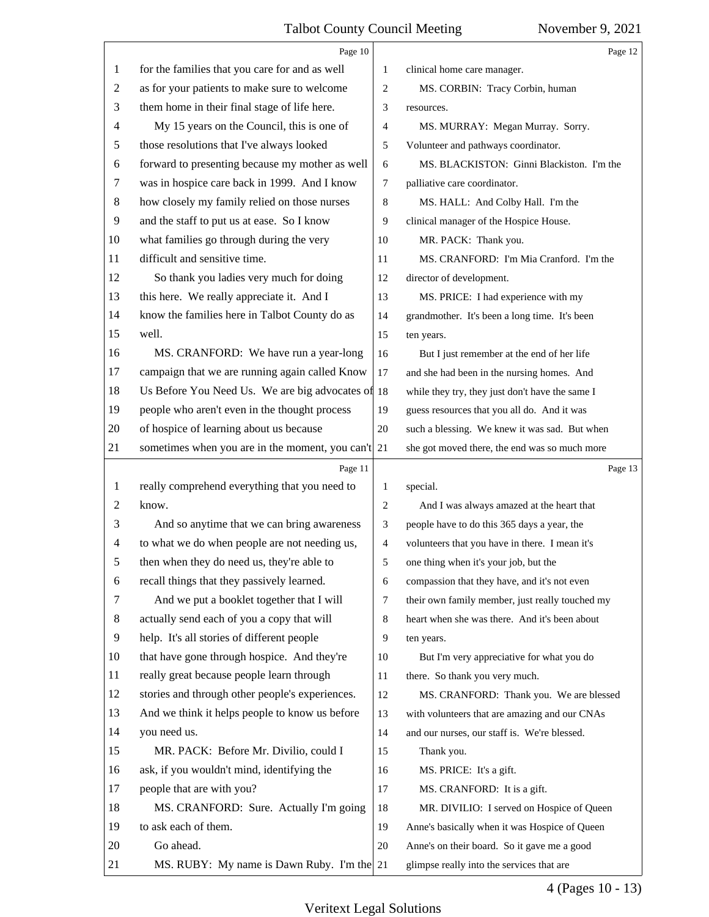for the families that you care for and as well as for your patients to make sure to welcome them home in their final stage of life here.

My 15 years on the Council, this is one of those resolutions that I've always looked forward to presenting because my mother as well was in hospice care back in 1999. And I know how closely my family relied on those nurses and the staff to put us at ease. So I know what families go through during the very difficult and sensitive time.

So thank you ladies very much for doing this here. We really appreciate it. And I know the families here in Talbot County do as well.

MS. CRANFORD: We have run a year-long campaign that we are running again called Know Us Before You Need Us. We are big advocates of people who aren't even in the thought process of hospice of learning about us because sometimes when you are in the moment, you can't really comprehend everything that you need to know.

And so anytime that we can bring awareness to what we do when people are not needing us, then when they do need us, they're able to recall things that they passively learned.

And we put a booklet together that I will actually send each of you a copy that will help. It's all stories of different people that have gone through hospice. And they're really great because people learn through stories and through other people's experiences. And we think it helps people to know us before you need us.

MR. PACK: Before Mr. Divilio, could I ask, if you wouldn't mind, identifying the people that are with you?

MS. CRANFORD: Sure. Actually I'm going to ask each of them.

Go ahead.

MS. RUBY: My name is Dawn Ruby. I'm the clinical home care manager.

MS. CORBIN: Tracy Corbin, human resources.

MS. MURRAY: Megan Murray. Sorry. Volunteer and pathways coordinator.

MS. BLACKISTON: Ginni Blackiston. I'm the palliative care coordinator.

MS. HALL: And Colby Hall. I'm the clinical manager of the Hospice House.

MR. PACK: Thank you.

MS. CRANFORD: I'm Mia Cranford. I'm the director of development.

MS. PRICE: I had experience with my grandmother. It's been a long time. It's been ten years.

But I just remember at the end of her life and she had been in the nursing homes. And while they try, they just don't have the same I guess resources that you all do. And it was such a blessing. We knew it was sad. But when she got moved there, the end was so much more special.

And I was always amazed at the heart that people have to do this 365 days a year, the volunteers that you have in there. I mean it's one thing when it's your job, but the compassion that they have, and it's not even their own family member, just really touched my heart when she was there. And it's been about ten years.

But I'm very appreciative for what you do there. So thank you very much.

MS. CRANFORD: Thank you. We are blessed with volunteers that are amazing and our CNAs and our nurses, our staff is. We're blessed.

Thank you.

MS. PRICE: It's a gift.

MS. CRANFORD: It is a gift.

MR. DIVILIO: I served on Hospice of Queen Anne's basically when it was Hospice of Queen Anne's on their board. So it gave me a good glimpse really into the services that are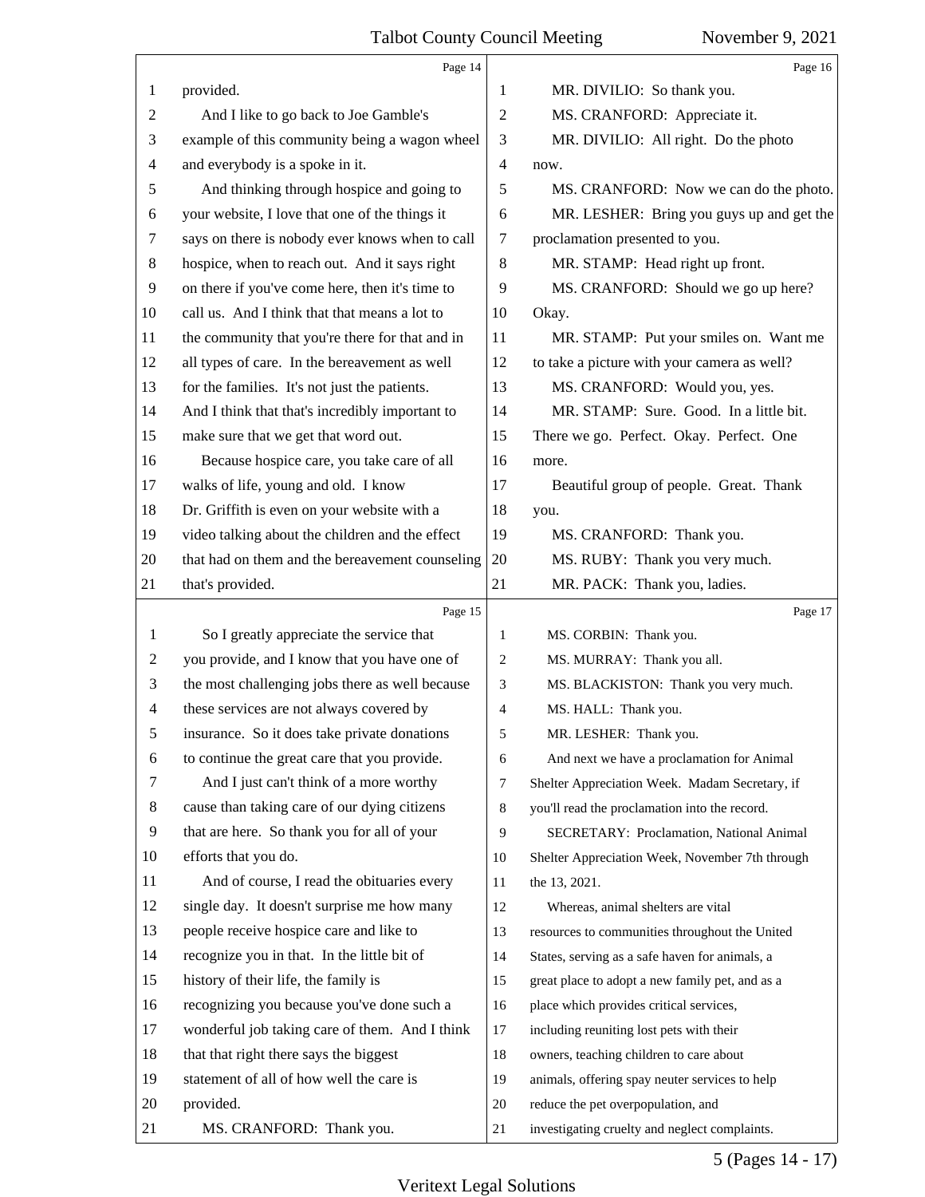provided.

And I like to go back to Joe Gamble's example of this community being a wagon wheel and everybody is a spoke in it.

And thinking through hospice and going to your website, I love that one of the things it says on there is nobody ever knows when to call hospice, when to reach out. And it says right on there if you've come here, then it's time to call us. And I think that that means a lot to the community that you're there for that and in all types of care. In the bereavement as well for the families. It's not just the patients. And I think that that's incredibly important to make sure that we get that word out.

Because hospice care, you take care of all walks of life, young and old. I know Dr. Griffith is even on your website with a video talking about the children and the effect that had on them and the bereavement counseling that's provided.

So I greatly appreciate the service that you provide, and I know that you have one of the most challenging jobs there as well because these services are not always covered by insurance. So it does take private donations to continue the great care that you provide.

And I just can't think of a more worthy cause than taking care of our dying citizens that are here. So thank you for all of your efforts that you do.

And of course, I read the obituaries every single day. It doesn't surprise me how many people receive hospice care and like to recognize you in that. In the little bit of history of their life, the family is recognizing you because you've done such a wonderful job taking care of them. And I think that that right there says the biggest statement of all of how well the care is provided.

MS. CRANFORD: Thank you.

MR. DIVILIO: So thank you.

MS. CRANFORD: Appreciate it.

MR. DIVILIO: All right. Do the photo now.

MS. CRANFORD: Now we can do the photo.

MR. LESHER: Bring you guys up and get the proclamation presented to you.

MR. STAMP: Head right up front.

MS. CRANFORD: Should we go up here? Okay.

MR. STAMP: Put your smiles on. Want me to take a picture with your camera as well?

MS. CRANFORD: Would you, yes.

MR. STAMP: Sure. Good. In a little bit. There we go. Perfect. Okay. Perfect. One more.

Beautiful group of people. Great. Thank you.

MS. CRANFORD: Thank you.

MS. RUBY: Thank you very much.

MR. PACK: Thank you, ladies.

MS. CORBIN: Thank you.

MS. MURRAY: Thank you all.

MS. BLACKISTON: Thank you very much.

MS. HALL: Thank you.

MR. LESHER: Thank you.

And next we have a proclamation for Animal Shelter Appreciation Week. Madam Secretary, if you'll read the proclamation into the record.

SECRETARY: Proclamation, National Animal Shelter Appreciation Week, November 7th through the 13, 2021.

Whereas, animal shelters are vital resources to communities throughout the United States, serving as a safe haven for animals, a great place to adopt a new family pet, and as a place which provides critical services, including reuniting lost pets with their owners, teaching children to care about animals, offering spay neuter services to help reduce the pet overpopulation, and investigating cruelty and neglect complaints.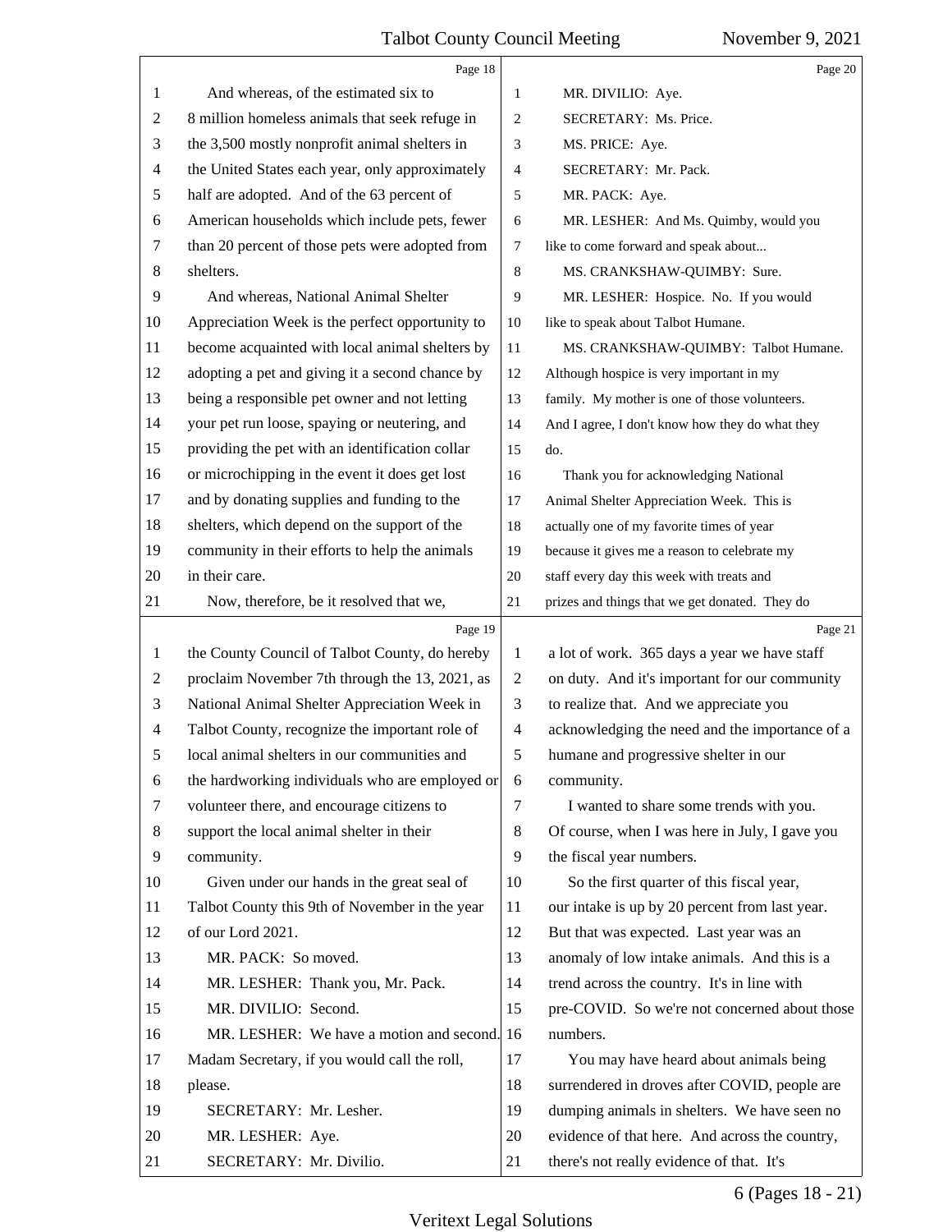And whereas, of the estimated six to 8 million homeless animals that seek refuge in the 3,500 mostly nonprofit animal shelters in the United States each year, only approximately half are adopted. And of the 63 percent of American households which include pets, fewer than 20 percent of those pets were adopted from shelters.

And whereas, National Animal Shelter Appreciation Week is the perfect opportunity to become acquainted with local animal shelters by adopting a pet and giving it a second chance by being a responsible pet owner and not letting your pet run loose, spaying or neutering, and providing the pet with an identification collar or microchipping in the event it does get lost and by donating supplies and funding to the shelters, which depend on the support of the community in their efforts to help the animals in their care.

Now, therefore, be it resolved that we, the County Council of Talbot County, do hereby proclaim November 7th through the 13, 2021, as National Animal Shelter Appreciation Week in Talbot County, recognize the important role of local animal shelters in our communities and the hardworking individuals who are employed or volunteer there, and encourage citizens to support the local animal shelter in their community.

Given under our hands in the great seal of Talbot County this 9th of November in the year of our Lord 2021.

MR. PACK: So moved.

MR. LESHER: Thank you, Mr. Pack.

MR. DIVILIO: Second.

MR. LESHER: We have a motion and second. Madam Secretary, if you would call the roll, please.

SECRETARY: Mr. Lesher.

MR. LESHER: Aye.

SECRETARY: Mr. Divilio.

MR. DIVILIO: Aye.

SECRETARY: Ms. Price.

MS. PRICE: Aye.

SECRETARY: Mr. Pack.

MR. PACK: Aye.

MR. LESHER: And Ms. Quimby, would you like to come forward and speak about...

MS. CRANKSHAW-QUIMBY: Sure.

MR. LESHER: Hospice. No. If you would like to speak about Talbot Humane.

MS. CRANKSHAW-QUIMBY: Talbot Humane. Although hospice is very important in my family. My mother is one of those volunteers. And I agree, I don't know how they do what they do.

Thank you for acknowledging National Animal Shelter Appreciation Week. This is actually one of my favorite times of year because it gives me a reason to celebrate my staff every day this week with treats and prizes and things that we get donated. They do a lot of work. 365 days a year we have staff on duty. And it's important for our community to realize that. And we appreciate you acknowledging the need and the importance of a humane and progressive shelter in our community.

I wanted to share some trends with you. Of course, when I was here in July, I gave you the fiscal year numbers.

So the first quarter of this fiscal year, our intake is up by 20 percent from last year. But that was expected. Last year was an anomaly of low intake animals. And this is a trend across the country. It's in line with pre-COVID. So we're not concerned about those numbers.

You may have heard about animals being surrendered in droves after COVID, people are dumping animals in shelters. We have seen no evidence of that here. And across the country, there's not really evidence of that. It's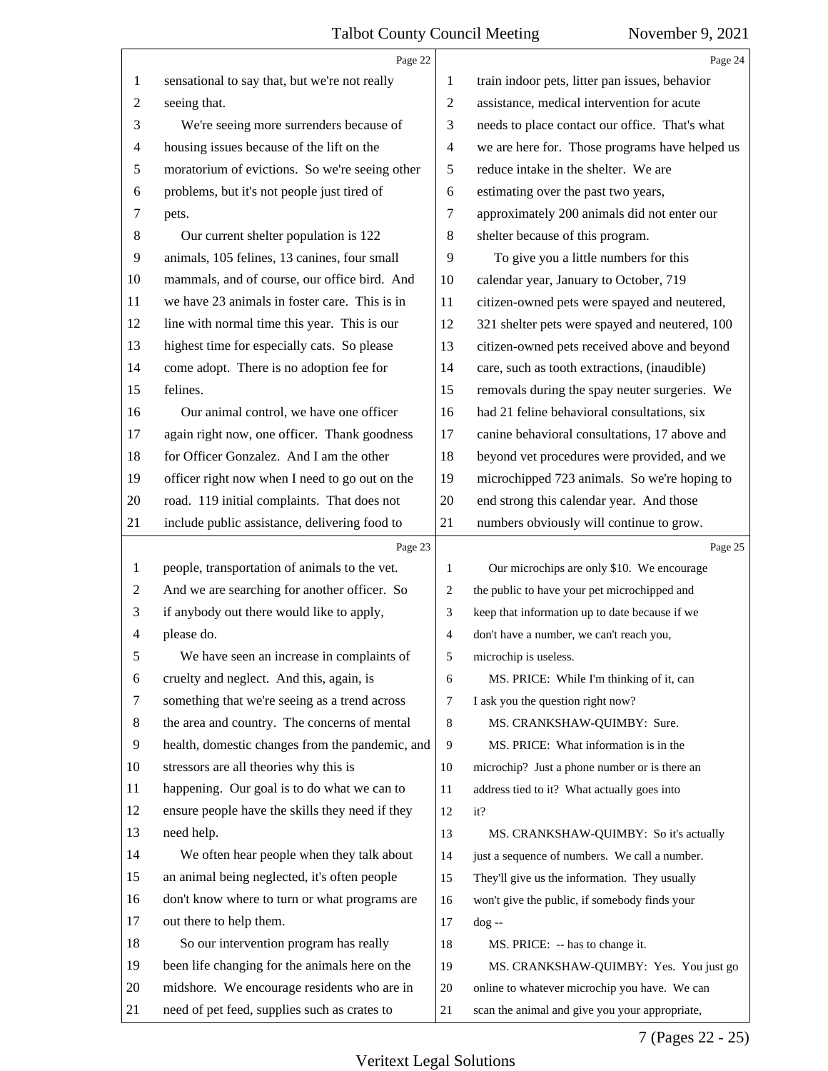sensational to say that, but we're not really seeing that.

We're seeing more surrenders because of housing issues because of the lift on the moratorium of evictions. So we're seeing other problems, but it's not people just tired of pets.

Our current shelter population is 122 animals, 105 felines, 13 canines, four small mammals, and of course, our office bird. And we have 23 animals in foster care. This is in line with normal time this year. This is our highest time for especially cats. So please come adopt. There is no adoption fee for felines.

Our animal control, we have one officer again right now, one officer. Thank goodness for Officer Gonzalez. And I am the other officer right now when I need to go out on the road. 119 initial complaints. That does not include public assistance, delivering food to people, transportation of animals to the vet. And we are searching for another officer. So if anybody out there would like to apply, please do.

We have seen an increase in complaints of cruelty and neglect. And this, again, is something that we're seeing as a trend across the area and country. The concerns of mental health, domestic changes from the pandemic, and stressors are all theories why this is happening. Our goal is to do what we can to ensure people have the skills they need if they need help.

We often hear people when they talk about an animal being neglected, it's often people don't know where to turn or what programs are out there to help them.

So our intervention program has really been life changing for the animals here on the midshore. We encourage residents who are in need of pet feed, supplies such as crates to train indoor pets, litter pan issues, behavior assistance, medical intervention for acute needs to place contact our office. That's what we are here for. Those programs have helped us reduce intake in the shelter. We are estimating over the past two years, approximately 200 animals did not enter our shelter because of this program.

To give you a little numbers for this calendar year, January to October, 719 citizen-owned pets were spayed and neutered, 321 shelter pets were spayed and neutered, 100 citizen-owned pets received above and beyond care, such as tooth extractions, (inaudible) removals during the spay neuter surgeries. We had 21 feline behavioral consultations, six canine behavioral consultations, 17 above and beyond vet procedures were provided, and we microchipped 723 animals. So we're hoping to end strong this calendar year. And those numbers obviously will continue to grow.

Our microchips are only $10. We encourage the public to have your pet microchipped and keep that information up to date because if we don't have a number, we can't reach you, microchip is useless.

MS. PRICE: While I'm thinking of it, can I ask you the question right now?

MS. CRANKSHAW-QUIMBY: Sure.

MS. PRICE: What information is in the microchip? Just a phone number or is there an address tied to it? What actually goes into it?

MS. CRANKSHAW-QUIMBY: So it's actually just a sequence of numbers. We call a number. They'll give us the information. They usually won't give the public, if somebody finds your dog --

MS. PRICE: -- has to change it.

MS. CRANKSHAW-QUIMBY: Yes. You just go online to whatever microchip you have. We can scan the animal and give you your appropriate,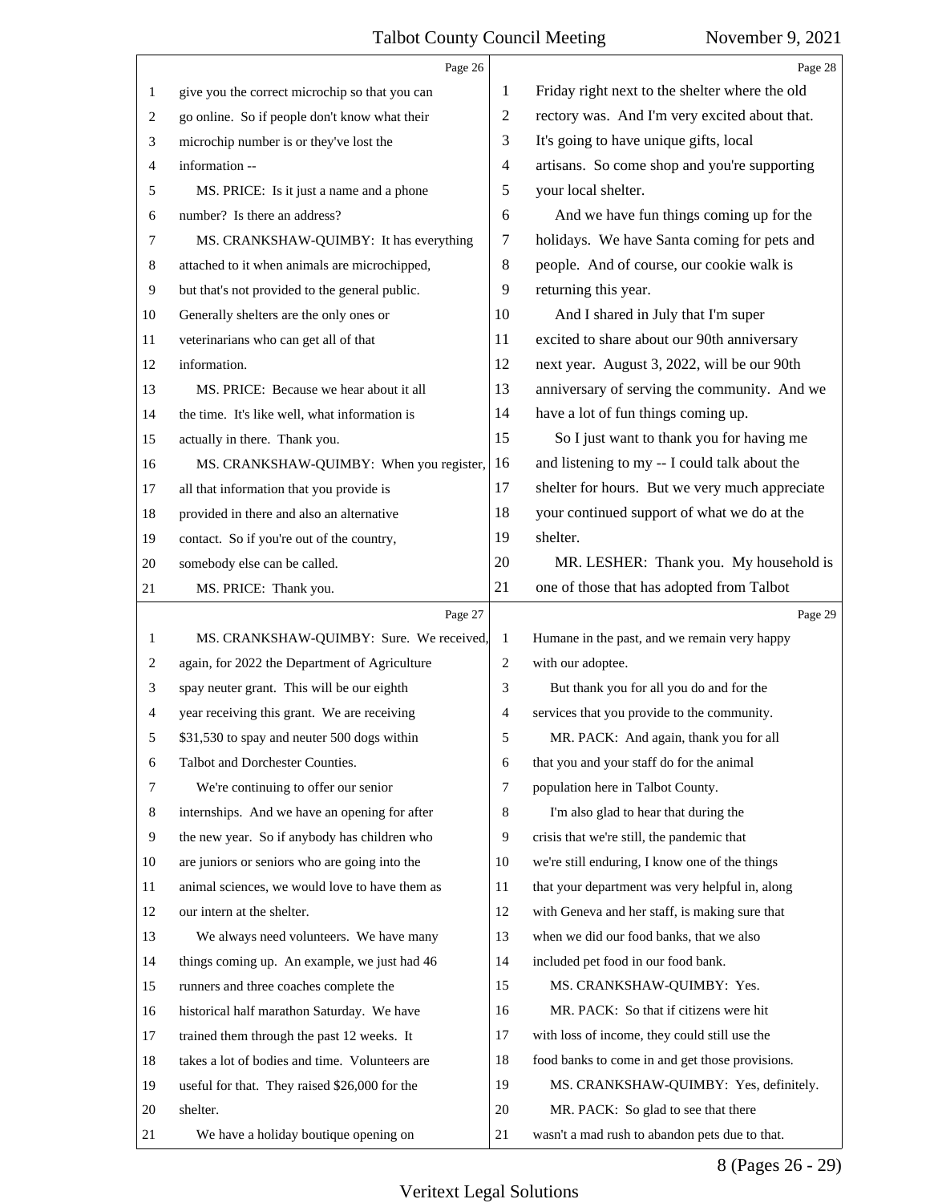give you the correct microchip so that you can go online. So if people don't know what their microchip number is or they've lost the information --

MS. PRICE: Is it just a name and a phone number? Is there an address?

MS. CRANKSHAW-QUIMBY: It has everything attached to it when animals are microchipped, but that's not provided to the general public. Generally shelters are the only ones or veterinarians who can get all of that information.

MS. PRICE: Because we hear about it all the time. It's like well, what information is actually in there. Thank you.

MS. CRANKSHAW-QUIMBY: When you register, all that information that you provide is provided in there and also an alternative contact. So if you're out of the country, somebody else can be called.

MS. PRICE: Thank you.

MS. CRANKSHAW-QUIMBY: Sure. We received, again, for 2022 the Department of Agriculture spay neuter grant. This will be our eighth year receiving this grant. We are receiving $31,530 to spay and neuter 500 dogs within Talbot and Dorchester Counties.

We're continuing to offer our senior internships. And we have an opening for after the new year. So if anybody has children who are juniors or seniors who are going into the animal sciences, we would love to have them as our intern at the shelter.

We always need volunteers. We have many things coming up. An example, we just had 46 runners and three coaches complete the historical half marathon Saturday. We have trained them through the past 12 weeks. It takes a lot of bodies and time. Volunteers are useful for that. They raised $26,000 for the shelter.

We have a holiday boutique opening on Friday right next to the shelter where the old rectory was. And I'm very excited about that. It's going to have unique gifts, local artisans. So come shop and you're supporting your local shelter.

And we have fun things coming up for the holidays. We have Santa coming for pets and people. And of course, our cookie walk is returning this year.

And I shared in July that I'm super excited to share about our 90th anniversary next year. August 3, 2022, will be our 90th anniversary of serving the community. And we have a lot of fun things coming up.

So I just want to thank you for having me and listening to my -- I could talk about the shelter for hours. But we very much appreciate your continued support of what we do at the shelter.

MR. LESHER: Thank you. My household is one of those that has adopted from Talbot Humane in the past, and we remain very happy with our adoptee.

But thank you for all you do and for the services that you provide to the community.

MR. PACK: And again, thank you for all that you and your staff do for the animal population here in Talbot County.

I'm also glad to hear that during the crisis that we're still, the pandemic that we're still enduring, I know one of the things that your department was very helpful in, along with Geneva and her staff, is making sure that when we did our food banks, that we also included pet food in our food bank.

MS. CRANKSHAW-QUIMBY: Yes.

MR. PACK: So that if citizens were hit with loss of income, they could still use the food banks to come in and get those provisions.

MS. CRANKSHAW-QUIMBY: Yes, definitely.

MR. PACK: So glad to see that there wasn't a mad rush to abandon pets due to that.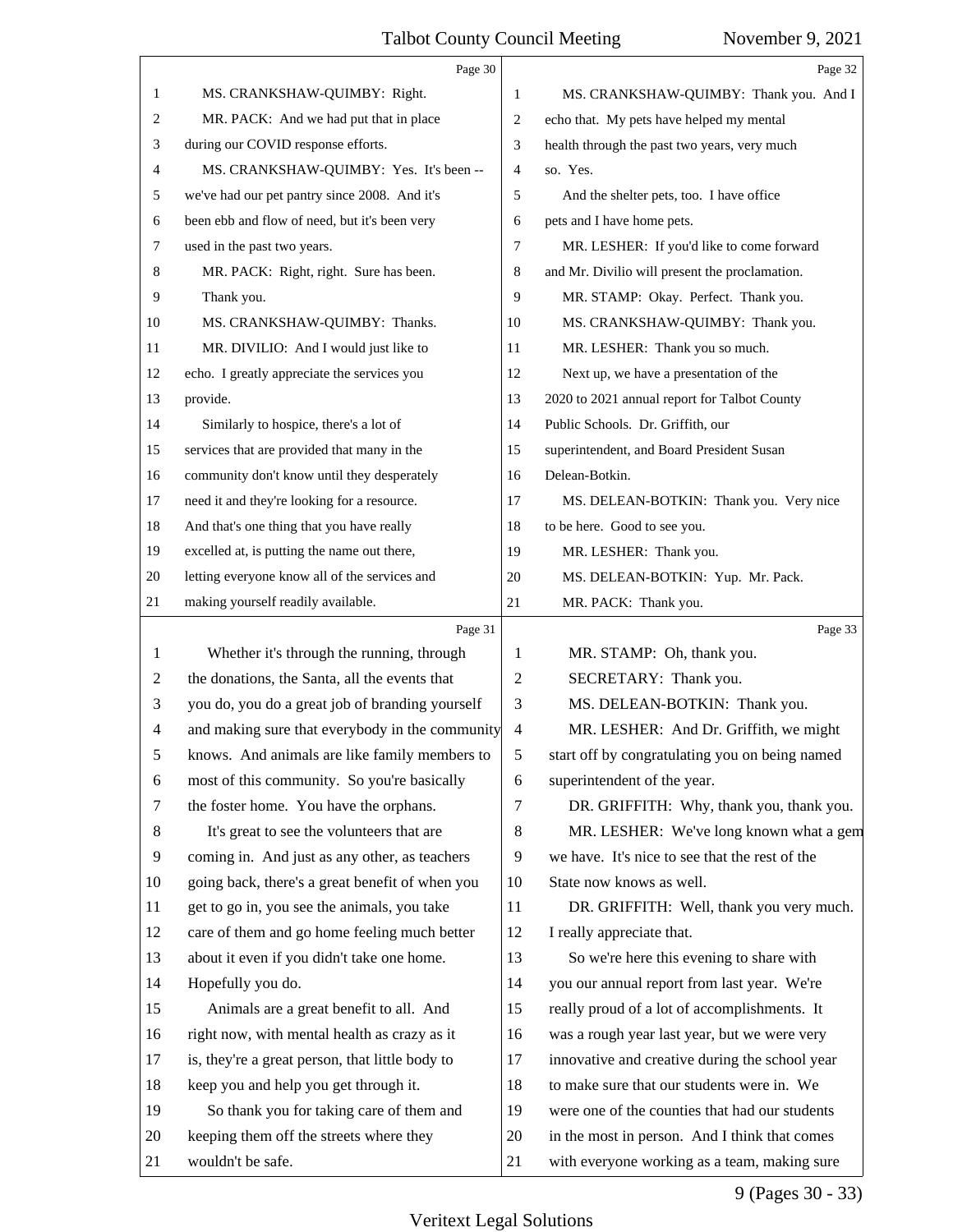MS. CRANKSHAW-QUIMBY: Right.

MR. PACK: And we had put that in place during our COVID response efforts.

MS. CRANKSHAW-QUIMBY: Yes. It's been -- we've had our pet pantry since 2008. And it's been ebb and flow of need, but it's been very used in the past two years.

MR. PACK: Right, right. Sure has been. Thank you.

MS. CRANKSHAW-QUIMBY: Thanks.

MR. DIVILIO: And I would just like to echo. I greatly appreciate the services you provide.

Similarly to hospice, there's a lot of services that are provided that many in the community don't know until they desperately need it and they're looking for a resource. And that's one thing that you have really excelled at, is putting the name out there, letting everyone know all of the services and making yourself readily available.

Whether it's through the running, through the donations, the Santa, all the events that you do, you do a great job of branding yourself and making sure that everybody in the community knows. And animals are like family members to most of this community. So you're basically the foster home. You have the orphans.

It's great to see the volunteers that are coming in. And just as any other, as teachers going back, there's a great benefit of when you get to go in, you see the animals, you take care of them and go home feeling much better about it even if you didn't take one home. Hopefully you do.

Animals are a great benefit to all. And right now, with mental health as crazy as it is, they're a great person, that little body to keep you and help you get through it.

So thank you for taking care of them and keeping them off the streets where they wouldn't be safe.

MS. CRANKSHAW-QUIMBY: Thank you. And I echo that. My pets have helped my mental health through the past two years, very much so. Yes.

And the shelter pets, too. I have office pets and I have home pets.

MR. LESHER: If you'd like to come forward and Mr. Divilio will present the proclamation.

MR. STAMP: Okay. Perfect. Thank you.

MS. CRANKSHAW-QUIMBY: Thank you.

MR. LESHER: Thank you so much.

Next up, we have a presentation of the 2020 to 2021 annual report for Talbot County Public Schools. Dr. Griffith, our superintendent, and Board President Susan Delean-Botkin.

MS. DELEAN-BOTKIN: Thank you. Very nice to be here. Good to see you.

MR. LESHER: Thank you.

MS. DELEAN-BOTKIN: Yup. Mr. Pack.

MR. PACK: Thank you.

MR. STAMP: Oh, thank you.

SECRETARY: Thank you.

MS. DELEAN-BOTKIN: Thank you.

MR. LESHER: And Dr. Griffith, we might start off by congratulating you on being named superintendent of the year.

DR. GRIFFITH: Why, thank you, thank you.

MR. LESHER: We've long known what a gem we have. It's nice to see that the rest of the State now knows as well.

DR. GRIFFITH: Well, thank you very much. I really appreciate that.

So we're here this evening to share with you our annual report from last year. We're really proud of a lot of accomplishments. It was a rough year last year, but we were very innovative and creative during the school year to make sure that our students were in. We were one of the counties that had our students in the most in person. And I think that comes with everyone working as a team, making sure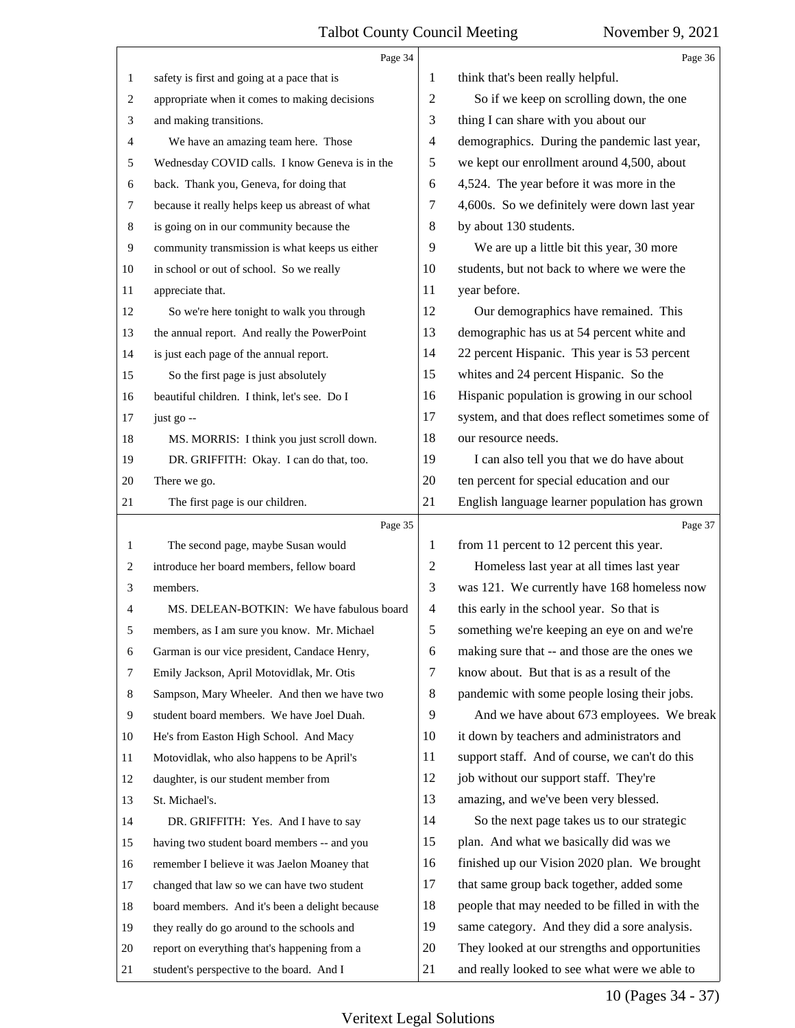Page 34

1 safety is first and going at a pace that is
2 appropriate when it comes to making decisions
3 and making transitions.
4 We have an amazing team here. Those
5 Wednesday COVID calls. I know Geneva is in the
6 back. Thank you, Geneva, for doing that
7 because it really helps keep us abreast of what
8 is going on in our community because the
9 community transmission is what keeps us either
10 in school or out of school. So we really
11 appreciate that.
12 So we're here tonight to walk you through
13 the annual report. And really the PowerPoint
14 is just each page of the annual report.
15 So the first page is just absolutely
16 beautiful children. I think, let's see. Do I
17 just go --
18 MS. MORRIS: I think you just scroll down.
19 DR. GRIFFITH: Okay. I can do that, too.
20 There we go.
21 The first page is our children.

Page 35

1 The second page, maybe Susan would
2 introduce her board members, fellow board
3 members.
4 MS. DELEAN-BOTKIN: We have fabulous board
5 members, as I am sure you know. Mr. Michael
6 Garman is our vice president, Candace Henry,
7 Emily Jackson, April Motovidlak, Mr. Otis
8 Sampson, Mary Wheeler. And then we have two
9 student board members. We have Joel Duah.
10 He's from Easton High School. And Macy
11 Motovidlak, who also happens to be April's
12 daughter, is our student member from
13 St. Michael's.
14 DR. GRIFFITH: Yes. And I have to say
15 having two student board members -- and you
16 remember I believe it was Jaelon Moaney that
17 changed that law so we can have two student
18 board members. And it's been a delight because
19 they really do go around to the schools and
20 report on everything that's happening from a
21 student's perspective to the board. And I

Page 36

1 think that's been really helpful.
2 So if we keep on scrolling down, the one
3 thing I can share with you about our
4 demographics. During the pandemic last year,
5 we kept our enrollment around 4,500, about
6 4,524. The year before it was more in the
7 4,600s. So we definitely were down last year
8 by about 130 students.
9 We are up a little bit this year, 30 more
10 students, but not back to where we were the
11 year before.
12 Our demographics have remained. This
13 demographic has us at 54 percent white and
14 22 percent Hispanic. This year is 53 percent
15 whites and 24 percent Hispanic. So the
16 Hispanic population is growing in our school
17 system, and that does reflect sometimes some of
18 our resource needs.
19 I can also tell you that we do have about
20 ten percent for special education and our
21 English language learner population has grown

Page 37

1 from 11 percent to 12 percent this year.
2 Homeless last year at all times last year
3 was 121. We currently have 168 homeless now
4 this early in the school year. So that is
5 something we're keeping an eye on and we're
6 making sure that -- and those are the ones we
7 know about. But that is as a result of the
8 pandemic with some people losing their jobs.
9 And we have about 673 employees. We break
10 it down by teachers and administrators and
11 support staff. And of course, we can't do this
12 job without our support staff. They're
13 amazing, and we've been very blessed.
14 So the next page takes us to our strategic
15 plan. And what we basically did was we
16 finished up our Vision 2020 plan. We brought
17 that same group back together, added some
18 people that may needed to be filled in with the
19 same category. And they did a sore analysis.
20 They looked at our strengths and opportunities
21 and really looked to see what were we able to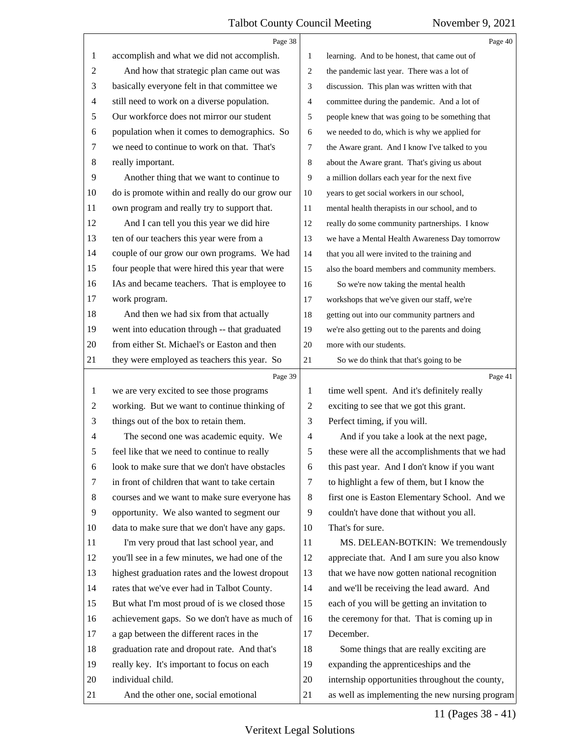accomplish and what we did not accomplish.

And how that strategic plan came out was basically everyone felt in that committee we still need to work on a diverse population. Our workforce does not mirror our student population when it comes to demographics. So we need to continue to work on that. That's really important.

Another thing that we want to continue to do is promote within and really do our grow our own program and really try to support that.

And I can tell you this year we did hire ten of our teachers this year were from a couple of our grow our own programs. We had four people that were hired this year that were IAs and became teachers. That is employee to work program.

And then we had six from that actually went into education through -- that graduated from either St. Michael's or Easton and then they were employed as teachers this year. So we are very excited to see those programs working. But we want to continue thinking of things out of the box to retain them.

The second one was academic equity. We feel like that we need to continue to really look to make sure that we don't have obstacles in front of children that want to take certain courses and we want to make sure everyone has opportunity. We also wanted to segment our data to make sure that we don't have any gaps.

I'm very proud that last school year, and you'll see in a few minutes, we had one of the highest graduation rates and the lowest dropout rates that we've ever had in Talbot County. But what I'm most proud of is we closed those achievement gaps. So we don't have as much of a gap between the different races in the graduation rate and dropout rate. And that's really key. It's important to focus on each individual child.

And the other one, social emotional learning. And to be honest, that came out of the pandemic last year. There was a lot of discussion. This plan was written with that committee during the pandemic. And a lot of people knew that was going to be something that we needed to do, which is why we applied for the Aware grant. And I know I've talked to you about the Aware grant. That's giving us about a million dollars each year for the next five years to get social workers in our school, mental health therapists in our school, and to really do some community partnerships. I know we have a Mental Health Awareness Day tomorrow that you all were invited to the training and also the board members and community members.

So we're now taking the mental health workshops that we've given our staff, we're getting out into our community partners and we're also getting out to the parents and doing more with our students.

So we do think that that's going to be time well spent. And it's definitely really exciting to see that we got this grant. Perfect timing, if you will.

And if you take a look at the next page, these were all the accomplishments that we had this past year. And I don't know if you want to highlight a few of them, but I know the first one is Easton Elementary School. And we couldn't have done that without you all. That's for sure.

MS. DELEAN-BOTKIN: We tremendously appreciate that. And I am sure you also know that we have now gotten national recognition and we'll be receiving the lead award. And each of you will be getting an invitation to the ceremony for that. That is coming up in December.

Some things that are really exciting are expanding the apprenticeships and the internship opportunities throughout the county, as well as implementing the new nursing program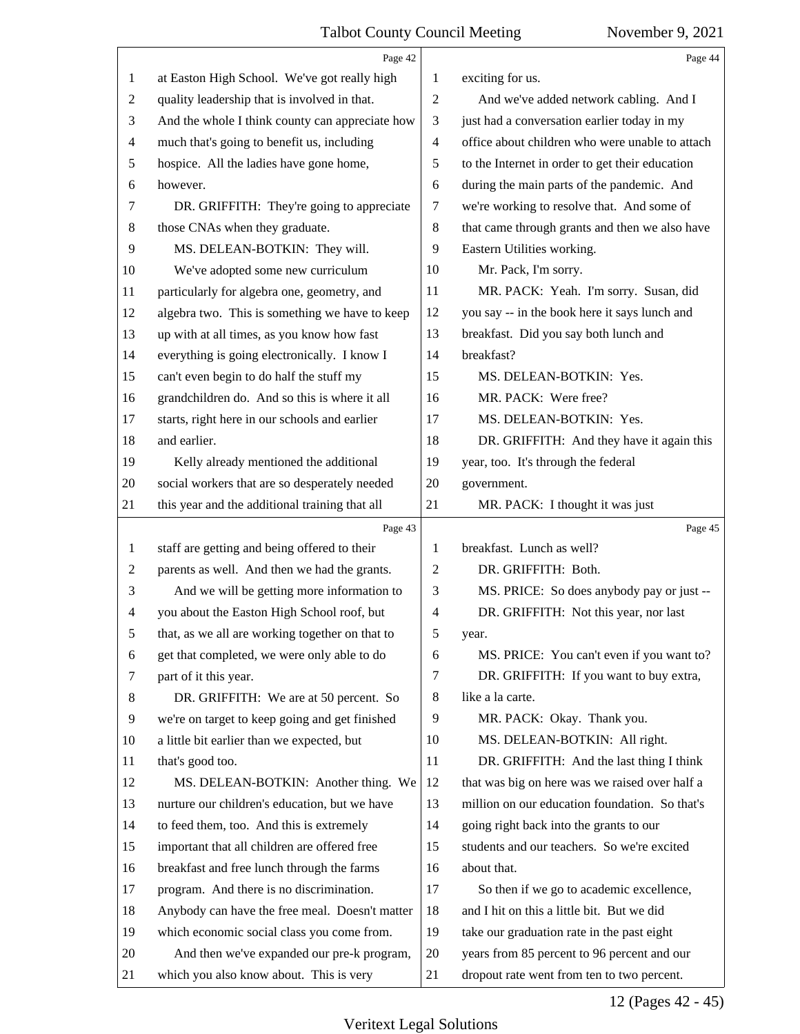at Easton High School. We've got really high quality leadership that is involved in that. And the whole I think county can appreciate how much that's going to benefit us, including hospice. All the ladies have gone home, however.

DR. GRIFFITH: They're going to appreciate those CNAs when they graduate.

MS. DELEAN-BOTKIN: They will.

We've adopted some new curriculum particularly for algebra one, geometry, and algebra two. This is something we have to keep up with at all times, as you know how fast everything is going electronically. I know I can't even begin to do half the stuff my grandchildren do. And so this is where it all starts, right here in our schools and earlier and earlier.

Kelly already mentioned the additional social workers that are so desperately needed this year and the additional training that all staff are getting and being offered to their parents as well. And then we had the grants.

And we will be getting more information to you about the Easton High School roof, but that, as we all are working together on that to get that completed, we were only able to do part of it this year.

DR. GRIFFITH: We are at 50 percent. So we're on target to keep going and get finished a little bit earlier than we expected, but that's good too.

MS. DELEAN-BOTKIN: Another thing. We nurture our children's education, but we have to feed them, too. And this is extremely important that all children are offered free breakfast and free lunch through the farms program. And there is no discrimination. Anybody can have the free meal. Doesn't matter which economic social class you come from.

And then we've expanded our pre-k program, which you also know about. This is very exciting for us.

And we've added network cabling. And I just had a conversation earlier today in my office about children who were unable to attach to the Internet in order to get their education during the main parts of the pandemic. And we're working to resolve that. And some of that came through grants and then we also have Eastern Utilities working.

Mr. Pack, I'm sorry.

MR. PACK: Yeah. I'm sorry. Susan, did you say -- in the book here it says lunch and breakfast. Did you say both lunch and breakfast?

MS. DELEAN-BOTKIN: Yes.

MR. PACK: Were free?

MS. DELEAN-BOTKIN: Yes.

DR. GRIFFITH: And they have it again this year, too. It's through the federal government.

MR. PACK: I thought it was just breakfast. Lunch as well?

DR. GRIFFITH: Both.

MS. PRICE: So does anybody pay or just --

DR. GRIFFITH: Not this year, nor last year.

MS. PRICE: You can't even if you want to?

DR. GRIFFITH: If you want to buy extra, like a la carte.

MR. PACK: Okay. Thank you.

MS. DELEAN-BOTKIN: All right.

DR. GRIFFITH: And the last thing I think that was big on here was we raised over half a million on our education foundation. So that's going right back into the grants to our students and our teachers. So we're excited about that.

So then if we go to academic excellence, and I hit on this a little bit. But we did take our graduation rate in the past eight years from 85 percent to 96 percent and our dropout rate went from ten to two percent.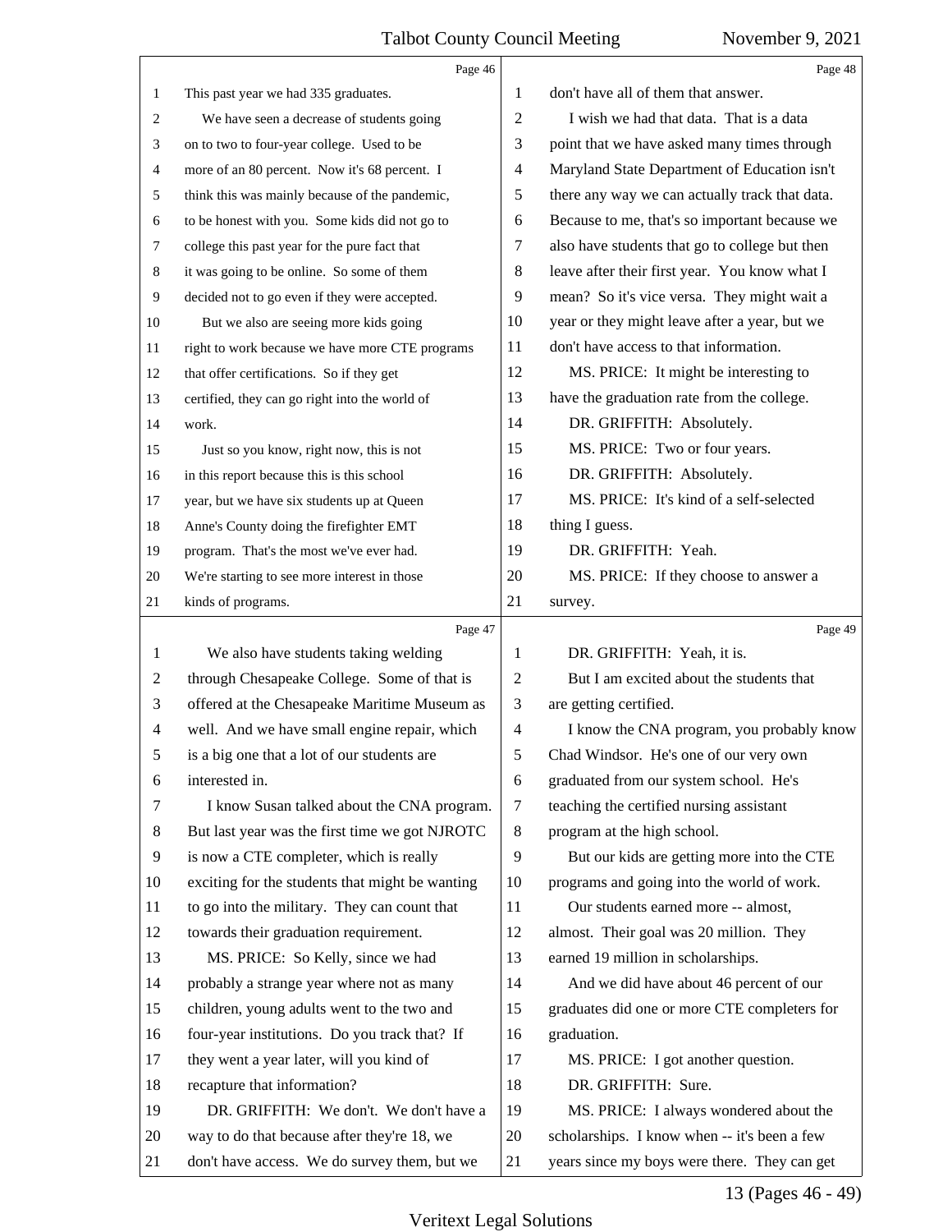This past year we had 335 graduates.

We have seen a decrease of students going on to two to four-year college. Used to be more of an 80 percent. Now it's 68 percent. I think this was mainly because of the pandemic, to be honest with you. Some kids did not go to college this past year for the pure fact that it was going to be online. So some of them decided not to go even if they were accepted.

But we also are seeing more kids going right to work because we have more CTE programs that offer certifications. So if they get certified, they can go right into the world of work.

Just so you know, right now, this is not in this report because this is this school year, but we have six students up at Queen Anne's County doing the firefighter EMT program. That's the most we've ever had. We're starting to see more interest in those kinds of programs.

We also have students taking welding through Chesapeake College. Some of that is offered at the Chesapeake Maritime Museum as well. And we have small engine repair, which is a big one that a lot of our students are interested in.

I know Susan talked about the CNA program. But last year was the first time we got NJROTC is now a CTE completer, which is really exciting for the students that might be wanting to go into the military. They can count that towards their graduation requirement.

MS. PRICE: So Kelly, since we had probably a strange year where not as many children, young adults went to the two and four-year institutions. Do you track that? If they went a year later, will you kind of recapture that information?

DR. GRIFFITH: We don't. We don't have a way to do that because after they're 18, we don't have access. We do survey them, but we don't have all of them that answer.

I wish we had that data. That is a data point that we have asked many times through Maryland State Department of Education isn't there any way we can actually track that data. Because to me, that's so important because we also have students that go to college but then leave after their first year. You know what I mean? So it's vice versa. They might wait a year or they might leave after a year, but we don't have access to that information.

MS. PRICE: It might be interesting to have the graduation rate from the college.

DR. GRIFFITH: Absolutely.

MS. PRICE: Two or four years.

DR. GRIFFITH: Absolutely.

MS. PRICE: It's kind of a self-selected thing I guess.

DR. GRIFFITH: Yeah.

MS. PRICE: If they choose to answer a survey.

DR. GRIFFITH: Yeah, it is.

But I am excited about the students that are getting certified.

I know the CNA program, you probably know Chad Windsor. He's one of our very own graduated from our system school. He's teaching the certified nursing assistant program at the high school.

But our kids are getting more into the CTE programs and going into the world of work.

Our students earned more -- almost, almost. Their goal was 20 million. They earned 19 million in scholarships.

And we did have about 46 percent of our graduates did one or more CTE completers for graduation.

MS. PRICE: I got another question.

DR. GRIFFITH: Sure.

MS. PRICE: I always wondered about the scholarships. I know when -- it's been a few years since my boys were there. They can get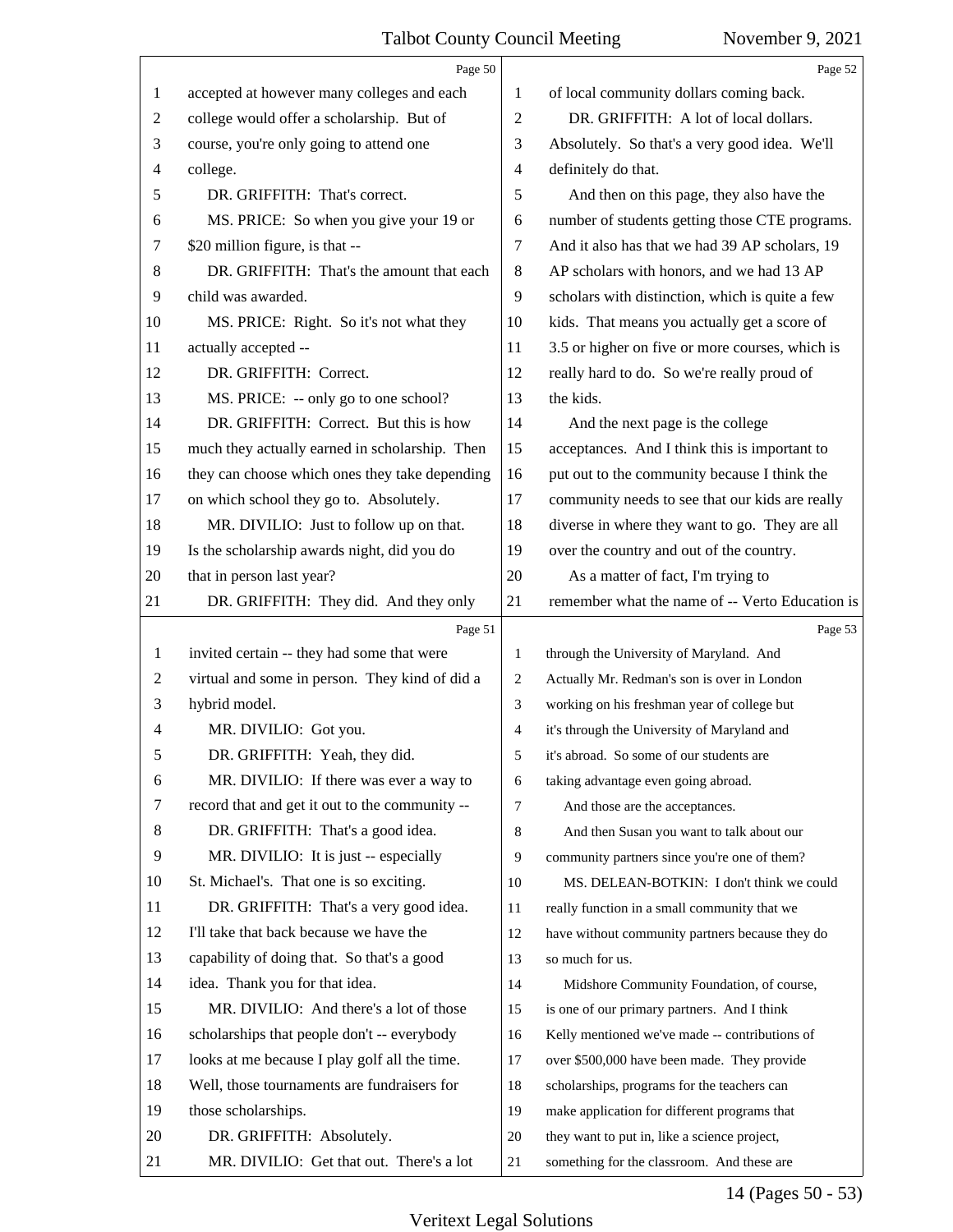accepted at however many colleges and each college would offer a scholarship. But of course, you're only going to attend one college.

DR. GRIFFITH: That's correct.

MS. PRICE: So when you give your 19 or $20 million figure, is that --

DR. GRIFFITH: That's the amount that each child was awarded.

MS. PRICE: Right. So it's not what they actually accepted --

DR. GRIFFITH: Correct.

MS. PRICE: -- only go to one school?

DR. GRIFFITH: Correct. But this is how much they actually earned in scholarship. Then they can choose which ones they take depending on which school they go to. Absolutely.

MR. DIVILIO: Just to follow up on that. Is the scholarship awards night, did you do that in person last year?

DR. GRIFFITH: They did. And they only invited certain -- they had some that were virtual and some in person. They kind of did a hybrid model.

MR. DIVILIO: Got you.

DR. GRIFFITH: Yeah, they did.

MR. DIVILIO: If there was ever a way to record that and get it out to the community --

DR. GRIFFITH: That's a good idea.

MR. DIVILIO: It is just -- especially St. Michael's. That one is so exciting.

DR. GRIFFITH: That's a very good idea. I'll take that back because we have the capability of doing that. So that's a good idea. Thank you for that idea.

MR. DIVILIO: And there's a lot of those scholarships that people don't -- everybody looks at me because I play golf all the time. Well, those tournaments are fundraisers for those scholarships.

DR. GRIFFITH: Absolutely.

MR. DIVILIO: Get that out. There's a lot of local community dollars coming back.

DR. GRIFFITH: A lot of local dollars. Absolutely. So that's a very good idea. We'll definitely do that.

And then on this page, they also have the number of students getting those CTE programs. And it also has that we had 39 AP scholars, 19 AP scholars with honors, and we had 13 AP scholars with distinction, which is quite a few kids. That means you actually get a score of 3.5 or higher on five or more courses, which is really hard to do. So we're really proud of the kids.

And the next page is the college acceptances. And I think this is important to put out to the community because I think the community needs to see that our kids are really diverse in where they want to go. They are all over the country and out of the country.

As a matter of fact, I'm trying to remember what the name of -- Verto Education is through the University of Maryland. And Actually Mr. Redman's son is over in London working on his freshman year of college but it's through the University of Maryland and it's abroad. So some of our students are taking advantage even going abroad.

And those are the acceptances.

And then Susan you want to talk about our community partners since you're one of them?

MS. DELEAN-BOTKIN: I don't think we could really function in a small community that we have without community partners because they do so much for us.

Midshore Community Foundation, of course, is one of our primary partners. And I think Kelly mentioned we've made -- contributions of over $500,000 have been made. They provide scholarships, programs for the teachers can make application for different programs that they want to put in, like a science project, something for the classroom. And these are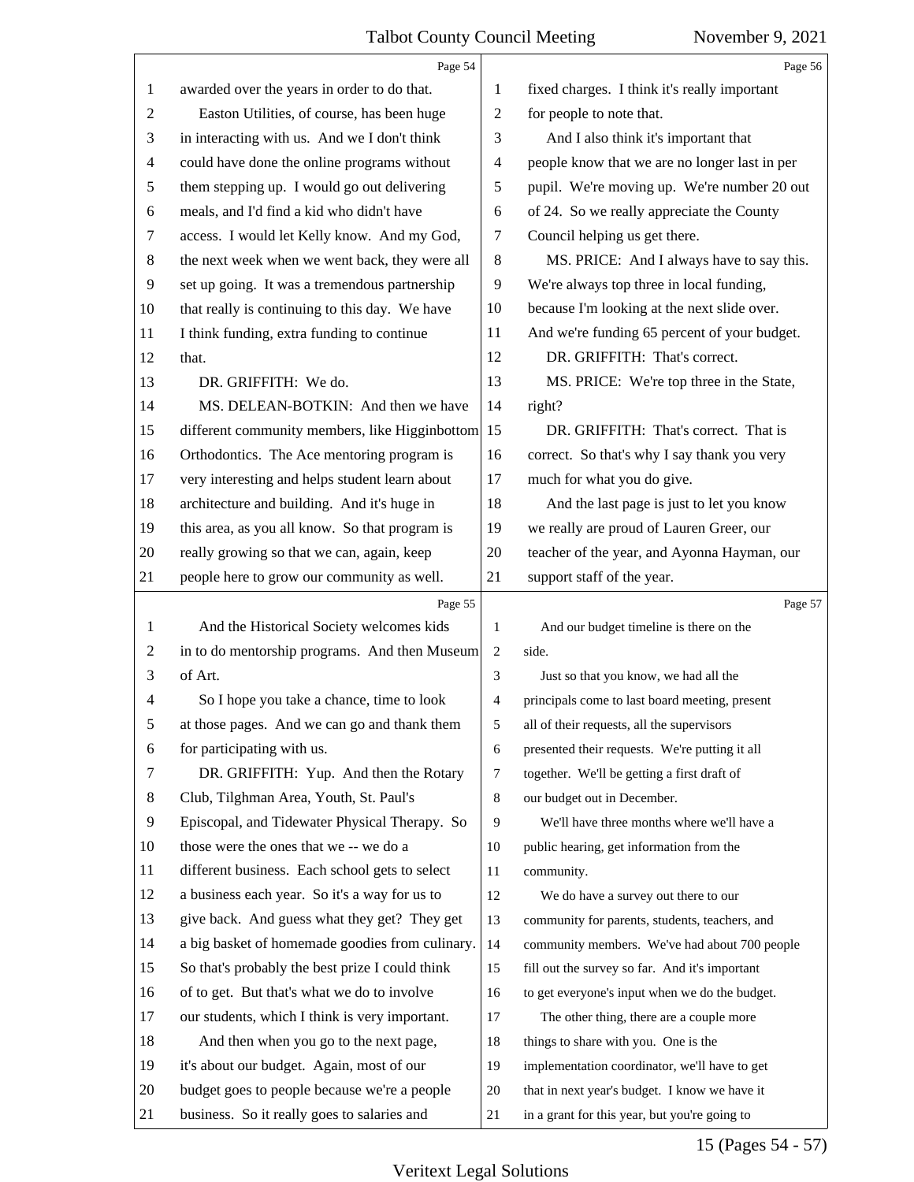Page 54

awarded over the years in order to do that.

Easton Utilities, of course, has been huge in interacting with us. And we I don't think could have done the online programs without them stepping up. I would go out delivering meals, and I'd find a kid who didn't have access. I would let Kelly know. And my God, the next week when we went back, they were all set up going. It was a tremendous partnership that really is continuing to this day. We have I think funding, extra funding to continue that.

DR. GRIFFITH: We do.

MS. DELEAN-BOTKIN: And then we have different community members, like Higginbottom Orthodontics. The Ace mentoring program is very interesting and helps student learn about architecture and building. And it's huge in this area, as you all know. So that program is really growing so that we can, again, keep people here to grow our community as well.

Page 55

And the Historical Society welcomes kids in to do mentorship programs. And then Museum of Art.

So I hope you take a chance, time to look at those pages. And we can go and thank them for participating with us.

DR. GRIFFITH: Yup. And then the Rotary Club, Tilghman Area, Youth, St. Paul's Episcopal, and Tidewater Physical Therapy. So those were the ones that we -- we do a different business. Each school gets to select a business each year. So it's a way for us to give back. And guess what they get? They get a big basket of homemade goodies from culinary. So that's probably the best prize I could think of to get. But that's what we do to involve our students, which I think is very important.

And then when you go to the next page, it's about our budget. Again, most of our budget goes to people because we're a people business. So it really goes to salaries and

Page 56

fixed charges. I think it's really important for people to note that.

And I also think it's important that people know that we are no longer last in per pupil. We're moving up. We're number 20 out of 24. So we really appreciate the County Council helping us get there.

MS. PRICE: And I always have to say this. We're always top three in local funding, because I'm looking at the next slide over. And we're funding 65 percent of your budget.

DR. GRIFFITH: That's correct.

MS. PRICE: We're top three in the State, right?

DR. GRIFFITH: That's correct. That is correct. So that's why I say thank you very much for what you do give.

And the last page is just to let you know we really are proud of Lauren Greer, our teacher of the year, and Ayonna Hayman, our support staff of the year.

Page 57

And our budget timeline is there on the side.

Just so that you know, we had all the principals come to last board meeting, present all of their requests, all the supervisors presented their requests. We're putting it all together. We'll be getting a first draft of our budget out in December.

We'll have three months where we'll have a public hearing, get information from the community.

We do have a survey out there to our community for parents, students, teachers, and community members. We've had about 700 people fill out the survey so far. And it's important to get everyone's input when we do the budget.

The other thing, there are a couple more things to share with you. One is the implementation coordinator, we'll have to get that in next year's budget. I know we have it in a grant for this year, but you're going to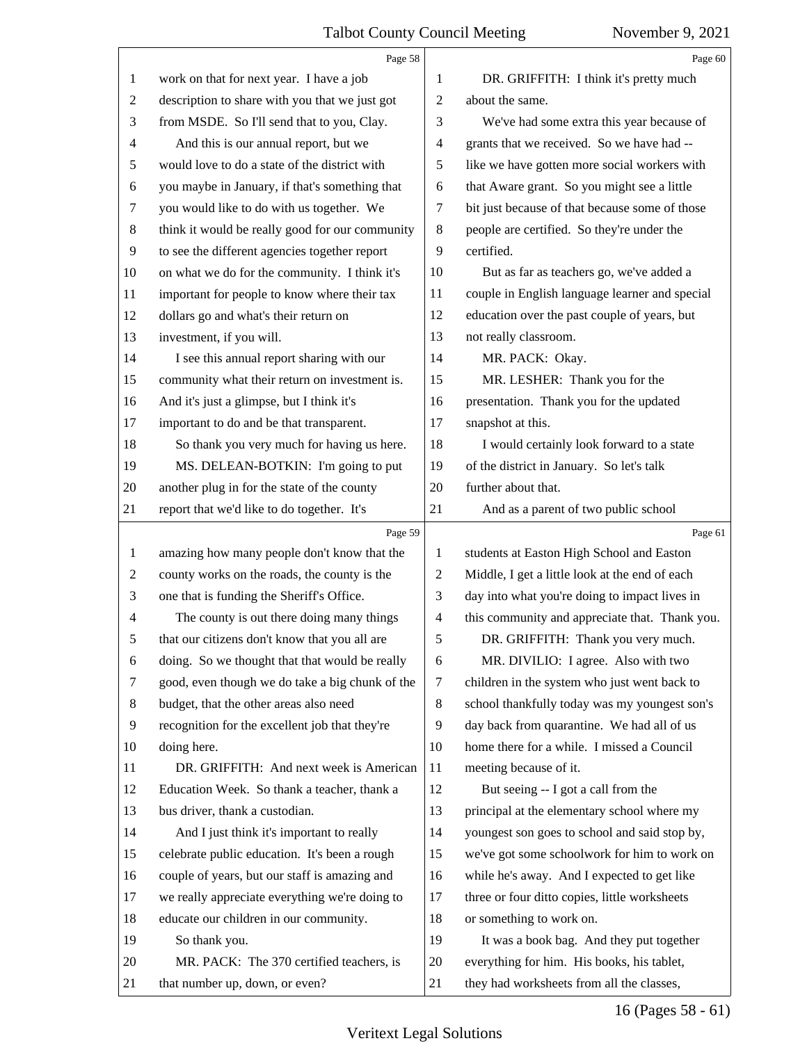work on that for next year. I have a job description to share with you that we just got from MSDE. So I'll send that to you, Clay.

And this is our annual report, but we would love to do a state of the district with you maybe in January, if that's something that you would like to do with us together. We think it would be really good for our community to see the different agencies together report on what we do for the community. I think it's important for people to know where their tax dollars go and what's their return on investment, if you will.

I see this annual report sharing with our community what their return on investment is. And it's just a glimpse, but I think it's important to do and be that transparent.

So thank you very much for having us here.

MS. DELEAN-BOTKIN: I'm going to put another plug in for the state of the county report that we'd like to do together. It's amazing how many people don't know that the county works on the roads, the county is the one that is funding the Sheriff's Office.

The county is out there doing many things that our citizens don't know that you all are doing. So we thought that that would be really good, even though we do take a big chunk of the budget, that the other areas also need recognition for the excellent job that they're doing here.

DR. GRIFFITH: And next week is American Education Week. So thank a teacher, thank a bus driver, thank a custodian.

And I just think it's important to really celebrate public education. It's been a rough couple of years, but our staff is amazing and we really appreciate everything we're doing to educate our children in our community.

So thank you.

MR. PACK: The 370 certified teachers, is that number up, down, or even?

DR. GRIFFITH: I think it's pretty much about the same.

We've had some extra this year because of grants that we received. So we have had -- like we have gotten more social workers with that Aware grant. So you might see a little bit just because of that because some of those people are certified. So they're under the certified.

But as far as teachers go, we've added a couple in English language learner and special education over the past couple of years, but not really classroom.

MR. PACK: Okay.

MR. LESHER: Thank you for the presentation. Thank you for the updated snapshot at this.

I would certainly look forward to a state of the district in January. So let's talk further about that.

And as a parent of two public school students at Easton High School and Easton Middle, I get a little look at the end of each day into what you're doing to impact lives in this community and appreciate that. Thank you.

DR. GRIFFITH: Thank you very much.

MR. DIVILIO: I agree. Also with two children in the system who just went back to school thankfully today was my youngest son's day back from quarantine. We had all of us home there for a while. I missed a Council meeting because of it.

But seeing -- I got a call from the principal at the elementary school where my youngest son goes to school and said stop by, we've got some schoolwork for him to work on while he's away. And I expected to get like three or four ditto copies, little worksheets or something to work on.

It was a book bag. And they put together everything for him. His books, his tablet, they had worksheets from all the classes,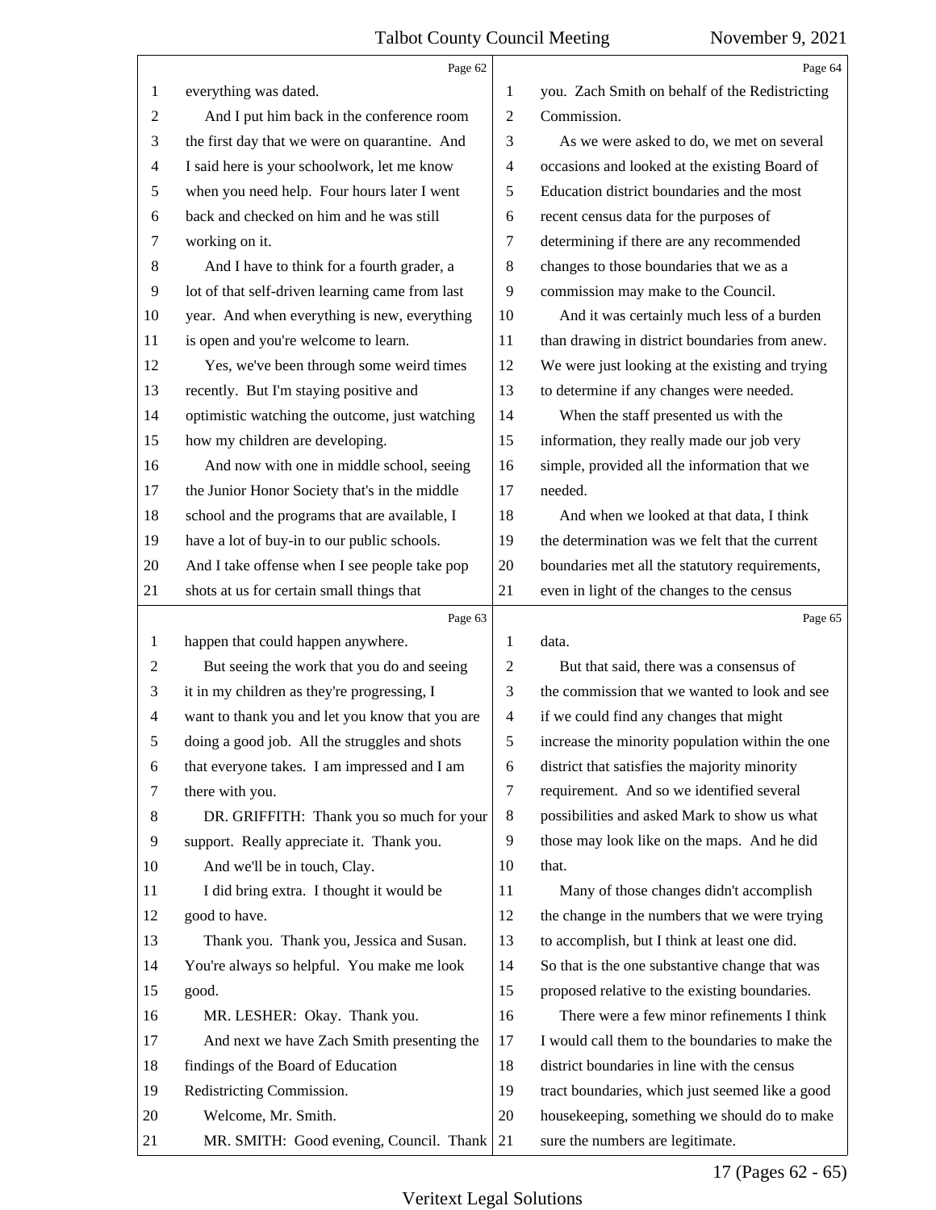everything was dated.

And I put him back in the conference room the first day that we were on quarantine. And I said here is your schoolwork, let me know when you need help. Four hours later I went back and checked on him and he was still working on it.

And I have to think for a fourth grader, a lot of that self-driven learning came from last year. And when everything is new, everything is open and you're welcome to learn.

Yes, we've been through some weird times recently. But I'm staying positive and optimistic watching the outcome, just watching how my children are developing.

And now with one in middle school, seeing the Junior Honor Society that's in the middle school and the programs that are available, I have a lot of buy-in to our public schools. And I take offense when I see people take pop shots at us for certain small things that happen that could happen anywhere.

But seeing the work that you do and seeing it in my children as they're progressing, I want to thank you and let you know that you are doing a good job. All the struggles and shots that everyone takes. I am impressed and I am there with you.

DR. GRIFFITH: Thank you so much for your support. Really appreciate it. Thank you.

And we'll be in touch, Clay.

I did bring extra. I thought it would be good to have.

Thank you. Thank you, Jessica and Susan. You're always so helpful. You make me look good.

MR. LESHER: Okay. Thank you.

And next we have Zach Smith presenting the findings of the Board of Education Redistricting Commission.

Welcome, Mr. Smith.

MR. SMITH: Good evening, Council. Thank you. Zach Smith on behalf of the Redistricting Commission.

As we were asked to do, we met on several occasions and looked at the existing Board of Education district boundaries and the most recent census data for the purposes of determining if there are any recommended changes to those boundaries that we as a commission may make to the Council.

And it was certainly much less of a burden than drawing in district boundaries from anew. We were just looking at the existing and trying to determine if any changes were needed.

When the staff presented us with the information, they really made our job very simple, provided all the information that we needed.

And when we looked at that data, I think the determination was we felt that the current boundaries met all the statutory requirements, even in light of the changes to the census data.

But that said, there was a consensus of the commission that we wanted to look and see if we could find any changes that might increase the minority population within the one district that satisfies the majority minority requirement. And so we identified several possibilities and asked Mark to show us what those may look like on the maps. And he did that.

Many of those changes didn't accomplish the change in the numbers that we were trying to accomplish, but I think at least one did. So that is the one substantive change that was proposed relative to the existing boundaries.

There were a few minor refinements I think I would call them to the boundaries to make the district boundaries in line with the census tract boundaries, which just seemed like a good housekeeping, something we should do to make sure the numbers are legitimate.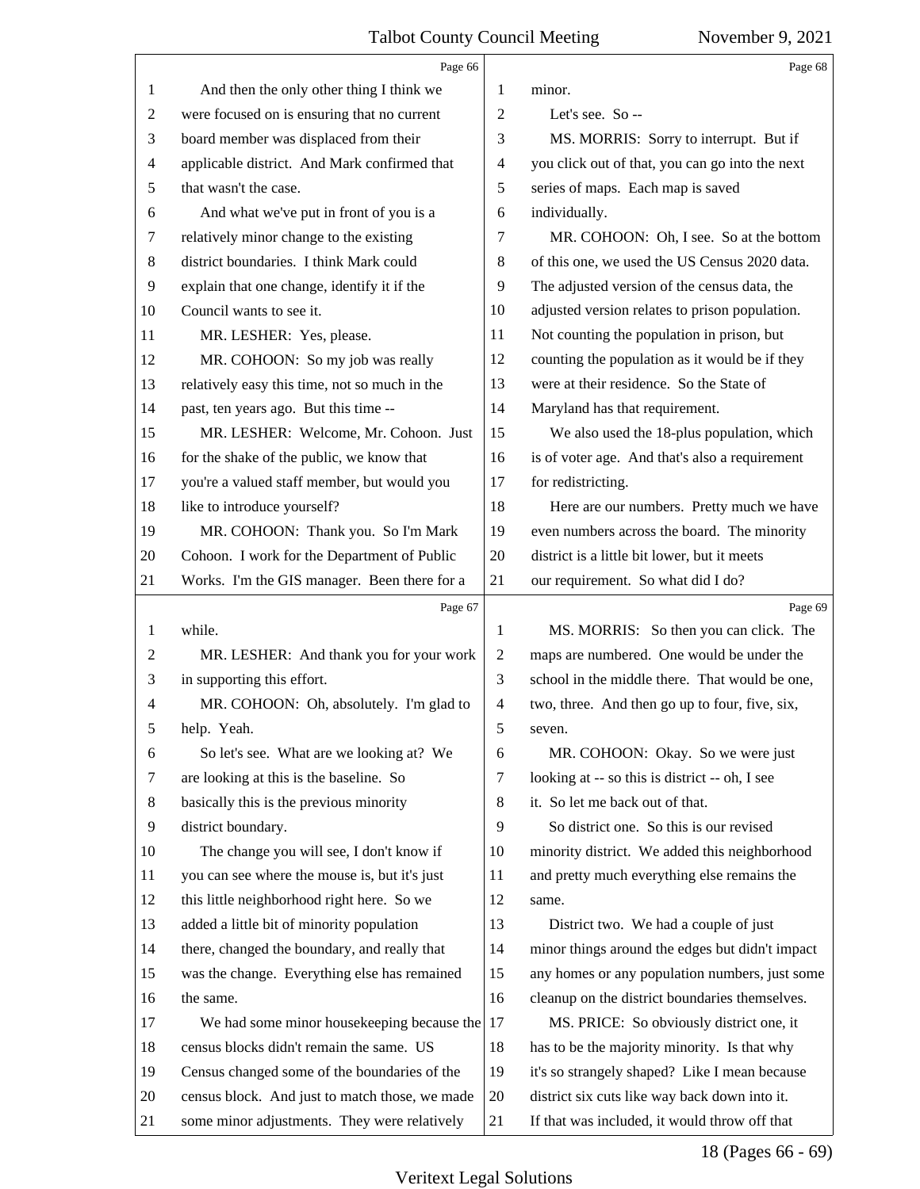Page 66

And then the only other thing I think we were focused on is ensuring that no current board member was displaced from their applicable district. And Mark confirmed that that wasn't the case.

And what we've put in front of you is a relatively minor change to the existing district boundaries. I think Mark could explain that one change, identify it if the Council wants to see it.

MR. LESHER: Yes, please.

MR. COHOON: So my job was really relatively easy this time, not so much in the past, ten years ago. But this time --

MR. LESHER: Welcome, Mr. Cohoon. Just for the shake of the public, we know that you're a valued staff member, but would you like to introduce yourself?

MR. COHOON: Thank you. So I'm Mark Cohoon. I work for the Department of Public Works. I'm the GIS manager. Been there for a while.

Page 67

MR. LESHER: And thank you for your work in supporting this effort.

MR. COHOON: Oh, absolutely. I'm glad to help. Yeah.

So let's see. What are we looking at? We are looking at this is the baseline. So basically this is the previous minority district boundary.

The change you will see, I don't know if you can see where the mouse is, but it's just this little neighborhood right here. So we added a little bit of minority population there, changed the boundary, and really that was the change. Everything else has remained the same.

We had some minor housekeeping because the census blocks didn't remain the same. US Census changed some of the boundaries of the census block. And just to match those, we made some minor adjustments. They were relatively minor.

Page 68

Let's see. So --

MS. MORRIS: Sorry to interrupt. But if you click out of that, you can go into the next series of maps. Each map is saved individually.

MR. COHOON: Oh, I see. So at the bottom of this one, we used the US Census 2020 data. The adjusted version of the census data, the adjusted version relates to prison population. Not counting the population in prison, but counting the population as it would be if they were at their residence. So the State of Maryland has that requirement.

We also used the 18-plus population, which is of voter age. And that's also a requirement for redistricting.

Here are our numbers. Pretty much we have even numbers across the board. The minority district is a little bit lower, but it meets our requirement. So what did I do?

Page 69

MS. MORRIS: So then you can click. The maps are numbered. One would be under the school in the middle there. That would be one, two, three. And then go up to four, five, six, seven.

MR. COHOON: Okay. So we were just looking at -- so this is district -- oh, I see it. So let me back out of that.

So district one. So this is our revised minority district. We added this neighborhood and pretty much everything else remains the same.

District two. We had a couple of just minor things around the edges but didn't impact any homes or any population numbers, just some cleanup on the district boundaries themselves.

MS. PRICE: So obviously district one, it has to be the majority minority. Is that why it's so strangely shaped? Like I mean because district six cuts like way back down into it. If that was included, it would throw off that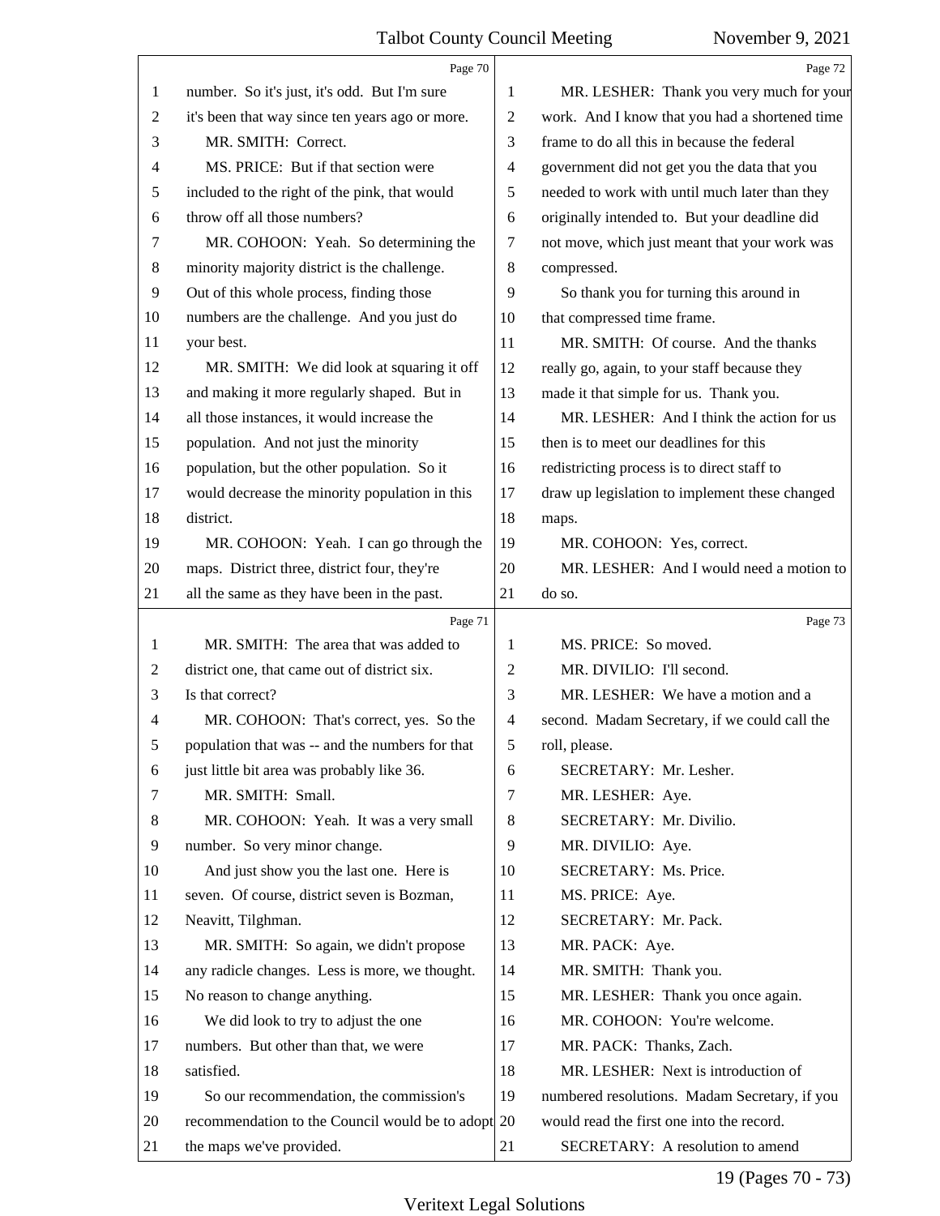number. So it's just, it's odd. But I'm sure it's been that way since ten years ago or more.

MR. SMITH: Correct.

MS. PRICE: But if that section were included to the right of the pink, that would throw off all those numbers?

MR. COHOON: Yeah. So determining the minority majority district is the challenge. Out of this whole process, finding those numbers are the challenge. And you just do your best.

MR. SMITH: We did look at squaring it off and making it more regularly shaped. But in all those instances, it would increase the population. And not just the minority population, but the other population. So it would decrease the minority population in this district.

MR. COHOON: Yeah. I can go through the maps. District three, district four, they're all the same as they have been in the past.

MR. SMITH: The area that was added to district one, that came out of district six. Is that correct?

MR. COHOON: That's correct, yes. So the population that was -- and the numbers for that just little bit area was probably like 36.

MR. SMITH: Small.

MR. COHOON: Yeah. It was a very small number. So very minor change.

And just show you the last one. Here is seven. Of course, district seven is Bozman, Neavitt, Tilghman.

MR. SMITH: So again, we didn't propose any radicle changes. Less is more, we thought. No reason to change anything.

We did look to try to adjust the one numbers. But other than that, we were satisfied.

So our recommendation, the commission's recommendation to the Council would be to adopt the maps we've provided.

MR. LESHER: Thank you very much for your work. And I know that you had a shortened time frame to do all this in because the federal government did not get you the data that you needed to work with until much later than they originally intended to. But your deadline did not move, which just meant that your work was compressed.

So thank you for turning this around in that compressed time frame.

MR. SMITH: Of course. And the thanks really go, again, to your staff because they made it that simple for us. Thank you.

MR. LESHER: And I think the action for us then is to meet our deadlines for this redistricting process is to direct staff to draw up legislation to implement these changed maps.

MR. COHOON: Yes, correct.

MR. LESHER: And I would need a motion to do so.

MS. PRICE: So moved.

MR. DIVILIO: I'll second.

MR. LESHER: We have a motion and a second. Madam Secretary, if we could call the roll, please.

SECRETARY: Mr. Lesher.

MR. LESHER: Aye.

SECRETARY: Mr. Divilio.

MR. DIVILIO: Aye.

SECRETARY: Ms. Price.

MS. PRICE: Aye.

SECRETARY: Mr. Pack.

MR. PACK: Aye.

MR. SMITH: Thank you.

MR. LESHER: Thank you once again.

MR. COHOON: You're welcome.

MR. PACK: Thanks, Zach.

MR. LESHER: Next is introduction of numbered resolutions. Madam Secretary, if you would read the first one into the record.

SECRETARY: A resolution to amend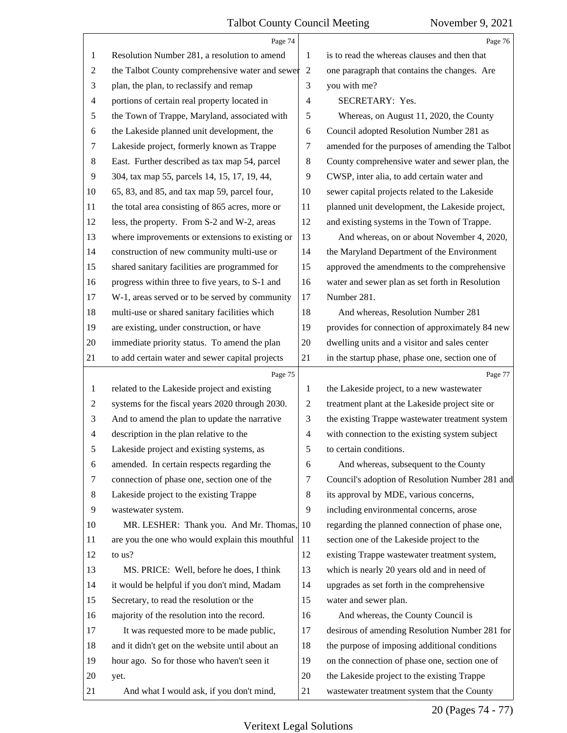Resolution Number 281, a resolution to amend the Talbot County comprehensive water and sewer plan, the plan, to reclassify and remap portions of certain real property located in the Town of Trappe, Maryland, associated with the Lakeside planned unit development, the Lakeside project, formerly known as Trappe East. Further described as tax map 54, parcel 304, tax map 55, parcels 14, 15, 17, 19, 44, 65, 83, and 85, and tax map 59, parcel four, the total area consisting of 865 acres, more or less, the property. From S-2 and W-2, areas where improvements or extensions to existing or construction of new community multi-use or shared sanitary facilities are programmed for progress within three to five years, to S-1 and W-1, areas served or to be served by community multi-use or shared sanitary facilities which are existing, under construction, or have immediate priority status. To amend the plan to add certain water and sewer capital projects related to the Lakeside project and existing systems for the fiscal years 2020 through 2030. And to amend the plan to update the narrative description in the plan relative to the Lakeside project and existing systems, as amended. In certain respects regarding the connection of phase one, section one of the Lakeside project to the existing Trappe wastewater system.

MR. LESHER: Thank you. And Mr. Thomas, are you the one who would explain this mouthful to us?

MS. PRICE: Well, before he does, I think it would be helpful if you don't mind, Madam Secretary, to read the resolution or the majority of the resolution into the record.

It was requested more to be made public, and it didn't get on the website until about an hour ago. So for those who haven't seen it yet.

And what I would ask, if you don't mind, is to read the whereas clauses and then that one paragraph that contains the changes. Are you with me?

SECRETARY: Yes.

Whereas, on August 11, 2020, the County Council adopted Resolution Number 281 as amended for the purposes of amending the Talbot County comprehensive water and sewer plan, the CWSP, inter alia, to add certain water and sewer capital projects related to the Lakeside planned unit development, the Lakeside project, and existing systems in the Town of Trappe.

And whereas, on or about November 4, 2020, the Maryland Department of the Environment approved the amendments to the comprehensive water and sewer plan as set forth in Resolution Number 281.

And whereas, Resolution Number 281 provides for connection of approximately 84 new dwelling units and a visitor and sales center in the startup phase, phase one, section one of the Lakeside project, to a new wastewater treatment plant at the Lakeside project site or the existing Trappe wastewater treatment system with connection to the existing system subject to certain conditions.

And whereas, subsequent to the County Council's adoption of Resolution Number 281 and its approval by MDE, various concerns, including environmental concerns, arose regarding the planned connection of phase one, section one of the Lakeside project to the existing Trappe wastewater treatment system, which is nearly 20 years old and in need of upgrades as set forth in the comprehensive water and sewer plan.

And whereas, the County Council is desirous of amending Resolution Number 281 for the purpose of imposing additional conditions on the connection of phase one, section one of the Lakeside project to the existing Trappe wastewater treatment system that the County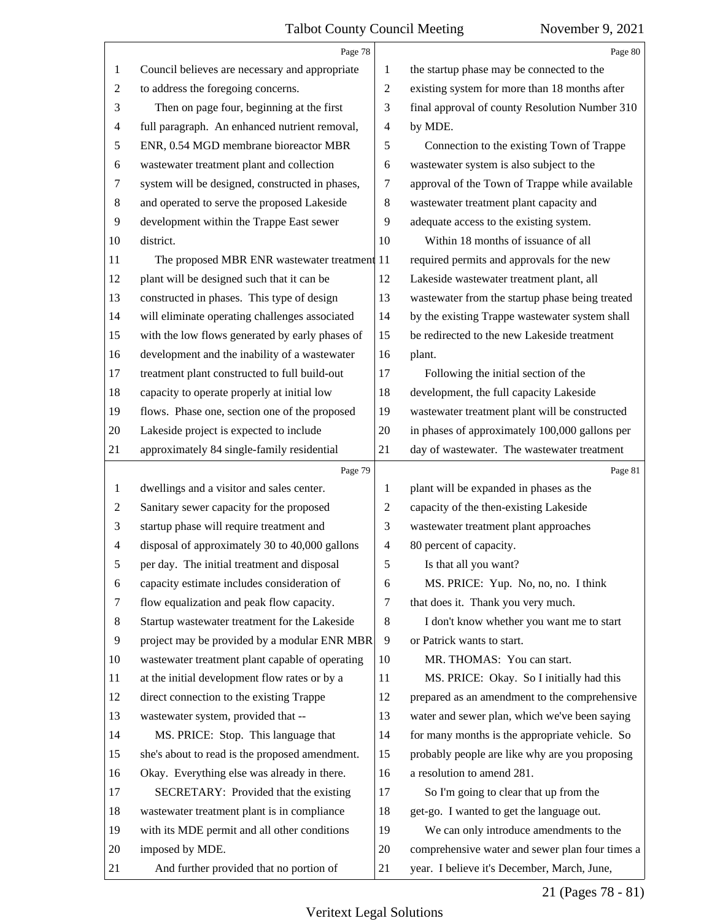Page 78

Council believes are necessary and appropriate to address the foregoing concerns.

Then on page four, beginning at the first full paragraph. An enhanced nutrient removal, ENR, 0.54 MGD membrane bioreactor MBR wastewater treatment plant and collection system will be designed, constructed in phases, and operated to serve the proposed Lakeside development within the Trappe East sewer district.

The proposed MBR ENR wastewater treatment plant will be designed such that it can be constructed in phases. This type of design will eliminate operating challenges associated with the low flows generated by early phases of development and the inability of a wastewater treatment plant constructed to full build-out capacity to operate properly at initial low flows. Phase one, section one of the proposed Lakeside project is expected to include approximately 84 single-family residential

Page 79

dwellings and a visitor and sales center. Sanitary sewer capacity for the proposed startup phase will require treatment and disposal of approximately 30 to 40,000 gallons per day. The initial treatment and disposal capacity estimate includes consideration of flow equalization and peak flow capacity. Startup wastewater treatment for the Lakeside project may be provided by a modular ENR MBR wastewater treatment plant capable of operating at the initial development flow rates or by a direct connection to the existing Trappe wastewater system, provided that --

MS. PRICE: Stop. This language that she's about to read is the proposed amendment. Okay. Everything else was already in there.

SECRETARY: Provided that the existing wastewater treatment plant is in compliance with its MDE permit and all other conditions imposed by MDE.

And further provided that no portion of

Page 80

the startup phase may be connected to the existing system for more than 18 months after final approval of county Resolution Number 310 by MDE.

Connection to the existing Town of Trappe wastewater system is also subject to the approval of the Town of Trappe while available wastewater treatment plant capacity and adequate access to the existing system.

Within 18 months of issuance of all required permits and approvals for the new Lakeside wastewater treatment plant, all wastewater from the startup phase being treated by the existing Trappe wastewater system shall be redirected to the new Lakeside treatment plant.

Following the initial section of the development, the full capacity Lakeside wastewater treatment plant will be constructed in phases of approximately 100,000 gallons per day of wastewater. The wastewater treatment

Page 81

plant will be expanded in phases as the capacity of the then-existing Lakeside wastewater treatment plant approaches 80 percent of capacity.

Is that all you want?

MS. PRICE: Yup. No, no, no. I think that does it. Thank you very much.

I don't know whether you want me to start or Patrick wants to start.

MR. THOMAS: You can start.

MS. PRICE: Okay. So I initially had this prepared as an amendment to the comprehensive water and sewer plan, which we've been saying for many months is the appropriate vehicle. So probably people are like why are you proposing a resolution to amend 281.

So I'm going to clear that up from the get-go. I wanted to get the language out.

We can only introduce amendments to the comprehensive water and sewer plan four times a year. I believe it's December, March, June,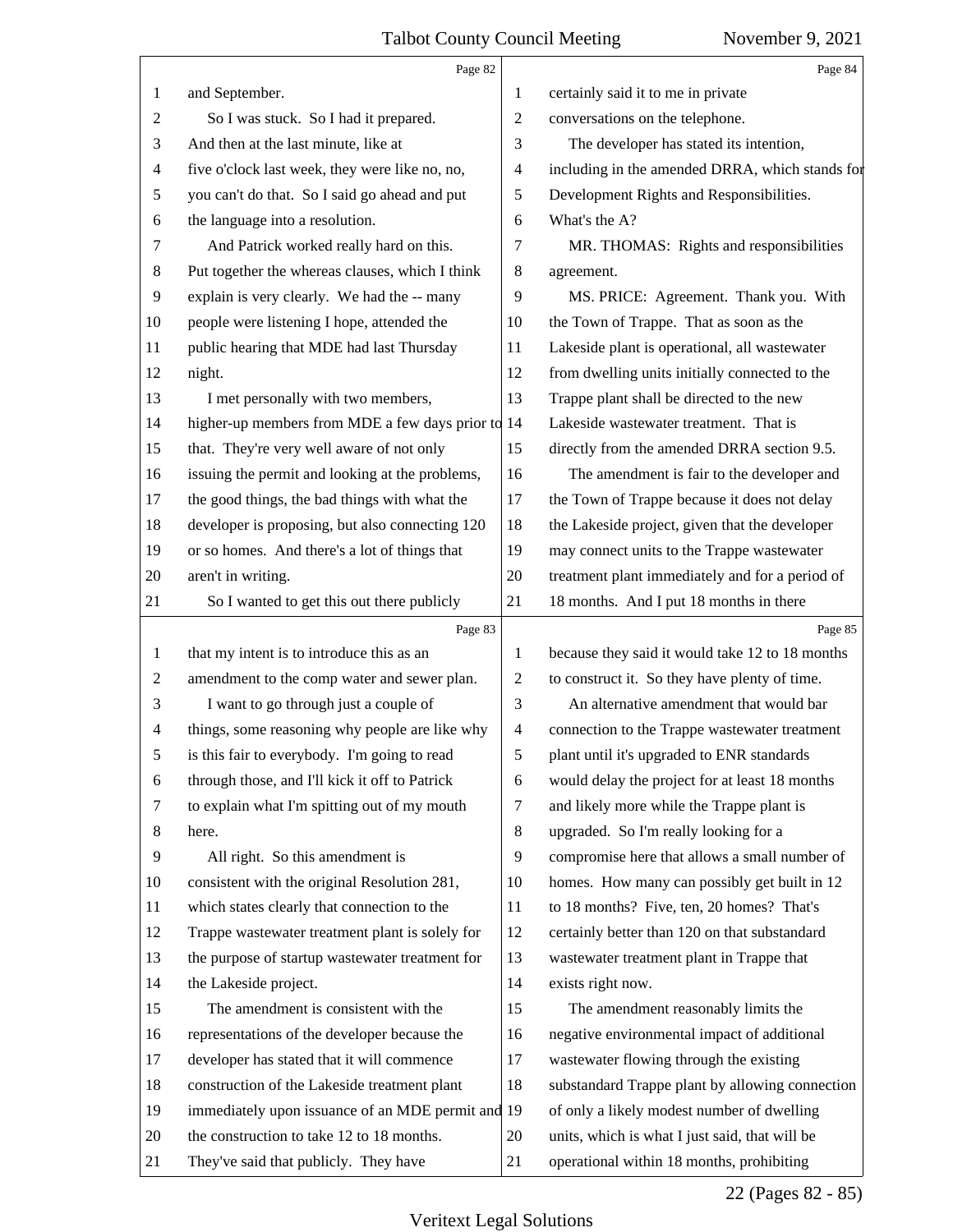**Page 82**

1 and September.
2 So I was stuck. So I had it prepared.
3 And then at the last minute, like at
4 five o'clock last week, they were like no, no,
5 you can't do that. So I said go ahead and put
6 the language into a resolution.
7 And Patrick worked really hard on this.
8 Put together the whereas clauses, which I think
9 explain is very clearly. We had the -- many
10 people were listening I hope, attended the
11 public hearing that MDE had last Thursday
12 night.
13 I met personally with two members,
14 higher-up members from MDE a few days prior to
15 that. They're very well aware of not only
16 issuing the permit and looking at the problems,
17 the good things, the bad things with what the
18 developer is proposing, but also connecting 120
19 or so homes. And there's a lot of things that
20 aren't in writing.
21 So I wanted to get this out there publicly

**Page 83**

1 that my intent is to introduce this as an
2 amendment to the comp water and sewer plan.
3 I want to go through just a couple of
4 things, some reasoning why people are like why
5 is this fair to everybody. I'm going to read
6 through those, and I'll kick it off to Patrick
7 to explain what I'm spitting out of my mouth
8 here.
9 All right. So this amendment is
10 consistent with the original Resolution 281,
11 which states clearly that connection to the
12 Trappe wastewater treatment plant is solely for
13 the purpose of startup wastewater treatment for
14 the Lakeside project.
15 The amendment is consistent with the
16 representations of the developer because the
17 developer has stated that it will commence
18 construction of the Lakeside treatment plant
19 immediately upon issuance of an MDE permit and
20 the construction to take 12 to 18 months.
21 They've said that publicly. They have

**Page 84**

1 certainly said it to me in private
2 conversations on the telephone.
3 The developer has stated its intention,
4 including in the amended DRRA, which stands for
5 Development Rights and Responsibilities.
6 What's the A?
7 MR. THOMAS: Rights and responsibilities
8 agreement.
9 MS. PRICE: Agreement. Thank you. With
10 the Town of Trappe. That as soon as the
11 Lakeside plant is operational, all wastewater
12 from dwelling units initially connected to the
13 Trappe plant shall be directed to the new
14 Lakeside wastewater treatment. That is
15 directly from the amended DRRA section 9.5.
16 The amendment is fair to the developer and
17 the Town of Trappe because it does not delay
18 the Lakeside project, given that the developer
19 may connect units to the Trappe wastewater
20 treatment plant immediately and for a period of
21 18 months. And I put 18 months in there

**Page 85**

1 because they said it would take 12 to 18 months
2 to construct it. So they have plenty of time.
3 An alternative amendment that would bar
4 connection to the Trappe wastewater treatment
5 plant until it's upgraded to ENR standards
6 would delay the project for at least 18 months
7 and likely more while the Trappe plant is
8 upgraded. So I'm really looking for a
9 compromise here that allows a small number of
10 homes. How many can possibly get built in 12
11 to 18 months? Five, ten, 20 homes? That's
12 certainly better than 120 on that substandard
13 wastewater treatment plant in Trappe that
14 exists right now.
15 The amendment reasonably limits the
16 negative environmental impact of additional
17 wastewater flowing through the existing
18 substandard Trappe plant by allowing connection
19 of only a likely modest number of dwelling
20 units, which is what I just said, that will be
21 operational within 18 months, prohibiting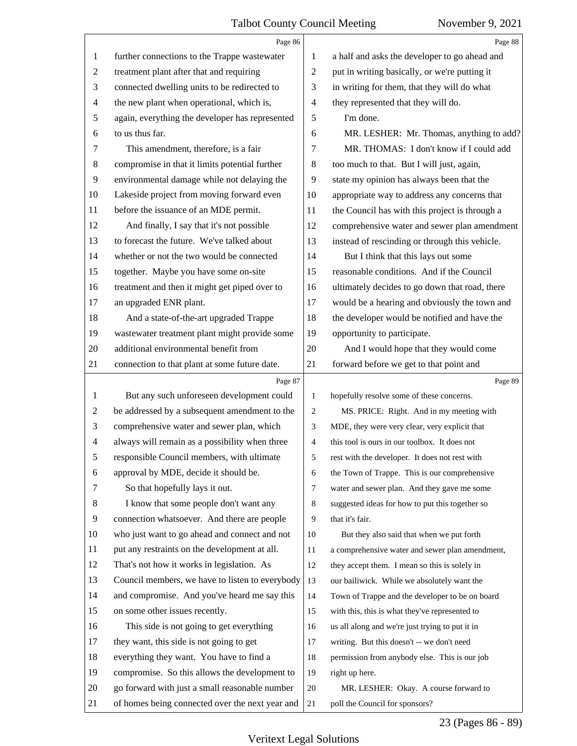further connections to the Trappe wastewater treatment plant after that and requiring connected dwelling units to be redirected to the new plant when operational, which is, again, everything the developer has represented to us thus far.

This amendment, therefore, is a fair compromise in that it limits potential further environmental damage while not delaying the Lakeside project from moving forward even before the issuance of an MDE permit.

And finally, I say that it's not possible to forecast the future. We've talked about whether or not the two would be connected together. Maybe you have some on-site treatment and then it might get piped over to an upgraded ENR plant.

And a state-of-the-art upgraded Trappe wastewater treatment plant might provide some additional environmental benefit from connection to that plant at some future date.

But any such unforeseen development could be addressed by a subsequent amendment to the comprehensive water and sewer plan, which always will remain as a possibility when three responsible Council members, with ultimate approval by MDE, decide it should be.

So that hopefully lays it out.

I know that some people don't want any connection whatsoever. And there are people who just want to go ahead and connect and not put any restraints on the development at all. That's not how it works in legislation. As Council members, we have to listen to everybody and compromise. And you've heard me say this on some other issues recently.

This side is not going to get everything they want, this side is not going to get everything they want. You have to find a compromise. So this allows the development to go forward with just a small reasonable number of homes being connected over the next year and a half and asks the developer to go ahead and put in writing basically, or we're putting it in writing for them, that they will do what they represented that they will do.

I'm done.

MR. LESHER: Mr. Thomas, anything to add?

MR. THOMAS: I don't know if I could add too much to that. But I will just, again, state my opinion has always been that the appropriate way to address any concerns that the Council has with this project is through a comprehensive water and sewer plan amendment instead of rescinding or through this vehicle.

But I think that this lays out some reasonable conditions. And if the Council ultimately decides to go down that road, there would be a hearing and obviously the town and the developer would be notified and have the opportunity to participate.

And I would hope that they would come forward before we get to that point and hopefully resolve some of these concerns.

MS. PRICE: Right. And in my meeting with MDE, they were very clear, very explicit that this tool is ours in our toolbox. It does not rest with the developer. It does not rest with the Town of Trappe. This is our comprehensive water and sewer plan. And they gave me some suggested ideas for how to put this together so that it's fair.

But they also said that when we put forth a comprehensive water and sewer plan amendment, they accept them. I mean so this is solely in our bailiwick. While we absolutely want the Town of Trappe and the developer to be on board with this, this is what they've represented to us all along and we're just trying to put it in writing. But this doesn't -- we don't need permission from anybody else. This is our job right up here.

MR. LESHER: Okay. A course forward to poll the Council for sponsors?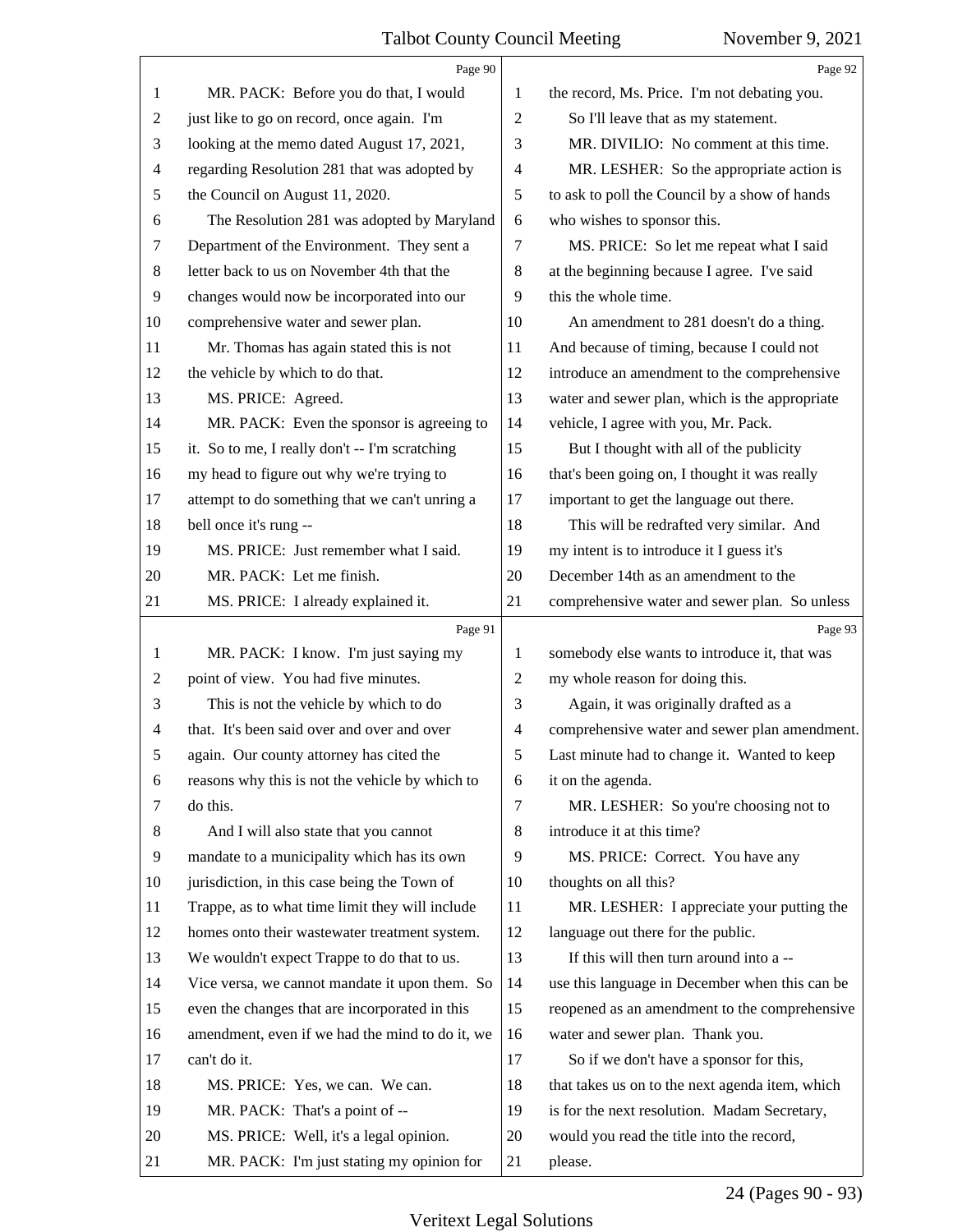Page 90

1 MR. PACK: Before you do that, I would
2 just like to go on record, once again. I'm
3 looking at the memo dated August 17, 2021,
4 regarding Resolution 281 that was adopted by
5 the Council on August 11, 2020.
6 The Resolution 281 was adopted by Maryland
7 Department of the Environment. They sent a
8 letter back to us on November 4th that the
9 changes would now be incorporated into our
10 comprehensive water and sewer plan.
11 Mr. Thomas has again stated this is not
12 the vehicle by which to do that.
13 MS. PRICE: Agreed.
14 MR. PACK: Even the sponsor is agreeing to
15 it. So to me, I really don't -- I'm scratching
16 my head to figure out why we're trying to
17 attempt to do something that we can't unring a
18 bell once it's rung --
19 MS. PRICE: Just remember what I said.
20 MR. PACK: Let me finish.
21 MS. PRICE: I already explained it.

Page 91

1 MR. PACK: I know. I'm just saying my
2 point of view. You had five minutes.
3 This is not the vehicle by which to do
4 that. It's been said over and over and over
5 again. Our county attorney has cited the
6 reasons why this is not the vehicle by which to
7 do this.
8 And I will also state that you cannot
9 mandate to a municipality which has its own
10 jurisdiction, in this case being the Town of
11 Trappe, as to what time limit they will include
12 homes onto their wastewater treatment system.
13 We wouldn't expect Trappe to do that to us.
14 Vice versa, we cannot mandate it upon them. So
15 even the changes that are incorporated in this
16 amendment, even if we had the mind to do it, we
17 can't do it.
18 MS. PRICE: Yes, we can. We can.
19 MR. PACK: That's a point of --
20 MS. PRICE: Well, it's a legal opinion.
21 MR. PACK: I'm just stating my opinion for

Page 92

1 the record, Ms. Price. I'm not debating you.
2 So I'll leave that as my statement.
3 MR. DIVILIO: No comment at this time.
4 MR. LESHER: So the appropriate action is
5 to ask to poll the Council by a show of hands
6 who wishes to sponsor this.
7 MS. PRICE: So let me repeat what I said
8 at the beginning because I agree. I've said
9 this the whole time.
10 An amendment to 281 doesn't do a thing.
11 And because of timing, because I could not
12 introduce an amendment to the comprehensive
13 water and sewer plan, which is the appropriate
14 vehicle, I agree with you, Mr. Pack.
15 But I thought with all of the publicity
16 that's been going on, I thought it was really
17 important to get the language out there.
18 This will be redrafted very similar. And
19 my intent is to introduce it I guess it's
20 December 14th as an amendment to the
21 comprehensive water and sewer plan. So unless

Page 93

1 somebody else wants to introduce it, that was
2 my whole reason for doing this.
3 Again, it was originally drafted as a
4 comprehensive water and sewer plan amendment.
5 Last minute had to change it. Wanted to keep
6 it on the agenda.
7 MR. LESHER: So you're choosing not to
8 introduce it at this time?
9 MS. PRICE: Correct. You have any
10 thoughts on all this?
11 MR. LESHER: I appreciate your putting the
12 language out there for the public.
13 If this will then turn around into a --
14 use this language in December when this can be
15 reopened as an amendment to the comprehensive
16 water and sewer plan. Thank you.
17 So if we don't have a sponsor for this,
18 that takes us on to the next agenda item, which
19 is for the next resolution. Madam Secretary,
20 would you read the title into the record,
21 please.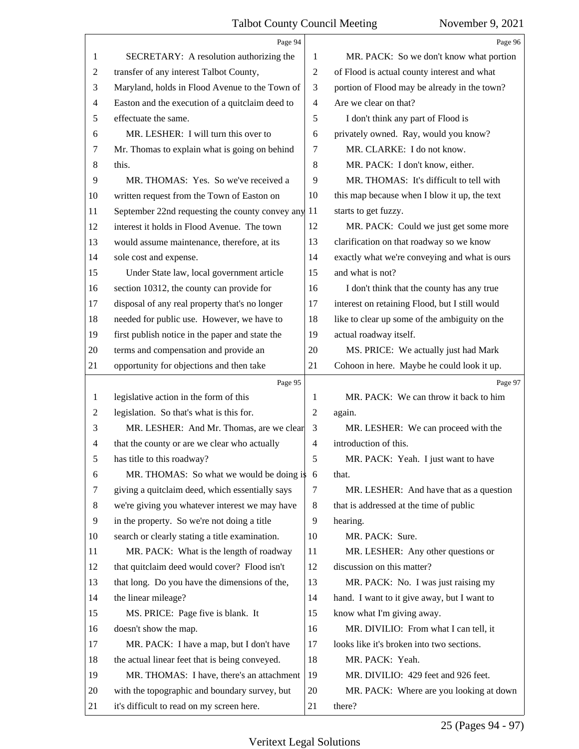SECRETARY: A resolution authorizing the transfer of any interest Talbot County, Maryland, holds in Flood Avenue to the Town of Easton and the execution of a quitclaim deed to effectuate the same.

MR. LESHER: I will turn this over to Mr. Thomas to explain what is going on behind this.

MR. THOMAS: Yes. So we've received a written request from the Town of Easton on September 22nd requesting the county convey any interest it holds in Flood Avenue. The town would assume maintenance, therefore, at its sole cost and expense.

Under State law, local government article section 10312, the county can provide for disposal of any real property that's no longer needed for public use. However, we have to first publish notice in the paper and state the terms and compensation and provide an opportunity for objections and then take legislative action in the form of this legislation. So that's what is this for.

MR. LESHER: And Mr. Thomas, are we clear that the county or are we clear who actually has title to this roadway?

MR. THOMAS: So what we would be doing is giving a quitclaim deed, which essentially says we're giving you whatever interest we may have in the property. So we're not doing a title search or clearly stating a title examination.

MR. PACK: What is the length of roadway that quitclaim deed would cover? Flood isn't that long. Do you have the dimensions of the, the linear mileage?

MS. PRICE: Page five is blank. It doesn't show the map.

MR. PACK: I have a map, but I don't have the actual linear feet that is being conveyed.

MR. THOMAS: I have, there's an attachment with the topographic and boundary survey, but it's difficult to read on my screen here.

MR. PACK: So we don't know what portion of Flood is actual county interest and what portion of Flood may be already in the town? Are we clear on that?

I don't think any part of Flood is privately owned. Ray, would you know?

MR. CLARKE: I do not know.

MR. PACK: I don't know, either.

MR. THOMAS: It's difficult to tell with this map because when I blow it up, the text starts to get fuzzy.

MR. PACK: Could we just get some more clarification on that roadway so we know exactly what we're conveying and what is ours and what is not?

I don't think that the county has any true interest on retaining Flood, but I still would like to clear up some of the ambiguity on the actual roadway itself.

MS. PRICE: We actually just had Mark Cohoon in here. Maybe he could look it up.

MR. PACK: We can throw it back to him again.

MR. LESHER: We can proceed with the introduction of this.

MR. PACK: Yeah. I just want to have that.

MR. LESHER: And have that as a question that is addressed at the time of public hearing.

MR. PACK: Sure.

MR. LESHER: Any other questions or discussion on this matter?

MR. PACK: No. I was just raising my hand. I want to it give away, but I want to know what I'm giving away.

MR. DIVILIO: From what I can tell, it looks like it's broken into two sections.

MR. PACK: Yeah.

MR. DIVILIO: 429 feet and 926 feet.

MR. PACK: Where are you looking at down there?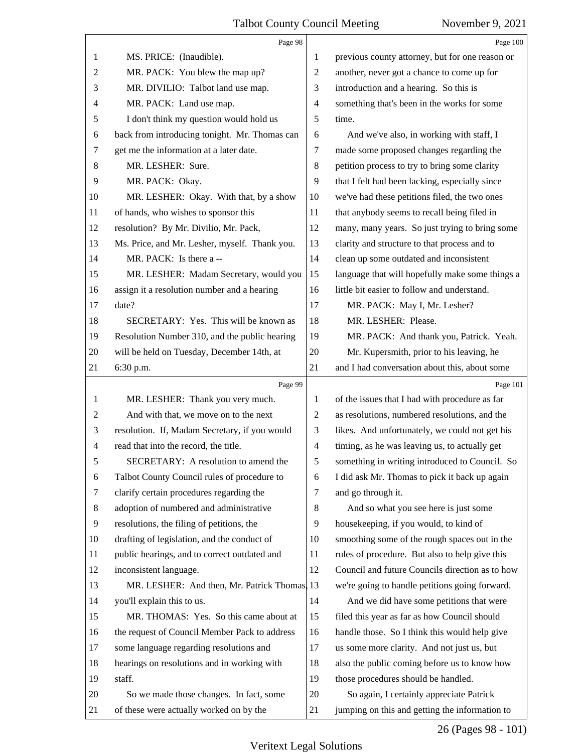Page 98

MS. PRICE: (Inaudible).

MR. PACK: You blew the map up?

MR. DIVILIO: Talbot land use map.

MR. PACK: Land use map.

I don't think my question would hold us back from introducing tonight. Mr. Thomas can get me the information at a later date.

MR. LESHER: Sure.

MR. PACK: Okay.

MR. LESHER: Okay. With that, by a show of hands, who wishes to sponsor this resolution? By Mr. Divilio, Mr. Pack, Ms. Price, and Mr. Lesher, myself. Thank you.

MR. PACK: Is there a --

MR. LESHER: Madam Secretary, would you assign it a resolution number and a hearing date?

SECRETARY: Yes. This will be known as Resolution Number 310, and the public hearing will be held on Tuesday, December 14th, at 6:30 p.m.

Page 99

MR. LESHER: Thank you very much.

And with that, we move on to the next resolution. If, Madam Secretary, if you would read that into the record, the title.

SECRETARY: A resolution to amend the Talbot County Council rules of procedure to clarify certain procedures regarding the adoption of numbered and administrative resolutions, the filing of petitions, the drafting of legislation, and the conduct of public hearings, and to correct outdated and inconsistent language.

MR. LESHER: And then, Mr. Patrick Thomas, you'll explain this to us.

MR. THOMAS: Yes. So this came about at the request of Council Member Pack to address some language regarding resolutions and hearings on resolutions and in working with staff.

So we made those changes. In fact, some of these were actually worked on by the

Page 100

previous county attorney, but for one reason or another, never got a chance to come up for introduction and a hearing. So this is something that's been in the works for some time.

And we've also, in working with staff, I made some proposed changes regarding the petition process to try to bring some clarity that I felt had been lacking, especially since we've had these petitions filed, the two ones that anybody seems to recall being filed in many, many years. So just trying to bring some clarity and structure to that process and to clean up some outdated and inconsistent language that will hopefully make some things a little bit easier to follow and understand.

MR. PACK: May I, Mr. Lesher?

MR. LESHER: Please.

MR. PACK: And thank you, Patrick. Yeah. Mr. Kupersmith, prior to his leaving, he and I had conversation about this, about some

Page 101

of the issues that I had with procedure as far as resolutions, numbered resolutions, and the likes. And unfortunately, we could not get his timing, as he was leaving us, to actually get something in writing introduced to Council. So I did ask Mr. Thomas to pick it back up again and go through it.

And so what you see here is just some housekeeping, if you would, to kind of smoothing some of the rough spaces out in the rules of procedure. But also to help give this Council and future Councils direction as to how we're going to handle petitions going forward.

And we did have some petitions that were filed this year as far as how Council should handle those. So I think this would help give us some more clarity. And not just us, but also the public coming before us to know how those procedures should be handled.

So again, I certainly appreciate Patrick jumping on this and getting the information to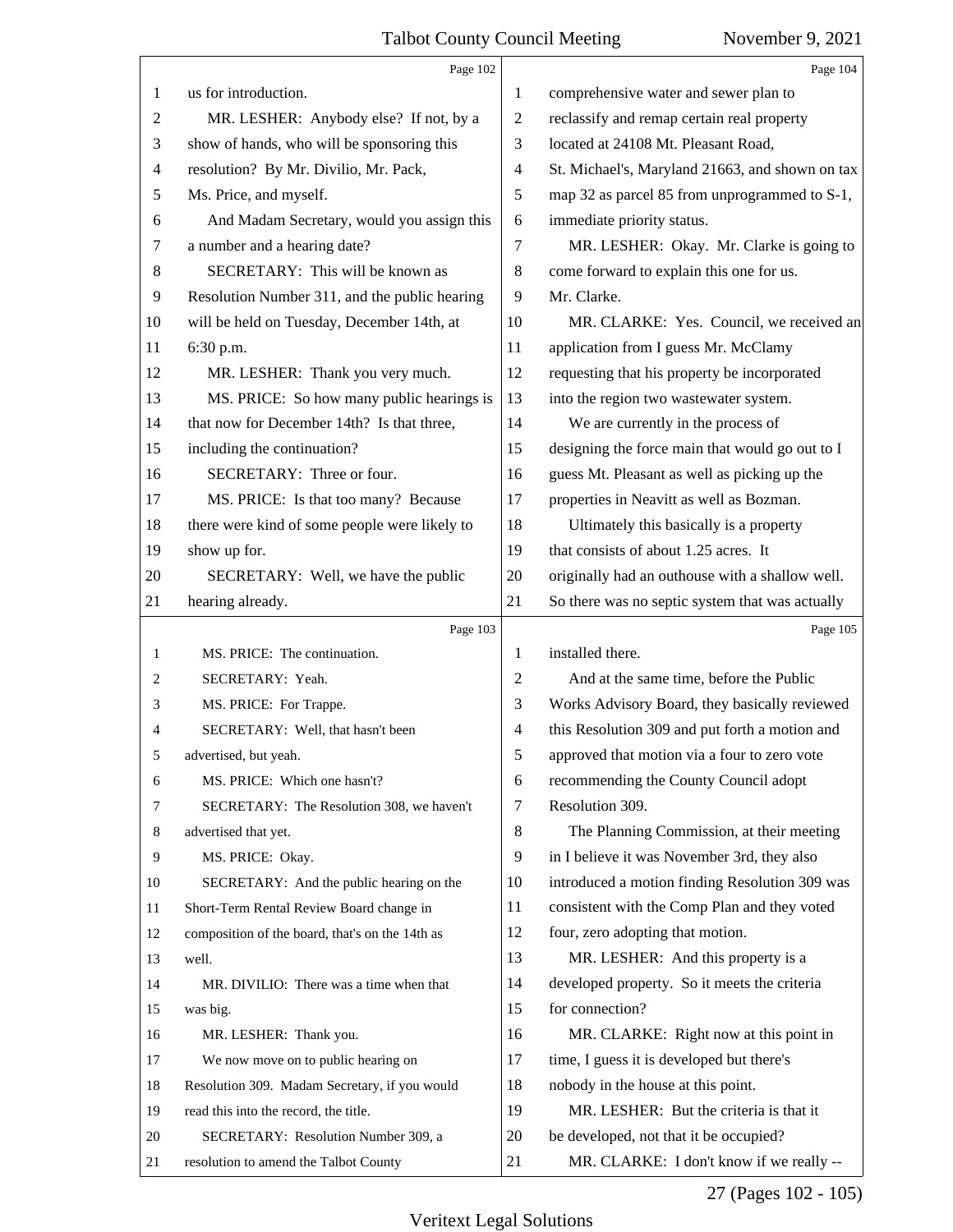Page 102

1 us for introduction.
2 MR. LESHER: Anybody else? If not, by a
3 show of hands, who will be sponsoring this
4 resolution? By Mr. Divilio, Mr. Pack,
5 Ms. Price, and myself.
6 And Madam Secretary, would you assign this
7 a number and a hearing date?
8 SECRETARY: This will be known as
9 Resolution Number 311, and the public hearing
10 will be held on Tuesday, December 14th, at
11 6:30 p.m.
12 MR. LESHER: Thank you very much.
13 MS. PRICE: So how many public hearings is
14 that now for December 14th? Is that three,
15 including the continuation?
16 SECRETARY: Three or four.
17 MS. PRICE: Is that too many? Because
18 there were kind of some people were likely to
19 show up for.
20 SECRETARY: Well, we have the public
21 hearing already.

Page 103

1 MS. PRICE: The continuation.
2 SECRETARY: Yeah.
3 MS. PRICE: For Trappe.
4 SECRETARY: Well, that hasn't been
5 advertised, but yeah.
6 MS. PRICE: Which one hasn't?
7 SECRETARY: The Resolution 308, we haven't
8 advertised that yet.
9 MS. PRICE: Okay.
10 SECRETARY: And the public hearing on the
11 Short-Term Rental Review Board change in
12 composition of the board, that's on the 14th as
13 well.
14 MR. DIVILIO: There was a time when that
15 was big.
16 MR. LESHER: Thank you.
17 We now move on to public hearing on
18 Resolution 309. Madam Secretary, if you would
19 read this into the record, the title.
20 SECRETARY: Resolution Number 309, a
21 resolution to amend the Talbot County

Page 104

1 comprehensive water and sewer plan to
2 reclassify and remap certain real property
3 located at 24108 Mt. Pleasant Road,
4 St. Michael's, Maryland 21663, and shown on tax
5 map 32 as parcel 85 from unprogrammed to S-1,
6 immediate priority status.
7 MR. LESHER: Okay. Mr. Clarke is going to
8 come forward to explain this one for us.
9 Mr. Clarke.
10 MR. CLARKE: Yes. Council, we received an
11 application from I guess Mr. McClamy
12 requesting that his property be incorporated
13 into the region two wastewater system.
14 We are currently in the process of
15 designing the force main that would go out to I
16 guess Mt. Pleasant as well as picking up the
17 properties in Neavitt as well as Bozman.
18 Ultimately this basically is a property
19 that consists of about 1.25 acres. It
20 originally had an outhouse with a shallow well.
21 So there was no septic system that was actually

Page 105

1 installed there.
2 And at the same time, before the Public
3 Works Advisory Board, they basically reviewed
4 this Resolution 309 and put forth a motion and
5 approved that motion via a four to zero vote
6 recommending the County Council adopt
7 Resolution 309.
8 The Planning Commission, at their meeting
9 in I believe it was November 3rd, they also
10 introduced a motion finding Resolution 309 was
11 consistent with the Comp Plan and they voted
12 four, zero adopting that motion.
13 MR. LESHER: And this property is a
14 developed property. So it meets the criteria
15 for connection?
16 MR. CLARKE: Right now at this point in
17 time, I guess it is developed but there's
18 nobody in the house at this point.
19 MR. LESHER: But the criteria is that it
20 be developed, not that it be occupied?
21 MR. CLARKE: I don't know if we really --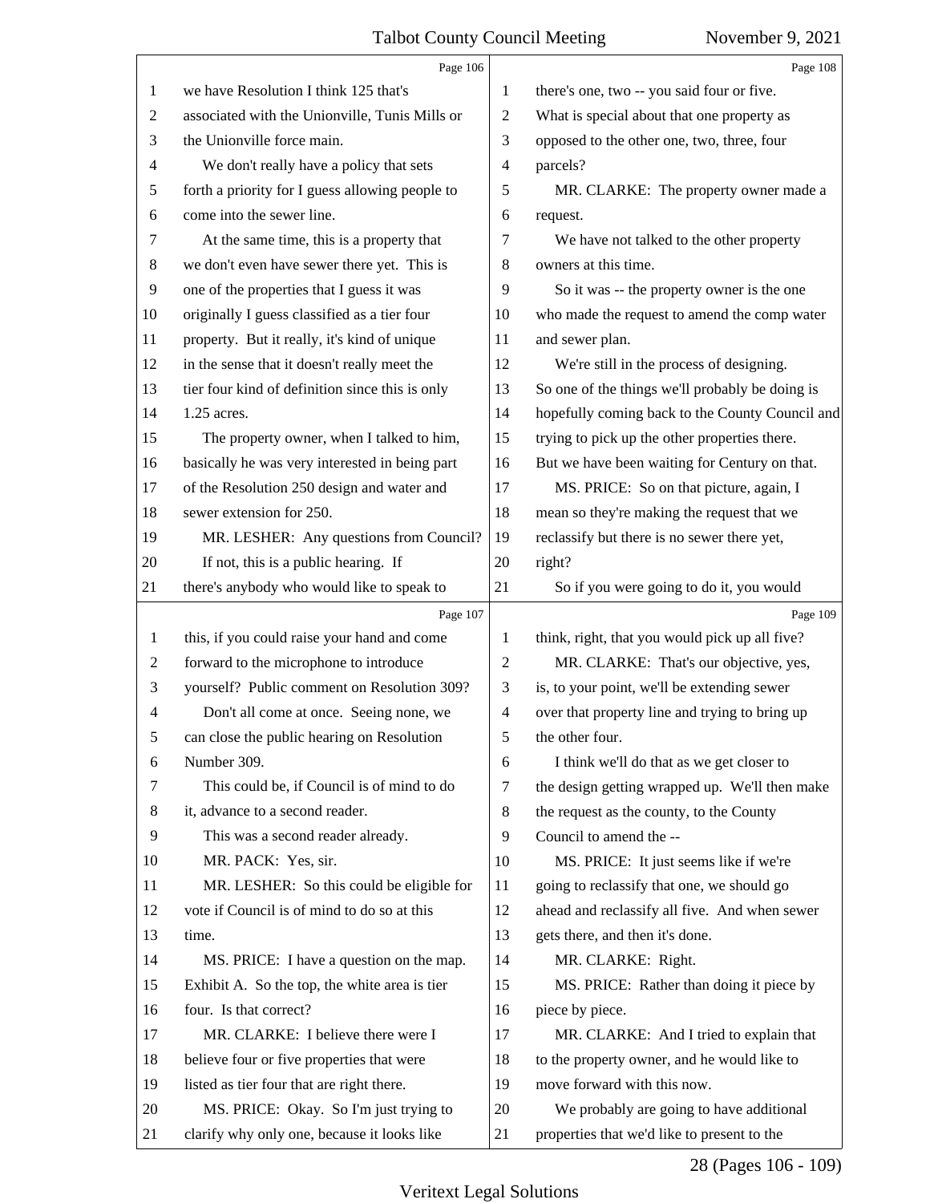we have Resolution I think 125 that's associated with the Unionville, Tunis Mills or the Unionville force main.

We don't really have a policy that sets forth a priority for I guess allowing people to come into the sewer line.

At the same time, this is a property that we don't even have sewer there yet. This is one of the properties that I guess it was originally I guess classified as a tier four property. But it really, it's kind of unique in the sense that it doesn't really meet the tier four kind of definition since this is only 1.25 acres.

The property owner, when I talked to him, basically he was very interested in being part of the Resolution 250 design and water and sewer extension for 250.

MR. LESHER: Any questions from Council?

If not, this is a public hearing. If there's anybody who would like to speak to this, if you could raise your hand and come forward to the microphone to introduce yourself? Public comment on Resolution 309?

Don't all come at once. Seeing none, we can close the public hearing on Resolution Number 309.

This could be, if Council is of mind to do it, advance to a second reader.

This was a second reader already.

MR. PACK: Yes, sir.

MR. LESHER: So this could be eligible for vote if Council is of mind to do so at this time.

MS. PRICE: I have a question on the map. Exhibit A. So the top, the white area is tier four. Is that correct?

MR. CLARKE: I believe there were I believe four or five properties that were listed as tier four that are right there.

MS. PRICE: Okay. So I'm just trying to clarify why only one, because it looks like there's one, two -- you said four or five. What is special about that one property as opposed to the other one, two, three, four parcels?

MR. CLARKE: The property owner made a request.

We have not talked to the other property owners at this time.

So it was -- the property owner is the one who made the request to amend the comp water and sewer plan.

We're still in the process of designing. So one of the things we'll probably be doing is hopefully coming back to the County Council and trying to pick up the other properties there. But we have been waiting for Century on that.

MS. PRICE: So on that picture, again, I mean so they're making the request that we reclassify but there is no sewer there yet, right?

So if you were going to do it, you would think, right, that you would pick up all five?

MR. CLARKE: That's our objective, yes, is, to your point, we'll be extending sewer over that property line and trying to bring up the other four.

I think we'll do that as we get closer to the design getting wrapped up. We'll then make the request as the county, to the County Council to amend the --

MS. PRICE: It just seems like if we're going to reclassify that one, we should go ahead and reclassify all five. And when sewer gets there, and then it's done.

MR. CLARKE: Right.

MS. PRICE: Rather than doing it piece by piece by piece.

MR. CLARKE: And I tried to explain that to the property owner, and he would like to move forward with this now.

We probably are going to have additional properties that we'd like to present to the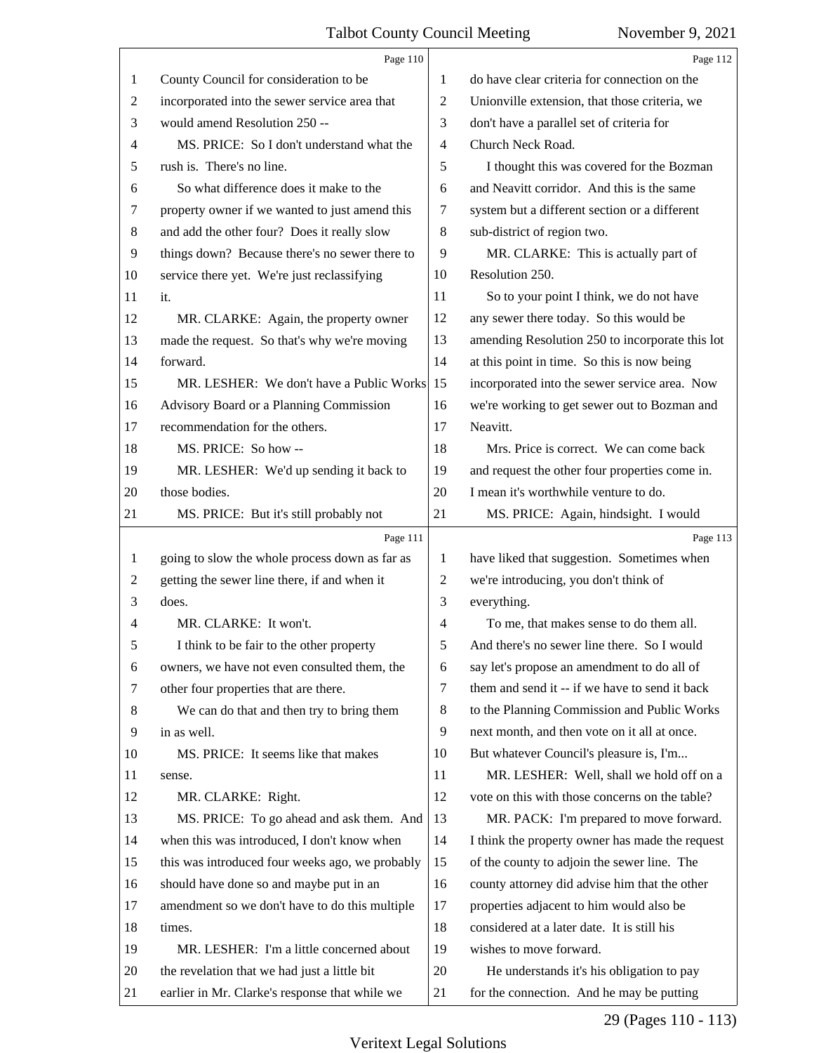Page 110

County Council for consideration to be incorporated into the sewer service area that would amend Resolution 250 --

MS. PRICE: So I don't understand what the rush is. There's no line.

So what difference does it make to the property owner if we wanted to just amend this and add the other four? Does it really slow things down? Because there's no sewer there to service there yet. We're just reclassifying it.

MR. CLARKE: Again, the property owner made the request. So that's why we're moving forward.

MR. LESHER: We don't have a Public Works Advisory Board or a Planning Commission recommendation for the others.

MS. PRICE: So how --

MR. LESHER: We'd up sending it back to those bodies.

MS. PRICE: But it's still probably not

Page 111

going to slow the whole process down as far as getting the sewer line there, if and when it does.

MR. CLARKE: It won't.

I think to be fair to the other property owners, we have not even consulted them, the other four properties that are there.

We can do that and then try to bring them in as well.

MS. PRICE: It seems like that makes sense.

MR. CLARKE: Right.

MS. PRICE: To go ahead and ask them. And when this was introduced, I don't know when this was introduced four weeks ago, we probably should have done so and maybe put in an amendment so we don't have to do this multiple times.

MR. LESHER: I'm a little concerned about the revelation that we had just a little bit earlier in Mr. Clarke's response that while we

Page 112

do have clear criteria for connection on the Unionville extension, that those criteria, we don't have a parallel set of criteria for Church Neck Road.

I thought this was covered for the Bozman and Neavitt corridor. And this is the same system but a different section or a different sub-district of region two.

MR. CLARKE: This is actually part of Resolution 250.

So to your point I think, we do not have any sewer there today. So this would be amending Resolution 250 to incorporate this lot at this point in time. So this is now being incorporated into the sewer service area. Now we're working to get sewer out to Bozman and Neavitt.

Mrs. Price is correct. We can come back and request the other four properties come in. I mean it's worthwhile venture to do.

MS. PRICE: Again, hindsight. I would

Page 113

have liked that suggestion. Sometimes when we're introducing, you don't think of everything.

To me, that makes sense to do them all. And there's no sewer line there. So I would say let's propose an amendment to do all of them and send it -- if we have to send it back to the Planning Commission and Public Works next month, and then vote on it all at once. But whatever Council's pleasure is, I'm...

MR. LESHER: Well, shall we hold off on a vote on this with those concerns on the table?

MR. PACK: I'm prepared to move forward. I think the property owner has made the request of the county to adjoin the sewer line. The county attorney did advise him that the other properties adjacent to him would also be considered at a later date. It is still his wishes to move forward.

He understands it's his obligation to pay for the connection. And he may be putting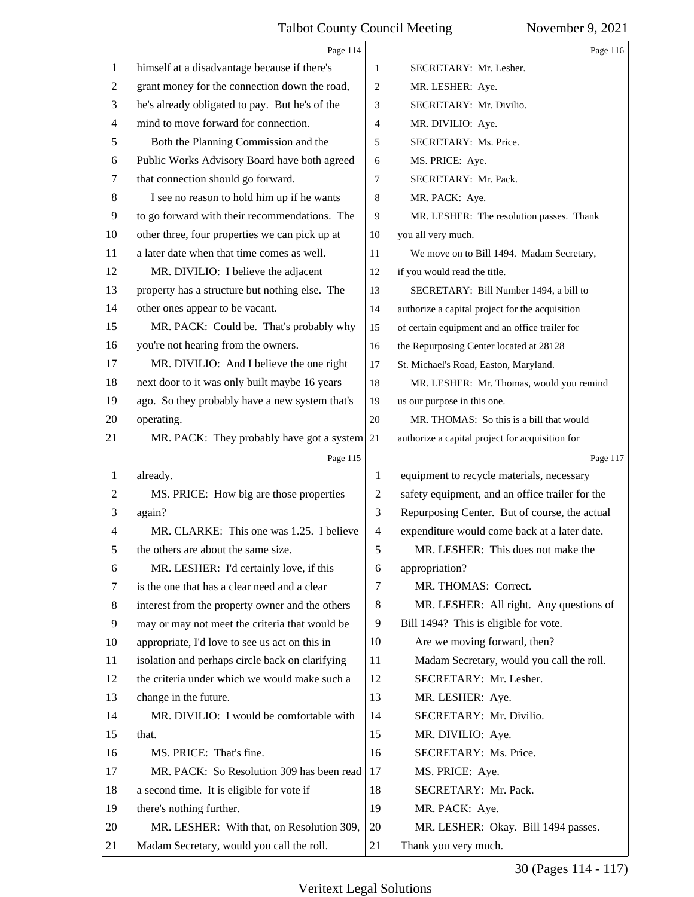Page 114

himself at a disadvantage because if there's grant money for the connection down the road, he's already obligated to pay. But he's of the mind to move forward for connection.

Both the Planning Commission and the Public Works Advisory Board have both agreed that connection should go forward.

I see no reason to hold him up if he wants to go forward with their recommendations. The other three, four properties we can pick up at a later date when that time comes as well.

MR. DIVILIO: I believe the adjacent property has a structure but nothing else. The other ones appear to be vacant.

MR. PACK: Could be. That's probably why you're not hearing from the owners.

MR. DIVILIO: And I believe the one right next door to it was only built maybe 16 years ago. So they probably have a new system that's operating.

MR. PACK: They probably have got a system already.

Page 115

MS. PRICE: How big are those properties again?

MR. CLARKE: This one was 1.25. I believe the others are about the same size.

MR. LESHER: I'd certainly love, if this is the one that has a clear need and a clear interest from the property owner and the others may or may not meet the criteria that would be appropriate, I'd love to see us act on this in isolation and perhaps circle back on clarifying the criteria under which we would make such a change in the future.

MR. DIVILIO: I would be comfortable with that.

MS. PRICE: That's fine.

MR. PACK: So Resolution 309 has been read a second time. It is eligible for vote if there's nothing further.

MR. LESHER: With that, on Resolution 309, Madam Secretary, would you call the roll.

Page 116

SECRETARY: Mr. Lesher.

MR. LESHER: Aye.

SECRETARY: Mr. Divilio.

MR. DIVILIO: Aye.

SECRETARY: Ms. Price.

MS. PRICE: Aye.

SECRETARY: Mr. Pack.

MR. PACK: Aye.

MR. LESHER: The resolution passes. Thank you all very much.

We move on to Bill 1494. Madam Secretary, if you would read the title.

SECRETARY: Bill Number 1494, a bill to authorize a capital project for the acquisition of certain equipment and an office trailer for the Repurposing Center located at 28128 St. Michael's Road, Easton, Maryland.

MR. LESHER: Mr. Thomas, would you remind us our purpose in this one.

MR. THOMAS: So this is a bill that would authorize a capital project for acquisition for equipment to recycle materials, necessary safety equipment, and an office trailer for the Repurposing Center. But of course, the actual expenditure would come back at a later date.

Page 117

MR. LESHER: This does not make the appropriation?

MR. THOMAS: Correct.

MR. LESHER: All right. Any questions of Bill 1494? This is eligible for vote.

Are we moving forward, then?

Madam Secretary, would you call the roll.

SECRETARY: Mr. Lesher.

MR. LESHER: Aye.

SECRETARY: Mr. Divilio.

MR. DIVILIO: Aye.

SECRETARY: Ms. Price.

MS. PRICE: Aye.

SECRETARY: Mr. Pack.

MR. PACK: Aye.

MR. LESHER: Okay. Bill 1494 passes. Thank you very much.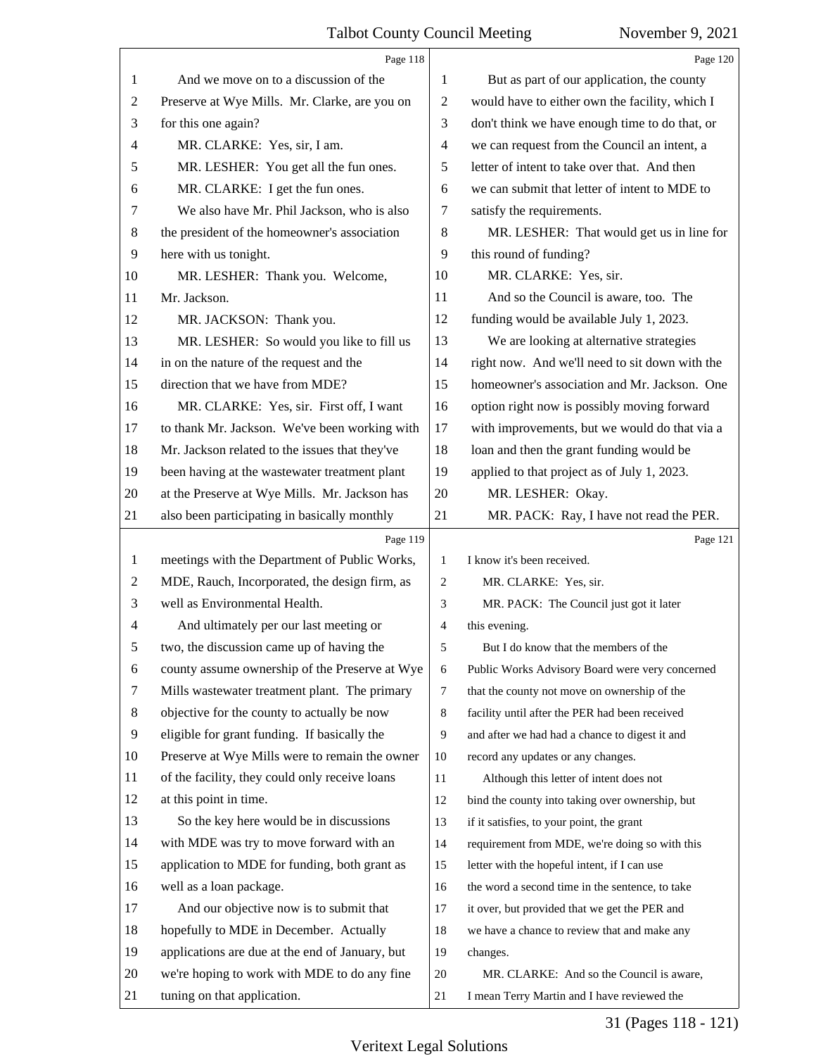And we move on to a discussion of the Preserve at Wye Mills. Mr. Clarke, are you on for this one again?

MR. CLARKE: Yes, sir, I am.

MR. LESHER: You get all the fun ones.

MR. CLARKE: I get the fun ones.

We also have Mr. Phil Jackson, who is also the president of the homeowner's association here with us tonight.

MR. LESHER: Thank you. Welcome, Mr. Jackson.

MR. JACKSON: Thank you.

MR. LESHER: So would you like to fill us in on the nature of the request and the direction that we have from MDE?

MR. CLARKE: Yes, sir. First off, I want to thank Mr. Jackson. We've been working with Mr. Jackson related to the issues that they've been having at the wastewater treatment plant at the Preserve at Wye Mills. Mr. Jackson has also been participating in basically monthly meetings with the Department of Public Works, MDE, Rauch, Incorporated, the design firm, as well as Environmental Health.

And ultimately per our last meeting or two, the discussion came up of having the county assume ownership of the Preserve at Wye Mills wastewater treatment plant. The primary objective for the county to actually be now eligible for grant funding. If basically the Preserve at Wye Mills were to remain the owner of the facility, they could only receive loans at this point in time.

So the key here would be in discussions with MDE was try to move forward with an application to MDE for funding, both grant as well as a loan package.

And our objective now is to submit that hopefully to MDE in December. Actually applications are due at the end of January, but we're hoping to work with MDE to do any fine tuning on that application.

But as part of our application, the county would have to either own the facility, which I don't think we have enough time to do that, or we can request from the Council an intent, a letter of intent to take over that. And then we can submit that letter of intent to MDE to satisfy the requirements.

MR. LESHER: That would get us in line for this round of funding?

MR. CLARKE: Yes, sir.

And so the Council is aware, too. The funding would be available July 1, 2023.

We are looking at alternative strategies right now. And we'll need to sit down with the homeowner's association and Mr. Jackson. One option right now is possibly moving forward with improvements, but we would do that via a loan and then the grant funding would be applied to that project as of July 1, 2023.

MR. LESHER: Okay.

MR. PACK: Ray, I have not read the PER. I know it's been received.

MR. CLARKE: Yes, sir.

MR. PACK: The Council just got it later this evening.

But I do know that the members of the Public Works Advisory Board were very concerned that the county not move on ownership of the facility until after the PER had been received and after we had had a chance to digest it and record any updates or any changes.

Although this letter of intent does not bind the county into taking over ownership, but if it satisfies, to your point, the grant requirement from MDE, we're doing so with this letter with the hopeful intent, if I can use the word a second time in the sentence, to take it over, but provided that we get the PER and we have a chance to review that and make any changes.

MR. CLARKE: And so the Council is aware, I mean Terry Martin and I have reviewed the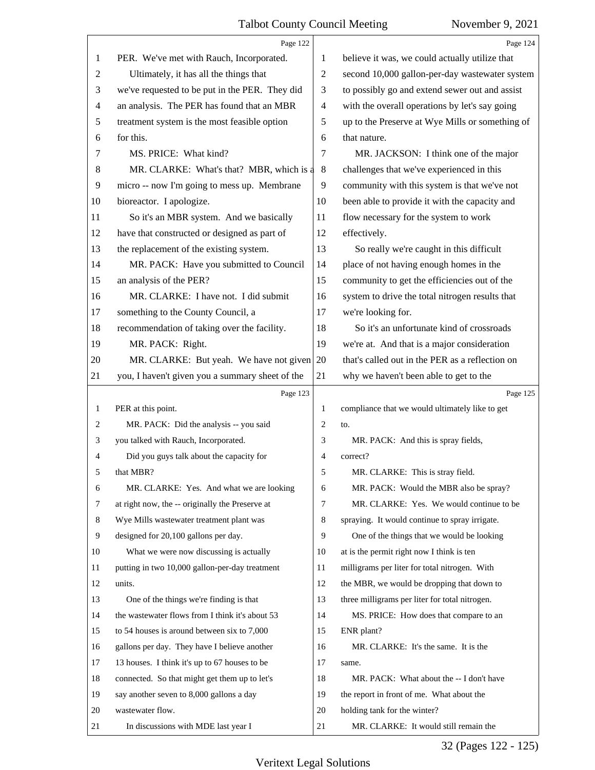Page 122

PER. We've met with Rauch, Incorporated.

Ultimately, it has all the things that we've requested to be put in the PER. They did an analysis. The PER has found that an MBR treatment system is the most feasible option for this.

MS. PRICE: What kind?

MR. CLARKE: What's that? MBR, which is a micro -- now I'm going to mess up. Membrane bioreactor. I apologize.

So it's an MBR system. And we basically have that constructed or designed as part of the replacement of the existing system.

MR. PACK: Have you submitted to Council an analysis of the PER?

MR. CLARKE: I have not. I did submit something to the County Council, a recommendation of taking over the facility.

MR. PACK: Right.

MR. CLARKE: But yeah. We have not given you, I haven't given you a summary sheet of the

Page 123

PER at this point.

MR. PACK: Did the analysis -- you said you talked with Rauch, Incorporated.

Did you guys talk about the capacity for that MBR?

MR. CLARKE: Yes. And what we are looking at right now, the -- originally the Preserve at Wye Mills wastewater treatment plant was designed for 20,100 gallons per day.

What we were now discussing is actually putting in two 10,000 gallon-per-day treatment units.

One of the things we're finding is that the wastewater flows from I think it's about 53 to 54 houses is around between six to 7,000 gallons per day. They have I believe another 13 houses. I think it's up to 67 houses to be connected. So that might get them up to let's say another seven to 8,000 gallons a day wastewater flow.

In discussions with MDE last year I

Page 124

believe it was, we could actually utilize that second 10,000 gallon-per-day wastewater system to possibly go and extend sewer out and assist with the overall operations by let's say going up to the Preserve at Wye Mills or something of that nature.

MR. JACKSON: I think one of the major challenges that we've experienced in this community with this system is that we've not been able to provide it with the capacity and flow necessary for the system to work effectively.

So really we're caught in this difficult place of not having enough homes in the community to get the efficiencies out of the system to drive the total nitrogen results that we're looking for.

So it's an unfortunate kind of crossroads we're at. And that is a major consideration that's called out in the PER as a reflection on why we haven't been able to get to the

Page 125

compliance that we would ultimately like to get to.

MR. PACK: And this is spray fields, correct?

MR. CLARKE: This is stray field.

MR. PACK: Would the MBR also be spray?

MR. CLARKE: Yes. We would continue to be spraying. It would continue to spray irrigate.

One of the things that we would be looking at is the permit right now I think is ten milligrams per liter for total nitrogen. With the MBR, we would be dropping that down to three milligrams per liter for total nitrogen.

MS. PRICE: How does that compare to an ENR plant?

MR. CLARKE: It's the same. It is the same.

MR. PACK: What about the -- I don't have the report in front of me. What about the holding tank for the winter?

MR. CLARKE: It would still remain the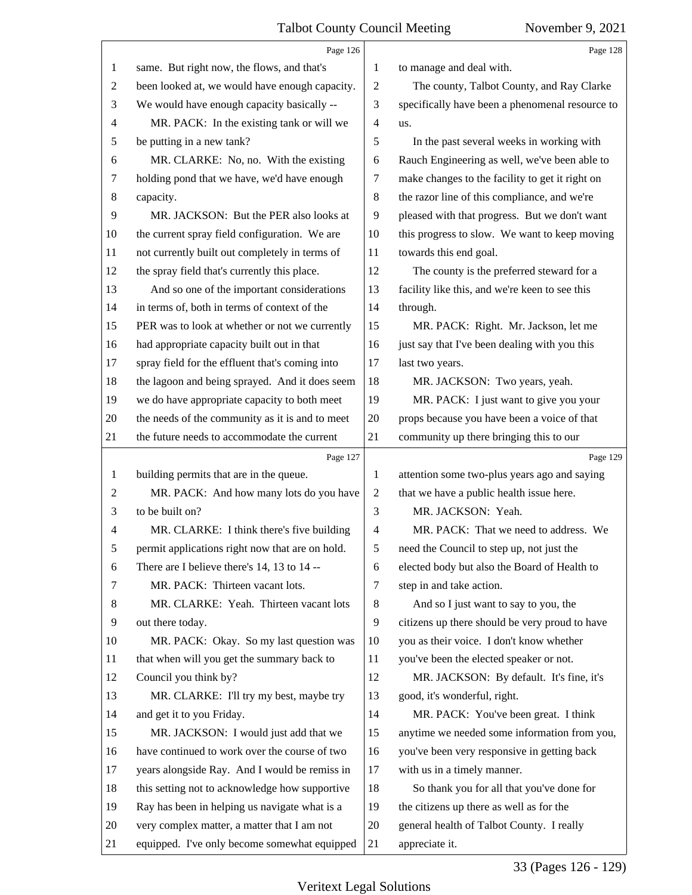same. But right now, the flows, and that's been looked at, we would have enough capacity. We would have enough capacity basically --

MR. PACK: In the existing tank or will we be putting in a new tank?

MR. CLARKE: No, no. With the existing holding pond that we have, we'd have enough capacity.

MR. JACKSON: But the PER also looks at the current spray field configuration. We are not currently built out completely in terms of the spray field that's currently this place.

And so one of the important considerations in terms of, both in terms of context of the PER was to look at whether or not we currently had appropriate capacity built out in that spray field for the effluent that's coming into the lagoon and being sprayed. And it does seem we do have appropriate capacity to both meet the needs of the community as it is and to meet the future needs to accommodate the current building permits that are in the queue.

MR. PACK: And how many lots do you have to be built on?

MR. CLARKE: I think there's five building permit applications right now that are on hold. There are I believe there's 14, 13 to 14 --

MR. PACK: Thirteen vacant lots.

MR. CLARKE: Yeah. Thirteen vacant lots out there today.

MR. PACK: Okay. So my last question was that when will you get the summary back to Council you think by?

MR. CLARKE: I'll try my best, maybe try and get it to you Friday.

MR. JACKSON: I would just add that we have continued to work over the course of two years alongside Ray. And I would be remiss in this setting not to acknowledge how supportive Ray has been in helping us navigate what is a very complex matter, a matter that I am not equipped. I've only become somewhat equipped to manage and deal with.

The county, Talbot County, and Ray Clarke specifically have been a phenomenal resource to us.

In the past several weeks in working with Rauch Engineering as well, we've been able to make changes to the facility to get it right on the razor line of this compliance, and we're pleased with that progress. But we don't want this progress to slow. We want to keep moving towards this end goal.

The county is the preferred steward for a facility like this, and we're keen to see this through.

MR. PACK: Right. Mr. Jackson, let me just say that I've been dealing with you this last two years.

MR. JACKSON: Two years, yeah.

MR. PACK: I just want to give you your props because you have been a voice of that community up there bringing this to our attention some two-plus years ago and saying that we have a public health issue here.

MR. JACKSON: Yeah.

MR. PACK: That we need to address. We need the Council to step up, not just the elected body but also the Board of Health to step in and take action.

And so I just want to say to you, the citizens up there should be very proud to have you as their voice. I don't know whether you've been the elected speaker or not.

MR. JACKSON: By default. It's fine, it's good, it's wonderful, right.

MR. PACK: You've been great. I think anytime we needed some information from you, you've been very responsive in getting back with us in a timely manner.

So thank you for all that you've done for the citizens up there as well as for the general health of Talbot County. I really appreciate it.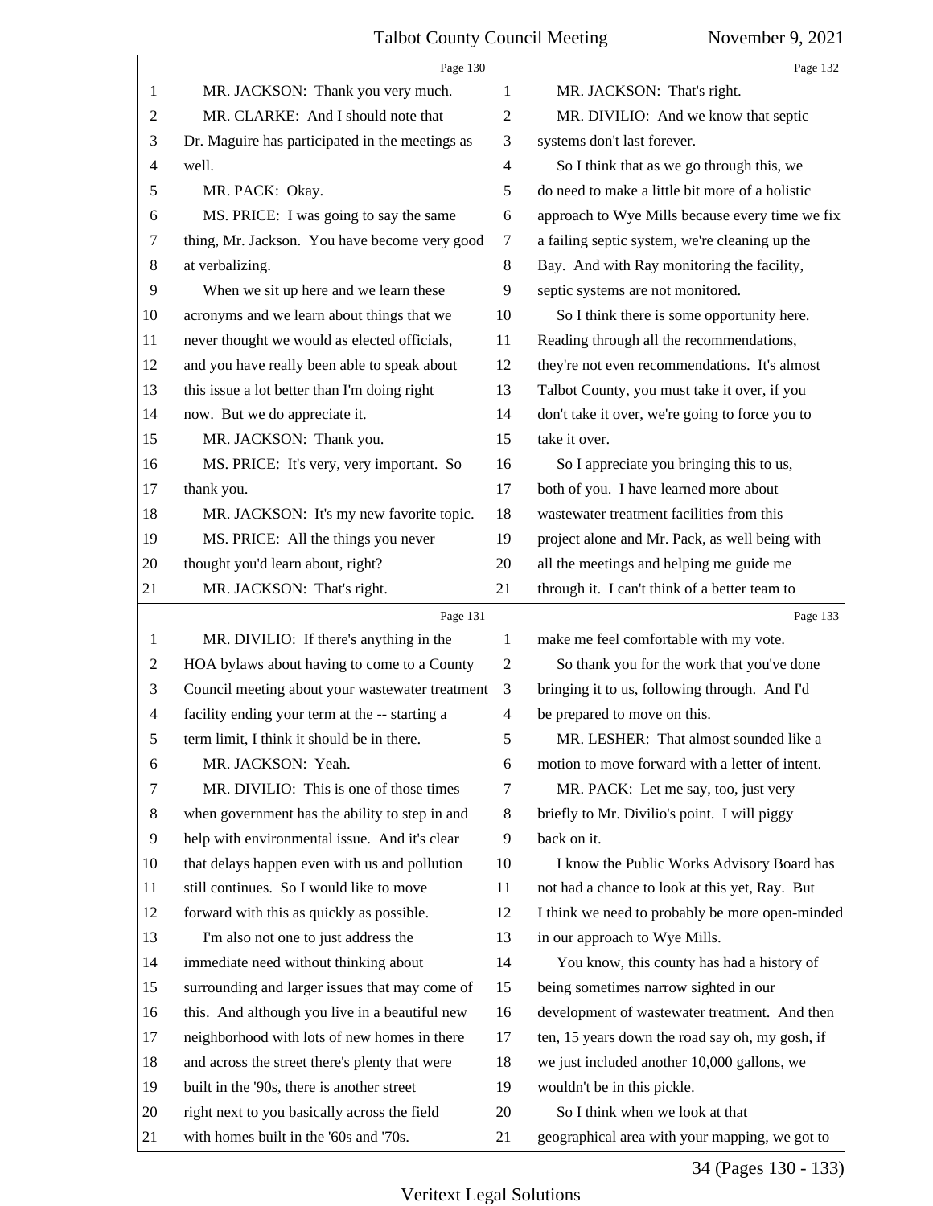Page 130

MR. JACKSON: Thank you very much.

MR. CLARKE: And I should note that Dr. Maguire has participated in the meetings as well.

MR. PACK: Okay.

MS. PRICE: I was going to say the same thing, Mr. Jackson. You have become very good at verbalizing.

When we sit up here and we learn these acronyms and we learn about things that we never thought we would as elected officials, and you have really been able to speak about this issue a lot better than I'm doing right now. But we do appreciate it.

MR. JACKSON: Thank you.

MS. PRICE: It's very, very important. So thank you.

MR. JACKSON: It's my new favorite topic.

MS. PRICE: All the things you never thought you'd learn about, right?

MR. JACKSON: That's right.

Page 131

MR. DIVILIO: If there's anything in the HOA bylaws about having to come to a County Council meeting about your wastewater treatment facility ending your term at the -- starting a term limit, I think it should be in there.

MR. JACKSON: Yeah.

MR. DIVILIO: This is one of those times when government has the ability to step in and help with environmental issue. And it's clear that delays happen even with us and pollution still continues. So I would like to move forward with this as quickly as possible.

I'm also not one to just address the immediate need without thinking about surrounding and larger issues that may come of this. And although you live in a beautiful new neighborhood with lots of new homes in there and across the street there's plenty that were built in the '90s, there is another street right next to you basically across the field with homes built in the '60s and '70s.

Page 132

MR. JACKSON: That's right.

MR. DIVILIO: And we know that septic systems don't last forever.

So I think that as we go through this, we do need to make a little bit more of a holistic approach to Wye Mills because every time we fix a failing septic system, we're cleaning up the Bay. And with Ray monitoring the facility, septic systems are not monitored.

So I think there is some opportunity here. Reading through all the recommendations, they're not even recommendations. It's almost Talbot County, you must take it over, if you don't take it over, we're going to force you to take it over.

So I appreciate you bringing this to us, both of you. I have learned more about wastewater treatment facilities from this project alone and Mr. Pack, as well being with all the meetings and helping me guide me through it. I can't think of a better team to

Page 133

make me feel comfortable with my vote.

So thank you for the work that you've done bringing it to us, following through. And I'd be prepared to move on this.

MR. LESHER: That almost sounded like a motion to move forward with a letter of intent.

MR. PACK: Let me say, too, just very briefly to Mr. Divilio's point. I will piggy back on it.

I know the Public Works Advisory Board has not had a chance to look at this yet, Ray. But I think we need to probably be more open-minded in our approach to Wye Mills.

You know, this county has had a history of being sometimes narrow sighted in our development of wastewater treatment. And then ten, 15 years down the road say oh, my gosh, if we just included another 10,000 gallons, we wouldn't be in this pickle.

So I think when we look at that geographical area with your mapping, we got to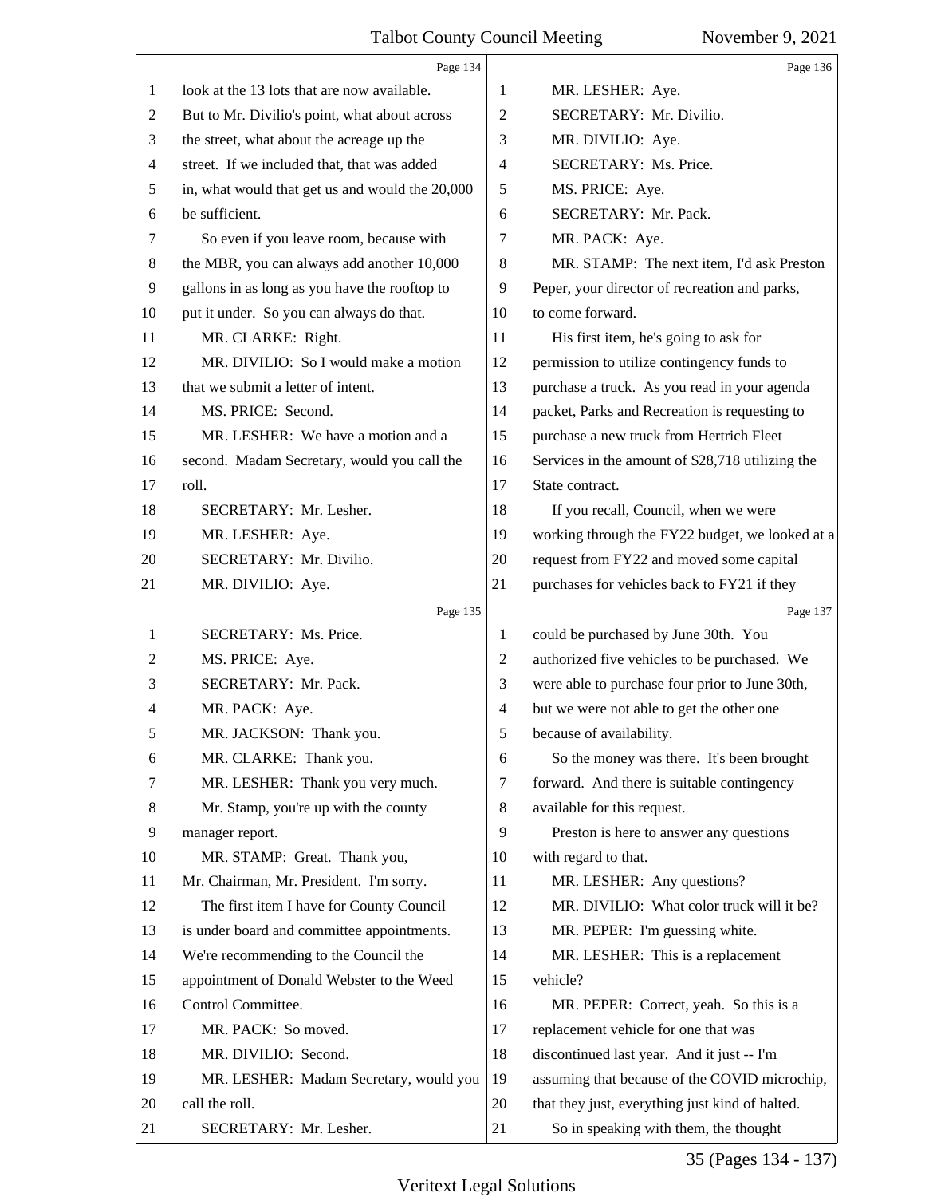Page 134

look at the 13 lots that are now available. But to Mr. Divilio's point, what about across the street, what about the acreage up the street. If we included that, that was added in, what would that get us and would the 20,000 be sufficient.

So even if you leave room, because with the MBR, you can always add another 10,000 gallons in as long as you have the rooftop to put it under. So you can always do that.

MR. CLARKE: Right.

MR. DIVILIO: So I would make a motion that we submit a letter of intent.

MS. PRICE: Second.

MR. LESHER: We have a motion and a second. Madam Secretary, would you call the roll.

SECRETARY: Mr. Lesher.

MR. LESHER: Aye.

SECRETARY: Mr. Divilio.

MR. DIVILIO: Aye.

Page 135

SECRETARY: Ms. Price.

MS. PRICE: Aye.

SECRETARY: Mr. Pack.

MR. PACK: Aye.

MR. JACKSON: Thank you.

MR. CLARKE: Thank you.

MR. LESHER: Thank you very much.

Mr. Stamp, you're up with the county manager report.

MR. STAMP: Great. Thank you, Mr. Chairman, Mr. President. I'm sorry.

The first item I have for County Council is under board and committee appointments. We're recommending to the Council the appointment of Donald Webster to the Weed Control Committee.

MR. PACK: So moved.

MR. DIVILIO: Second.

MR. LESHER: Madam Secretary, would you call the roll.

SECRETARY: Mr. Lesher.

Page 136

MR. LESHER: Aye.

SECRETARY: Mr. Divilio.

MR. DIVILIO: Aye.

SECRETARY: Ms. Price.

MS. PRICE: Aye.

SECRETARY: Mr. Pack.

MR. PACK: Aye.

MR. STAMP: The next item, I'd ask Preston Peper, your director of recreation and parks, to come forward.

His first item, he's going to ask for permission to utilize contingency funds to purchase a truck. As you read in your agenda packet, Parks and Recreation is requesting to purchase a new truck from Hertrich Fleet Services in the amount of $28,718 utilizing the State contract.

If you recall, Council, when we were working through the FY22 budget, we looked at a request from FY22 and moved some capital purchases for vehicles back to FY21 if they

Page 137

could be purchased by June 30th. You authorized five vehicles to be purchased. We were able to purchase four prior to June 30th, but we were not able to get the other one because of availability.

So the money was there. It's been brought forward. And there is suitable contingency available for this request.

Preston is here to answer any questions with regard to that.

MR. LESHER: Any questions?

MR. DIVILIO: What color truck will it be?

MR. PEPER: I'm guessing white.

MR. LESHER: This is a replacement vehicle?

MR. PEPER: Correct, yeah. So this is a replacement vehicle for one that was discontinued last year. And it just -- I'm assuming that because of the COVID microchip, that they just, everything just kind of halted.

So in speaking with them, the thought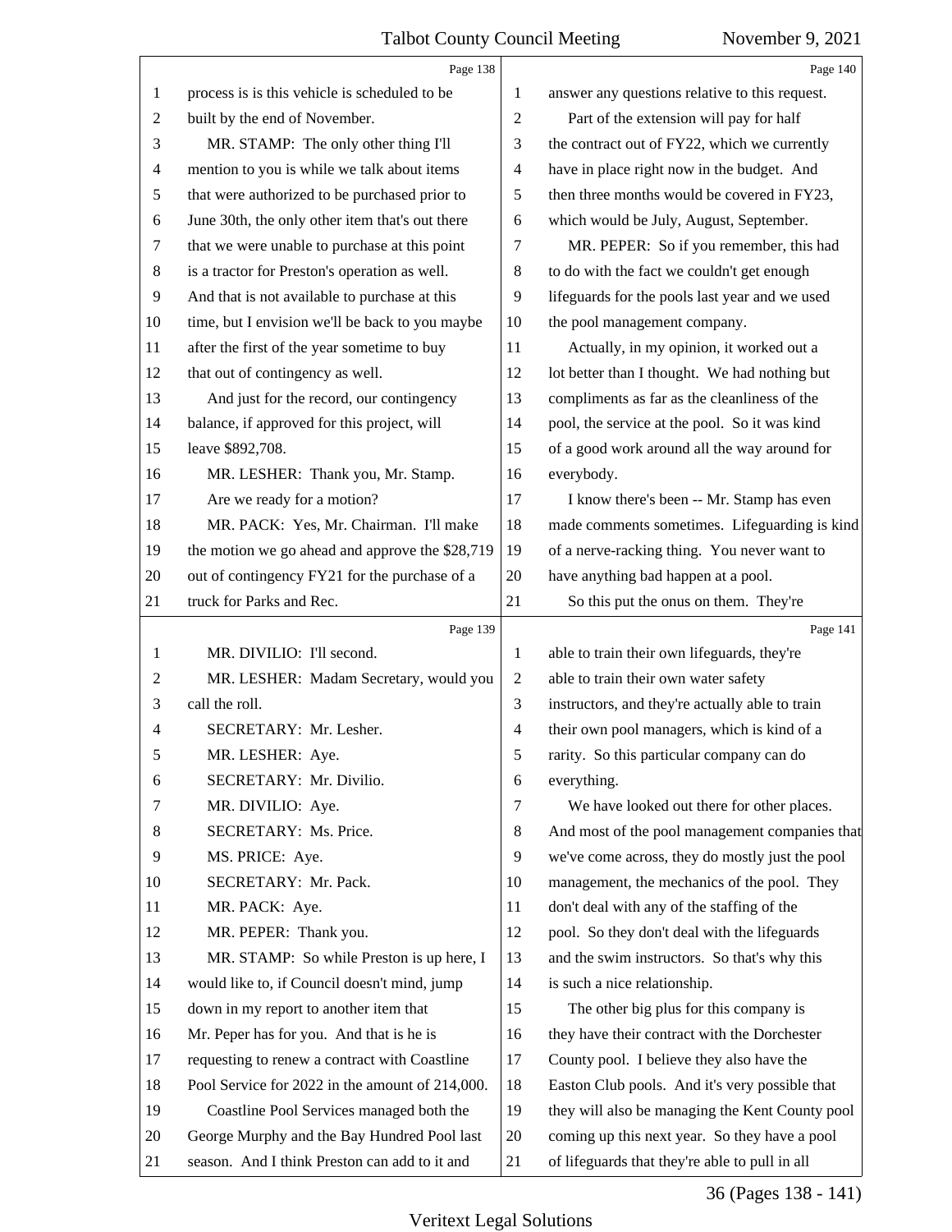Page 138

process is is this vehicle is scheduled to be built by the end of November.

MR. STAMP: The only other thing I'll mention to you is while we talk about items that were authorized to be purchased prior to June 30th, the only other item that's out there that we were unable to purchase at this point is a tractor for Preston's operation as well. And that is not available to purchase at this time, but I envision we'll be back to you maybe after the first of the year sometime to buy that out of contingency as well.

And just for the record, our contingency balance, if approved for this project, will leave $892,708.

MR. LESHER: Thank you, Mr. Stamp.

Are we ready for a motion?

MR. PACK: Yes, Mr. Chairman. I'll make the motion we go ahead and approve the $28,719 out of contingency FY21 for the purchase of a truck for Parks and Rec.

Page 139

MR. DIVILIO: I'll second.

MR. LESHER: Madam Secretary, would you call the roll.

SECRETARY: Mr. Lesher.

MR. LESHER: Aye.

SECRETARY: Mr. Divilio.

MR. DIVILIO: Aye.

SECRETARY: Ms. Price.

MS. PRICE: Aye.

SECRETARY: Mr. Pack.

MR. PACK: Aye.

MR. PEPER: Thank you.

MR. STAMP: So while Preston is up here, I would like to, if Council doesn't mind, jump down in my report to another item that Mr. Peper has for you. And that is he is requesting to renew a contract with Coastline Pool Service for 2022 in the amount of 214,000.

Coastline Pool Services managed both the George Murphy and the Bay Hundred Pool last season. And I think Preston can add to it and

Page 140

answer any questions relative to this request.

Part of the extension will pay for half the contract out of FY22, which we currently have in place right now in the budget. And then three months would be covered in FY23, which would be July, August, September.

MR. PEPER: So if you remember, this had to do with the fact we couldn't get enough lifeguards for the pools last year and we used the pool management company.

Actually, in my opinion, it worked out a lot better than I thought. We had nothing but compliments as far as the cleanliness of the pool, the service at the pool. So it was kind of a good work around all the way around for everybody.

I know there's been -- Mr. Stamp has even made comments sometimes. Lifeguarding is kind of a nerve-racking thing. You never want to have anything bad happen at a pool.

So this put the onus on them. They're

Page 141

able to train their own lifeguards, they're able to train their own water safety instructors, and they're actually able to train their own pool managers, which is kind of a rarity. So this particular company can do everything.

We have looked out there for other places. And most of the pool management companies that we've come across, they do mostly just the pool management, the mechanics of the pool. They don't deal with any of the staffing of the pool. So they don't deal with the lifeguards and the swim instructors. So that's why this is such a nice relationship.

The other big plus for this company is they have their contract with the Dorchester County pool. I believe they also have the Easton Club pools. And it's very possible that they will also be managing the Kent County pool coming up this next year. So they have a pool of lifeguards that they're able to pull in all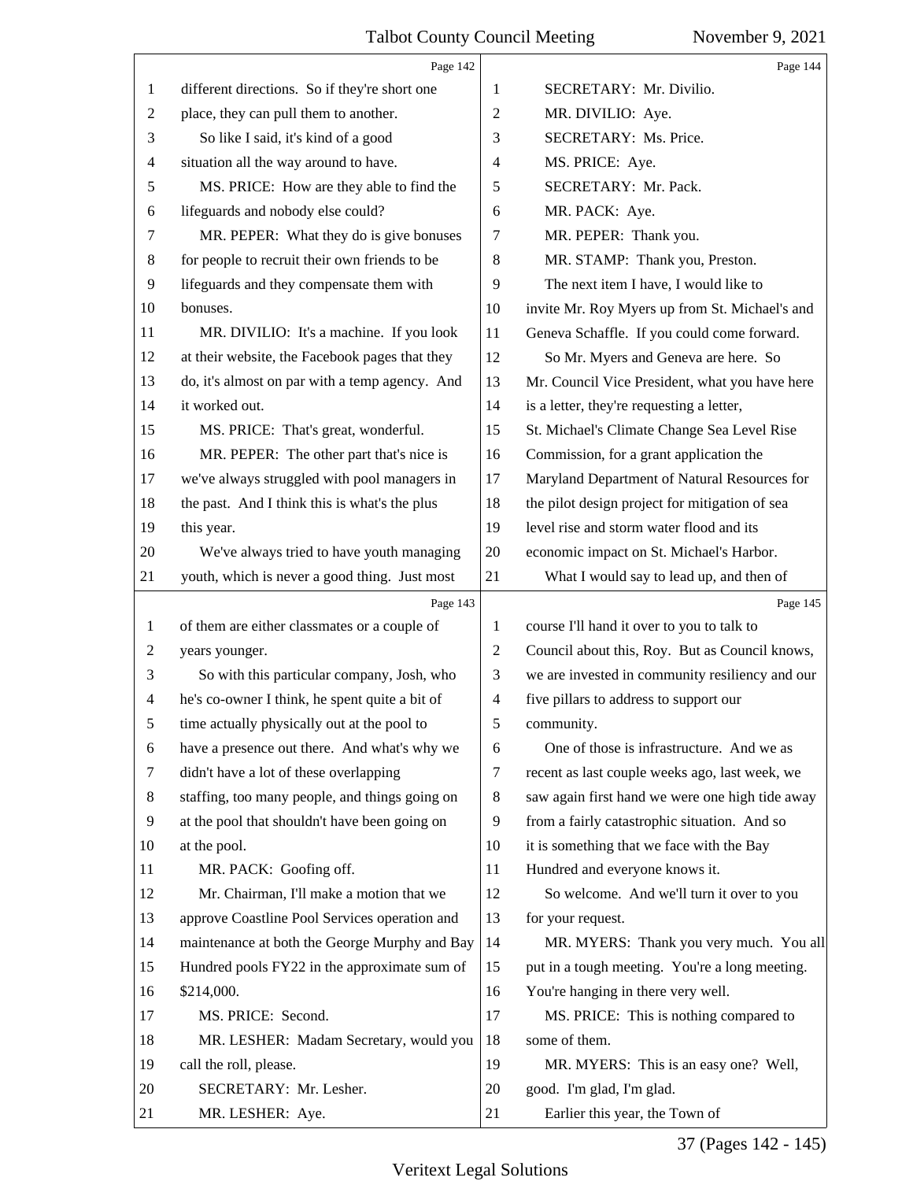Page 142

different directions. So if they're short one place, they can pull them to another.

So like I said, it's kind of a good situation all the way around to have.

MS. PRICE: How are they able to find the lifeguards and nobody else could?

MR. PEPER: What they do is give bonuses for people to recruit their own friends to be lifeguards and they compensate them with bonuses.

MR. DIVILIO: It's a machine. If you look at their website, the Facebook pages that they do, it's almost on par with a temp agency. And it worked out.

MS. PRICE: That's great, wonderful.

MR. PEPER: The other part that's nice is we've always struggled with pool managers in the past. And I think this is what's the plus this year.

We've always tried to have youth managing youth, which is never a good thing. Just most

Page 143

of them are either classmates or a couple of years younger.

So with this particular company, Josh, who he's co-owner I think, he spent quite a bit of time actually physically out at the pool to have a presence out there. And what's why we didn't have a lot of these overlapping staffing, too many people, and things going on at the pool that shouldn't have been going on at the pool.

MR. PACK: Goofing off.

Mr. Chairman, I'll make a motion that we approve Coastline Pool Services operation and maintenance at both the George Murphy and Bay Hundred pools FY22 in the approximate sum of $214,000.

MS. PRICE: Second.

MR. LESHER: Madam Secretary, would you call the roll, please.

SECRETARY: Mr. Lesher.

MR. LESHER: Aye.

Page 144

SECRETARY: Mr. Divilio.

MR. DIVILIO: Aye.

SECRETARY: Ms. Price.

MS. PRICE: Aye.

SECRETARY: Mr. Pack.

MR. PACK: Aye.

MR. PEPER: Thank you.

MR. STAMP: Thank you, Preston.

The next item I have, I would like to invite Mr. Roy Myers up from St. Michael's and Geneva Schaffle. If you could come forward.

So Mr. Myers and Geneva are here. So Mr. Council Vice President, what you have here is a letter, they're requesting a letter, St. Michael's Climate Change Sea Level Rise Commission, for a grant application the Maryland Department of Natural Resources for the pilot design project for mitigation of sea level rise and storm water flood and its economic impact on St. Michael's Harbor.

What I would say to lead up, and then of

Page 145

course I'll hand it over to you to talk to Council about this, Roy. But as Council knows, we are invested in community resiliency and our five pillars to address to support our community.

One of those is infrastructure. And we as recent as last couple weeks ago, last week, we saw again first hand we were one high tide away from a fairly catastrophic situation. And so it is something that we face with the Bay Hundred and everyone knows it.

So welcome. And we'll turn it over to you for your request.

MR. MYERS: Thank you very much. You all put in a tough meeting. You're a long meeting. You're hanging in there very well.

MS. PRICE: This is nothing compared to some of them.

MR. MYERS: This is an easy one? Well, good. I'm glad, I'm glad.

Earlier this year, the Town of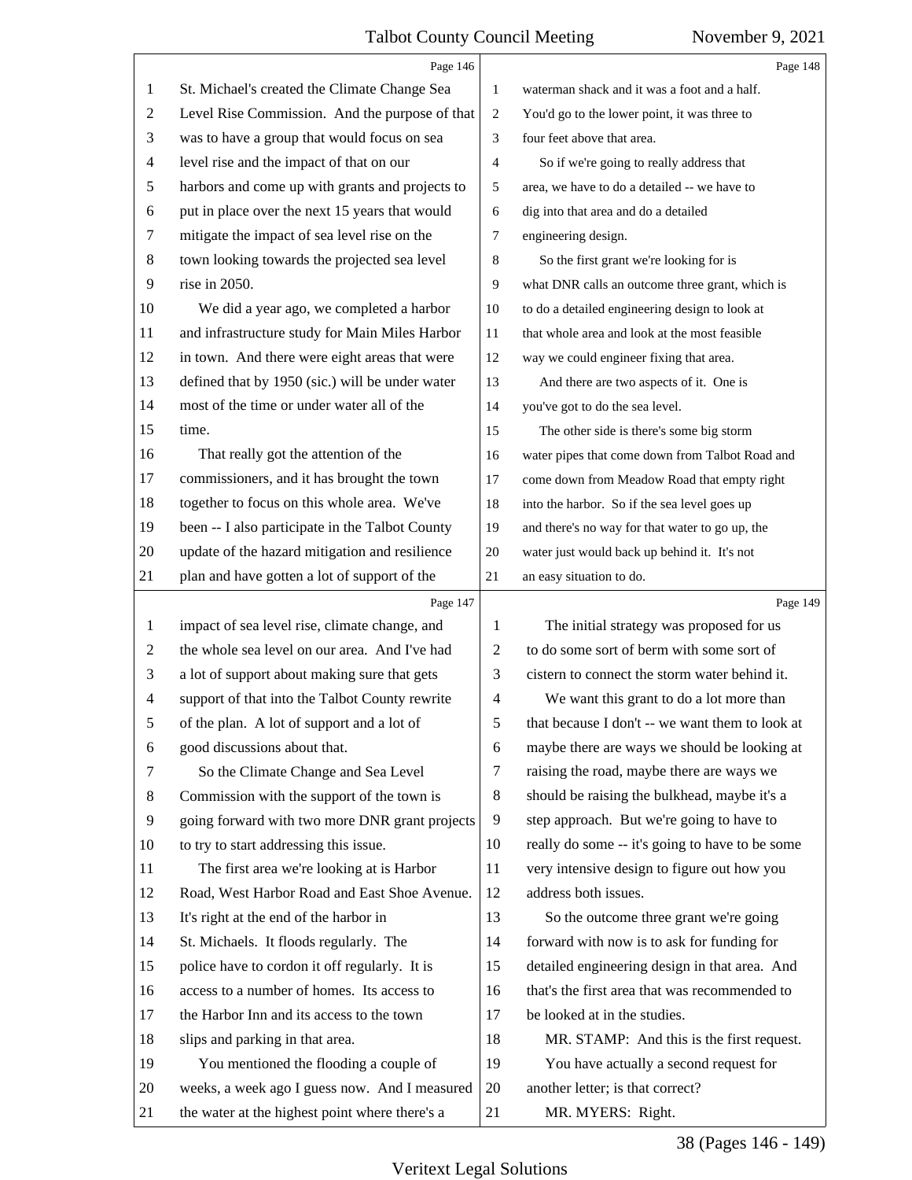Page 146

1 St. Michael's created the Climate Change Sea
2 Level Rise Commission. And the purpose of that
3 was to have a group that would focus on sea
4 level rise and the impact of that on our
5 harbors and come up with grants and projects to
6 put in place over the next 15 years that would
7 mitigate the impact of sea level rise on the
8 town looking towards the projected sea level
9 rise in 2050.
10 We did a year ago, we completed a harbor
11 and infrastructure study for Main Miles Harbor
12 in town. And there were eight areas that were
13 defined that by 1950 (sic.) will be under water
14 most of the time or under water all of the
15 time.
16 That really got the attention of the
17 commissioners, and it has brought the town
18 together to focus on this whole area. We've
19 been -- I also participate in the Talbot County
20 update of the hazard mitigation and resilience
21 plan and have gotten a lot of support of the

Page 147

1 impact of sea level rise, climate change, and
2 the whole sea level on our area. And I've had
3 a lot of support about making sure that gets
4 support of that into the Talbot County rewrite
5 of the plan. A lot of support and a lot of
6 good discussions about that.
7 So the Climate Change and Sea Level
8 Commission with the support of the town is
9 going forward with two more DNR grant projects
10 to try to start addressing this issue.
11 The first area we're looking at is Harbor
12 Road, West Harbor Road and East Shoe Avenue.
13 It's right at the end of the harbor in
14 St. Michaels. It floods regularly. The
15 police have to cordon it off regularly. It is
16 access to a number of homes. Its access to
17 the Harbor Inn and its access to the town
18 slips and parking in that area.
19 You mentioned the flooding a couple of
20 weeks, a week ago I guess now. And I measured
21 the water at the highest point where there's a

Page 148

1 waterman shack and it was a foot and a half.
2 You'd go to the lower point, it was three to
3 four feet above that area.
4 So if we're going to really address that
5 area, we have to do a detailed -- we have to
6 dig into that area and do a detailed
7 engineering design.
8 So the first grant we're looking for is
9 what DNR calls an outcome three grant, which is
10 to do a detailed engineering design to look at
11 that whole area and look at the most feasible
12 way we could engineer fixing that area.
13 And there are two aspects of it. One is
14 you've got to do the sea level.
15 The other side is there's some big storm
16 water pipes that come down from Talbot Road and
17 come down from Meadow Road that empty right
18 into the harbor. So if the sea level goes up
19 and there's no way for that water to go up, the
20 water just would back up behind it. It's not
21 an easy situation to do.

Page 149

1 The initial strategy was proposed for us
2 to do some sort of berm with some sort of
3 cistern to connect the storm water behind it.
4 We want this grant to do a lot more than
5 that because I don't -- we want them to look at
6 maybe there are ways we should be looking at
7 raising the road, maybe there are ways we
8 should be raising the bulkhead, maybe it's a
9 step approach. But we're going to have to
10 really do some -- it's going to have to be some
11 very intensive design to figure out how you
12 address both issues.
13 So the outcome three grant we're going
14 forward with now is to ask for funding for
15 detailed engineering design in that area. And
16 that's the first area that was recommended to
17 be looked at in the studies.
18 MR. STAMP: And this is the first request.
19 You have actually a second request for
20 another letter; is that correct?
21 MR. MYERS: Right.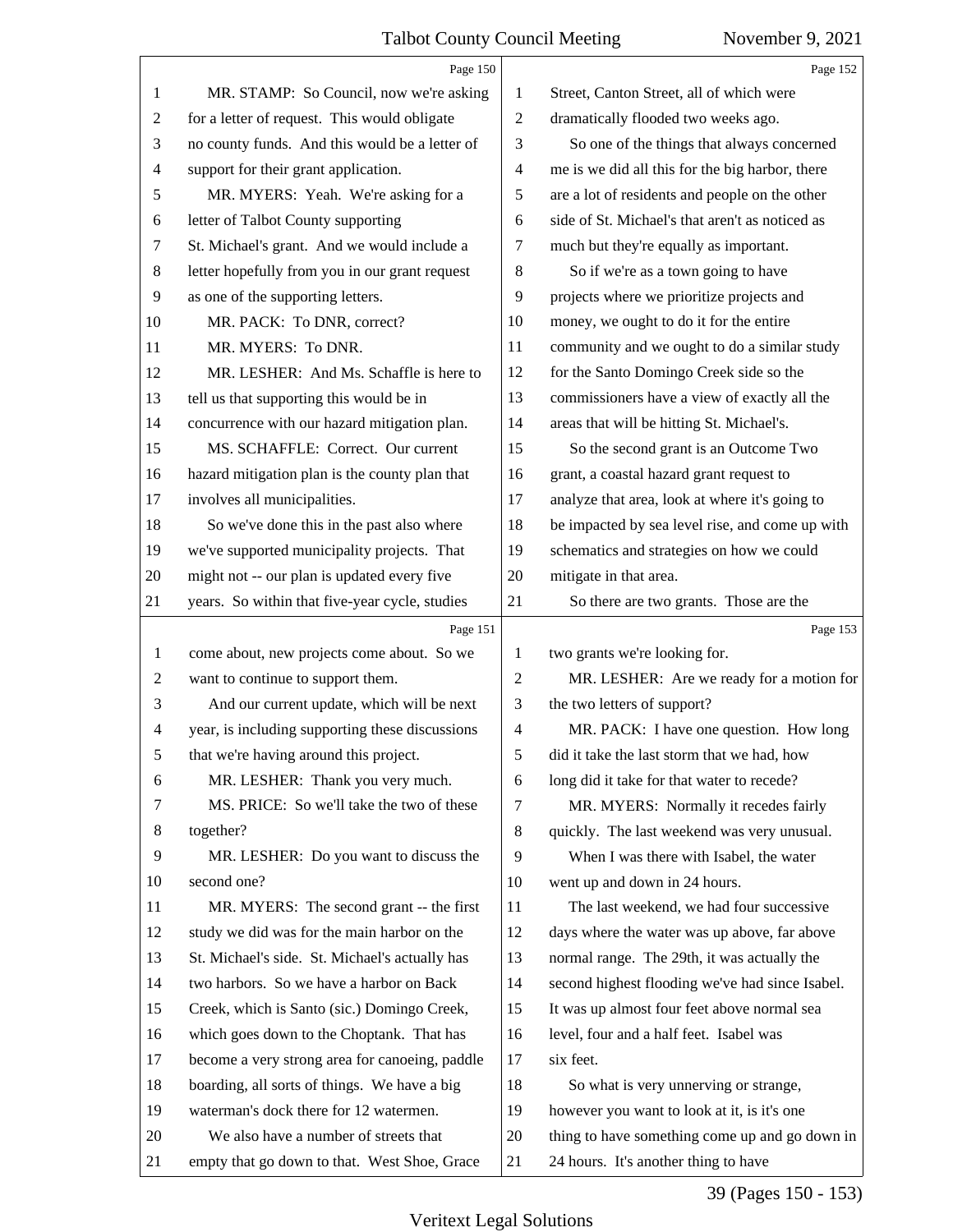MR. STAMP: So Council, now we're asking for a letter of request. This would obligate no county funds. And this would be a letter of support for their grant application.

MR. MYERS: Yeah. We're asking for a letter of Talbot County supporting St. Michael's grant. And we would include a letter hopefully from you in our grant request as one of the supporting letters.

MR. PACK: To DNR, correct?

MR. MYERS: To DNR.

MR. LESHER: And Ms. Schaffle is here to tell us that supporting this would be in concurrence with our hazard mitigation plan.

MS. SCHAFFLE: Correct. Our current hazard mitigation plan is the county plan that involves all municipalities.

So we've done this in the past also where we've supported municipality projects. That might not -- our plan is updated every five years. So within that five-year cycle, studies come about, new projects come about. So we want to continue to support them.

And our current update, which will be next year, is including supporting these discussions that we're having around this project.

MR. LESHER: Thank you very much.

MS. PRICE: So we'll take the two of these together?

MR. LESHER: Do you want to discuss the second one?

MR. MYERS: The second grant -- the first study we did was for the main harbor on the St. Michael's side. St. Michael's actually has two harbors. So we have a harbor on Back Creek, which is Santo (sic.) Domingo Creek, which goes down to the Choptank. That has become a very strong area for canoeing, paddle boarding, all sorts of things. We have a big waterman's dock there for 12 watermen.

We also have a number of streets that empty that go down to that. West Shoe, Grace Street, Canton Street, all of which were dramatically flooded two weeks ago.

So one of the things that always concerned me is we did all this for the big harbor, there are a lot of residents and people on the other side of St. Michael's that aren't as noticed as much but they're equally as important.

So if we're as a town going to have projects where we prioritize projects and money, we ought to do it for the entire community and we ought to do a similar study for the Santo Domingo Creek side so the commissioners have a view of exactly all the areas that will be hitting St. Michael's.

So the second grant is an Outcome Two grant, a coastal hazard grant request to analyze that area, look at where it's going to be impacted by sea level rise, and come up with schematics and strategies on how we could mitigate in that area.

So there are two grants. Those are the two grants we're looking for.

MR. LESHER: Are we ready for a motion for the two letters of support?

MR. PACK: I have one question. How long did it take the last storm that we had, how long did it take for that water to recede?

MR. MYERS: Normally it recedes fairly quickly. The last weekend was very unusual.

When I was there with Isabel, the water went up and down in 24 hours.

The last weekend, we had four successive days where the water was up above, far above normal range. The 29th, it was actually the second highest flooding we've had since Isabel. It was up almost four feet above normal sea level, four and a half feet. Isabel was six feet.

So what is very unnerving or strange, however you want to look at it, is it's one thing to have something come up and go down in 24 hours. It's another thing to have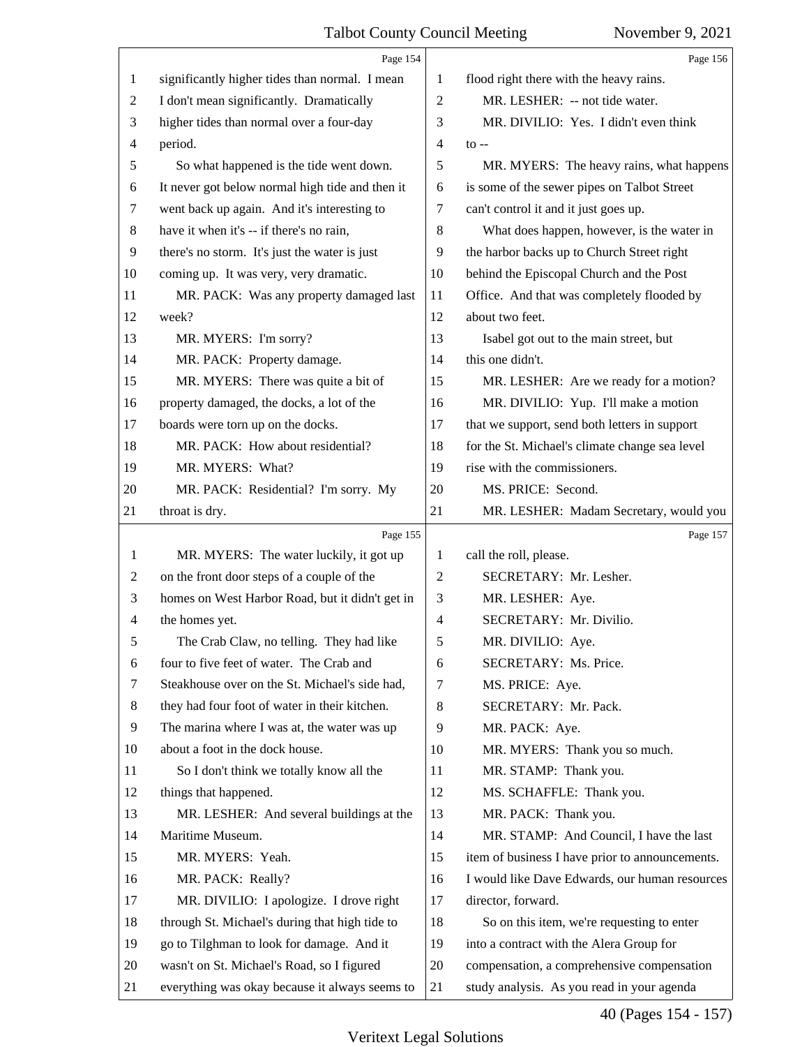Page 154

significantly higher tides than normal. I mean I don't mean significantly. Dramatically higher tides than normal over a four-day period.

So what happened is the tide went down. It never got below normal high tide and then it went back up again. And it's interesting to have it when it's -- if there's no rain, there's no storm. It's just the water is just coming up. It was very, very dramatic.

MR. PACK: Was any property damaged last week?

MR. MYERS: I'm sorry?

MR. PACK: Property damage.

MR. MYERS: There was quite a bit of property damaged, the docks, a lot of the boards were torn up on the docks.

MR. PACK: How about residential?

MR. MYERS: What?

MR. PACK: Residential? I'm sorry. My throat is dry.

Page 155

MR. MYERS: The water luckily, it got up on the front door steps of a couple of the homes on West Harbor Road, but it didn't get in the homes yet.

The Crab Claw, no telling. They had like four to five feet of water. The Crab and Steakhouse over on the St. Michael's side had, they had four foot of water in their kitchen. The marina where I was at, the water was up about a foot in the dock house.

So I don't think we totally know all the things that happened.

MR. LESHER: And several buildings at the Maritime Museum.

MR. MYERS: Yeah.

MR. PACK: Really?

MR. DIVILIO: I apologize. I drove right through St. Michael's during that high tide to go to Tilghman to look for damage. And it wasn't on St. Michael's Road, so I figured everything was okay because it always seems to

Page 156

flood right there with the heavy rains.

MR. LESHER: -- not tide water.

MR. DIVILIO: Yes. I didn't even think to --

MR. MYERS: The heavy rains, what happens is some of the sewer pipes on Talbot Street can't control it and it just goes up.

What does happen, however, is the water in the harbor backs up to Church Street right behind the Episcopal Church and the Post Office. And that was completely flooded by about two feet.

Isabel got out to the main street, but this one didn't.

MR. LESHER: Are we ready for a motion?

MR. DIVILIO: Yup. I'll make a motion that we support, send both letters in support for the St. Michael's climate change sea level rise with the commissioners.

MS. PRICE: Second.

MR. LESHER: Madam Secretary, would you

Page 157

call the roll, please.

SECRETARY: Mr. Lesher.

MR. LESHER: Aye.

SECRETARY: Mr. Divilio.

MR. DIVILIO: Aye.

SECRETARY: Ms. Price.

MS. PRICE: Aye.

SECRETARY: Mr. Pack.

MR. PACK: Aye.

MR. MYERS: Thank you so much.

MR. STAMP: Thank you.

MS. SCHAFFLE: Thank you.

MR. PACK: Thank you.

MR. STAMP: And Council, I have the last item of business I have prior to announcements. I would like Dave Edwards, our human resources director, forward.

So on this item, we're requesting to enter into a contract with the Alera Group for compensation, a comprehensive compensation study analysis. As you read in your agenda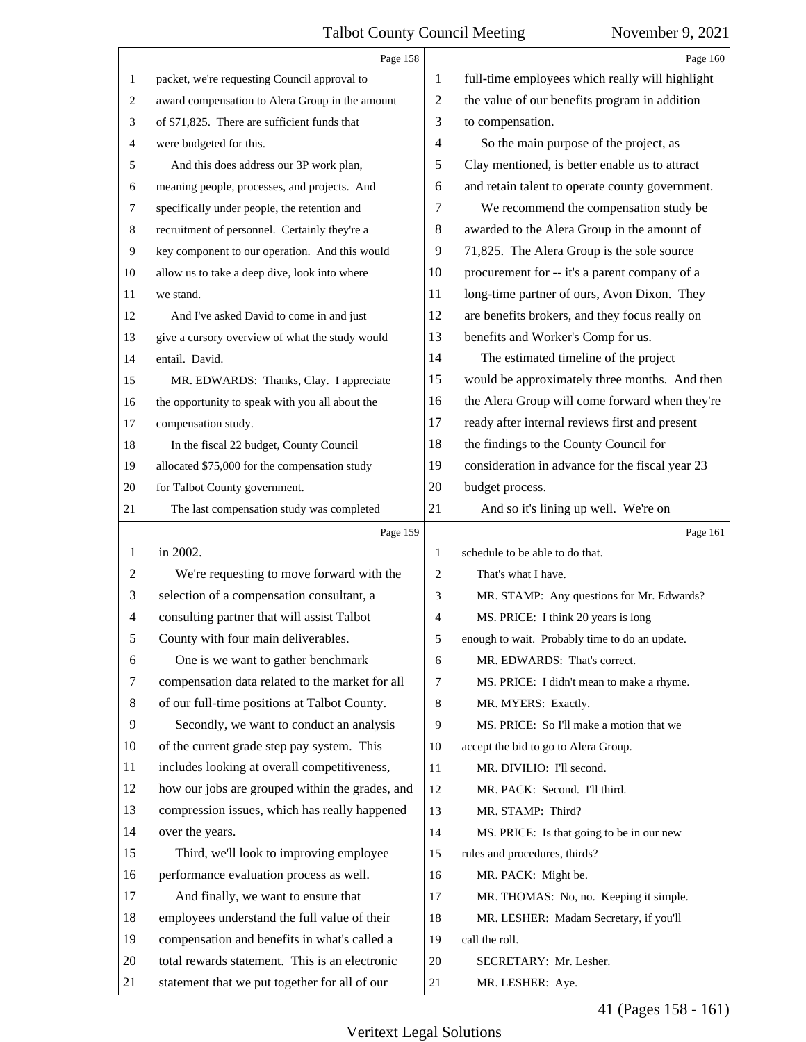packet, we're requesting Council approval to award compensation to Alera Group in the amount of $71,825. There are sufficient funds that were budgeted for this.

And this does address our 3P work plan, meaning people, processes, and projects. And specifically under people, the retention and recruitment of personnel. Certainly they're a key component to our operation. And this would allow us to take a deep dive, look into where we stand.

And I've asked David to come in and just give a cursory overview of what the study would entail. David.

MR. EDWARDS: Thanks, Clay. I appreciate the opportunity to speak with you all about the compensation study.

In the fiscal 22 budget, County Council allocated $75,000 for the compensation study for Talbot County government.

The last compensation study was completed in 2002.

We're requesting to move forward with the selection of a compensation consultant, a consulting partner that will assist Talbot County with four main deliverables.

One is we want to gather benchmark compensation data related to the market for all of our full-time positions at Talbot County.

Secondly, we want to conduct an analysis of the current grade step pay system. This includes looking at overall competitiveness, how our jobs are grouped within the grades, and compression issues, which has really happened over the years.

Third, we'll look to improving employee performance evaluation process as well.

And finally, we want to ensure that employees understand the full value of their compensation and benefits in what's called a total rewards statement. This is an electronic statement that we put together for all of our full-time employees which really will highlight the value of our benefits program in addition to compensation.

So the main purpose of the project, as Clay mentioned, is better enable us to attract and retain talent to operate county government.

We recommend the compensation study be awarded to the Alera Group in the amount of 71,825. The Alera Group is the sole source procurement for -- it's a parent company of a long-time partner of ours, Avon Dixon. They are benefits brokers, and they focus really on benefits and Worker's Comp for us.

The estimated timeline of the project would be approximately three months. And then the Alera Group will come forward when they're ready after internal reviews first and present the findings to the County Council for consideration in advance for the fiscal year 23 budget process.

And so it's lining up well. We're on schedule to be able to do that.

That's what I have.

MR. STAMP: Any questions for Mr. Edwards?

MS. PRICE: I think 20 years is long enough to wait. Probably time to do an update.

MR. EDWARDS: That's correct.

MS. PRICE: I didn't mean to make a rhyme.

MR. MYERS: Exactly.

MS. PRICE: So I'll make a motion that we accept the bid to go to Alera Group.

MR. DIVILIO: I'll second.

MR. PACK: Second. I'll third.

MR. STAMP: Third?

MS. PRICE: Is that going to be in our new rules and procedures, thirds?

MR. PACK: Might be.

MR. THOMAS: No, no. Keeping it simple.

MR. LESHER: Madam Secretary, if you'll call the roll.

SECRETARY: Mr. Lesher.

MR. LESHER: Aye.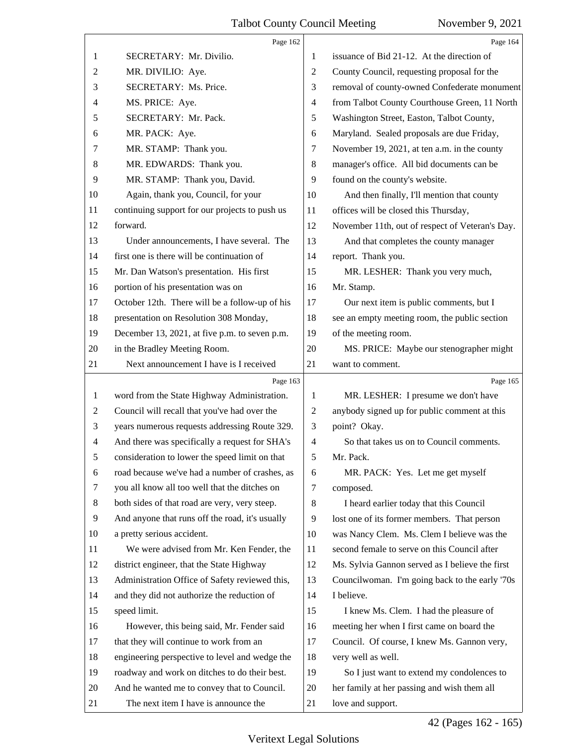SECRETARY: Mr. Divilio.

MR. DIVILIO: Aye.

SECRETARY: Ms. Price.

MS. PRICE: Aye.

SECRETARY: Mr. Pack.

MR. PACK: Aye.

MR. STAMP: Thank you.

MR. EDWARDS: Thank you.

MR. STAMP: Thank you, David.

Again, thank you, Council, for your continuing support for our projects to push us forward.

Under announcements, I have several. The first one is there will be continuation of Mr. Dan Watson's presentation. His first portion of his presentation was on October 12th. There will be a follow-up of his presentation on Resolution 308 Monday, December 13, 2021, at five p.m. to seven p.m. in the Bradley Meeting Room.

Next announcement I have is I received word from the State Highway Administration. Council will recall that you've had over the years numerous requests addressing Route 329. And there was specifically a request for SHA's consideration to lower the speed limit on that road because we've had a number of crashes, as you all know all too well that the ditches on both sides of that road are very, very steep. And anyone that runs off the road, it's usually a pretty serious accident.

We were advised from Mr. Ken Fender, the district engineer, that the State Highway Administration Office of Safety reviewed this, and they did not authorize the reduction of speed limit.

However, this being said, Mr. Fender said that they will continue to work from an engineering perspective to level and wedge the roadway and work on ditches to do their best. And he wanted me to convey that to Council.

The next item I have is announce the issuance of Bid 21-12. At the direction of County Council, requesting proposal for the removal of county-owned Confederate monument from Talbot County Courthouse Green, 11 North Washington Street, Easton, Talbot County, Maryland. Sealed proposals are due Friday, November 19, 2021, at ten a.m. in the county manager's office. All bid documents can be found on the county's website.

And then finally, I'll mention that county offices will be closed this Thursday, November 11th, out of respect of Veteran's Day.

And that completes the county manager report. Thank you.

MR. LESHER: Thank you very much, Mr. Stamp.

Our next item is public comments, but I see an empty meeting room, the public section of the meeting room.

MS. PRICE: Maybe our stenographer might want to comment.

MR. LESHER: I presume we don't have anybody signed up for public comment at this point? Okay.

So that takes us on to Council comments. Mr. Pack.

MR. PACK: Yes. Let me get myself composed.

I heard earlier today that this Council lost one of its former members. That person was Nancy Clem. Ms. Clem I believe was the second female to serve on this Council after Ms. Sylvia Gannon served as I believe the first Councilwoman. I'm going back to the early '70s I believe.

I knew Ms. Clem. I had the pleasure of meeting her when I first came on board the Council. Of course, I knew Ms. Gannon very, very well as well.

So I just want to extend my condolences to her family at her passing and wish them all love and support.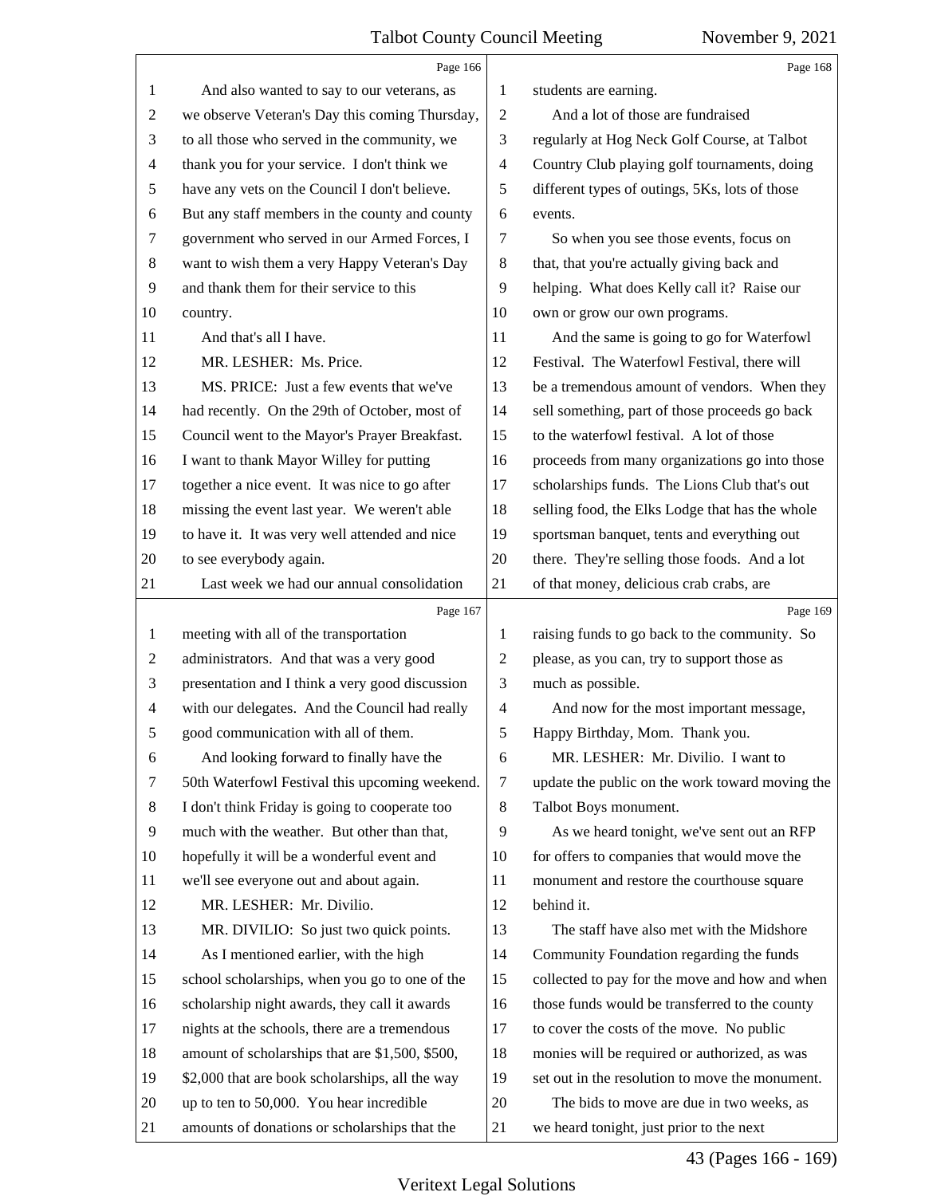Page 166

And also wanted to say to our veterans, as we observe Veteran's Day this coming Thursday, to all those who served in the community, we thank you for your service. I don't think we have any vets on the Council I don't believe. But any staff members in the county and county government who served in our Armed Forces, I want to wish them a very Happy Veteran's Day and thank them for their service to this country.

And that's all I have.

MR. LESHER: Ms. Price.

MS. PRICE: Just a few events that we've had recently. On the 29th of October, most of Council went to the Mayor's Prayer Breakfast. I want to thank Mayor Willey for putting together a nice event. It was nice to go after missing the event last year. We weren't able to have it. It was very well attended and nice to see everybody again.

Last week we had our annual consolidation

Page 167

meeting with all of the transportation administrators. And that was a very good presentation and I think a very good discussion with our delegates. And the Council had really good communication with all of them.

And looking forward to finally have the 50th Waterfowl Festival this upcoming weekend. I don't think Friday is going to cooperate too much with the weather. But other than that, hopefully it will be a wonderful event and we'll see everyone out and about again.

MR. LESHER: Mr. Divilio.

MR. DIVILIO: So just two quick points.

As I mentioned earlier, with the high school scholarships, when you go to one of the scholarship night awards, they call it awards nights at the schools, there are a tremendous amount of scholarships that are $1,500, $500, $2,000 that are book scholarships, all the way up to ten to 50,000. You hear incredible amounts of donations or scholarships that the

Page 168

students are earning.

And a lot of those are fundraised regularly at Hog Neck Golf Course, at Talbot Country Club playing golf tournaments, doing different types of outings, 5Ks, lots of those events.

So when you see those events, focus on that, that you're actually giving back and helping. What does Kelly call it? Raise our own or grow our own programs.

And the same is going to go for Waterfowl Festival. The Waterfowl Festival, there will be a tremendous amount of vendors. When they sell something, part of those proceeds go back to the waterfowl festival. A lot of those proceeds from many organizations go into those scholarships funds. The Lions Club that's out selling food, the Elks Lodge that has the whole sportsman banquet, tents and everything out there. They're selling those foods. And a lot of that money, delicious crab crabs, are

Page 169

raising funds to go back to the community. So please, as you can, try to support those as much as possible.

And now for the most important message, Happy Birthday, Mom. Thank you.

MR. LESHER: Mr. Divilio. I want to update the public on the work toward moving the Talbot Boys monument.

As we heard tonight, we've sent out an RFP for offers to companies that would move the monument and restore the courthouse square behind it.

The staff have also met with the Midshore Community Foundation regarding the funds collected to pay for the move and how and when those funds would be transferred to the county to cover the costs of the move. No public monies will be required or authorized, as was set out in the resolution to move the monument.

The bids to move are due in two weeks, as we heard tonight, just prior to the next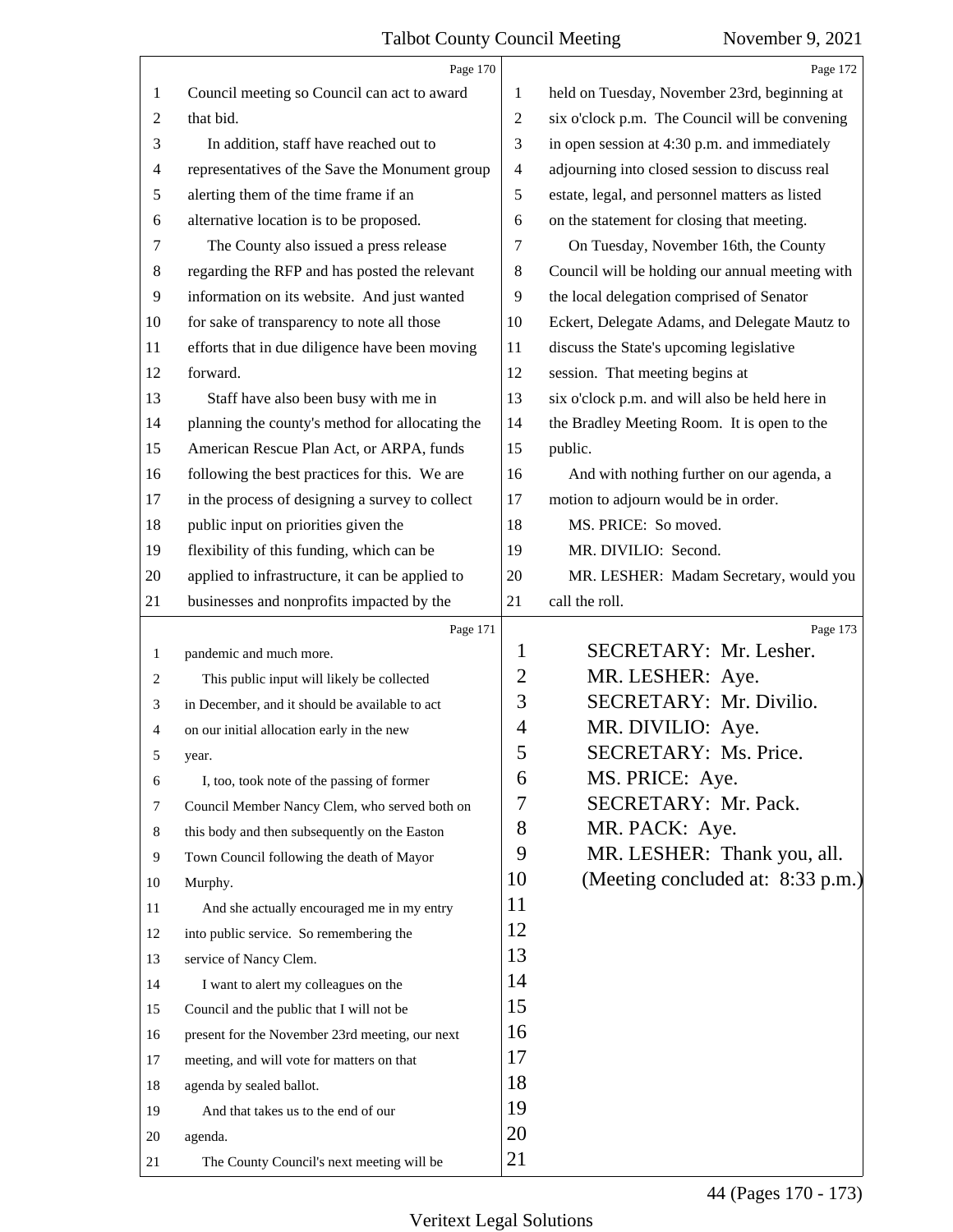Council meeting so Council can act to award that bid.

In addition, staff have reached out to representatives of the Save the Monument group alerting them of the time frame if an alternative location is to be proposed.

The County also issued a press release regarding the RFP and has posted the relevant information on its website. And just wanted for sake of transparency to note all those efforts that in due diligence have been moving forward.

Staff have also been busy with me in planning the county's method for allocating the American Rescue Plan Act, or ARPA, funds following the best practices for this. We are in the process of designing a survey to collect public input on priorities given the flexibility of this funding, which can be applied to infrastructure, it can be applied to businesses and nonprofits impacted by the pandemic and much more.

This public input will likely be collected in December, and it should be available to act on our initial allocation early in the new year.

I, too, took note of the passing of former Council Member Nancy Clem, who served both on this body and then subsequently on the Easton Town Council following the death of Mayor Murphy.

And she actually encouraged me in my entry into public service. So remembering the service of Nancy Clem.

I want to alert my colleagues on the Council and the public that I will not be present for the November 23rd meeting, our next meeting, and will vote for matters on that agenda by sealed ballot.

And that takes us to the end of our agenda.

The County Council's next meeting will be held on Tuesday, November 23rd, beginning at six o'clock p.m. The Council will be convening in open session at 4:30 p.m. and immediately adjourning into closed session to discuss real estate, legal, and personnel matters as listed on the statement for closing that meeting.

On Tuesday, November 16th, the County Council will be holding our annual meeting with the local delegation comprised of Senator Eckert, Delegate Adams, and Delegate Mautz to discuss the State's upcoming legislative session. That meeting begins at six o'clock p.m. and will also be held here in the Bradley Meeting Room. It is open to the public.

And with nothing further on our agenda, a motion to adjourn would be in order.

MS. PRICE: So moved.

MR. DIVILIO: Second.

MR. LESHER: Madam Secretary, would you call the roll.

SECRETARY: Mr. Lesher.

MR. LESHER: Aye.

SECRETARY: Mr. Divilio.

MR. DIVILIO: Aye.

SECRETARY: Ms. Price.

MS. PRICE: Aye.

SECRETARY: Mr. Pack.

MR. PACK: Aye.

MR. LESHER: Thank you, all.

(Meeting concluded at: 8:33 p.m.)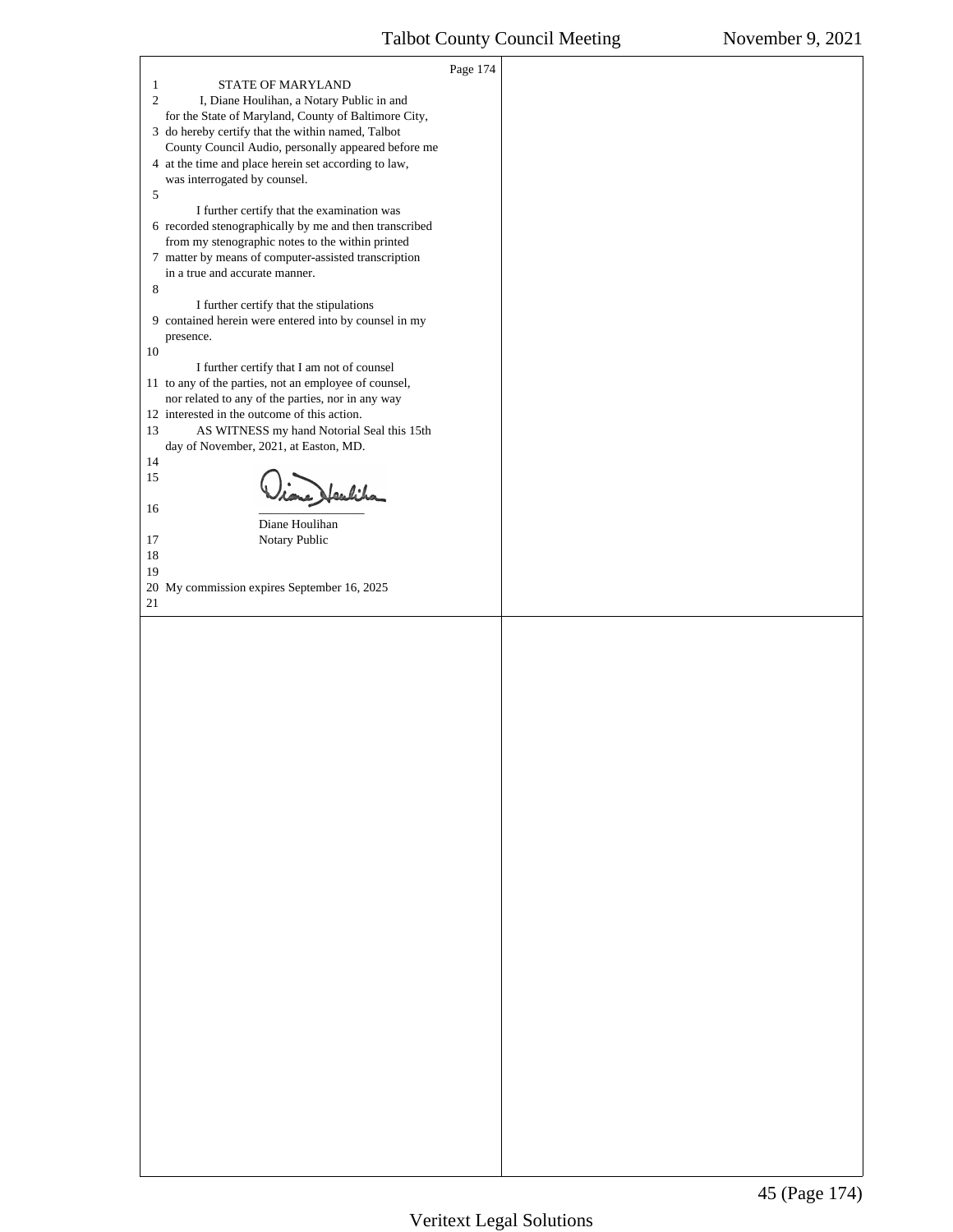STATE OF MARYLAND

I, Diane Houlihan, a Notary Public in and for the State of Maryland, County of Baltimore City, do hereby certify that the within named, Talbot County Council Audio, personally appeared before me at the time and place herein set according to law, was interrogated by counsel.

I further certify that the examination was recorded stenographically by me and then transcribed from my stenographic notes to the within printed matter by means of computer-assisted transcription in a true and accurate manner.

I further certify that the stipulations contained herein were entered into by counsel in my presence.

I further certify that I am not of counsel to any of the parties, not an employee of counsel, nor related to any of the parties, nor in any way interested in the outcome of this action.

AS WITNESS my hand Notorial Seal this 15th day of November, 2021, at Easton, MD.

Diane Houlihan

Notary Public

My commission expires September 16, 2025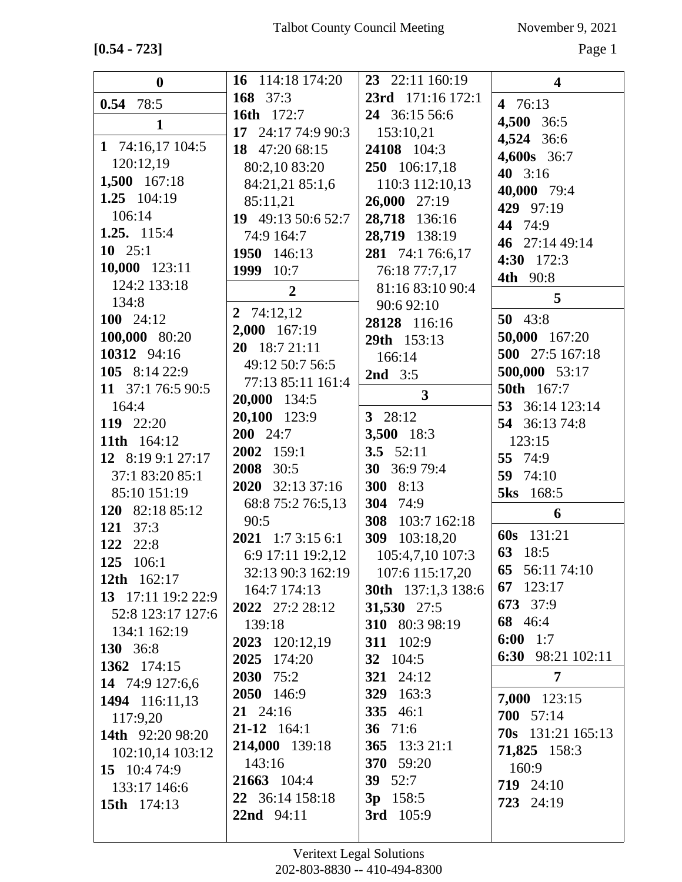**[0.54 - 723]**

**0**

**0.54** 78:5

**1**

**1** 74:16,17 104:5 120:12,19
**1,500** 167:18
**1.25** 104:19 106:14
**1.25.** 115:4
**10** 25:1
**10,000** 123:11 124:2 133:18 134:8
**100** 24:12
**100,000** 80:20
**10312** 94:16
**105** 8:14 22:9
**11** 37:1 76:5 90:5 164:4
**119** 22:20
**11th** 164:12
**12** 8:19 9:1 27:17 37:1 83:20 85:1 85:10 151:19
**120** 82:18 85:12
**121** 37:3
**122** 22:8
**125** 106:1
**12th** 162:17
**13** 17:11 19:2 22:9 52:8 123:17 127:6 134:1 162:19
**130** 36:8
**1362** 174:15
**14** 74:9 127:6,6
**1494** 116:11,13 117:9,20
**14th** 92:20 98:20 102:10,14 103:12
**15** 10:4 74:9 133:17 146:6
**15th** 174:13
**16** 114:18 174:20
**168** 37:3
**16th** 172:7
**17** 24:17 74:9 90:3
**18** 47:20 68:15 80:2,10 83:20 84:21,21 85:1,6 85:11,21
**19** 49:13 50:6 52:7 74:9 164:7
**1950** 146:13
**1999** 10:7

**2**

**2** 74:12,12
**2,000** 167:19
**20** 18:7 21:11 49:12 50:7 56:5 77:13 85:11 161:4
**20,000** 134:5
**20,100** 123:9
**200** 24:7
**2002** 159:1
**2008** 30:5
**2020** 32:13 37:16 68:8 75:2 76:5,13 90:5
**2021** 1:7 3:15 6:1 6:9 17:11 19:2,12 32:13 90:3 162:19 164:7 174:13
**2022** 27:2 28:12 139:18
**2023** 120:12,19
**2025** 174:20
**2030** 75:2
**2050** 146:9
**21** 24:16
**21-12** 164:1
**214,000** 139:18 143:16
**21663** 104:4
**22** 36:14 158:18
**22nd** 94:11
**23** 22:11 160:19
**23rd** 171:16 172:1
**24** 36:15 56:6 153:10,21
**24108** 104:3
**250** 106:17,18 110:3 112:10,13
**26,000** 27:19
**28,718** 136:16
**28,719** 138:19
**281** 74:1 76:6,17 76:18 77:7,17 81:16 83:10 90:4 90:6 92:10
**28128** 116:16
**29th** 153:13 166:14
**2nd** 3:5

**3**

**3** 28:12
**3,500** 18:3
**3.5** 52:11
**30** 36:9 79:4
**300** 8:13
**304** 74:9
**308** 103:7 162:18
**309** 103:18,20 105:4,7,10 107:3 107:6 115:17,20
**30th** 137:1,3 138:6
**31,530** 27:5
**310** 80:3 98:19
**311** 102:9
**32** 104:5
**321** 24:12
**329** 163:3
**335** 46:1
**36** 71:6
**365** 13:3 21:1
**370** 59:20
**39** 52:7
**3p** 158:5
**3rd** 105:9

**4**

**4** 76:13
**4,500** 36:5
**4,524** 36:6
**4,600s** 36:7
**40** 3:16
**40,000** 79:4
**429** 97:19
**44** 74:9
**46** 27:14 49:14
**4:30** 172:3
**4th** 90:8

**5**

**50** 43:8
**50,000** 167:20
**500** 27:5 167:18
**500,000** 53:17
**50th** 167:7
**53** 36:14 123:14
**54** 36:13 74:8 123:15
**55** 74:9
**59** 74:10
**5ks** 168:5

**6**

**60s** 131:21
**63** 18:5
**65** 56:11 74:10
**67** 123:17
**673** 37:9
**68** 46:4
**6:00** 1:7
**6:30** 98:21 102:11

**7**

**7,000** 123:15
**700** 57:14
**70s** 131:21 165:13
**71,825** 158:3 160:9
**719** 24:10
**723** 24:19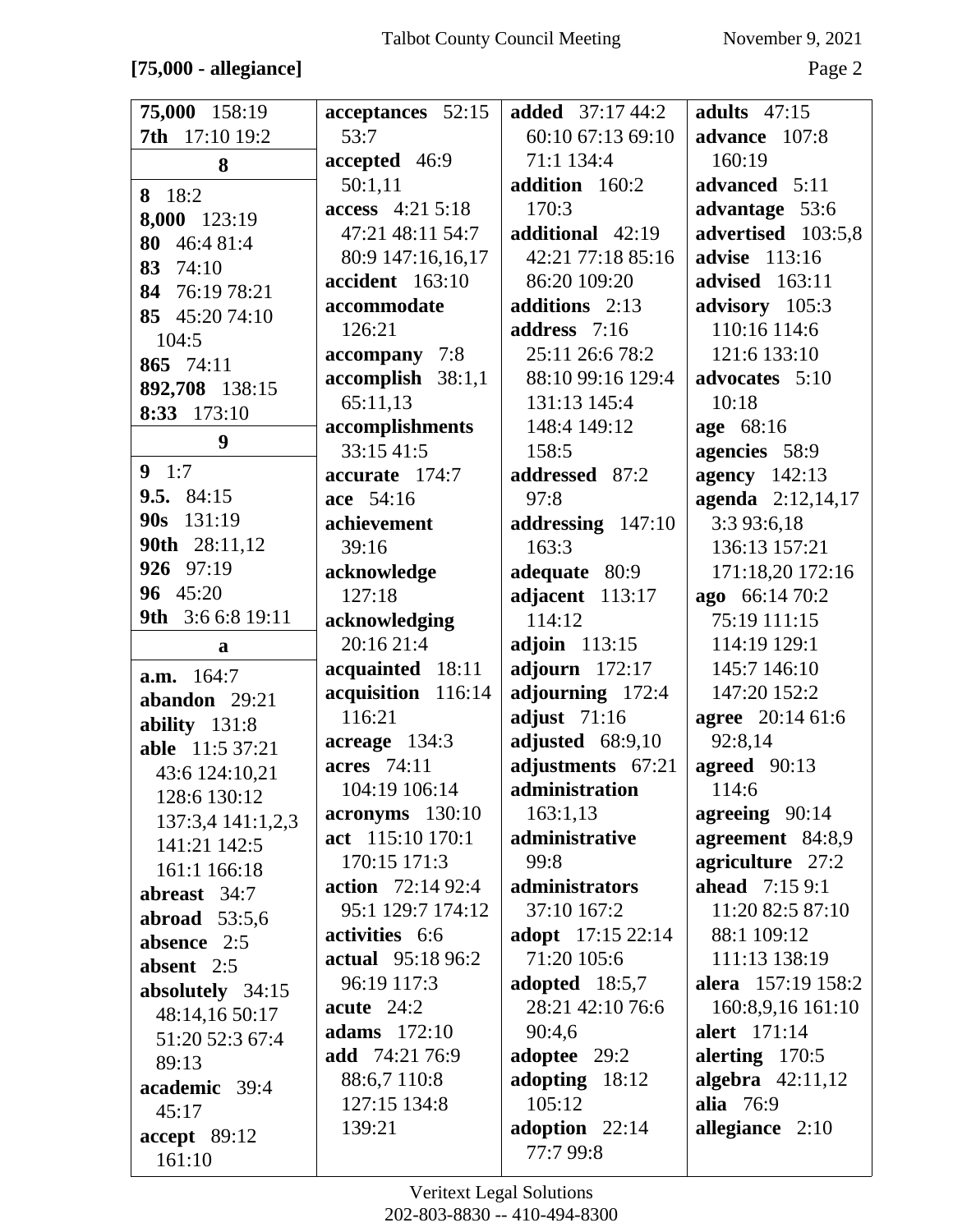**[75,000 - allegiance]**

**75,000** 158:19
**7th** 17:10 19:2

**8**

**8** 18:2
**8,000** 123:19
**80** 46:4 81:4
**83** 74:10
**84** 76:19 78:21
**85** 45:20 74:10 104:5
**865** 74:11
**892,708** 138:15
**8:33** 173:10

**9**

**9** 1:7
**9.5.** 84:15
**90s** 131:19
**90th** 28:11,12
**926** 97:19
**96** 45:20
**9th** 3:6 6:8 19:11

**a**

**a.m.** 164:7
**abandon** 29:21
**ability** 131:8
**able** 11:5 37:21 43:6 124:10,21 128:6 130:12 137:3,4 141:1,2,3 141:21 142:5 161:1 166:18
**abreast** 34:7
**abroad** 53:5,6
**absence** 2:5
**absent** 2:5
**absolutely** 34:15 48:14,16 50:17 51:20 52:3 67:4 89:13
**academic** 39:4 45:17
**accept** 89:12 161:10
**acceptances** 52:15 53:7
**accepted** 46:9 50:1,11
**access** 4:21 5:18 47:21 48:11 54:7 80:9 147:16,16,17
**accident** 163:10
**accommodate** 126:21
**accompany** 7:8
**accomplish** 38:1,1 65:11,13
**accomplishments** 33:15 41:5
**accurate** 174:7
**ace** 54:16
**achievement** 39:16
**acknowledge** 127:18
**acknowledging** 20:16 21:4
**acquainted** 18:11
**acquisition** 116:14 116:21
**acreage** 134:3
**acres** 74:11 104:19 106:14
**acronyms** 130:10
**act** 115:10 170:1 170:15 171:3
**action** 72:14 92:4 95:1 129:7 174:12
**activities** 6:6
**actual** 95:18 96:2 96:19 117:3
**acute** 24:2
**adams** 172:10
**add** 74:21 76:9 88:6,7 110:8 127:15 134:8 139:21
**added** 37:17 44:2 60:10 67:13 69:10 71:1 134:4
**addition** 160:2 170:3
**additional** 42:19 42:21 77:18 85:16 86:20 109:20
**additions** 2:13
**address** 7:16 25:11 26:6 78:2 88:10 99:16 129:4 131:13 145:4 148:4 149:12 158:5
**addressed** 87:2 97:8
**addressing** 147:10 163:3
**adequate** 80:9
**adjacent** 113:17 114:12
**adjoin** 113:15
**adjourn** 172:17
**adjourning** 172:4
**adjust** 71:16
**adjusted** 68:9,10
**adjustments** 67:21
**administration** 163:1,13
**administrative** 99:8
**administrators** 37:10 167:2
**adopt** 17:15 22:14 71:20 105:6
**adopted** 18:5,7 28:21 42:10 76:6 90:4,6
**adoptee** 29:2
**adopting** 18:12 105:12
**adoption** 22:14 77:7 99:8
**adults** 47:15
**advance** 107:8 160:19
**advanced** 5:11
**advantage** 53:6
**advertised** 103:5,8
**advise** 113:16
**advised** 163:11
**advisory** 105:3 110:16 114:6 121:6 133:10
**advocates** 5:10 10:18
**age** 68:16
**agencies** 58:9
**agency** 142:13
**agenda** 2:12,14,17 3:3 93:6,18 136:13 157:21 171:18,20 172:16
**ago** 66:14 70:2 75:19 111:15 114:19 129:1 145:7 146:10 147:20 152:2
**agree** 20:14 61:6 92:8,14
**agreed** 90:13 114:6
**agreeing** 90:14
**agreement** 84:8,9
**agriculture** 27:2
**ahead** 7:15 9:1 11:20 82:5 87:10 88:1 109:12 111:13 138:19
**alera** 157:19 158:2 160:8,9,16 161:10
**alert** 171:14
**alerting** 170:5
**algebra** 42:11,12
**alia** 76:9
**allegiance** 2:10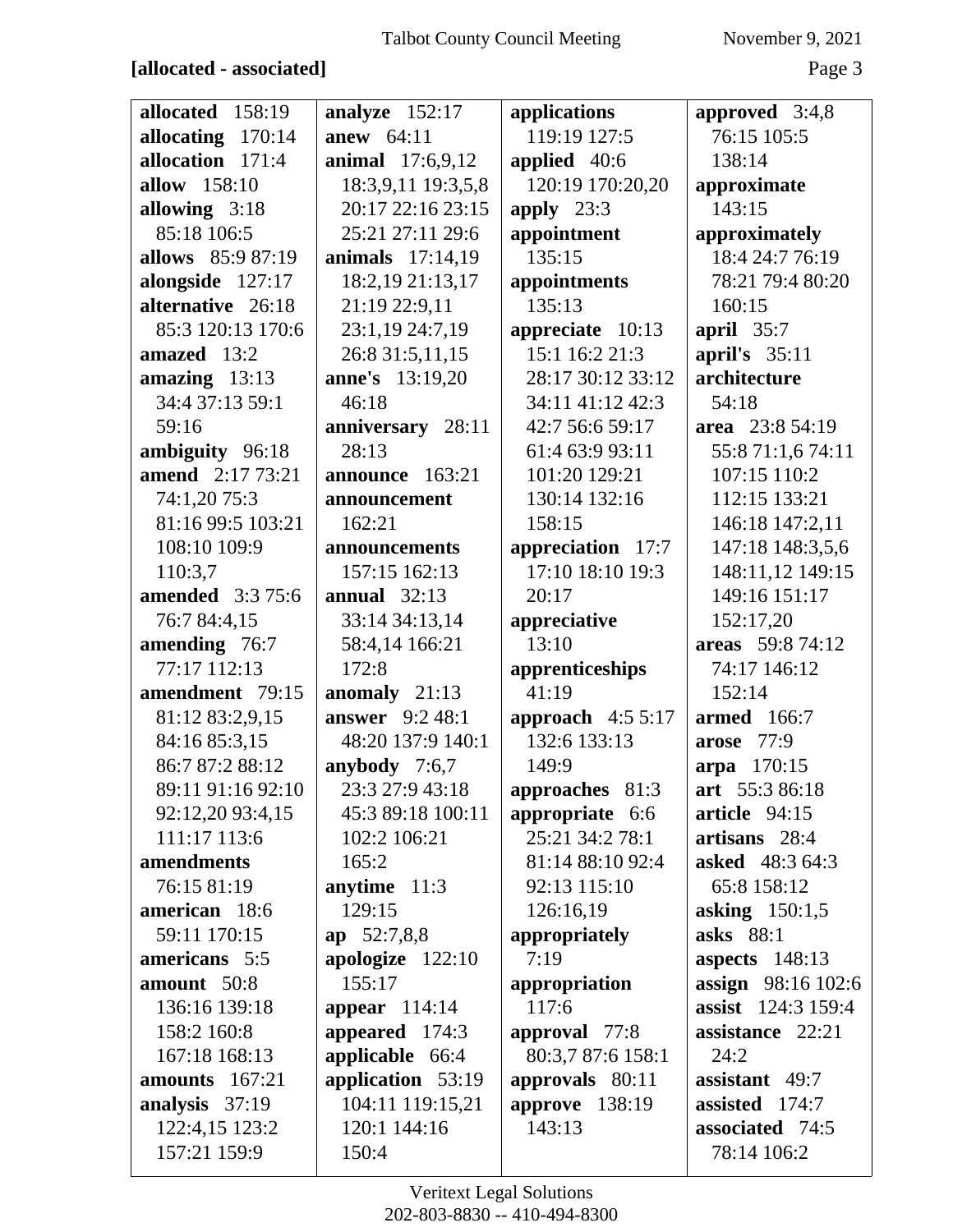**[allocated - associated]**

**allocated** 158:19
**allocating** 170:14
**allocation** 171:4
**allow** 158:10
**allowing** 3:18 85:18 106:5
**allows** 85:9 87:19
**alongside** 127:17
**alternative** 26:18 85:3 120:13 170:6
**amazed** 13:2
**amazing** 13:13 34:4 37:13 59:1 59:16
**ambiguity** 96:18
**amend** 2:17 73:21 74:1,20 75:3 81:16 99:5 103:21 108:10 109:9 110:3,7
**amended** 3:3 75:6 76:7 84:4,15
**amending** 76:7 77:17 112:13
**amendment** 79:15 81:12 83:2,9,15 84:16 85:3,15 86:7 87:2 88:12 89:11 91:16 92:10 92:12,20 93:4,15 111:17 113:6
**amendments** 76:15 81:19
**american** 18:6 59:11 170:15
**americans** 5:5
**amount** 50:8 136:16 139:18 158:2 160:8 167:18 168:13
**amounts** 167:21
**analysis** 37:19 122:4,15 123:2 157:21 159:9

**analyze** 152:17
**anew** 64:11
**animal** 17:6,9,12 18:3,9,11 19:3,5,8 20:17 22:16 23:15 25:21 27:11 29:6
**animals** 17:14,19 18:2,19 21:13,17 21:19 22:9,11 23:1,19 24:7,19 26:8 31:5,11,15
**anne's** 13:19,20 46:18
**anniversary** 28:11 28:13
**announce** 163:21
**announcement** 162:21
**announcements** 157:15 162:13
**annual** 32:13 33:14 34:13,14 58:4,14 166:21 172:8
**anomaly** 21:13
**answer** 9:2 48:1 48:20 137:9 140:1
**anybody** 7:6,7 23:3 27:9 43:18 45:3 89:18 100:11 102:2 106:21 165:2
**anytime** 11:3 129:15
**ap** 52:7,8,8
**apologize** 122:10 155:17
**appear** 114:14
**appeared** 174:3
**applicable** 66:4
**application** 53:19 104:11 119:15,21 120:1 144:16 150:4

**applications** 119:19 127:5
**applied** 40:6 120:19 170:20,20
**apply** 23:3
**appointment** 135:15
**appointments** 135:13
**appreciate** 10:13 15:1 16:2 21:3 28:17 30:12 33:12 34:11 41:12 42:3 42:7 56:6 59:17 61:4 63:9 93:11 101:20 129:21 130:14 132:16 158:15
**appreciation** 17:7 17:10 18:10 19:3 20:17
**appreciative** 13:10
**apprenticeships** 41:19
**approach** 4:5 5:17 132:6 133:13 149:9
**approaches** 81:3
**appropriate** 6:6 25:21 34:2 78:1 81:14 88:10 92:4 92:13 115:10 126:16,19
**appropriately** 7:19
**appropriation** 117:6
**approval** 77:8 80:3,7 87:6 158:1
**approvals** 80:11
**approve** 138:19 143:13

**approved** 3:4,8 76:15 105:5 138:14
**approximate** 143:15
**approximately** 18:4 24:7 76:19 78:21 79:4 80:20 160:15
**april** 35:7
**april's** 35:11
**architecture** 54:18
**area** 23:8 54:19 55:8 71:1,6 74:11 107:15 110:2 112:15 133:21 146:18 147:2,11 147:18 148:3,5,6 148:11,12 149:15 149:16 151:17 152:17,20
**areas** 59:8 74:12 74:17 146:12 152:14
**armed** 166:7
**arose** 77:9
**arpa** 170:15
**art** 55:3 86:18
**article** 94:15
**artisans** 28:4
**asked** 48:3 64:3 65:8 158:12
**asking** 150:1,5
**asks** 88:1
**aspects** 148:13
**assign** 98:16 102:6
**assist** 124:3 159:4
**assistance** 22:21 24:2
**assistant** 49:7
**assisted** 174:7
**associated** 74:5 78:14 106:2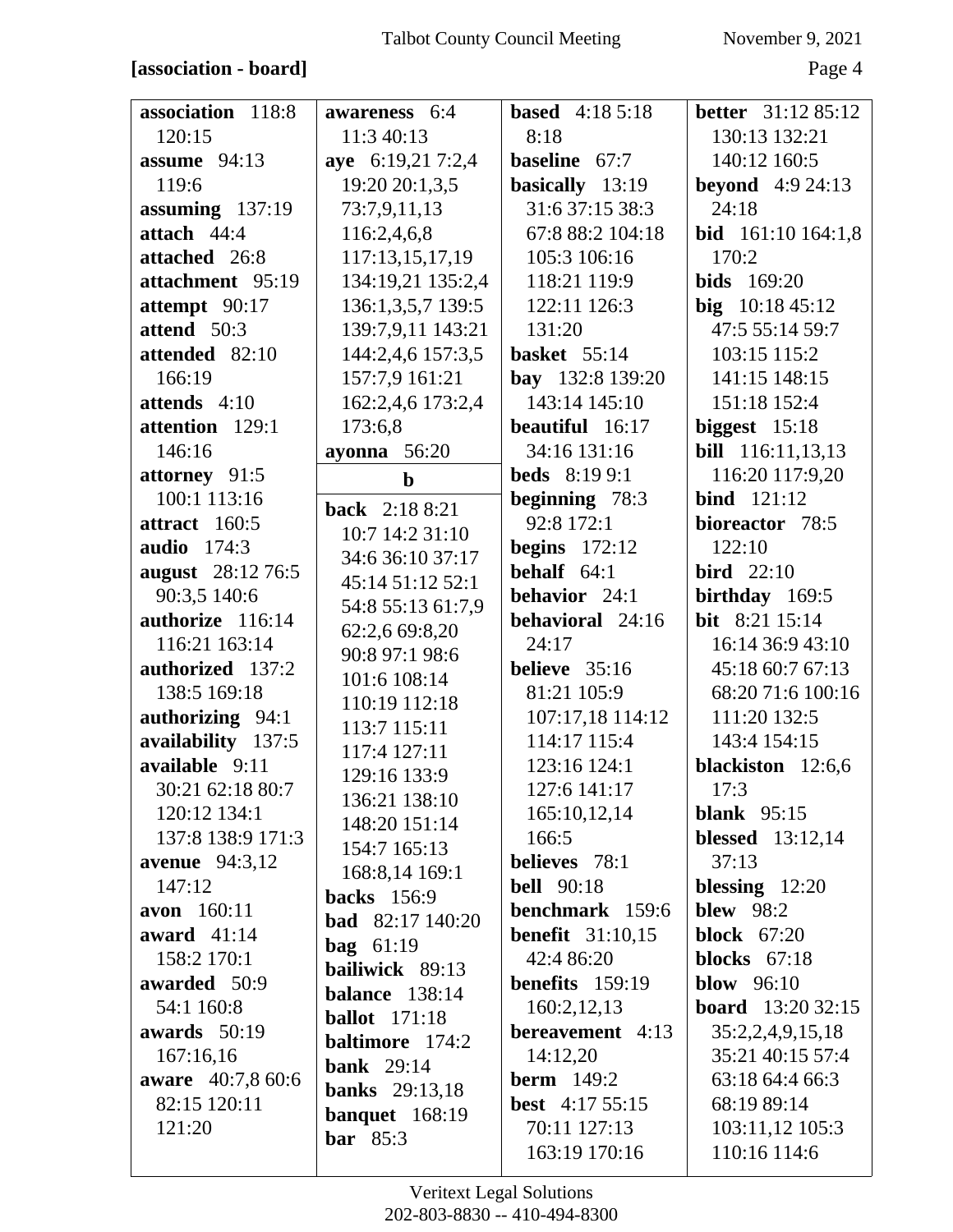**[association - board]**

**association** 118:8 120:15
**assume** 94:13 119:6
**assuming** 137:19
**attach** 44:4
**attached** 26:8
**attachment** 95:19
**attempt** 90:17
**attend** 50:3
**attended** 82:10 166:19
**attends** 4:10
**attention** 129:1 146:16
**attorney** 91:5 100:1 113:16
**attract** 160:5
**audio** 174:3
**august** 28:12 76:5 90:3,5 140:6
**authorize** 116:14 116:21 163:14
**authorized** 137:2 138:5 169:18
**authorizing** 94:1
**availability** 137:5
**available** 9:11 30:21 62:18 80:7 120:12 134:1 137:8 138:9 171:3
**avenue** 94:3,12 147:12
**avon** 160:11
**award** 41:14 158:2 170:1
**awarded** 50:9 54:1 160:8
**awards** 50:19 167:16,16
**aware** 40:7,8 60:6 82:15 120:11 121:20
**awareness** 6:4 11:3 40:13
**aye** 6:19,21 7:2,4 19:20 20:1,3,5 73:7,9,11,13 116:2,4,6,8 117:13,15,17,19 134:19,21 135:2,4 136:1,3,5,7 139:5 139:7,9,11 143:21 144:2,4,6 157:3,5 157:7,9 161:21 162:2,4,6 173:2,4 173:6,8
**ayonna** 56:20

## b

**back** 2:18 8:21 10:7 14:2 31:10 34:6 36:10 37:17 45:14 51:12 52:1 54:8 55:13 61:7,9 62:2,6 69:8,20 90:8 97:1 98:6 101:6 108:14 110:19 112:18 113:7 115:11 117:4 127:11 129:16 133:9 136:21 138:10 148:20 151:14 154:7 165:13 168:8,14 169:1
**backs** 156:9
**bad** 82:17 140:20
**bag** 61:19
**bailiwick** 89:13
**balance** 138:14
**ballot** 171:18
**baltimore** 174:2
**bank** 29:14
**banks** 29:13,18
**banquet** 168:19
**bar** 85:3
**based** 4:18 5:18 8:18
**baseline** 67:7
**basically** 13:19 31:6 37:15 38:3 67:8 88:2 104:18 105:3 106:16 118:21 119:9 122:11 126:3 131:20
**basket** 55:14
**bay** 132:8 139:20 143:14 145:10
**beautiful** 16:17 34:16 131:16
**beds** 8:19 9:1
**beginning** 78:3 92:8 172:1
**begins** 172:12
**behalf** 64:1
**behavior** 24:1
**behavioral** 24:16 24:17
**believe** 35:16 81:21 105:9 107:17,18 114:12 114:17 115:4 123:16 124:1 127:6 141:17 165:10,12,14 166:5
**believes** 78:1
**bell** 90:18
**benchmark** 159:6
**benefit** 31:10,15 42:4 86:20
**benefits** 159:19 160:2,12,13
**bereavement** 4:13 14:12,20
**berm** 149:2
**best** 4:17 55:15 70:11 127:13 163:19 170:16
**better** 31:12 85:12 130:13 132:21 140:12 160:5
**beyond** 4:9 24:13 24:18
**bid** 161:10 164:1,8 170:2
**bids** 169:20
**big** 10:18 45:12 47:5 55:14 59:7 103:15 115:2 141:15 148:15 151:18 152:4
**biggest** 15:18
**bill** 116:11,13,13 116:20 117:9,20
**bind** 121:12
**bioreactor** 78:5 122:10
**bird** 22:10
**birthday** 169:5
**bit** 8:21 15:14 16:14 36:9 43:10 45:18 60:7 67:13 68:20 71:6 100:16 111:20 132:5 143:4 154:15
**blackiston** 12:6,6 17:3
**blank** 95:15
**blessed** 13:12,14 37:13
**blessing** 12:20
**blew** 98:2
**block** 67:20
**blocks** 67:18
**blow** 96:10
**board** 13:20 32:15 35:2,2,4,9,15,18 35:21 40:15 57:4 63:18 64:4 66:3 68:19 89:14 103:11,12 105:3 110:16 114:6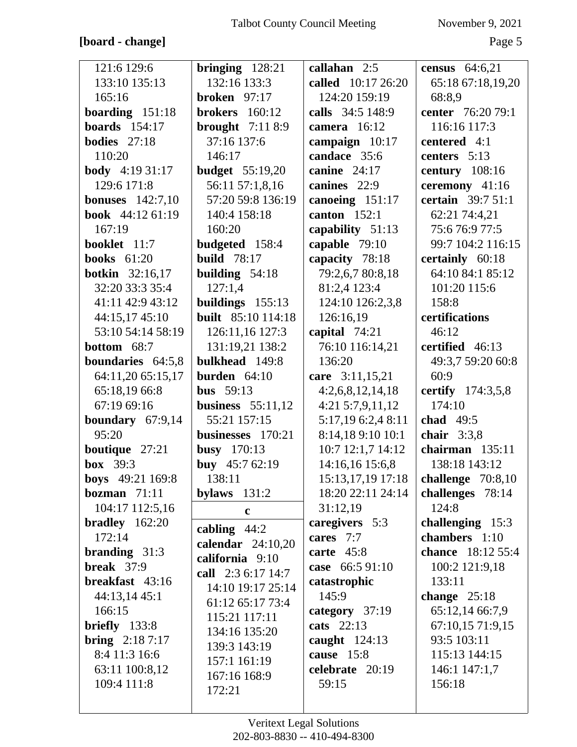**[board - change]**

121:6 129:6 133:10 135:13 165:16
**boarding** 151:18
**boards** 154:17
**bodies** 27:18 110:20
**body** 4:19 31:17 129:6 171:8
**bonuses** 142:7,10
**book** 44:12 61:19 167:19
**booklet** 11:7
**books** 61:20
**botkin** 32:16,17 32:20 33:3 35:4 41:11 42:9 43:12 44:15,17 45:10 53:10 54:14 58:19
**bottom** 68:7
**boundaries** 64:5,8 64:11,20 65:15,17 65:18,19 66:8 67:19 69:16
**boundary** 67:9,14 95:20
**boutique** 27:21
**box** 39:3
**boys** 49:21 169:8
**bozman** 71:11 104:17 112:5,16
**bradley** 162:20 172:14
**branding** 31:3
**break** 37:9
**breakfast** 43:16 44:13,14 45:1 166:15
**briefly** 133:8
**bring** 2:18 7:17 8:4 11:3 16:6 63:11 100:8,12 109:4 111:8
**bringing** 128:21 132:16 133:3
**broken** 97:17
**brokers** 160:12
**brought** 7:11 8:9 37:16 137:6 146:17
**budget** 55:19,20 56:11 57:1,8,16 57:20 59:8 136:19 140:4 158:18 160:20
**budgeted** 158:4
**build** 78:17
**building** 54:18 127:1,4
**buildings** 155:13
**built** 85:10 114:18 126:11,16 127:3 131:19,21 138:2
**bulkhead** 149:8
**burden** 64:10
**bus** 59:13
**business** 55:11,12 55:21 157:15
**businesses** 170:21
**busy** 170:13
**buy** 45:7 62:19 138:11
**bylaws** 131:2

**c**

**cabling** 44:2
**calendar** 24:10,20
**california** 9:10
**call** 2:3 6:17 14:7 14:10 19:17 25:14 61:12 65:17 73:4 115:21 117:11 134:16 135:20 139:3 143:19 157:1 161:19 167:16 168:9 172:21
**callahan** 2:5
**called** 10:17 26:20 124:20 159:19
**calls** 34:5 148:9
**camera** 16:12
**campaign** 10:17
**candace** 35:6
**canine** 24:17
**canines** 22:9
**canoeing** 151:17
**canton** 152:1
**capability** 51:13
**capable** 79:10
**capacity** 78:18 79:2,6,7 80:8,18 81:2,4 123:4 124:10 126:2,3,8 126:16,19
**capital** 74:21 76:10 116:14,21 136:20
**care** 3:11,15,21 4:2,6,8,12,14,18 4:21 5:7,9,11,12 5:17,19 6:2,4 8:11 8:14,18 9:10 10:1 10:7 12:1,7 14:12 14:16,16 15:6,8 15:13,17,19 17:18 18:20 22:11 24:14 31:12,19
**caregivers** 5:3
**cares** 7:7
**carte** 45:8
**case** 66:5 91:10
**catastrophic** 145:9
**category** 37:19
**cats** 22:13
**caught** 124:13
**cause** 15:8
**celebrate** 20:19 59:15
**census** 64:6,21 65:18 67:18,19,20 68:8,9
**center** 76:20 79:1 116:16 117:3
**centered** 4:1
**centers** 5:13
**century** 108:16
**ceremony** 41:16
**certain** 39:7 51:1 62:21 74:4,21 75:6 76:9 77:5 99:7 104:2 116:15
**certainly** 60:18 64:10 84:1 85:12 101:20 115:6 158:8
**certifications** 46:12
**certified** 46:13 49:3,7 59:20 60:8 60:9
**certify** 174:3,5,8 174:10
**chad** 49:5
**chair** 3:3,8
**chairman** 135:11 138:18 143:12
**challenge** 70:8,10
**challenges** 78:14 124:8
**challenging** 15:3
**chambers** 1:10
**chance** 18:12 55:4 100:2 121:9,18 133:11
**change** 25:18 65:12,14 66:7,9 67:10,15 71:9,15 93:5 103:11 115:13 144:15 146:1 147:1,7 156:18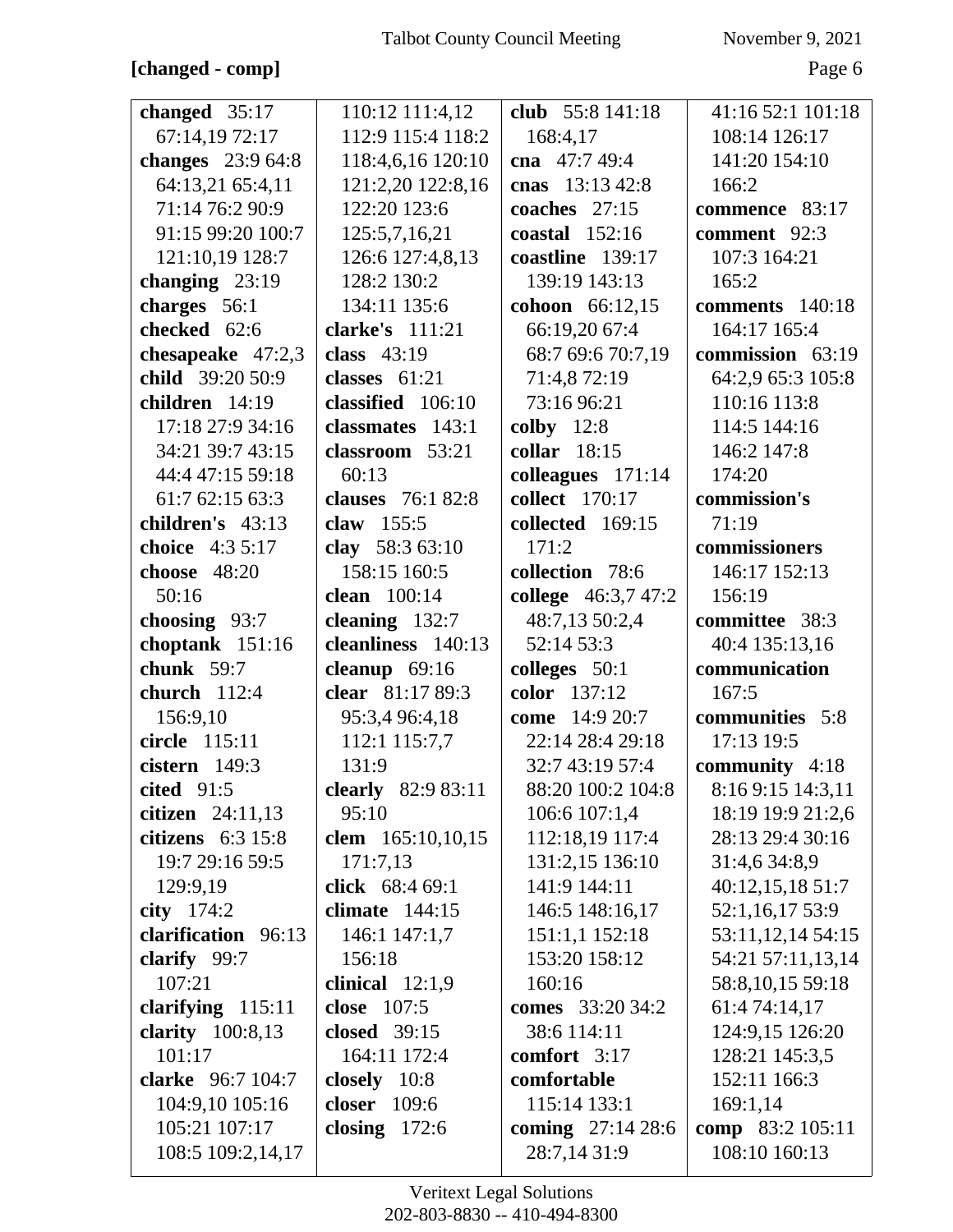**[changed - comp]**

**changed** 35:17 67:14,19 72:17
**changes** 23:9 64:8 64:13,21 65:4,11 71:14 76:2 90:9 91:15 99:20 100:7 121:10,19 128:7
**changing** 23:19
**charges** 56:1
**checked** 62:6
**chesapeake** 47:2,3
**child** 39:20 50:9
**children** 14:19 17:18 27:9 34:16 34:21 39:7 43:15 44:4 47:15 59:18 61:7 62:15 63:3
**children's** 43:13
**choice** 4:3 5:17
**choose** 48:20 50:16
**choosing** 93:7
**choptank** 151:16
**chunk** 59:7
**church** 112:4 156:9,10
**circle** 115:11
**cistern** 149:3
**cited** 91:5
**citizen** 24:11,13
**citizens** 6:3 15:8 19:7 29:16 59:5 129:9,19
**city** 174:2
**clarification** 96:13
**clarify** 99:7 107:21
**clarifying** 115:11
**clarity** 100:8,13 101:17
**clarke** 96:7 104:7 104:9,10 105:16 105:21 107:17 108:5 109:2,14,17 110:12 111:4,12 112:9 115:4 118:2 118:4,6,16 120:10 121:2,20 122:8,16 122:20 123:6 125:5,7,16,21 126:6 127:4,8,13 128:2 130:2 134:11 135:6
**clarke's** 111:21
**class** 43:19
**classes** 61:21
**classified** 106:10
**classmates** 143:1
**classroom** 53:21 60:13
**clauses** 76:1 82:8
**claw** 155:5
**clay** 58:3 63:10 158:15 160:5
**clean** 100:14
**cleaning** 132:7
**cleanliness** 140:13
**cleanup** 69:16
**clear** 81:17 89:3 95:3,4 96:4,18 112:1 115:7,7 131:9
**clearly** 82:9 83:11 95:10
**clem** 165:10,10,15 171:7,13
**click** 68:4 69:1
**climate** 144:15 146:1 147:1,7 156:18
**clinical** 12:1,9
**close** 107:5
**closed** 39:15 164:11 172:4
**closely** 10:8
**closer** 109:6
**closing** 172:6
**club** 55:8 141:18 168:4,17
**cna** 47:7 49:4
**cnas** 13:13 42:8
**coaches** 27:15
**coastal** 152:16
**coastline** 139:17 139:19 143:13
**cohoon** 66:12,15 66:19,20 67:4 68:7 69:6 70:7,19 71:4,8 72:19 73:16 96:21
**colby** 12:8
**collar** 18:15
**colleagues** 171:14
**collect** 170:17
**collected** 169:15 171:2
**collection** 78:6
**college** 46:3,7 47:2 48:7,13 50:2,4 52:14 53:3
**colleges** 50:1
**color** 137:12
**come** 14:9 20:7 22:14 28:4 29:18 32:7 43:19 57:4 88:20 100:2 104:8 106:6 107:1,4 112:18,19 117:4 131:2,15 136:10 141:9 144:11 146:5 148:16,17 151:1,1 152:18 153:20 158:12 160:16
**comes** 33:20 34:2 38:6 114:11
**comfort** 3:17
**comfortable** 115:14 133:1
**coming** 27:14 28:6 28:7,14 31:9 41:16 52:1 101:18 108:14 126:17 141:20 154:10 166:2
**commence** 83:17
**comment** 92:3 107:3 164:21 165:2
**comments** 140:18 164:17 165:4
**commission** 63:19 64:2,9 65:3 105:8 110:16 113:8 114:5 144:16 146:2 147:8 174:20
**commission's** 71:19
**commissioners** 146:17 152:13 156:19
**committee** 38:3 40:4 135:13,16
**communication** 167:5
**communities** 5:8 17:13 19:5
**community** 4:18 8:16 9:15 14:3,11 18:19 19:9 21:2,6 28:13 29:4 30:16 31:4,6 34:8,9 40:12,15,18 51:7 52:1,16,17 53:9 53:11,12,14 54:15 54:21 57:11,13,14 58:8,10,15 59:18 61:4 74:14,17 124:9,15 126:20 128:21 145:3,5 152:11 166:3 169:1,14
**comp** 83:2 105:11 108:10 160:13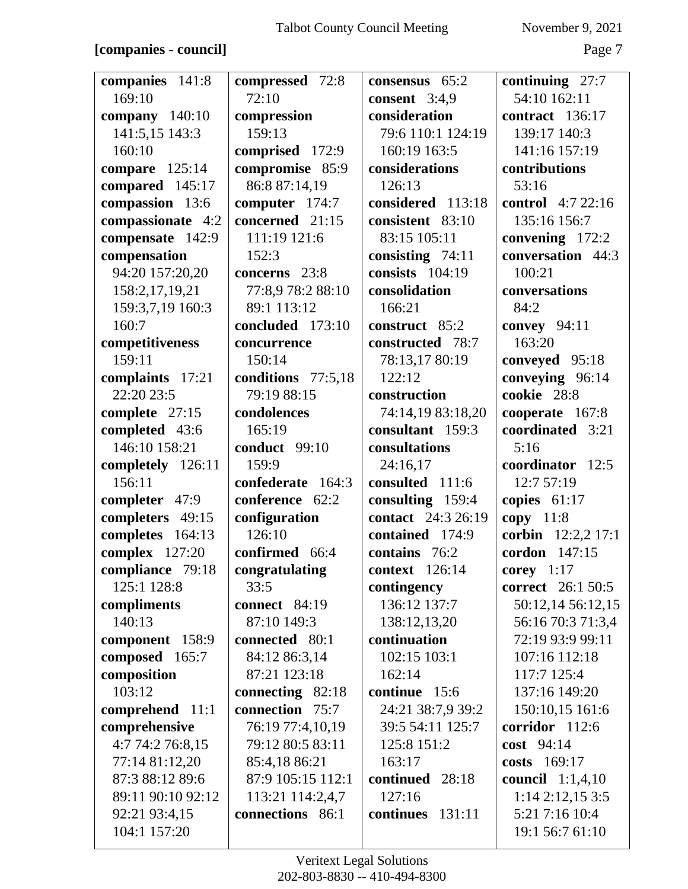**[companies - council]**

**companies** 141:8 169:10
**company** 140:10 141:5,15 143:3 160:10
**compare** 125:14
**compared** 145:17
**compassion** 13:6
**compassionate** 4:2
**compensate** 142:9
**compensation** 94:20 157:20,20 158:2,17,19,21 159:3,7,19 160:3 160:7
**competitiveness** 159:11
**complaints** 17:21 22:20 23:5
**complete** 27:15
**completed** 43:6 146:10 158:21
**completely** 126:11 156:11
**completer** 47:9
**completers** 49:15
**completes** 164:13
**complex** 127:20
**compliance** 79:18 125:1 128:8
**compliments** 140:13
**component** 158:9
**composed** 165:7
**composition** 103:12
**comprehend** 11:1
**comprehensive** 4:7 74:2 76:8,15 77:14 81:12,20 87:3 88:12 89:6 89:11 90:10 92:12 92:21 93:4,15 104:1 157:20

**compressed** 72:8 72:10
**compression** 159:13
**comprised** 172:9
**compromise** 85:9 86:8 87:14,19
**computer** 174:7
**concerned** 21:15 111:19 121:6 152:3
**concerns** 23:8 77:8,9 78:2 88:10 89:1 113:12
**concluded** 173:10
**concurrence** 150:14
**conditions** 77:5,18 79:19 88:15
**condolences** 165:19
**conduct** 99:10 159:9
**confederate** 164:3
**conference** 62:2
**configuration** 126:10
**confirmed** 66:4
**congratulating** 33:5
**connect** 84:19 87:10 149:3
**connected** 80:1 84:12 86:3,14 87:21 123:18
**connecting** 82:18
**connection** 75:7 76:19 77:4,10,19 79:12 80:5 83:11 85:4,18 86:21 87:9 105:15 112:1 113:21 114:2,4,7
**connections** 86:1

**consensus** 65:2
**consent** 3:4,9
**consideration** 79:6 110:1 124:19 160:19 163:5
**considerations** 126:13
**considered** 113:18
**consistent** 83:10 83:15 105:11
**consisting** 74:11
**consists** 104:19
**consolidation** 166:21
**construct** 85:2
**constructed** 78:7 78:13,17 80:19 122:12
**construction** 74:14,19 83:18,20
**consultant** 159:3
**consultations** 24:16,17
**consulted** 111:6
**consulting** 159:4
**contact** 24:3 26:19
**contained** 174:9
**contains** 76:2
**context** 126:14
**contingency** 136:12 137:7 138:12,13,20
**continuation** 102:15 103:1 162:14
**continue** 15:6 24:21 38:7,9 39:2 39:5 54:11 125:7 125:8 151:2 163:17
**continued** 28:18 127:16
**continues** 131:11

**continuing** 27:7 54:10 162:11
**contract** 136:17 139:17 140:3 141:16 157:19
**contributions** 53:16
**control** 4:7 22:16 135:16 156:7
**convening** 172:2
**conversation** 44:3 100:21
**conversations** 84:2
**convey** 94:11 163:20
**conveyed** 95:18
**conveying** 96:14
**cookie** 28:8
**cooperate** 167:8
**coordinated** 3:21 5:16
**coordinator** 12:5 12:7 57:19
**copies** 61:17
**copy** 11:8
**corbin** 12:2,2 17:1
**cordon** 147:15
**corey** 1:17
**correct** 26:1 50:5 50:12,14 56:12,15 56:16 70:3 71:3,4 72:19 93:9 99:11 107:16 112:18 117:7 125:4 137:16 149:20 150:10,15 161:6
**corridor** 112:6
**cost** 94:14
**costs** 169:17
**council** 1:1,4,10 1:14 2:12,15 3:5 5:21 7:16 10:4 19:1 56:7 61:10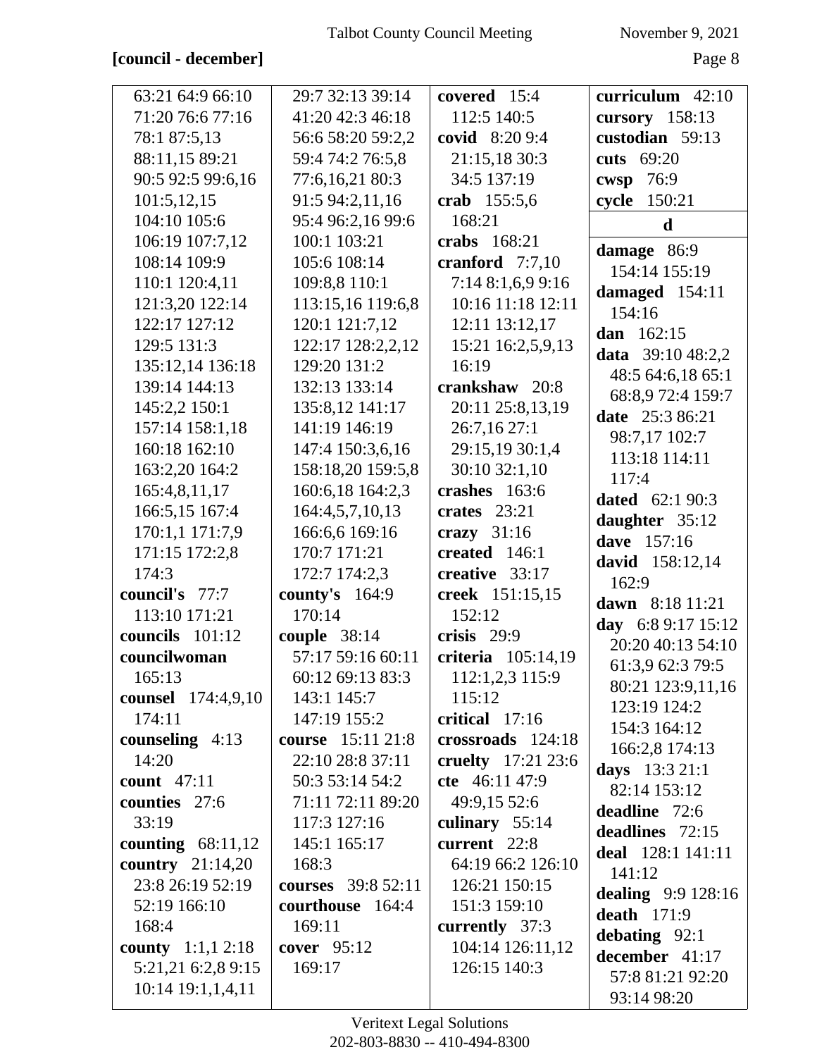**[council - december]**

63:21 64:9 66:10 71:20 76:6 77:16 78:1 87:5,13 88:11,15 89:21 90:5 92:5 99:6,16 101:5,12,15 104:10 105:6 106:19 107:7,12 108:14 109:9 110:1 120:4,11 121:3,20 122:14 122:17 127:12 129:5 131:3 135:12,14 136:18 139:14 144:13 145:2,2 150:1 157:14 158:1,18 160:18 162:10 163:2,20 164:2 165:4,8,11,17 166:5,15 167:4 170:1,1 171:7,9 171:15 172:2,8 174:3

**council's** 77:7 113:10 171:21

**councils** 101:12

**councilwoman** 165:13

**counsel** 174:4,9,10 174:11

**counseling** 4:13 14:20

**count** 47:11

**counties** 27:6 33:19

**counting** 68:11,12

**country** 21:14,20 23:8 26:19 52:19 52:19 166:10 168:4

**county** 1:1,1 2:18 5:21,21 6:2,8 9:15 10:14 19:1,1,4,11 29:7 32:13 39:14 41:20 42:3 46:18 56:6 58:20 59:2,2 59:4 74:2 76:5,8 77:6,16,21 80:3 91:5 94:2,11,16 95:4 96:2,16 99:6 100:1 103:21 105:6 108:14 109:8,8 110:1 113:15,16 119:6,8 120:1 121:7,12 122:17 128:2,2,12 129:20 131:2 132:13 133:14 135:8,12 141:17 141:19 146:19 147:4 150:3,6,16 158:18,20 159:5,8 160:6,18 164:2,3 164:4,5,7,10,13 166:6,6 169:16 170:7 171:21 172:7 174:2,3

**county's** 164:9 170:14

**couple** 38:14 57:17 59:16 60:11 60:12 69:13 83:3 143:1 145:7 147:19 155:2

**course** 15:11 21:8 22:10 28:8 37:11 50:3 53:14 54:2 71:11 72:11 89:20 117:3 127:16 145:1 165:17 168:3

**courses** 39:8 52:11

**courthouse** 164:4 169:11

**cover** 95:12 169:17

**covered** 15:4 112:5 140:5

**covid** 8:20 9:4 21:15,18 30:3 34:5 137:19

**crab** 155:5,6 168:21

**crabs** 168:21

**cranford** 7:7,10 7:14 8:1,6,9 9:16 10:16 11:18 12:11 12:11 13:12,17 15:21 16:2,5,9,13 16:19

**crankshaw** 20:8 20:11 25:8,13,19 26:7,16 27:1 29:15,19 30:1,4 30:10 32:1,10

**crashes** 163:6

**crates** 23:21

**crazy** 31:16

**created** 146:1

**creative** 33:17

**creek** 151:15,15 152:12

**crisis** 29:9

**criteria** 105:14,19 112:1,2,3 115:9 115:12

**critical** 17:16

**crossroads** 124:18

**cruelty** 17:21 23:6

**cte** 46:11 47:9 49:9,15 52:6

**culinary** 55:14

**current** 22:8 64:19 66:2 126:10 126:21 150:15 151:3 159:10

**currently** 37:3 104:14 126:11,12 126:15 140:3

**curriculum** 42:10

**cursory** 158:13

**custodian** 59:13

**cuts** 69:20

**cwsp** 76:9

**cycle** 150:21

**d**

**damage** 86:9 154:14 155:19

**damaged** 154:11 154:16

**dan** 162:15

**data** 39:10 48:2,2 48:5 64:6,18 65:1 68:8,9 72:4 159:7

**date** 25:3 86:21 98:7,17 102:7 113:18 114:11 117:4

**dated** 62:1 90:3

**daughter** 35:12

**dave** 157:16

**david** 158:12,14 162:9

**dawn** 8:18 11:21

**day** 6:8 9:17 15:12 20:20 40:13 54:10 61:3,9 62:3 79:5 80:21 123:9,11,16 123:19 124:2 154:3 164:12 166:2,8 174:13

**days** 13:3 21:1 82:14 153:12

**deadline** 72:6

**deadlines** 72:15

**deal** 128:1 141:11 141:12

**dealing** 9:9 128:16

**death** 171:9

**debating** 92:1

**december** 41:17 57:8 81:21 92:20 93:14 98:20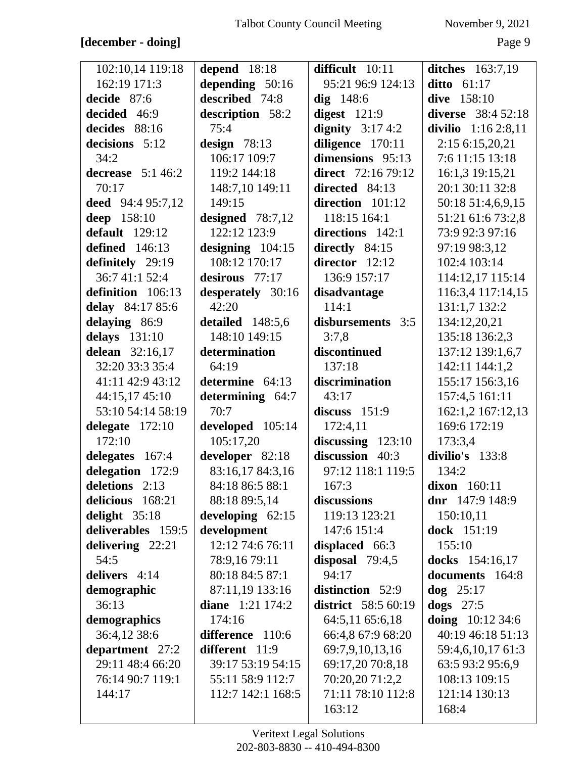**[december - doing]**

102:10,14 119:18 162:19 171:3
**decide** 87:6
**decided** 46:9
**decides** 88:16
**decisions** 5:12 34:2
**decrease** 5:1 46:2 70:17
**deed** 94:4 95:7,12
**deep** 158:10
**default** 129:12
**defined** 146:13
**definitely** 29:19 36:7 41:1 52:4
**definition** 106:13
**delay** 84:17 85:6
**delaying** 86:9
**delays** 131:10
**delean** 32:16,17 32:20 33:3 35:4 41:11 42:9 43:12 44:15,17 45:10 53:10 54:14 58:19
**delegate** 172:10 172:10
**delegates** 167:4
**delegation** 172:9
**deletions** 2:13
**delicious** 168:21
**delight** 35:18
**deliverables** 159:5
**delivering** 22:21 54:5
**delivers** 4:14
**demographic** 36:13
**demographics** 36:4,12 38:6
**department** 27:2 29:11 48:4 66:20 76:14 90:7 119:1 144:17
**depend** 18:18
**depending** 50:16
**described** 74:8
**description** 58:2 75:4
**design** 78:13 106:17 109:7 119:2 144:18 148:7,10 149:11 149:15
**designed** 78:7,12 122:12 123:9
**designing** 104:15 108:12 170:17
**desirous** 77:17
**desperately** 30:16 42:20
**detailed** 148:5,6 148:10 149:15
**determination** 64:19
**determine** 64:13
**determining** 64:7 70:7
**developed** 105:14 105:17,20
**developer** 82:18 83:16,17 84:3,16 84:18 86:5 88:1 88:18 89:5,14
**developing** 62:15
**development** 12:12 74:6 76:11 78:9,16 79:11 80:18 84:5 87:1 87:11,19 133:16
**diane** 1:21 174:2 174:16
**difference** 110:6
**different** 11:9 39:17 53:19 54:15 55:11 58:9 112:7 112:7 142:1 168:5
**difficult** 10:11 95:21 96:9 124:13
**dig** 148:6
**digest** 121:9
**dignity** 3:17 4:2
**diligence** 170:11
**dimensions** 95:13
**direct** 72:16 79:12
**directed** 84:13
**direction** 101:12 118:15 164:1
**directions** 142:1
**directly** 84:15
**director** 12:12 136:9 157:17
**disadvantage** 114:1
**disbursements** 3:5 3:7,8
**discontinued** 137:18
**discrimination** 43:17
**discuss** 151:9 172:4,11
**discussing** 123:10
**discussion** 40:3 97:12 118:1 119:5 167:3
**discussions** 119:13 123:21 147:6 151:4
**displaced** 66:3
**disposal** 79:4,5 94:17
**distinction** 52:9
**district** 58:5 60:19 64:5,11 65:6,18 66:4,8 67:9 68:20 69:7,9,10,13,16 69:17,20 70:8,18 70:20,20 71:2,2 71:11 78:10 112:8 163:12
**ditches** 163:7,19
**ditto** 61:17
**dive** 158:10
**diverse** 38:4 52:18
**divilio** 1:16 2:8,11 2:15 6:15,20,21 7:6 11:15 13:18 16:1,3 19:15,21 20:1 30:11 32:8 50:18 51:4,6,9,15 51:21 61:6 73:2,8 73:9 92:3 97:16 97:19 98:3,12 102:4 103:14 114:12,17 115:14 116:3,4 117:14,15 131:1,7 132:2 134:12,20,21 135:18 136:2,3 137:12 139:1,6,7 142:11 144:1,2 155:17 156:3,16 157:4,5 161:11 162:1,2 167:12,13 169:6 172:19 173:3,4
**divilio's** 133:8 134:2
**dixon** 160:11
**dnr** 147:9 148:9 150:10,11
**dock** 151:19 155:10
**docks** 154:16,17
**documents** 164:8
**dog** 25:17
**dogs** 27:5
**doing** 10:12 34:6 40:19 46:18 51:13 59:4,6,10,17 61:3 63:5 93:2 95:6,9 108:13 109:15 121:14 130:13 168:4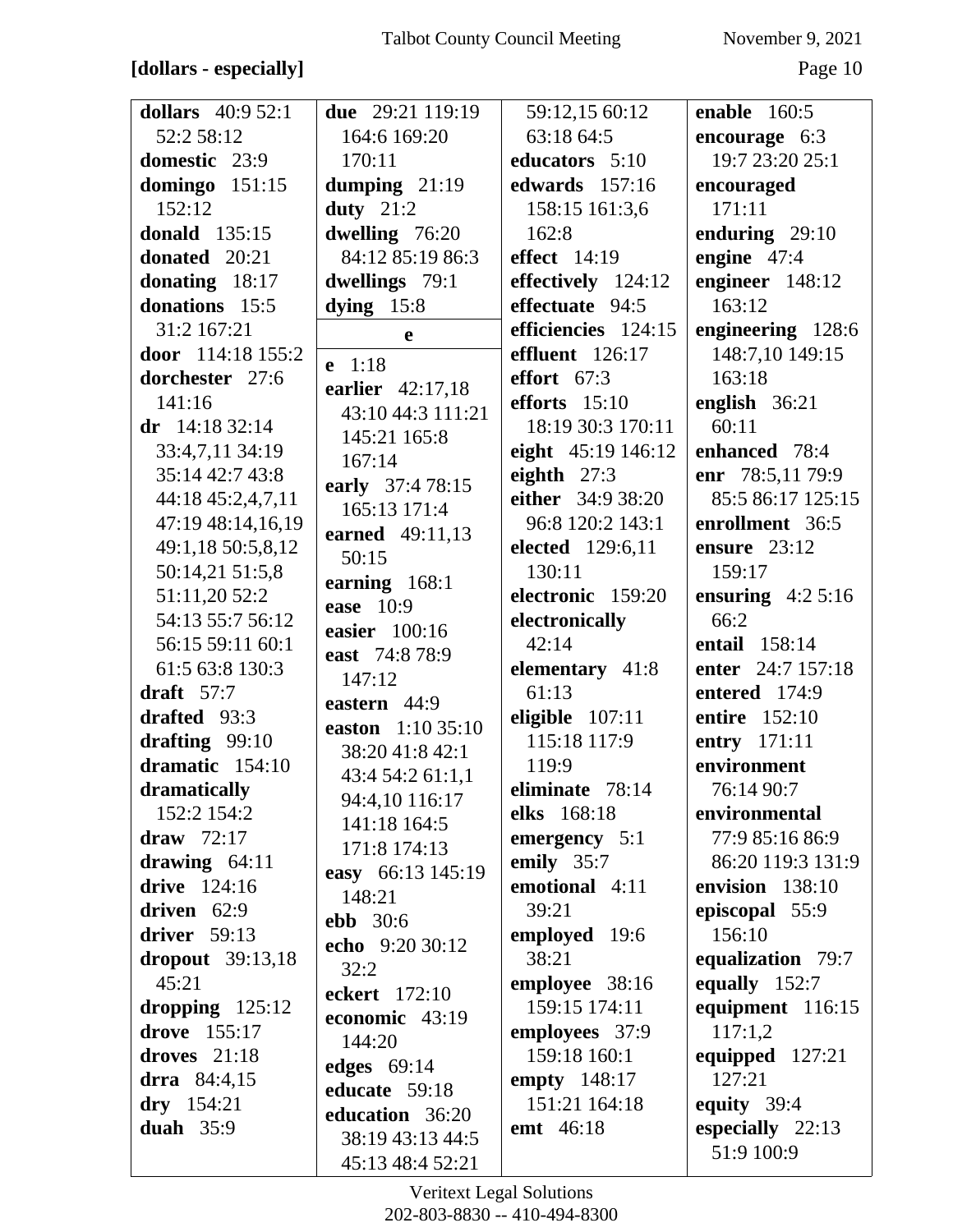**[dollars - especially]**

**dollars** 40:9 52:1 52:2 58:12
**domestic** 23:9
**domingo** 151:15 152:12
**donald** 135:15
**donated** 20:21
**donating** 18:17
**donations** 15:5 31:2 167:21
**door** 114:18 155:2
**dorchester** 27:6 141:16
**dr** 14:18 32:14 33:4,7,11 34:19 35:14 42:7 43:8 44:18 45:2,4,7,11 47:19 48:14,16,19 49:1,18 50:5,8,12 50:14,21 51:5,8 51:11,20 52:2 54:13 55:7 56:12 56:15 59:11 60:1 61:5 63:8 130:3
**draft** 57:7
**drafted** 93:3
**drafting** 99:10
**dramatic** 154:10
**dramatically** 152:2 154:2
**draw** 72:17
**drawing** 64:11
**drive** 124:16
**driven** 62:9
**driver** 59:13
**dropout** 39:13,18 45:21
**dropping** 125:12
**drove** 155:17
**droves** 21:18
**drra** 84:4,15
**dry** 154:21
**duah** 35:9
**due** 29:21 119:19 164:6 169:20 170:11
**dumping** 21:19
**duty** 21:2
**dwelling** 76:20 84:12 85:19 86:3
**dwellings** 79:1
**dying** 15:8

**e**

**e** 1:18
**earlier** 42:17,18 43:10 44:3 111:21 145:21 165:8 167:14
**early** 37:4 78:15 165:13 171:4
**earned** 49:11,13 50:15
**earning** 168:1
**ease** 10:9
**easier** 100:16
**east** 74:8 78:9 147:12
**eastern** 44:9
**easton** 1:10 35:10 38:20 41:8 42:1 43:4 54:2 61:1,1 94:4,10 116:17 141:18 164:5 171:8 174:13
**easy** 66:13 145:19 148:21
**ebb** 30:6
**echo** 9:20 30:12 32:2
**eckert** 172:10
**economic** 43:19 144:20
**edges** 69:14
**educate** 59:18
**education** 36:20 38:19 43:13 44:5 45:13 48:4 52:21 59:12,15 60:12 63:18 64:5
**educators** 5:10
**edwards** 157:16 158:15 161:3,6 162:8
**effect** 14:19
**effectively** 124:12
**effectuate** 94:5
**efficiencies** 124:15
**effluent** 126:17
**effort** 67:3
**efforts** 15:10 18:19 30:3 170:11
**eight** 45:19 146:12
**eighth** 27:3
**either** 34:9 38:20 96:8 120:2 143:1
**elected** 129:6,11 130:11
**electronic** 159:20
**electronically** 42:14
**elementary** 41:8 61:13
**eligible** 107:11 115:18 117:9 119:9
**eliminate** 78:14
**elks** 168:18
**emergency** 5:1
**emily** 35:7
**emotional** 4:11 39:21
**employed** 19:6 38:21
**employee** 38:16 159:15 174:11
**employees** 37:9 159:18 160:1
**empty** 148:17 151:21 164:18
**emt** 46:18
**enable** 160:5
**encourage** 6:3 19:7 23:20 25:1
**encouraged** 171:11
**enduring** 29:10
**engine** 47:4
**engineer** 148:12 163:12
**engineering** 128:6 148:7,10 149:15 163:18
**english** 36:21 60:11
**enhanced** 78:4
**enr** 78:5,11 79:9 85:5 86:17 125:15
**enrollment** 36:5
**ensure** 23:12 159:17
**ensuring** 4:2 5:16 66:2
**entail** 158:14
**enter** 24:7 157:18
**entered** 174:9
**entire** 152:10
**entry** 171:11
**environment** 76:14 90:7
**environmental** 77:9 85:16 86:9 86:20 119:3 131:9
**envision** 138:10
**episcopal** 55:9 156:10
**equalization** 79:7
**equally** 152:7
**equipment** 116:15 117:1,2
**equipped** 127:21 127:21
**equity** 39:4
**especially** 22:13 51:9 100:9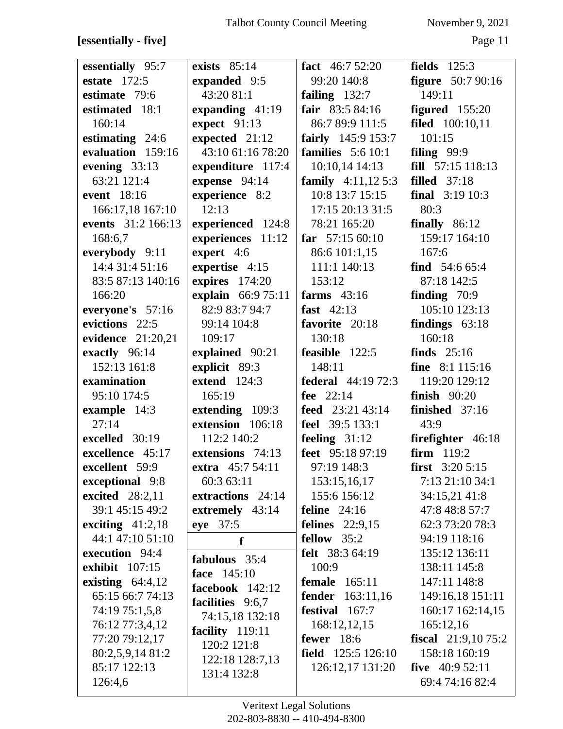**[essentially - five]**

**essentially** 95:7
**estate** 172:5
**estimate** 79:6
**estimated** 18:1 160:14
**estimating** 24:6
**evaluation** 159:16
**evening** 33:13 63:21 121:4
**event** 18:16 166:17,18 167:10
**events** 31:2 166:13 168:6,7
**everybody** 9:11 14:4 31:4 51:16 83:5 87:13 140:16 166:20
**everyone's** 57:16
**evictions** 22:5
**evidence** 21:20,21
**exactly** 96:14 152:13 161:8
**examination** 95:10 174:5
**example** 14:3 27:14
**excelled** 30:19
**excellence** 45:17
**excellent** 59:9
**exceptional** 9:8
**excited** 28:2,11 39:1 45:15 49:2
**exciting** 41:2,18 44:1 47:10 51:10
**execution** 94:4
**exhibit** 107:15
**existing** 64:4,12 65:15 66:7 74:13 74:19 75:1,5,8 76:12 77:3,4,12 77:20 79:12,17 80:2,5,9,14 81:2 85:17 122:13 126:4,6
**exists** 85:14
**expanded** 9:5 43:20 81:1
**expanding** 41:19
**expect** 91:13
**expected** 21:12 43:10 61:16 78:20
**expenditure** 117:4
**expense** 94:14
**experience** 8:2 12:13
**experienced** 124:8
**experiences** 11:12
**expert** 4:6
**expertise** 4:15
**expires** 174:20
**explain** 66:9 75:11 82:9 83:7 94:7 99:14 104:8 109:17
**explained** 90:21
**explicit** 89:3
**extend** 124:3 165:19
**extending** 109:3
**extension** 106:18 112:2 140:2
**extensions** 74:13
**extra** 45:7 54:11 60:3 63:11
**extractions** 24:14
**extremely** 43:14
**eye** 37:5

**f**

**fabulous** 35:4
**face** 145:10
**facebook** 142:12
**facilities** 9:6,7 74:15,18 132:18
**facility** 119:11 120:2 121:8 122:18 128:7,13 131:4 132:8
**fact** 46:7 52:20 99:20 140:8
**failing** 132:7
**fair** 83:5 84:16 86:7 89:9 111:5
**fairly** 145:9 153:7
**families** 5:6 10:1 10:10,14 14:13
**family** 4:11,12 5:3 10:8 13:7 15:15 17:15 20:13 31:5 78:21 165:20
**far** 57:15 60:10 86:6 101:1,15 111:1 140:13 153:12
**farms** 43:16
**fast** 42:13
**favorite** 20:18 130:18
**feasible** 122:5 148:11
**federal** 44:19 72:3
**fee** 22:14
**feed** 23:21 43:14
**feel** 39:5 133:1
**feeling** 31:12
**feet** 95:18 97:19 97:19 148:3 153:15,16,17 155:6 156:12
**feline** 24:16
**felines** 22:9,15
**fellow** 35:2
**felt** 38:3 64:19 100:9
**female** 165:11
**fender** 163:11,16
**festival** 167:7 168:12,12,15
**fewer** 18:6
**field** 125:5 126:10 126:12,17 131:20
**fields** 125:3
**figure** 50:7 90:16 149:11
**figured** 155:20
**filed** 100:10,11 101:15
**filing** 99:9
**fill** 57:15 118:13
**filled** 37:18
**final** 3:19 10:3 80:3
**finally** 86:12 159:17 164:10 167:6
**find** 54:6 65:4 87:18 142:5
**finding** 70:9 105:10 123:13
**findings** 63:18 160:18
**finds** 25:16
**fine** 8:1 115:16 119:20 129:12
**finish** 90:20
**finished** 37:16 43:9
**firefighter** 46:18
**firm** 119:2
**first** 3:20 5:15 7:13 21:10 34:1 34:15,21 41:8 47:8 48:8 57:7 62:3 73:20 78:3 94:19 118:16 135:12 136:11 138:11 145:8 147:11 148:8 149:16,18 151:11 160:17 162:14,15 165:12,16
**fiscal** 21:9,10 75:2 158:18 160:19
**five** 40:9 52:11 69:4 74:16 82:4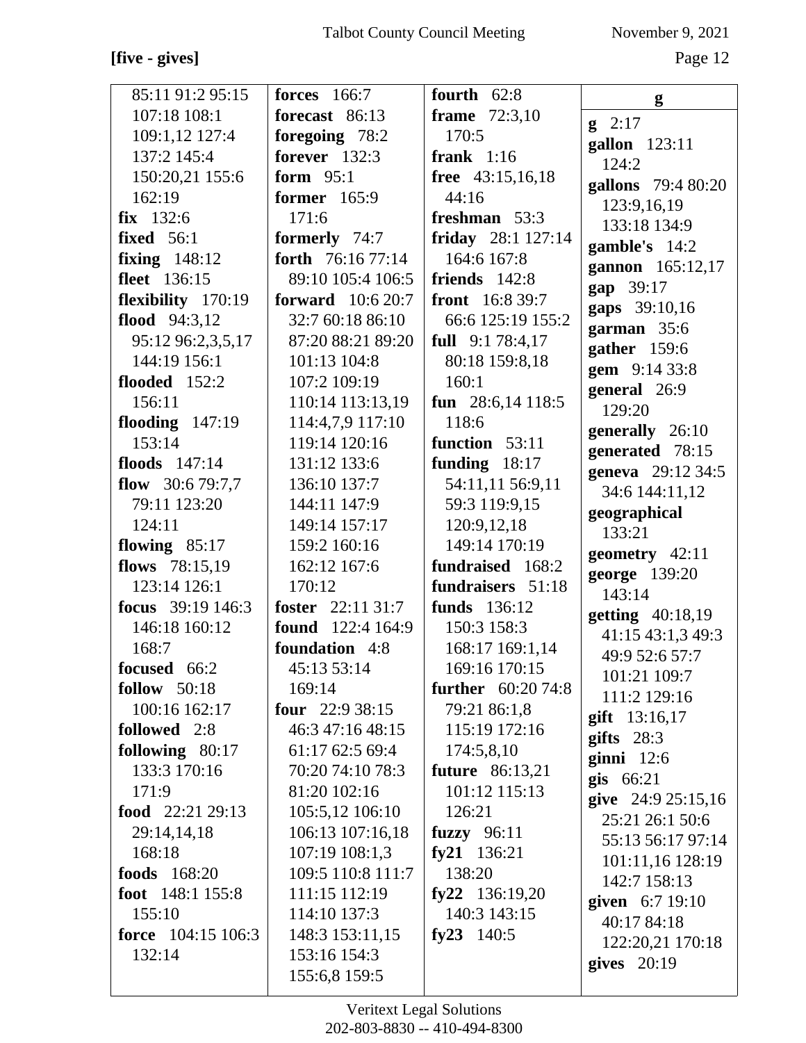[five - gives]

85:11 91:2 95:15 107:18 108:1 109:1,12 127:4 137:2 145:4 150:20,21 155:6 162:19
**fix** 132:6
**fixed** 56:1
**fixing** 148:12
**fleet** 136:15
**flexibility** 170:19
**flood** 94:3,12 95:12 96:2,3,5,17 144:19 156:1
**flooded** 152:2 156:11
**flooding** 147:19 153:14
**floods** 147:14
**flow** 30:6 79:7,7 79:11 123:20 124:11
**flowing** 85:17
**flows** 78:15,19 123:14 126:1
**focus** 39:19 146:3 146:18 160:12 168:7
**focused** 66:2
**follow** 50:18 100:16 162:17
**followed** 2:8
**following** 80:17 133:3 170:16 171:9
**food** 22:21 29:13 29:14,14,18 168:18
**foods** 168:20
**foot** 148:1 155:8 155:10
**force** 104:15 106:3 132:14
**forces** 166:7
**forecast** 86:13
**foregoing** 78:2
**forever** 132:3
**form** 95:1
**former** 165:9 171:6
**formerly** 74:7
**forth** 76:16 77:14 89:10 105:4 106:5
**forward** 10:6 20:7 32:7 60:18 86:10 87:20 88:21 89:20 101:13 104:8 107:2 109:19 110:14 113:13,19 114:4,7,9 117:10 119:14 120:16 131:12 133:6 136:10 137:7 144:11 147:9 149:14 157:17 159:2 160:16 162:12 167:6 170:12
**foster** 22:11 31:7
**found** 122:4 164:9
**foundation** 4:8 45:13 53:14 169:14
**four** 22:9 38:15 46:3 47:16 48:15 61:17 62:5 69:4 70:20 74:10 78:3 81:20 102:16 105:5,12 106:10 106:13 107:16,18 107:19 108:1,3 109:5 110:8 111:7 111:15 112:19 114:10 137:3 148:3 153:11,15 153:16 154:3 155:6,8 159:5
**fourth** 62:8
**frame** 72:3,10 170:5
**frank** 1:16
**free** 43:15,16,18 44:16
**freshman** 53:3
**friday** 28:1 127:14 164:6 167:8
**friends** 142:8
**front** 16:8 39:7 66:6 125:19 155:2
**full** 9:1 78:4,17 80:18 159:8,18 160:1
**fun** 28:6,14 118:5 118:6
**function** 53:11
**funding** 18:17 54:11,11 56:9,11 59:3 119:9,15 120:9,12,18 149:14 170:19
**fundraised** 168:2
**fundraisers** 51:18
**funds** 136:12 150:3 158:3 168:17 169:1,14 169:16 170:15
**further** 60:20 74:8 79:21 86:1,8 115:19 172:16 174:5,8,10
**future** 86:13,21 101:12 115:13 126:21
**fuzzy** 96:11
**fy21** 136:21 138:20
**fy22** 136:19,20 140:3 143:15
**fy23** 140:5

**g**

**g** 2:17
**gallon** 123:11 124:2
**gallons** 79:4 80:20 123:9,16,19 133:18 134:9
**gamble's** 14:2
**gannon** 165:12,17
**gap** 39:17
**gaps** 39:10,16
**garman** 35:6
**gather** 159:6
**gem** 9:14 33:8
**general** 26:9 129:20
**generally** 26:10
**generated** 78:15
**geneva** 29:12 34:5 34:6 144:11,12
**geographical** 133:21
**geometry** 42:11
**george** 139:20 143:14
**getting** 40:18,19 41:15 43:1,3 49:3 49:9 52:6 57:7 101:21 109:7 111:2 129:16
**gift** 13:16,17
**gifts** 28:3
**ginni** 12:6
**gis** 66:21
**give** 24:9 25:15,16 25:21 26:1 50:6 55:13 56:17 97:14 101:11,16 128:19 142:7 158:13
**given** 6:7 19:10 40:17 84:18 122:20,21 170:18
**gives** 20:19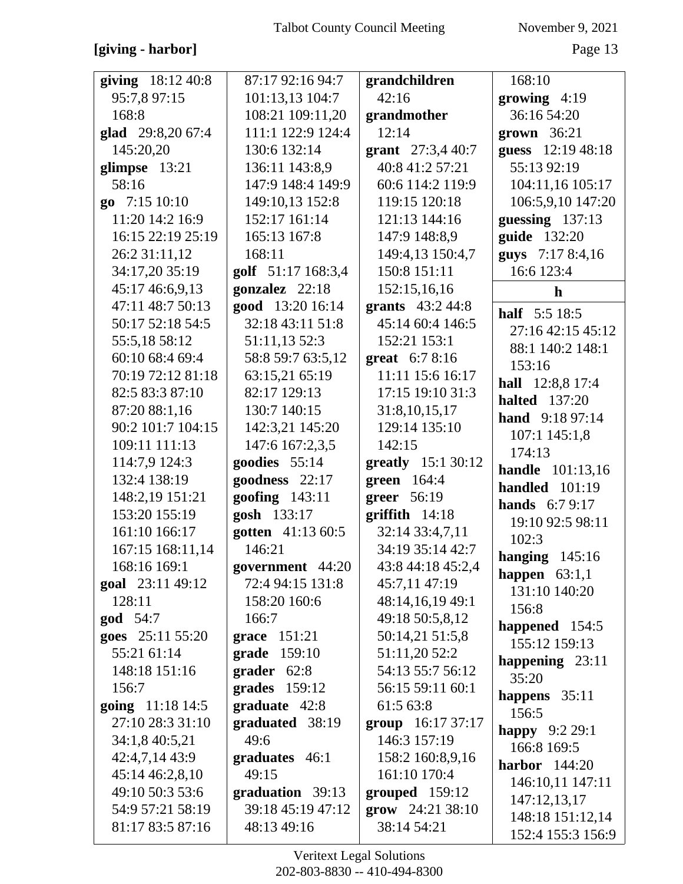**[giving - harbor]**

**giving** 18:12 40:8 95:7,8 97:15 168:8
**glad** 29:8,20 67:4 145:20,20
**glimpse** 13:21 58:16
**go** 7:15 10:10 11:20 14:2 16:9 16:15 22:19 25:19 26:2 31:11,12 34:17,20 35:19 45:17 46:6,9,13 47:11 48:7 50:13 50:17 52:18 54:5 55:5,18 58:12 60:10 68:4 69:4 70:19 72:12 81:18 82:5 83:3 87:10 87:20 88:1,16 90:2 101:7 104:15 109:11 111:13 114:7,9 124:3 132:4 138:19 148:2,19 151:21 153:20 155:19 161:10 166:17 167:15 168:11,14 168:16 169:1
**goal** 23:11 49:12 128:11
**god** 54:7
**goes** 25:11 55:20 55:21 61:14 148:18 151:16 156:7
**going** 11:18 14:5 27:10 28:3 31:10 34:1,8 40:5,21 42:4,7,14 43:9 45:14 46:2,8,10 49:10 50:3 53:6 54:9 57:21 58:19 81:17 83:5 87:16 87:17 92:16 94:7 101:13,13 104:7 108:21 109:11,20 111:1 122:9 124:4 130:6 132:14 136:11 143:8,9 147:9 148:4 149:9 149:10,13 152:8 152:17 161:14 165:13 167:8 168:11
**golf** 51:17 168:3,4
**gonzalez** 22:18
**good** 13:20 16:14 32:18 43:11 51:8 51:11,13 52:3 58:8 59:7 63:5,12 63:15,21 65:19 82:17 129:13 130:7 140:15 142:3,21 145:20 147:6 167:2,3,5
**goodies** 55:14
**goodness** 22:17
**goofing** 143:11
**gosh** 133:17
**gotten** 41:13 60:5 146:21
**government** 44:20 72:4 94:15 131:8 158:20 160:6 166:7
**grace** 151:21
**grade** 159:10
**grader** 62:8
**grades** 159:12
**graduate** 42:8
**graduated** 38:19 49:6
**graduates** 46:1 49:15
**graduation** 39:13 39:18 45:19 47:12 48:13 49:16
**grandchildren** 42:16
**grandmother** 12:14
**grant** 27:3,4 40:7 40:8 41:2 57:21 60:6 114:2 119:9 119:15 120:18 121:13 144:16 147:9 148:8,9 149:4,13 150:4,7 150:8 151:11 152:15,16,16
**grants** 43:2 44:8 45:14 60:4 146:5 152:21 153:1
**great** 6:7 8:16 11:11 15:6 16:17 17:15 19:10 31:3 31:8,10,15,17 129:14 135:10 142:15
**greatly** 15:1 30:12
**green** 164:4
**greer** 56:19
**griffith** 14:18 32:14 33:4,7,11 34:19 35:14 42:7 43:8 44:18 45:2,4 45:7,11 47:19 48:14,16,19 49:1 49:18 50:5,8,12 50:14,21 51:5,8 51:11,20 52:2 54:13 55:7 56:12 56:15 59:11 60:1 61:5 63:8
**group** 16:17 37:17 146:3 157:19 158:2 160:8,9,16 161:10 170:4
**grouped** 159:12
**grow** 24:21 38:10 38:14 54:21 168:10
**growing** 4:19 36:16 54:20
**grown** 36:21
**guess** 12:19 48:18 55:13 92:19 104:11,16 105:17 106:5,9,10 147:20
**guessing** 137:13
**guide** 132:20
**guys** 7:17 8:4,16 16:6 123:4

## h

**half** 5:5 18:5 27:16 42:15 45:12 88:1 140:2 148:1 153:16
**hall** 12:8,8 17:4
**halted** 137:20
**hand** 9:18 97:14 107:1 145:1,8 174:13
**handle** 101:13,16
**handled** 101:19
**hands** 6:7 9:17 19:10 92:5 98:11 102:3
**hanging** 145:16
**happen** 63:1,1 131:10 140:20 156:8
**happened** 154:5 155:12 159:13
**happening** 23:11 35:20
**happens** 35:11 156:5
**happy** 9:2 29:1 166:8 169:5
**harbor** 144:20 146:10,11 147:11 147:12,13,17 148:18 151:12,14 152:4 155:3 156:9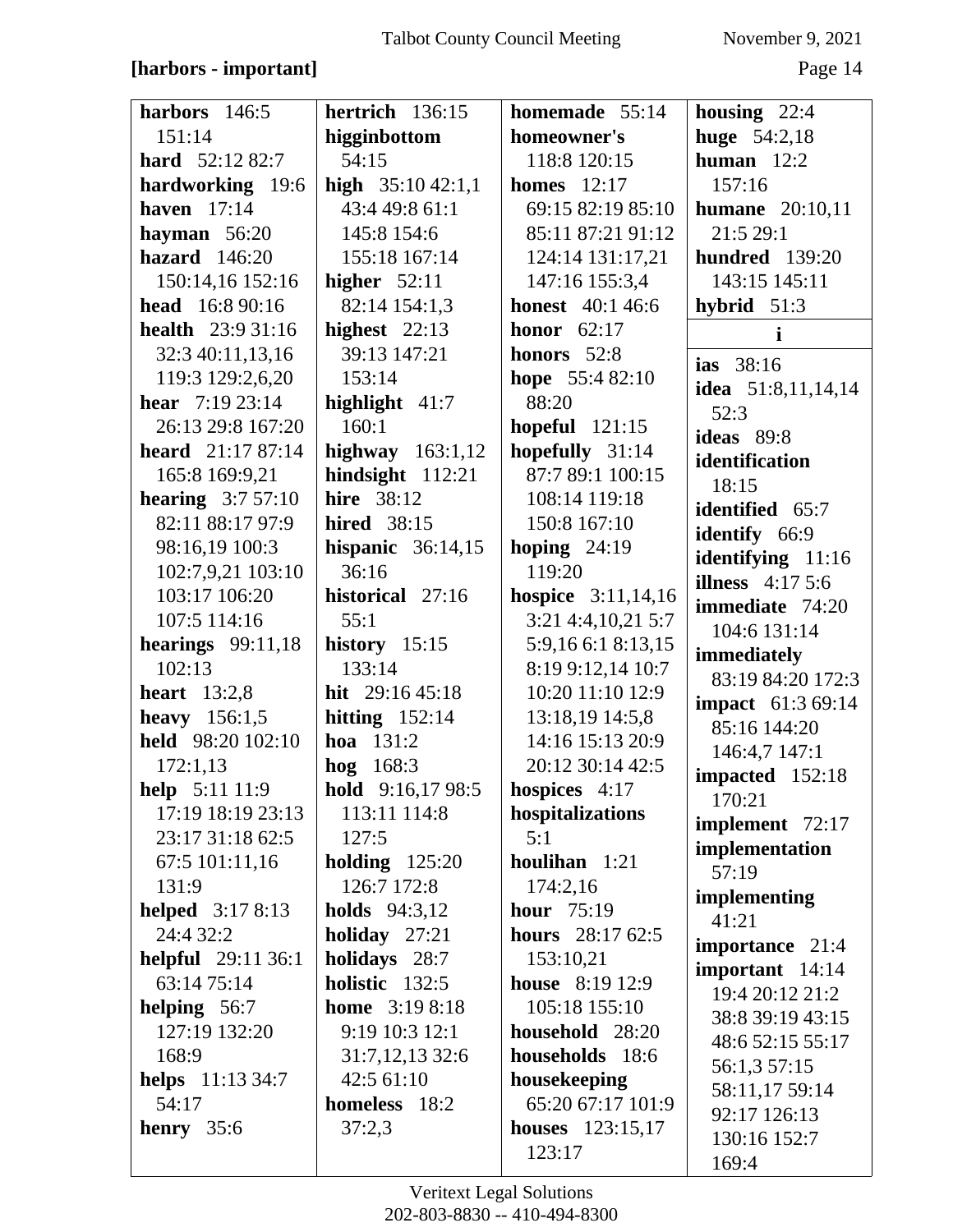**[harbors - important]**

**harbors** 146:5 151:14
**hard** 52:12 82:7
**hardworking** 19:6
**haven** 17:14
**hayman** 56:20
**hazard** 146:20 150:14,16 152:16
**head** 16:8 90:16
**health** 23:9 31:16 32:3 40:11,13,16 119:3 129:2,6,20
**hear** 7:19 23:14 26:13 29:8 167:20
**heard** 21:17 87:14 165:8 169:9,21
**hearing** 3:7 57:10 82:11 88:17 97:9 98:16,19 100:3 102:7,9,21 103:10 103:17 106:20 107:5 114:16
**hearings** 99:11,18 102:13
**heart** 13:2,8
**heavy** 156:1,5
**held** 98:20 102:10 172:1,13
**help** 5:11 11:9 17:19 18:19 23:13 23:17 31:18 62:5 67:5 101:11,16 131:9
**helped** 3:17 8:13 24:4 32:2
**helpful** 29:11 36:1 63:14 75:14
**helping** 56:7 127:19 132:20 168:9
**helps** 11:13 34:7 54:17
**henry** 35:6
**hertrich** 136:15
**higginbottom** 54:15
**high** 35:10 42:1,1 43:4 49:8 61:1 145:8 154:6 155:18 167:14
**higher** 52:11 82:14 154:1,3
**highest** 22:13 39:13 147:21 153:14
**highlight** 41:7 160:1
**highway** 163:1,12
**hindsight** 112:21
**hire** 38:12
**hired** 38:15
**hispanic** 36:14,15 36:16
**historical** 27:16 55:1
**history** 15:15 133:14
**hit** 29:16 45:18
**hitting** 152:14
**hoa** 131:2
**hog** 168:3
**hold** 9:16,17 98:5 113:11 114:8 127:5
**holding** 125:20 126:7 172:8
**holds** 94:3,12
**holiday** 27:21
**holidays** 28:7
**holistic** 132:5
**home** 3:19 8:18 9:19 10:3 12:1 31:7,12,13 32:6 42:5 61:10
**homeless** 18:2 37:2,3
**homemade** 55:14
**homeowner's** 118:8 120:15
**homes** 12:17 69:15 82:19 85:10 85:11 87:21 91:12 124:14 131:17,21 147:16 155:3,4
**honest** 40:1 46:6
**honor** 62:17
**honors** 52:8
**hope** 55:4 82:10 88:20
**hopeful** 121:15
**hopefully** 31:14 87:7 89:1 100:15 108:14 119:18 150:8 167:10
**hoping** 24:19 119:20
**hospice** 3:11,14,16 3:21 4:4,10,21 5:7 5:9,16 6:1 8:13,15 8:19 9:12,14 10:7 10:20 11:10 12:9 13:18,19 14:5,8 14:16 15:13 20:9 20:12 30:14 42:5
**hospices** 4:17
**hospitalizations** 5:1
**houlihan** 1:21 174:2,16
**hour** 75:19
**hours** 28:17 62:5 153:10,21
**house** 8:19 12:9 105:18 155:10
**household** 28:20
**households** 18:6
**housekeeping** 65:20 67:17 101:9
**houses** 123:15,17 123:17
**housing** 22:4
**huge** 54:2,18
**human** 12:2 157:16
**humane** 20:10,11 21:5 29:1
**hundred** 139:20 143:15 145:11
**hybrid** 51:3

## i

**ias** 38:16
**idea** 51:8,11,14,14 52:3
**ideas** 89:8
**identification** 18:15
**identified** 65:7
**identify** 66:9
**identifying** 11:16
**illness** 4:17 5:6
**immediate** 74:20 104:6 131:14
**immediately** 83:19 84:20 172:3
**impact** 61:3 69:14 85:16 144:20 146:4,7 147:1
**impacted** 152:18 170:21
**implement** 72:17
**implementation** 57:19
**implementing** 41:21
**importance** 21:4
**important** 14:14 19:4 20:12 21:2 38:8 39:19 43:15 48:6 52:15 55:17 56:1,3 57:15 58:11,17 59:14 92:17 126:13 130:16 152:7 169:4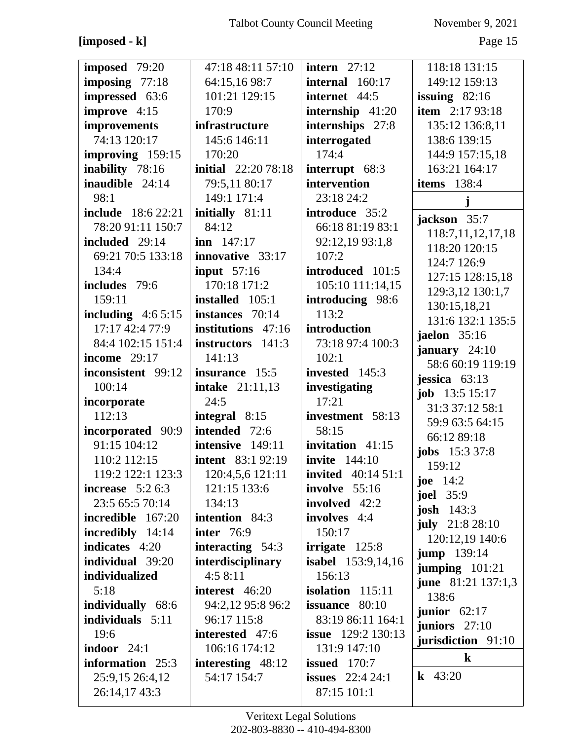**[imposed - k]**

**imposed** 79:20
**imposing** 77:18
**impressed** 63:6
**improve** 4:15
**improvements** 74:13 120:17
**improving** 159:15
**inability** 78:16
**inaudible** 24:14 98:1
**include** 18:6 22:21 78:20 91:11 150:7
**included** 29:14 69:21 70:5 133:18 134:4
**includes** 79:6 159:11
**including** 4:6 5:15 17:17 42:4 77:9 84:4 102:15 151:4
**income** 29:17
**inconsistent** 99:12 100:14
**incorporate** 112:13
**incorporated** 90:9 91:15 104:12 110:2 112:15 119:2 122:1 123:3
**increase** 5:2 6:3 23:5 65:5 70:14
**incredible** 167:20
**incredibly** 14:14
**indicates** 4:20
**individual** 39:20
**individualized** 5:18
**individually** 68:6
**individuals** 5:11 19:6
**indoor** 24:1
**information** 25:3 25:9,15 26:4,12 26:14,17 43:3 47:18 48:11 57:10 64:15,16 98:7 101:21 129:15 170:9
**infrastructure** 145:6 146:11 170:20
**initial** 22:20 78:18 79:5,11 80:17 149:1 171:4
**initially** 81:11 84:12
**inn** 147:17
**innovative** 33:17
**input** 57:16 170:18 171:2
**installed** 105:1
**instances** 70:14
**institutions** 47:16
**instructors** 141:3 141:13
**insurance** 15:5
**intake** 21:11,13 24:5
**integral** 8:15
**intended** 72:6
**intensive** 149:11
**intent** 83:1 92:19 120:4,5,6 121:11 121:15 133:6 134:13
**intention** 84:3
**inter** 76:9
**interacting** 54:3
**interdisciplinary** 4:5 8:11
**interest** 46:20 94:2,12 95:8 96:2 96:17 115:8
**interested** 47:6 106:16 174:12
**interesting** 48:12 54:17 154:7
**intern** 27:12
**internal** 160:17
**internet** 44:5
**internship** 41:20
**internships** 27:8
**interrogated** 174:4
**interrupt** 68:3
**intervention** 23:18 24:2
**introduce** 35:2 66:18 81:19 83:1 92:12,19 93:1,8 107:2
**introduced** 101:5 105:10 111:14,15
**introducing** 98:6 113:2
**introduction** 73:18 97:4 100:3 102:1
**invested** 145:3
**investigating** 17:21
**investment** 58:13 58:15
**invitation** 41:15
**invite** 144:10
**invited** 40:14 51:1
**involve** 55:16
**involved** 42:2
**involves** 4:4 150:17
**irrigate** 125:8
**isabel** 153:9,14,16 156:13
**isolation** 115:11
**issuance** 80:10 83:19 86:11 164:1
**issue** 129:2 130:13 131:9 147:10
**issued** 170:7
**issues** 22:4 24:1 87:15 101:1 118:18 131:15 149:12 159:13
**issuing** 82:16
**item** 2:17 93:18 135:12 136:8,11 138:6 139:15 144:9 157:15,18 163:21 164:17
**items** 138:4

**j**

**jackson** 35:7 118:7,11,12,17,18 118:20 120:15 124:7 126:9 127:15 128:15,18 129:3,12 130:1,7 130:15,18,21 131:6 132:1 135:5
**jaelon** 35:16
**january** 24:10 58:6 60:19 119:19
**jessica** 63:13
**job** 13:5 15:17 31:3 37:12 58:1 59:9 63:5 64:15 66:12 89:18
**jobs** 15:3 37:8 159:12
**joe** 14:2
**joel** 35:9
**josh** 143:3
**july** 21:8 28:10 120:12,19 140:6
**jump** 139:14
**jumping** 101:21
**june** 81:21 137:1,3 138:6
**junior** 62:17
**juniors** 27:10
**jurisdiction** 91:10

**k**

**k** 43:20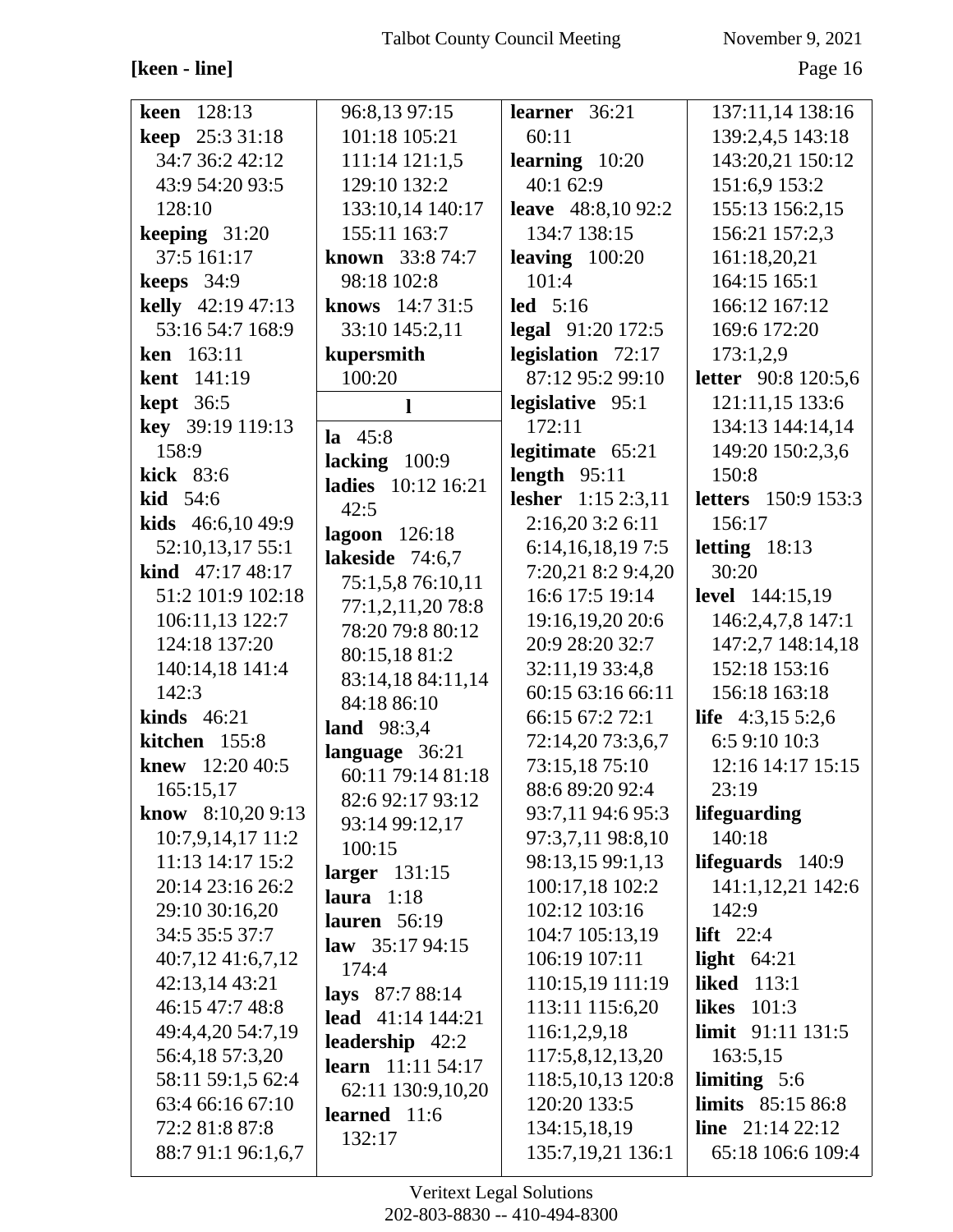**[keen - line]**

**keen** 128:13
**keep** 25:3 31:18 34:7 36:2 42:12 43:9 54:20 93:5 128:10
**keeping** 31:20 37:5 161:17
**keeps** 34:9
**kelly** 42:19 47:13 53:16 54:7 168:9
**ken** 163:11
**kent** 141:19
**kept** 36:5
**key** 39:19 119:13 158:9
**kick** 83:6
**kid** 54:6
**kids** 46:6,10 49:9 52:10,13,17 55:1
**kind** 47:17 48:17 51:2 101:9 102:18 106:11,13 122:7 124:18 137:20 140:14,18 141:4 142:3
**kinds** 46:21
**kitchen** 155:8
**knew** 12:20 40:5 165:15,17
**know** 8:10,20 9:13 10:7,9,14,17 11:2 11:13 14:17 15:2 20:14 23:16 26:2 29:10 30:16,20 34:5 35:5 37:7 40:7,12 41:6,7,12 42:13,14 43:21 46:15 47:7 48:8 49:4,4,20 54:7,19 56:4,18 57:3,20 58:11 59:1,5 62:4 63:4 66:16 67:10 72:2 81:8 87:8 88:7 91:1 96:1,6,7 96:8,13 97:15 101:18 105:21 111:14 121:1,5 129:10 132:2 133:10,14 140:17 155:11 163:7
**known** 33:8 74:7 98:18 102:8
**knows** 14:7 31:5 33:10 145:2,11
**kupersmith** 100:20

**l**

**la** 45:8
**lacking** 100:9
**ladies** 10:12 16:21 42:5
**lagoon** 126:18
**lakeside** 74:6,7 75:1,5,8 76:10,11 77:1,2,11,20 78:8 78:20 79:8 80:12 80:15,18 81:2 83:14,18 84:11,14 84:18 86:10
**land** 98:3,4
**language** 36:21 60:11 79:14 81:18 82:6 92:17 93:12 93:14 99:12,17 100:15
**larger** 131:15
**laura** 1:18
**lauren** 56:19
**law** 35:17 94:15 174:4
**lays** 87:7 88:14
**lead** 41:14 144:21
**leadership** 42:2
**learn** 11:11 54:17 62:11 130:9,10,20
**learned** 11:6 132:17
**learner** 36:21 60:11
**learning** 10:20 40:1 62:9
**leave** 48:8,10 92:2 134:7 138:15
**leaving** 100:20 101:4
**led** 5:16
**legal** 91:20 172:5
**legislation** 72:17 87:12 95:2 99:10
**legislative** 95:1 172:11
**legitimate** 65:21
**length** 95:11
**lesher** 1:15 2:3,11 2:16,20 3:2 6:11 6:14,16,18,19 7:5 7:20,21 8:2 9:4,20 16:6 17:5 19:14 19:16,19,20 20:6 20:9 28:20 32:7 32:11,19 33:4,8 60:15 63:16 66:11 66:15 67:2 72:1 72:14,20 73:3,6,7 73:15,18 75:10 88:6 89:20 92:4 93:7,11 94:6 95:3 97:3,7,11 98:8,10 98:13,15 99:1,13 100:17,18 102:2 102:12 103:16 104:7 105:13,19 106:19 107:11 110:15,19 111:19 113:11 115:6,20 116:1,2,9,18 117:5,8,12,13,20 118:5,10,13 120:8 120:20 133:5 134:15,18,19 135:7,19,21 136:1 137:11,14 138:16 139:2,4,5 143:18 143:20,21 150:12 151:6,9 153:2 155:13 156:2,15 156:21 157:2,3 161:18,20,21 164:15 165:1 166:12 167:12 169:6 172:20 173:1,2,9
**letter** 90:8 120:5,6 121:11,15 133:6 134:13 144:14,14 149:20 150:2,3,6 150:8
**letters** 150:9 153:3 156:17
**letting** 18:13 30:20
**level** 144:15,19 146:2,4,7,8 147:1 147:2,7 148:14,18 152:18 153:16 156:18 163:18
**life** 4:3,15 5:2,6 6:5 9:10 10:3 12:16 14:17 15:15 23:19
**lifeguarding** 140:18
**lifeguards** 140:9 141:1,12,21 142:6 142:9
**lift** 22:4
**light** 64:21
**liked** 113:1
**likes** 101:3
**limit** 91:11 131:5 163:5,15
**limiting** 5:6
**limits** 85:15 86:8
**line** 21:14 22:12 65:18 106:6 109:4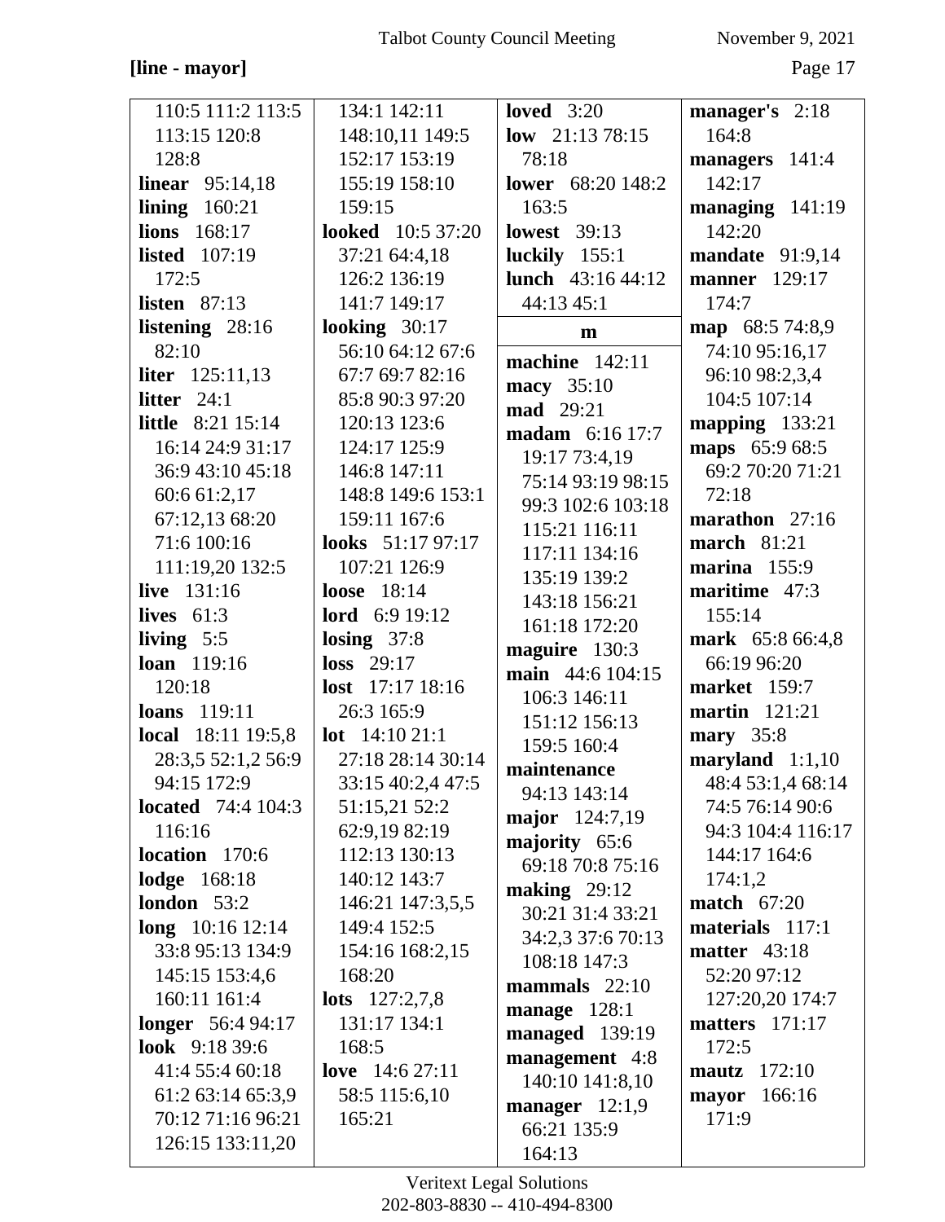**[line - mayor]**

110:5 111:2 113:5 113:15 120:8 128:8
**linear** 95:14,18
**lining** 160:21
**lions** 168:17
**listed** 107:19 172:5
**listen** 87:13
**listening** 28:16 82:10
**liter** 125:11,13
**litter** 24:1
**little** 8:21 15:14 16:14 24:9 31:17 36:9 43:10 45:18 60:6 61:2,17 67:12,13 68:20 71:6 100:16 111:19,20 132:5
**live** 131:16
**lives** 61:3
**living** 5:5
**loan** 119:16 120:18
**loans** 119:11
**local** 18:11 19:5,8 28:3,5 52:1,2 56:9 94:15 172:9
**located** 74:4 104:3 116:16
**location** 170:6
**lodge** 168:18
**london** 53:2
**long** 10:16 12:14 33:8 95:13 134:9 145:15 153:4,6 160:11 161:4
**longer** 56:4 94:17
**look** 9:18 39:6 41:4 55:4 60:18 61:2 63:14 65:3,9 70:12 71:16 96:21 126:15 133:11,20 134:1 142:11 148:10,11 149:5 152:17 153:19 155:19 158:10 159:15
**looked** 10:5 37:20 37:21 64:4,18 126:2 136:19 141:7 149:17
**looking** 30:17 56:10 64:12 67:6 67:7 69:7 82:16 85:8 90:3 97:20 120:13 123:6 124:17 125:9 146:8 147:11 148:8 149:6 153:1 159:11 167:6
**looks** 51:17 97:17 107:21 126:9
**loose** 18:14
**lord** 6:9 19:12
**losing** 37:8
**loss** 29:17
**lost** 17:17 18:16 26:3 165:9
**lot** 14:10 21:1 27:18 28:14 30:14 33:15 40:2,4 47:5 51:15,21 52:2 62:9,19 82:19 112:13 130:13 140:12 143:7 146:21 147:3,5,5 149:4 152:5 154:16 168:2,15 168:20
**lots** 127:2,7,8 131:17 134:1 168:5
**love** 14:6 27:11 58:5 115:6,10 165:21
**loved** 3:20
**low** 21:13 78:15 78:18
**lower** 68:20 148:2 163:5
**lowest** 39:13
**luckily** 155:1
**lunch** 43:16 44:12 44:13 45:1

**m**

**machine** 142:11
**macy** 35:10
**mad** 29:21
**madam** 6:16 17:7 19:17 73:4,19 75:14 93:19 98:15 99:3 102:6 103:18 115:21 116:11 117:11 134:16 135:19 139:2 143:18 156:21 161:18 172:20
**maguire** 130:3
**main** 44:6 104:15 106:3 146:11 151:12 156:13 159:5 160:4
**maintenance** 94:13 143:14
**major** 124:7,19
**majority** 65:6 69:18 70:8 75:16
**making** 29:12 30:21 31:4 33:21 34:2,3 37:6 70:13 108:18 147:3
**mammals** 22:10
**manage** 128:1
**managed** 139:19
**management** 4:8 140:10 141:8,10
**manager** 12:1,9 66:21 135:9 164:13
**manager's** 2:18 164:8
**managers** 141:4 142:17
**managing** 141:19 142:20
**mandate** 91:9,14
**manner** 129:17 174:7
**map** 68:5 74:8,9 74:10 95:16,17 96:10 98:2,3,4 104:5 107:14
**mapping** 133:21
**maps** 65:9 68:5 69:2 70:20 71:21 72:18
**marathon** 27:16
**march** 81:21
**marina** 155:9
**maritime** 47:3 155:14
**mark** 65:8 66:4,8 66:19 96:20
**market** 159:7
**martin** 121:21
**mary** 35:8
**maryland** 1:1,10 48:4 53:1,4 68:14 74:5 76:14 90:6 94:3 104:4 116:17 144:17 164:6 174:1,2
**match** 67:20
**materials** 117:1
**matter** 43:18 52:20 97:12 127:20,20 174:7
**matters** 171:17 172:5
**mautz** 172:10
**mayor** 166:16 171:9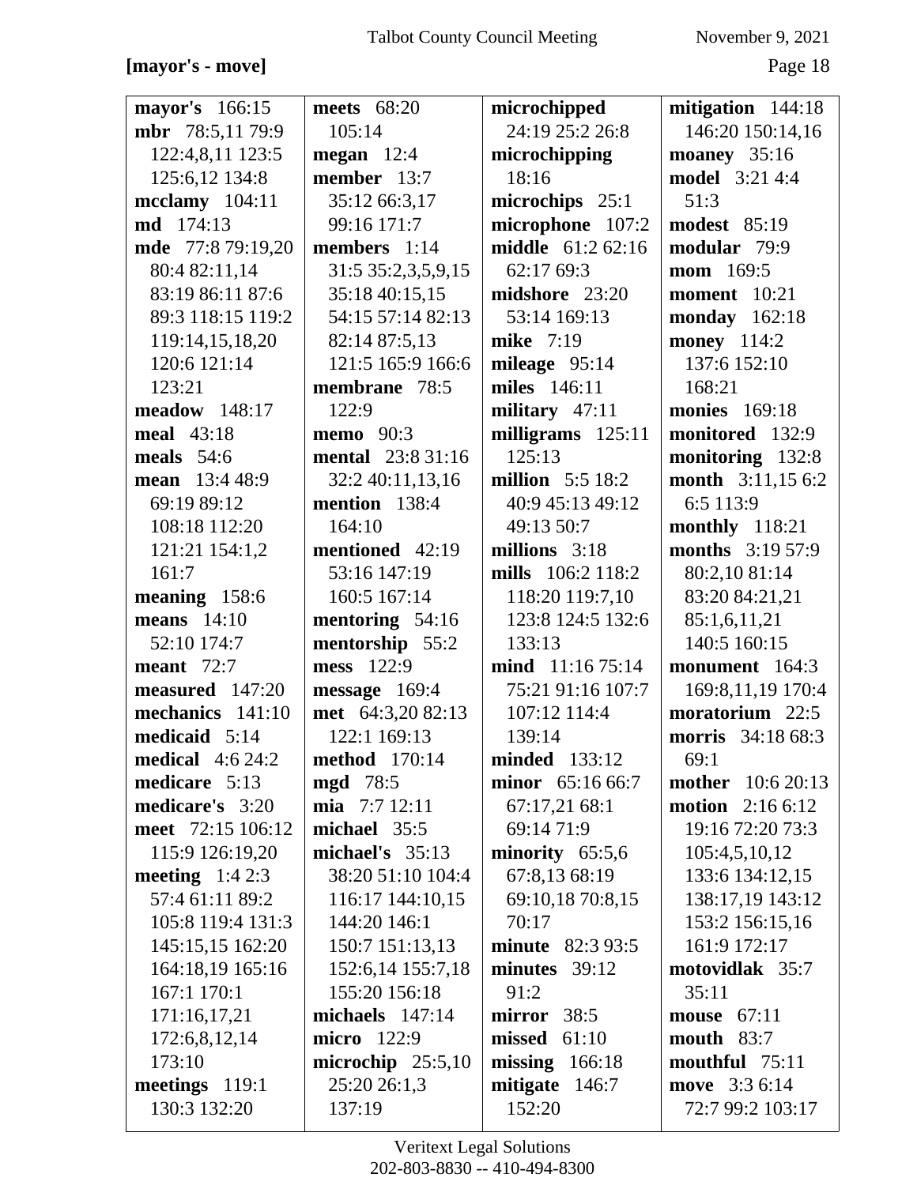**[mayor's - move]**

**mayor's** 166:15
**mbr** 78:5,11 79:9 122:4,8,11 123:5 125:6,12 134:8
**mcclamy** 104:11
**md** 174:13
**mde** 77:8 79:19,20 80:4 82:11,14 83:19 86:11 87:6 89:3 118:15 119:2 119:14,15,18,20 120:6 121:14 123:21
**meadow** 148:17
**meal** 43:18
**meals** 54:6
**mean** 13:4 48:9 69:19 89:12 108:18 112:20 121:21 154:1,2 161:7
**meaning** 158:6
**means** 14:10 52:10 174:7
**meant** 72:7
**measured** 147:20
**mechanics** 141:10
**medicaid** 5:14
**medical** 4:6 24:2
**medicare** 5:13
**medicare's** 3:20
**meet** 72:15 106:12 115:9 126:19,20
**meeting** 1:4 2:3 57:4 61:11 89:2 105:8 119:4 131:3 145:15,15 162:20 164:18,19 165:16 167:1 170:1 171:16,17,21 172:6,8,12,14 173:10
**meetings** 119:1 130:3 132:20
**meets** 68:20 105:14
**megan** 12:4
**member** 13:7 35:12 66:3,17 99:16 171:7
**members** 1:14 31:5 35:2,3,5,9,15 35:18 40:15,15 54:15 57:14 82:13 82:14 87:5,13 121:5 165:9 166:6
**membrane** 78:5 122:9
**memo** 90:3
**mental** 23:8 31:16 32:2 40:11,13,16
**mention** 138:4 164:10
**mentioned** 42:19 53:16 147:19 160:5 167:14
**mentoring** 54:16
**mentorship** 55:2
**mess** 122:9
**message** 169:4
**met** 64:3,20 82:13 122:1 169:13
**method** 170:14
**mgd** 78:5
**mia** 7:7 12:11
**michael** 35:5
**michael's** 35:13 38:20 51:10 104:4 116:17 144:10,15 144:20 146:1 150:7 151:13,13 152:6,14 155:7,18 155:20 156:18
**michaels** 147:14
**micro** 122:9
**microchip** 25:5,10 25:20 26:1,3 137:19
**microchipped** 24:19 25:2 26:8
**microchipping** 18:16
**microchips** 25:1
**microphone** 107:2
**middle** 61:2 62:16 62:17 69:3
**midshore** 23:20 53:14 169:13
**mike** 7:19
**mileage** 95:14
**miles** 146:11
**military** 47:11
**milligrams** 125:11 125:13
**million** 5:5 18:2 40:9 45:13 49:12 49:13 50:7
**millions** 3:18
**mills** 106:2 118:2 118:20 119:7,10 123:8 124:5 132:6 133:13
**mind** 11:16 75:14 75:21 91:16 107:7 107:12 114:4 139:14
**minded** 133:12
**minor** 65:16 66:7 67:17,21 68:1 69:14 71:9
**minority** 65:5,6 67:8,13 68:19 69:10,18 70:8,15 70:17
**minute** 82:3 93:5
**minutes** 39:12 91:2
**mirror** 38:5
**missed** 61:10
**missing** 166:18
**mitigate** 146:7 152:20
**mitigation** 144:18 146:20 150:14,16
**moaney** 35:16
**model** 3:21 4:4 51:3
**modest** 85:19
**modular** 79:9
**mom** 169:5
**moment** 10:21
**monday** 162:18
**money** 114:2 137:6 152:10 168:21
**monies** 169:18
**monitored** 132:9
**monitoring** 132:8
**month** 3:11,15 6:2 6:5 113:9
**monthly** 118:21
**months** 3:19 57:9 80:2,10 81:14 83:20 84:21,21 85:1,6,11,21 140:5 160:15
**monument** 164:3 169:8,11,19 170:4
**moratorium** 22:5
**morris** 34:18 68:3 69:1
**mother** 10:6 20:13
**motion** 2:16 6:12 19:16 72:20 73:3 105:4,5,10,12 133:6 134:12,15 138:17,19 143:12 153:2 156:15,16 161:9 172:17
**motovidlak** 35:7 35:11
**mouse** 67:11
**mouth** 83:7
**mouthful** 75:11
**move** 3:3 6:14 72:7 99:2 103:17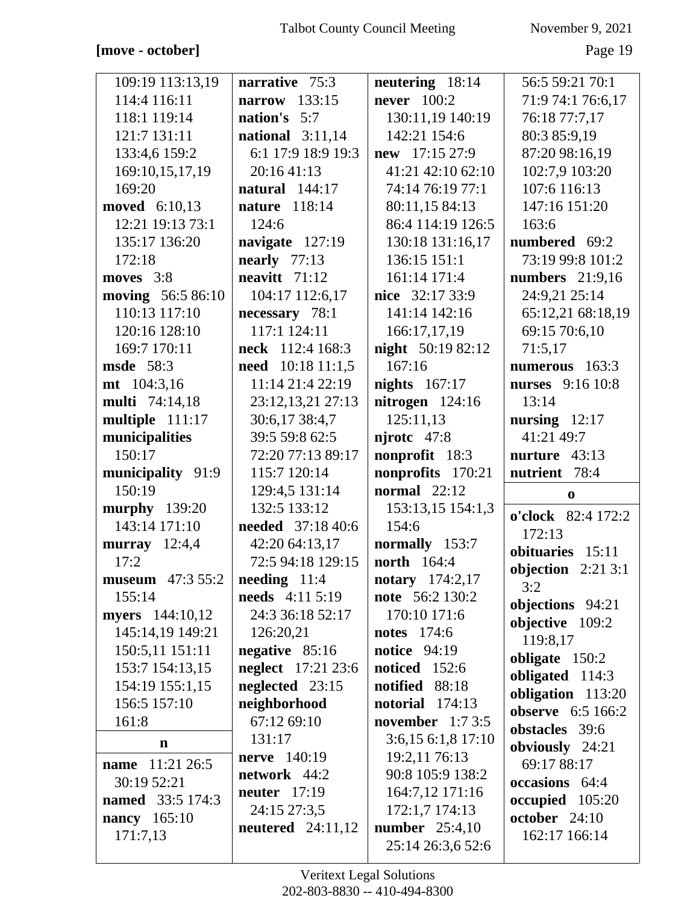**[move - october]**

109:19 113:13,19 114:4 116:11 118:1 119:14 121:7 131:11 133:4,6 159:2 169:10,15,17,19 169:20
**moved** 6:10,13 12:21 19:13 73:1 135:17 136:20 172:18
**moves** 3:8
**moving** 56:5 86:10 110:13 117:10 120:16 128:10 169:7 170:11
**msde** 58:3
**mt** 104:3,16
**multi** 74:14,18
**multiple** 111:17
**municipalities** 150:17
**municipality** 91:9 150:19
**murphy** 139:20 143:14 171:10
**murray** 12:4,4 17:2
**museum** 47:3 55:2 155:14
**myers** 144:10,12 145:14,19 149:21 150:5,11 151:11 153:7 154:13,15 154:19 155:1,15 156:5 157:10 161:8

**n**

**name** 11:21 26:5 30:19 52:21
**named** 33:5 174:3
**nancy** 165:10 171:7,13
**narrative** 75:3
**narrow** 133:15
**nation's** 5:7
**national** 3:11,14 6:1 17:9 18:9 19:3 20:16 41:13
**natural** 144:17
**nature** 118:14 124:6
**navigate** 127:19
**nearly** 77:13
**neavitt** 71:12 104:17 112:6,17
**necessary** 78:1 117:1 124:11
**neck** 112:4 168:3
**need** 10:18 11:1,5 11:14 21:4 22:19 23:12,13,21 27:13 30:6,17 38:4,7 39:5 59:8 62:5 72:20 77:13 89:17 115:7 120:14 129:4,5 131:14 132:5 133:12
**needed** 37:18 40:6 42:20 64:13,17 72:5 94:18 129:15
**needing** 11:4
**needs** 4:11 5:19 24:3 36:18 52:17 126:20,21
**negative** 85:16
**neglect** 17:21 23:6
**neglected** 23:15
**neighborhood** 67:12 69:10 131:17
**nerve** 140:19
**network** 44:2
**neuter** 17:19 24:15 27:3,5
**neutered** 24:11,12
**neutering** 18:14
**never** 100:2 130:11,19 140:19 142:21 154:6
**new** 17:15 27:9 41:21 42:10 62:10 74:14 76:19 77:1 80:11,15 84:13 86:4 114:19 126:5 130:18 131:16,17 136:15 151:1 161:14 171:4
**nice** 32:17 33:9 141:14 142:16 166:17,17,19
**night** 50:19 82:12 167:16
**nights** 167:17
**nitrogen** 124:16 125:11,13
**njrotc** 47:8
**nonprofit** 18:3
**nonprofits** 170:21
**normal** 22:12 153:13,15 154:1,3 154:6
**normally** 153:7
**north** 164:4
**notary** 174:2,17
**note** 56:2 130:2 170:10 171:6
**notes** 174:6
**notice** 94:19
**noticed** 152:6
**notified** 88:18
**notorial** 174:13
**november** 1:7 3:5 3:6,15 6:1,8 17:10 19:2,11 76:13 90:8 105:9 138:2 164:7,12 171:16 172:1,7 174:13
**number** 25:4,10 25:14 26:3,6 52:6 56:5 59:21 70:1 71:9 74:1 76:6,17 76:18 77:7,17 80:3 85:9,19 87:20 98:16,19 102:7,9 103:20 107:6 116:13 147:16 151:20 163:6
**numbered** 69:2 73:19 99:8 101:2
**numbers** 21:9,16 24:9,21 25:14 65:12,21 68:18,19 69:15 70:6,10 71:5,17
**numerous** 163:3
**nurses** 9:16 10:8 13:14
**nursing** 12:17 41:21 49:7
**nurture** 43:13
**nutrient** 78:4

**o**

**o'clock** 82:4 172:2 172:13
**obituaries** 15:11
**objection** 2:21 3:1 3:2
**objections** 94:21
**objective** 109:2 119:8,17
**obligate** 150:2
**obligated** 114:3
**obligation** 113:20
**observe** 6:5 166:2
**obstacles** 39:6
**obviously** 24:21 69:17 88:17
**occasions** 64:4
**occupied** 105:20
**october** 24:10 162:17 166:14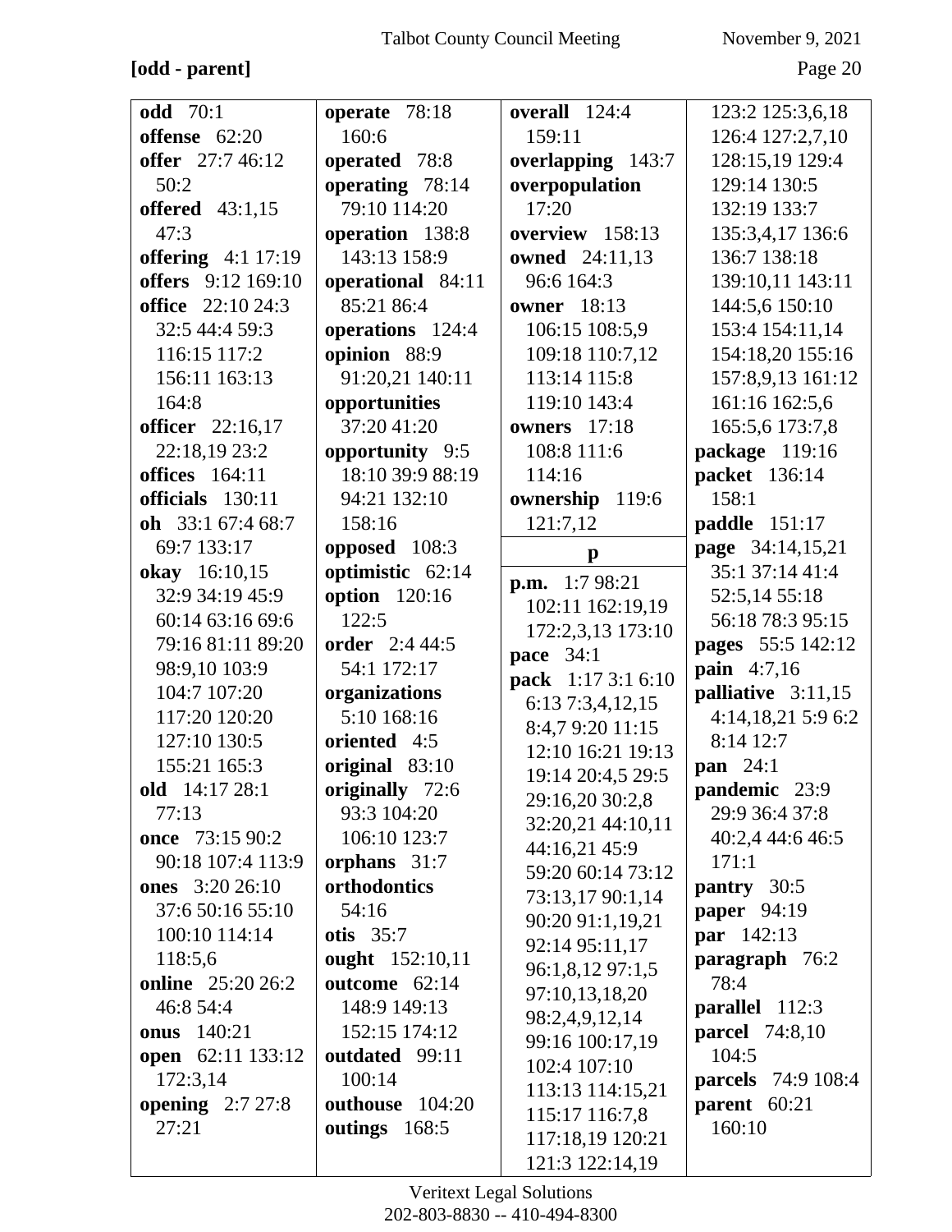**[odd - parent]**

**odd** 70:1
**offense** 62:20
**offer** 27:7 46:12 50:2
**offered** 43:1,15 47:3
**offering** 4:1 17:19
**offers** 9:12 169:10
**office** 22:10 24:3 32:5 44:4 59:3 116:15 117:2 156:11 163:13 164:8
**officer** 22:16,17 22:18,19 23:2
**offices** 164:11
**officials** 130:11
**oh** 33:1 67:4 68:7 69:7 133:17
**okay** 16:10,15 32:9 34:19 45:9 60:14 63:16 69:6 79:16 81:11 89:20 98:9,10 103:9 104:7 107:20 117:20 120:20 127:10 130:5 155:21 165:3
**old** 14:17 28:1 77:13
**once** 73:15 90:2 90:18 107:4 113:9
**ones** 3:20 26:10 37:6 50:16 55:10 100:10 114:14 118:5,6
**online** 25:20 26:2 46:8 54:4
**onus** 140:21
**open** 62:11 133:12 172:3,14
**opening** 2:7 27:8 27:21
**operate** 78:18 160:6
**operated** 78:8
**operating** 78:14 79:10 114:20
**operation** 138:8 143:13 158:9
**operational** 84:11 85:21 86:4
**operations** 124:4
**opinion** 88:9 91:20,21 140:11
**opportunities** 37:20 41:20
**opportunity** 9:5 18:10 39:9 88:19 94:21 132:10 158:16
**opposed** 108:3
**optimistic** 62:14
**option** 120:16 122:5
**order** 2:4 44:5 54:1 172:17
**organizations** 5:10 168:16
**oriented** 4:5
**original** 83:10
**originally** 72:6 93:3 104:20 106:10 123:7
**orphans** 31:7
**orthodontics** 54:16
**otis** 35:7
**ought** 152:10,11
**outcome** 62:14 148:9 149:13 152:15 174:12
**outdated** 99:11 100:14
**outhouse** 104:20
**outings** 168:5
**overall** 124:4 159:11
**overlapping** 143:7
**overpopulation** 17:20
**overview** 158:13
**owned** 24:11,13 96:6 164:3
**owner** 18:13 106:15 108:5,9 109:18 110:7,12 113:14 115:8 119:10 143:4
**owners** 17:18 108:8 111:6 114:16
**ownership** 119:6 121:7,12

**p**

**p.m.** 1:7 98:21 102:11 162:19,19 172:2,3,13 173:10
**pace** 34:1
**pack** 1:17 3:1 6:10 6:13 7:3,4,12,15 8:4,7 9:20 11:15 12:10 16:21 19:13 19:14 20:4,5 29:5 29:16,20 30:2,8 32:20,21 44:10,11 44:16,21 45:9 59:20 60:14 73:12 73:13,17 90:1,14 90:20 91:1,19,21 92:14 95:11,17 96:1,8,12 97:1,5 97:10,13,18,20 98:2,4,9,12,14 99:16 100:17,19 102:4 107:10 113:13 114:15,21 115:17 116:7,8 117:18,19 120:21 121:3 122:14,19 123:2 125:3,6,18 126:4 127:2,7,10 128:15,19 129:4 129:14 130:5 132:19 133:7 135:3,4,17 136:6 136:7 138:18 139:10,11 143:11 144:5,6 150:10 153:4 154:11,14 154:18,20 155:16 157:8,9,13 161:12 161:16 162:5,6 165:5,6 173:7,8
**package** 119:16
**packet** 136:14 158:1
**paddle** 151:17
**page** 34:14,15,21 35:1 37:14 41:4 52:5,14 55:18 56:18 78:3 95:15
**pages** 55:5 142:12
**pain** 4:7,16
**palliative** 3:11,15 4:14,18,21 5:9 6:2 8:14 12:7
**pan** 24:1
**pandemic** 23:9 29:9 36:4 37:8 40:2,4 44:6 46:5 171:1
**pantry** 30:5
**paper** 94:19
**par** 142:13
**paragraph** 76:2 78:4
**parallel** 112:3
**parcel** 74:8,10 104:5
**parcels** 74:9 108:4
**parent** 60:21 160:10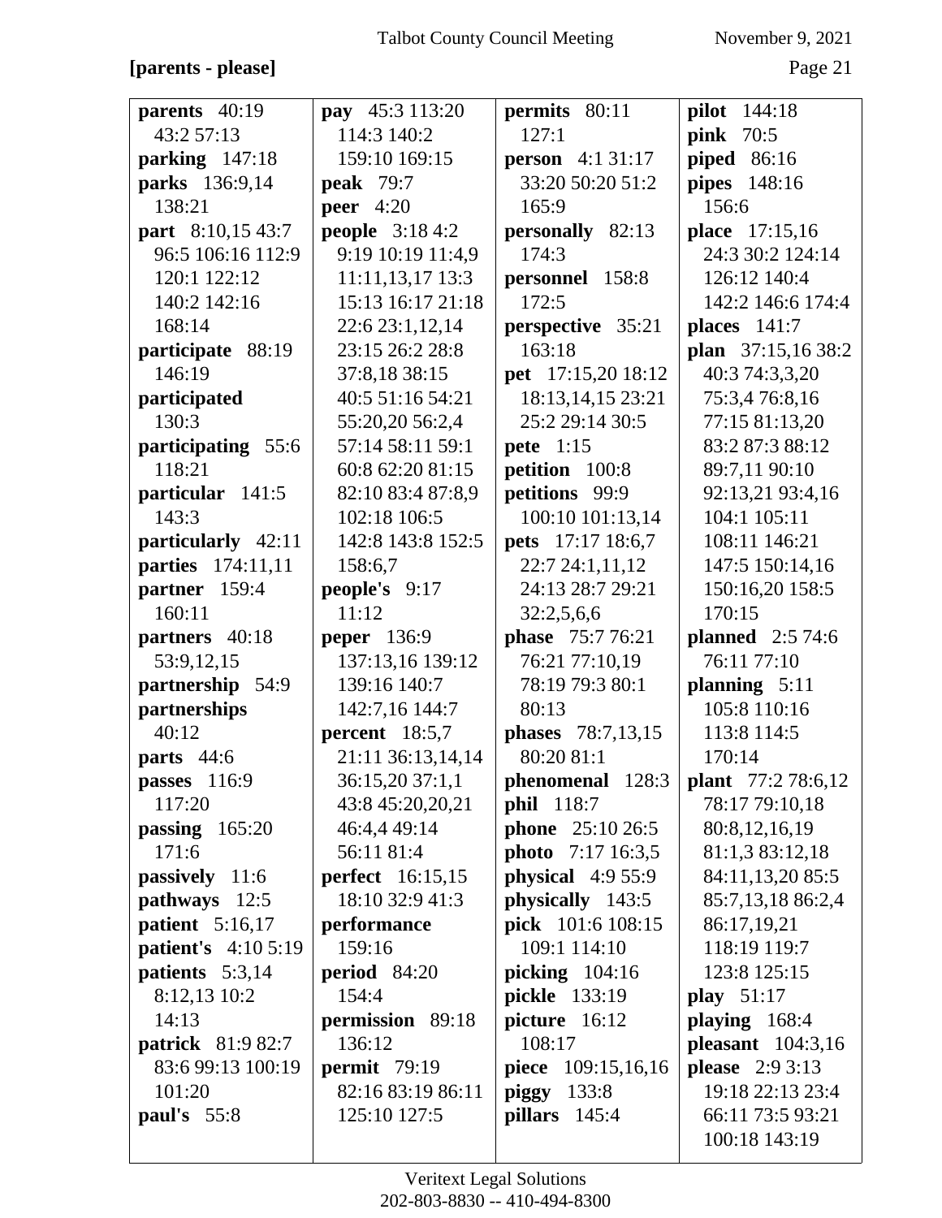**[parents - please]**

**parents** 40:19 43:2 57:13
**parking** 147:18
**parks** 136:9,14 138:21
**part** 8:10,15 43:7 96:5 106:16 112:9 120:1 122:12 140:2 142:16 168:14
**participate** 88:19 146:19
**participated** 130:3
**participating** 55:6 118:21
**particular** 141:5 143:3
**particularly** 42:11
**parties** 174:11,11
**partner** 159:4 160:11
**partners** 40:18 53:9,12,15
**partnership** 54:9
**partnerships** 40:12
**parts** 44:6
**passes** 116:9 117:20
**passing** 165:20 171:6
**passively** 11:6
**pathways** 12:5
**patient** 5:16,17
**patient's** 4:10 5:19
**patients** 5:3,14 8:12,13 10:2 14:13
**patrick** 81:9 82:7 83:6 99:13 100:19 101:20
**paul's** 55:8

**pay** 45:3 113:20 114:3 140:2 159:10 169:15
**peak** 79:7
**peer** 4:20
**people** 3:18 4:2 9:19 10:19 11:4,9 11:11,13,17 13:3 15:13 16:17 21:18 22:6 23:1,12,14 23:15 26:2 28:8 37:8,18 38:15 40:5 51:16 54:21 55:20,20 56:2,4 57:14 58:11 59:1 60:8 62:20 81:15 82:10 83:4 87:8,9 102:18 106:5 142:8 143:8 152:5 158:6,7
**people's** 9:17 11:12
**peper** 136:9 137:13,16 139:12 139:16 140:7 142:7,16 144:7
**percent** 18:5,7 21:11 36:13,14,14 36:15,20 37:1,1 43:8 45:20,20,21 46:4,4 49:14 56:11 81:4
**perfect** 16:15,15 18:10 32:9 41:3
**performance** 159:16
**period** 84:20 154:4
**permission** 89:18 136:12
**permit** 79:19 82:16 83:19 86:11 125:10 127:5

**permits** 80:11 127:1
**person** 4:1 31:17 33:20 50:20 51:2 165:9
**personally** 82:13 174:3
**personnel** 158:8 172:5
**perspective** 35:21 163:18
**pet** 17:15,20 18:12 18:13,14,15 23:21 25:2 29:14 30:5
**pete** 1:15
**petition** 100:8
**petitions** 99:9 100:10 101:13,14
**pets** 17:17 18:6,7 22:7 24:1,11,12 24:13 28:7 29:21 32:2,5,6,6
**phase** 75:7 76:21 76:21 77:10,19 78:19 79:3 80:1 80:13
**phases** 78:7,13,15 80:20 81:1
**phenomenal** 128:3
**phil** 118:7
**phone** 25:10 26:5
**photo** 7:17 16:3,5
**physical** 4:9 55:9
**physically** 143:5
**pick** 101:6 108:15 109:1 114:10
**picking** 104:16
**pickle** 133:19
**picture** 16:12 108:17
**piece** 109:15,16,16
**piggy** 133:8
**pillars** 145:4

**pilot** 144:18
**pink** 70:5
**piped** 86:16
**pipes** 148:16 156:6
**place** 17:15,16 24:3 30:2 124:14 126:12 140:4 142:2 146:6 174:4
**places** 141:7
**plan** 37:15,16 38:2 40:3 74:3,3,20 75:3,4 76:8,16 77:15 81:13,20 83:2 87:3 88:12 89:7,11 90:10 92:13,21 93:4,16 104:1 105:11 108:11 146:21 147:5 150:14,16 150:16,20 158:5 170:15
**planned** 2:5 74:6 76:11 77:10
**planning** 5:11 105:8 110:16 113:8 114:5 170:14
**plant** 77:2 78:6,12 78:17 79:10,18 80:8,12,16,19 81:1,3 83:12,18 84:11,13,20 85:5 85:7,13,18 86:2,4 86:17,19,21 118:19 119:7 123:8 125:15
**play** 51:17
**playing** 168:4
**pleasant** 104:3,16
**please** 2:9 3:13 19:18 22:13 23:4 66:11 73:5 93:21 100:18 143:19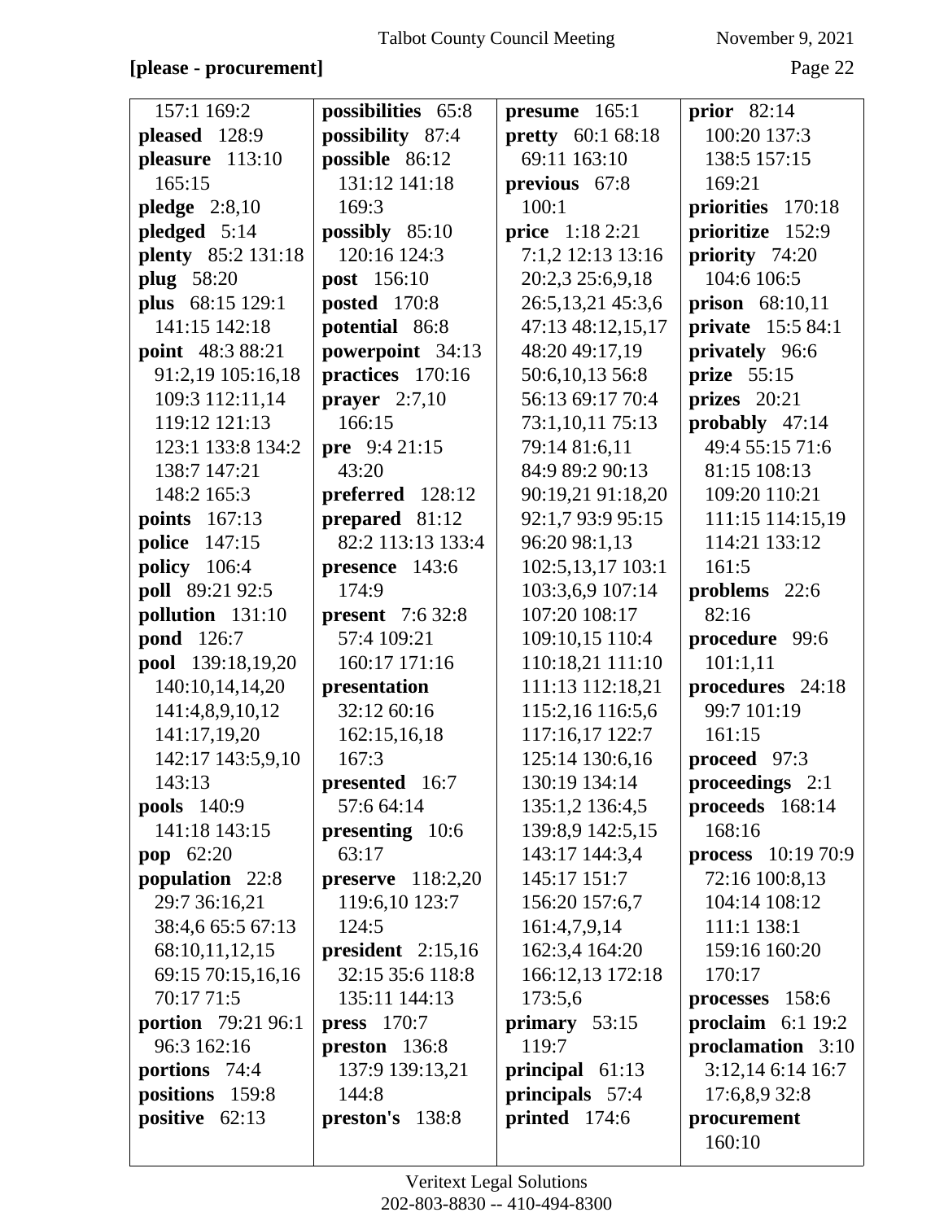**[please - procurement]**

157:1 169:2
**pleased** 128:9
**pleasure** 113:10 165:15
**pledge** 2:8,10
**pledged** 5:14
**plenty** 85:2 131:18
**plug** 58:20
**plus** 68:15 129:1 141:15 142:18
**point** 48:3 88:21 91:2,19 105:16,18 109:3 112:11,14 119:12 121:13 123:1 133:8 134:2 138:7 147:21 148:2 165:3
**points** 167:13
**police** 147:15
**policy** 106:4
**poll** 89:21 92:5
**pollution** 131:10
**pond** 126:7
**pool** 139:18,19,20 140:10,14,14,20 141:4,8,9,10,12 141:17,19,20 142:17 143:5,9,10 143:13
**pools** 140:9 141:18 143:15
**pop** 62:20
**population** 22:8 29:7 36:16,21 38:4,6 65:5 67:13 68:10,11,12,15 69:15 70:15,16,16 70:17 71:5
**portion** 79:21 96:1 96:3 162:16
**portions** 74:4
**positions** 159:8
**positive** 62:13
**possibilities** 65:8
**possibility** 87:4
**possible** 86:12 131:12 141:18 169:3
**possibly** 85:10 120:16 124:3
**post** 156:10
**posted** 170:8
**potential** 86:8
**powerpoint** 34:13
**practices** 170:16
**prayer** 2:7,10 166:15
**pre** 9:4 21:15 43:20
**preferred** 128:12
**prepared** 81:12 82:2 113:13 133:4
**presence** 143:6 174:9
**present** 7:6 32:8 57:4 109:21 160:17 171:16
**presentation** 32:12 60:16 162:15,16,18 167:3
**presented** 16:7 57:6 64:14
**presenting** 10:6 63:17
**preserve** 118:2,20 119:6,10 123:7 124:5
**president** 2:15,16 32:15 35:6 118:8 135:11 144:13
**press** 170:7
**preston** 136:8 137:9 139:13,21 144:8
**preston's** 138:8
**presume** 165:1
**pretty** 60:1 68:18 69:11 163:10
**previous** 67:8 100:1
**price** 1:18 2:21 7:1,2 12:13 13:16 20:2,3 25:6,9,18 26:5,13,21 45:3,6 47:13 48:12,15,17 48:20 49:17,19 50:6,10,13 56:8 56:13 69:17 70:4 73:1,10,11 75:13 79:14 81:6,11 84:9 89:2 90:13 90:19,21 91:18,20 92:1,7 93:9 95:15 96:20 98:1,13 102:5,13,17 103:1 103:3,6,9 107:14 107:20 108:17 109:10,15 110:4 110:18,21 111:10 111:13 112:18,21 115:2,16 116:5,6 117:16,17 122:7 125:14 130:6,16 130:19 134:14 135:1,2 136:4,5 139:8,9 142:5,15 143:17 144:3,4 145:17 151:7 156:20 157:6,7 161:4,7,9,14 162:3,4 164:20 166:12,13 172:18 173:5,6
**primary** 53:15 119:7
**principal** 61:13
**principals** 57:4
**printed** 174:6
**prior** 82:14 100:20 137:3 138:5 157:15 169:21
**priorities** 170:18
**prioritize** 152:9
**priority** 74:20 104:6 106:5
**prison** 68:10,11
**private** 15:5 84:1
**privately** 96:6
**prize** 55:15
**prizes** 20:21
**probably** 47:14 49:4 55:15 71:6 81:15 108:13 109:20 110:21 111:15 114:15,19 114:21 133:12 161:5
**problems** 22:6 82:16
**procedure** 99:6 101:1,11
**procedures** 24:18 99:7 101:19 161:15
**proceed** 97:3
**proceedings** 2:1
**proceeds** 168:14 168:16
**process** 10:19 70:9 72:16 100:8,13 104:14 108:12 111:1 138:1 159:16 160:20 170:17
**processes** 158:6
**proclaim** 6:1 19:2
**proclamation** 3:10 3:12,14 6:14 16:7 17:6,8,9 32:8
**procurement** 160:10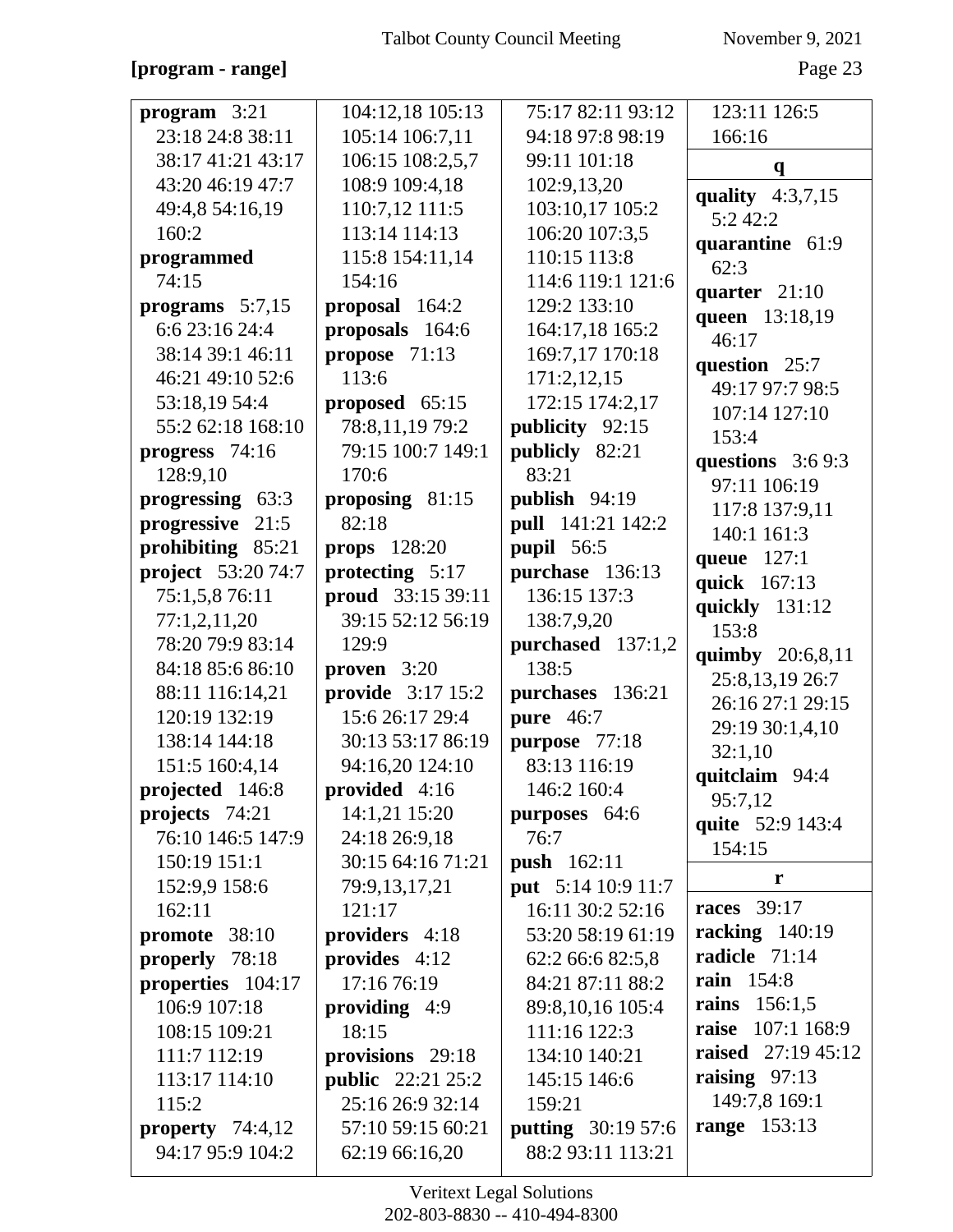**[program - range]**

**program** 3:21 23:18 24:8 38:11 38:17 41:21 43:17 43:20 46:19 47:7 49:4,8 54:16,19 160:2
**programmed** 74:15
**programs** 5:7,15 6:6 23:16 24:4 38:14 39:1 46:11 46:21 49:10 52:6 53:18,19 54:4 55:2 62:18 168:10
**progress** 74:16 128:9,10
**progressing** 63:3
**progressive** 21:5
**prohibiting** 85:21
**project** 53:20 74:7 75:1,5,8 76:11 77:1,2,11,20 78:20 79:9 83:14 84:18 85:6 86:10 88:11 116:14,21 120:19 132:19 138:14 144:18 151:5 160:4,14
**projected** 146:8
**projects** 74:21 76:10 146:5 147:9 150:19 151:1 152:9,9 158:6 162:11
**promote** 38:10
**properly** 78:18
**properties** 104:17 106:9 107:18 108:15 109:21 111:7 112:19 113:17 114:10 115:2
**property** 74:4,12 94:17 95:9 104:2 104:12,18 105:13 105:14 106:7,11 106:15 108:2,5,7 108:9 109:4,18 110:7,12 111:5 113:14 114:13 115:8 154:11,14 154:16
**proposal** 164:2
**proposals** 164:6
**propose** 71:13 113:6
**proposed** 65:15 78:8,11,19 79:2 79:15 100:7 149:1 170:6
**proposing** 81:15 82:18
**props** 128:20
**protecting** 5:17
**proud** 33:15 39:11 39:15 52:12 56:19 129:9
**proven** 3:20
**provide** 3:17 15:2 15:6 26:17 29:4 30:13 53:17 86:19 94:16,20 124:10
**provided** 4:16 14:1,21 15:20 24:18 26:9,18 30:15 64:16 71:21 79:9,13,17,21 121:17
**providers** 4:18
**provides** 4:12 17:16 76:19
**providing** 4:9 18:15
**provisions** 29:18
**public** 22:21 25:2 25:16 26:9 32:14 57:10 59:15 60:21 62:19 66:16,20 75:17 82:11 93:12 94:18 97:8 98:19 99:11 101:18 102:9,13,20 103:10,17 105:2 106:20 107:3,5 110:15 113:8 114:6 119:1 121:6 129:2 133:10 164:17,18 165:2 169:7,17 170:18 171:2,12,15 172:15 174:2,17
**publicity** 92:15
**publicly** 82:21 83:21
**publish** 94:19
**pull** 141:21 142:2
**pupil** 56:5
**purchase** 136:13 136:15 137:3 138:7,9,20
**purchased** 137:1,2 138:5
**purchases** 136:21
**pure** 46:7
**purpose** 77:18 83:13 116:19 146:2 160:4
**purposes** 64:6 76:7
**push** 162:11
**put** 5:14 10:9 11:7 16:11 30:2 52:16 53:20 58:19 61:19 62:2 66:6 82:5,8 84:21 87:11 88:2 89:8,10,16 105:4 111:16 122:3 134:10 140:21 145:15 146:6 159:21
**putting** 30:19 57:6 88:2 93:11 113:21 123:11 126:5 166:16

**q**

**quality** 4:3,7,15 5:2 42:2
**quarantine** 61:9 62:3
**quarter** 21:10
**queen** 13:18,19 46:17
**question** 25:7 49:17 97:7 98:5 107:14 127:10 153:4
**questions** 3:6 9:3 97:11 106:19 117:8 137:9,11 140:1 161:3
**queue** 127:1
**quick** 167:13
**quickly** 131:12 153:8
**quimby** 20:6,8,11 25:8,13,19 26:7 26:16 27:1 29:15 29:19 30:1,4,10 32:1,10
**quitclaim** 94:4 95:7,12
**quite** 52:9 143:4 154:15

**r**

**races** 39:17
**racking** 140:19
**radicle** 71:14
**rain** 154:8
**rains** 156:1,5
**raise** 107:1 168:9
**raised** 27:19 45:12
**raising** 97:13 149:7,8 169:1
**range** 153:13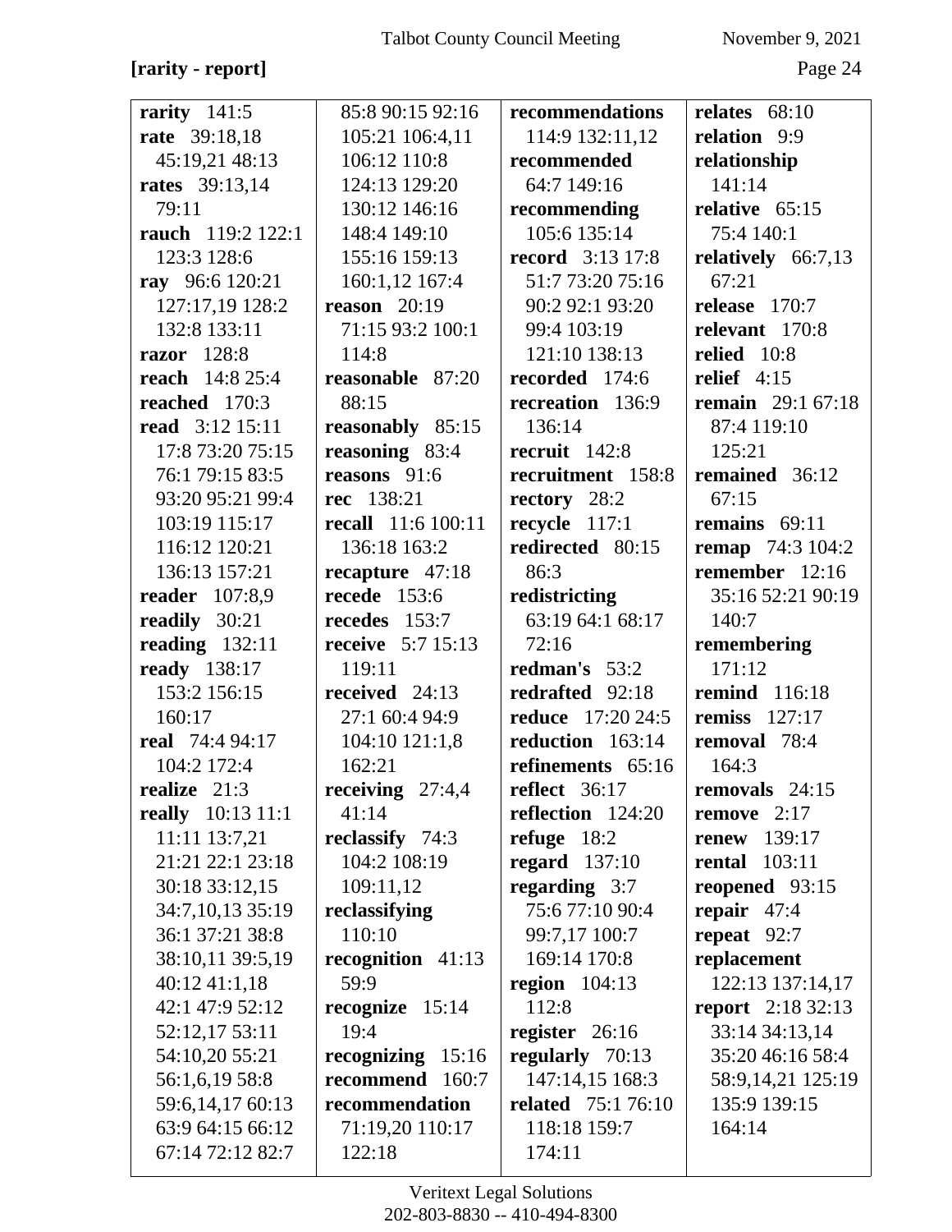**[rarity - report]**

**rarity** 141:5
**rate** 39:18,18 45:19,21 48:13
**rates** 39:13,14 79:11
**rauch** 119:2 122:1 123:3 128:6
**ray** 96:6 120:21 127:17,19 128:2 132:8 133:11
**razor** 128:8
**reach** 14:8 25:4
**reached** 170:3
**read** 3:12 15:11 17:8 73:20 75:15 76:1 79:15 83:5 93:20 95:21 99:4 103:19 115:17 116:12 120:21 136:13 157:21
**reader** 107:8,9
**readily** 30:21
**reading** 132:11
**ready** 138:17 153:2 156:15 160:17
**real** 74:4 94:17 104:2 172:4
**realize** 21:3
**really** 10:13 11:1 11:11 13:7,21 21:21 22:1 23:18 30:18 33:12,15 34:7,10,13 35:19 36:1 37:21 38:8 38:10,11 39:5,19 40:12 41:1,18 42:1 47:9 52:12 52:12,17 53:11 54:10,20 55:21 56:1,6,19 58:8 59:6,14,17 60:13 63:9 64:15 66:12 67:14 72:12 82:7 85:8 90:15 92:16 105:21 106:4,11 106:12 110:8 124:13 129:20 130:12 146:16 148:4 149:10 155:16 159:13 160:1,12 167:4
**reason** 20:19 71:15 93:2 100:1 114:8
**reasonable** 87:20 88:15
**reasonably** 85:15
**reasoning** 83:4
**reasons** 91:6
**rec** 138:21
**recall** 11:6 100:11 136:18 163:2
**recapture** 47:18
**recede** 153:6
**recedes** 153:7
**receive** 5:7 15:13 119:11
**received** 24:13 27:1 60:4 94:9 104:10 121:1,8 162:21
**receiving** 27:4,4 41:14
**reclassify** 74:3 104:2 108:19 109:11,12
**reclassifying** 110:10
**recognition** 41:13 59:9
**recognize** 15:14 19:4
**recognizing** 15:16
**recommend** 160:7
**recommendation** 71:19,20 110:17 122:18
**recommendations** 114:9 132:11,12
**recommended** 64:7 149:16
**recommending** 105:6 135:14
**record** 3:13 17:8 51:7 73:20 75:16 90:2 92:1 93:20 99:4 103:19 121:10 138:13
**recorded** 174:6
**recreation** 136:9 136:14
**recruit** 142:8
**recruitment** 158:8
**rectory** 28:2
**recycle** 117:1
**redirected** 80:15 86:3
**redistricting** 63:19 64:1 68:17 72:16
**redman's** 53:2
**redrafted** 92:18
**reduce** 17:20 24:5
**reduction** 163:14
**refinements** 65:16
**reflect** 36:17
**reflection** 124:20
**refuge** 18:2
**regard** 137:10
**regarding** 3:7 75:6 77:10 90:4 99:7,17 100:7 169:14 170:8
**region** 104:13 112:8
**register** 26:16
**regularly** 70:13 147:14,15 168:3
**related** 75:1 76:10 118:18 159:7 174:11
**relates** 68:10
**relation** 9:9
**relationship** 141:14
**relative** 65:15 75:4 140:1
**relatively** 66:7,13 67:21
**release** 170:7
**relevant** 170:8
**relied** 10:8
**relief** 4:15
**remain** 29:1 67:18 87:4 119:10 125:21
**remained** 36:12 67:15
**remains** 69:11
**remap** 74:3 104:2
**remember** 12:16 35:16 52:21 90:19 140:7
**remembering** 171:12
**remind** 116:18
**remiss** 127:17
**removal** 78:4 164:3
**removals** 24:15
**remove** 2:17
**renew** 139:17
**rental** 103:11
**reopened** 93:15
**repair** 47:4
**repeat** 92:7
**replacement** 122:13 137:14,17
**report** 2:18 32:13 33:14 34:13,14 35:20 46:16 58:4 58:9,14,21 125:19 135:9 139:15 164:14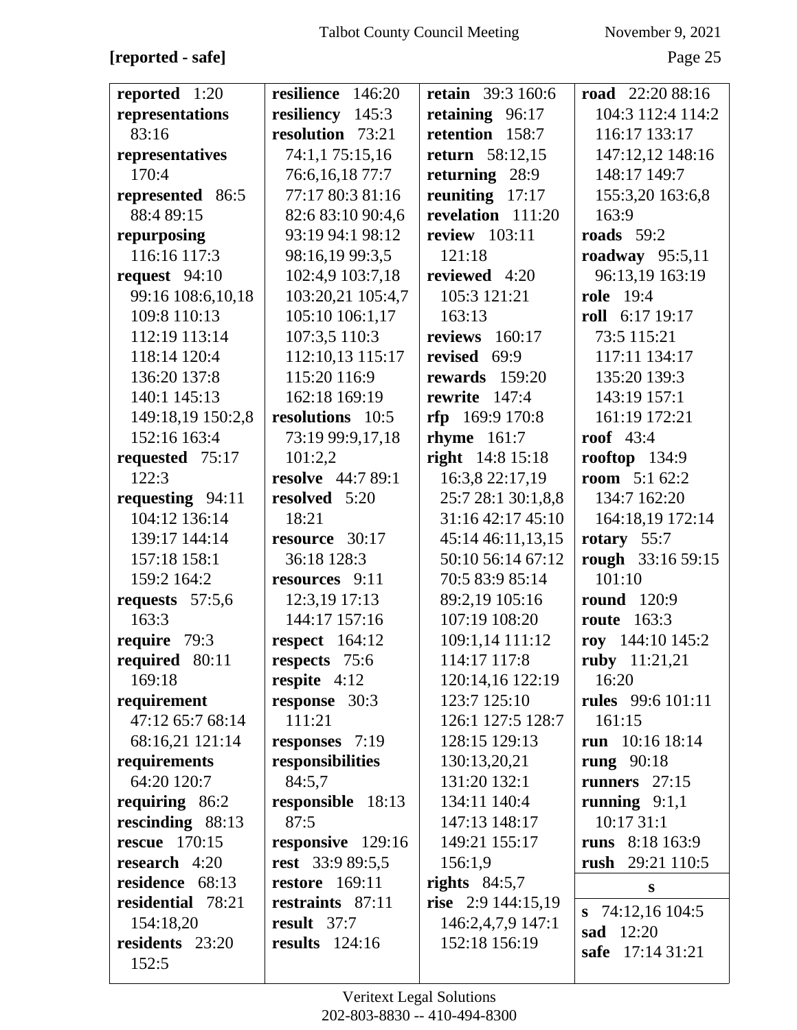**[reported - safe]**

**reported** 1:20
**representations** 83:16
**representatives** 170:4
**represented** 86:5 88:4 89:15
**repurposing** 116:16 117:3
**request** 94:10 99:16 108:6,10,18 109:8 110:13 112:19 113:14 118:14 120:4 136:20 137:8 140:1 145:13 149:18,19 150:2,8 152:16 163:4
**requested** 75:17 122:3
**requesting** 94:11 104:12 136:14 139:17 144:14 157:18 158:1 159:2 164:2
**requests** 57:5,6 163:3
**require** 79:3
**required** 80:11 169:18
**requirement** 47:12 65:7 68:14 68:16,21 121:14
**requirements** 64:20 120:7
**requiring** 86:2
**rescinding** 88:13
**rescue** 170:15
**research** 4:20
**residence** 68:13
**residential** 78:21 154:18,20
**residents** 23:20 152:5

**resilience** 146:20
**resiliency** 145:3
**resolution** 73:21 74:1,1 75:15,16 76:6,16,18 77:7 77:17 80:3 81:16 82:6 83:10 90:4,6 93:19 94:1 98:12 98:16,19 99:3,5 102:4,9 103:7,18 103:20,21 105:4,7 105:10 106:1,17 107:3,5 110:3 112:10,13 115:17 115:20 116:9 162:18 169:19
**resolutions** 10:5 73:19 99:9,17,18 101:2,2
**resolve** 44:7 89:1
**resolved** 5:20 18:21
**resource** 30:17 36:18 128:3
**resources** 9:11 12:3,19 17:13 144:17 157:16
**respect** 164:12
**respects** 75:6
**respite** 4:12
**response** 30:3 111:21
**responses** 7:19
**responsibilities** 84:5,7
**responsible** 18:13 87:5
**responsive** 129:16
**rest** 33:9 89:5,5
**restore** 169:11
**restraints** 87:11
**result** 37:7
**results** 124:16

**retain** 39:3 160:6
**retaining** 96:17
**retention** 158:7
**return** 58:12,15
**returning** 28:9
**reuniting** 17:17
**revelation** 111:20
**review** 103:11 121:18
**reviewed** 4:20 105:3 121:21 163:13
**reviews** 160:17
**revised** 69:9
**rewards** 159:20
**rewrite** 147:4
**rfp** 169:9 170:8
**rhyme** 161:7
**right** 14:8 15:18 16:3,8 22:17,19 25:7 28:1 30:1,8,8 31:16 42:17 45:10 45:14 46:11,13,15 50:10 56:14 67:12 70:5 83:9 85:14 89:2,19 105:16 107:19 108:20 109:1,14 111:12 114:17 117:8 120:14,16 122:19 123:7 125:10 126:1 127:5 128:7 128:15 129:13 130:13,20,21 131:20 132:1 134:11 140:4 147:13 148:17 149:21 155:17 156:1,9
**rights** 84:5,7
**rise** 2:9 144:15,19 146:2,4,7,9 147:1 152:18 156:19

**road** 22:20 88:16 104:3 112:4 114:2 116:17 133:17 147:12,12 148:16 148:17 149:7 155:3,20 163:6,8 163:9
**roads** 59:2
**roadway** 95:5,11 96:13,19 163:19
**role** 19:4
**roll** 6:17 19:17 73:5 115:21 117:11 134:17 135:20 139:3 143:19 157:1 161:19 172:21
**roof** 43:4
**rooftop** 134:9
**room** 5:1 62:2 134:7 162:20 164:18,19 172:14
**rotary** 55:7
**rough** 33:16 59:15 101:10
**round** 120:9
**route** 163:3
**roy** 144:10 145:2
**ruby** 11:21,21 16:20
**rules** 99:6 101:11 161:15
**run** 10:16 18:14
**rung** 90:18
**runners** 27:15
**running** 9:1,1 10:17 31:1
**runs** 8:18 163:9
**rush** 29:21 110:5

**s**

**s** 74:12,16 104:5
**sad** 12:20
**safe** 17:14 31:21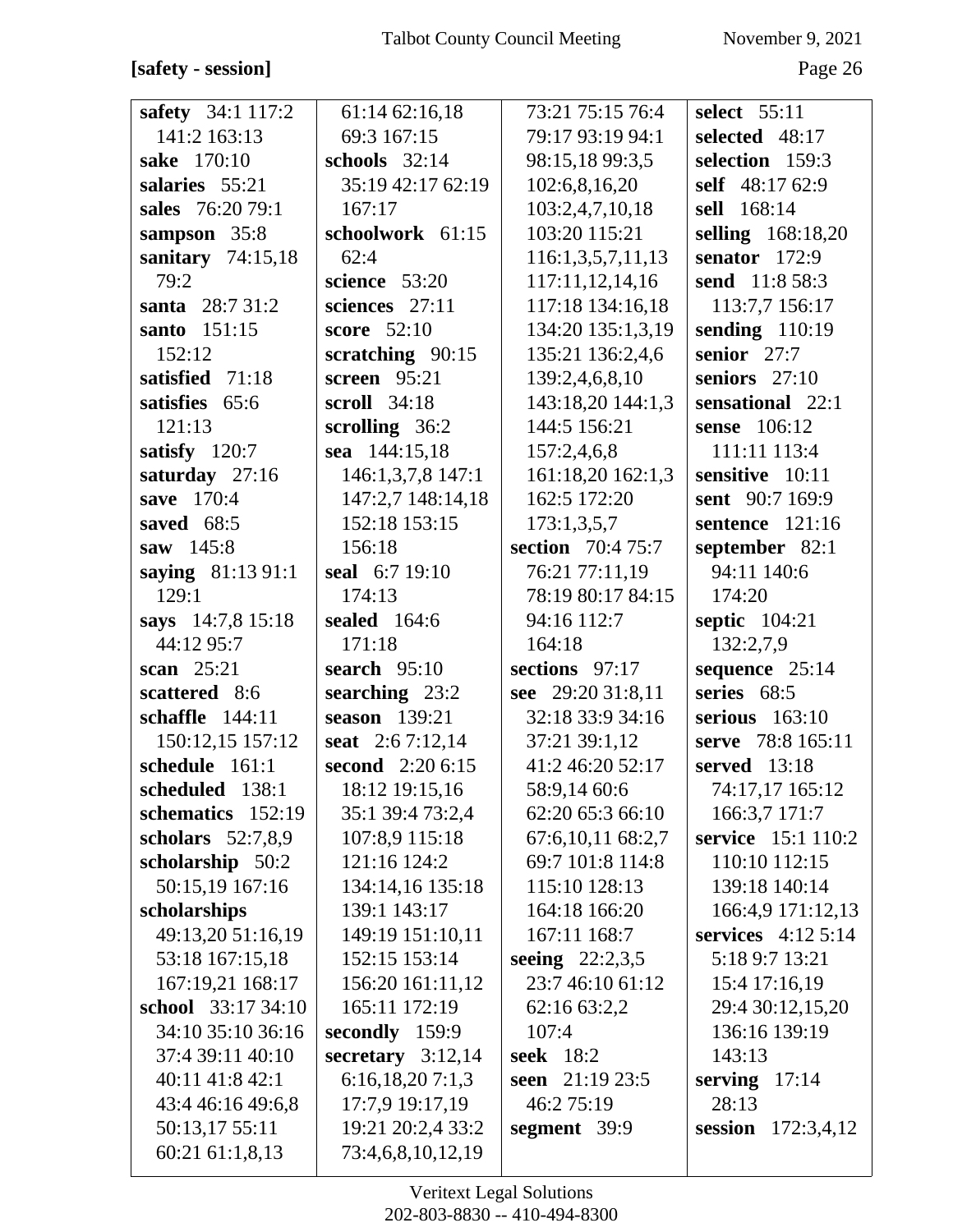**[safety - session]**

**safety** 34:1 117:2 141:2 163:13
**sake** 170:10
**salaries** 55:21
**sales** 76:20 79:1
**sampson** 35:8
**sanitary** 74:15,18 79:2
**santa** 28:7 31:2
**santo** 151:15 152:12
**satisfied** 71:18
**satisfies** 65:6 121:13
**satisfy** 120:7
**saturday** 27:16
**save** 170:4
**saved** 68:5
**saw** 145:8
**saying** 81:13 91:1 129:1
**says** 14:7,8 15:18 44:12 95:7
**scan** 25:21
**scattered** 8:6
**schaffle** 144:11 150:12,15 157:12
**schedule** 161:1
**scheduled** 138:1
**schematics** 152:19
**scholars** 52:7,8,9
**scholarship** 50:2 50:15,19 167:16
**scholarships** 49:13,20 51:16,19 53:18 167:15,18 167:19,21 168:17
**school** 33:17 34:10 34:10 35:10 36:16 37:4 39:11 40:10 40:11 41:8 42:1 43:4 46:16 49:6,8 50:13,17 55:11 60:21 61:1,8,13 61:14 62:16,18 69:3 167:15
**schools** 32:14 35:19 42:17 62:19 167:17
**schoolwork** 61:15 62:4
**science** 53:20
**sciences** 27:11
**score** 52:10
**scratching** 90:15
**screen** 95:21
**scroll** 34:18
**scrolling** 36:2
**sea** 144:15,18 146:1,3,7,8 147:1 147:2,7 148:14,18 152:18 153:15 156:18
**seal** 6:7 19:10 174:13
**sealed** 164:6 171:18
**search** 95:10
**searching** 23:2
**season** 139:21
**seat** 2:6 7:12,14
**second** 2:20 6:15 18:12 19:15,16 35:1 39:4 73:2,4 107:8,9 115:18 121:16 124:2 134:14,16 135:18 139:1 143:17 149:19 151:10,11 152:15 153:14 156:20 161:11,12 165:11 172:19
**secondly** 159:9
**secretary** 3:12,14 6:16,18,20 7:1,3 17:7,9 19:17,19 19:21 20:2,4 33:2 73:4,6,8,10,12,19 73:21 75:15 76:4 79:17 93:19 94:1 98:15,18 99:3,5 102:6,8,16,20 103:2,4,7,10,18 103:20 115:21 116:1,3,5,7,11,13 117:11,12,14,16 117:18 134:16,18 134:20 135:1,3,19 135:21 136:2,4,6 139:2,4,6,8,10 143:18,20 144:1,3 144:5 156:21 157:2,4,6,8 161:18,20 162:1,3 162:5 172:20 173:1,3,5,7
**section** 70:4 75:7 76:21 77:11,19 78:19 80:17 84:15 94:16 112:7 164:18
**sections** 97:17
**see** 29:20 31:8,11 32:18 33:9 34:16 37:21 39:1,12 41:2 46:20 52:17 58:9,14 60:6 62:20 65:3 66:10 67:6,10,11 68:2,7 69:7 101:8 114:8 115:10 128:13 164:18 166:20 167:11 168:7
**seeing** 22:2,3,5 23:7 46:10 61:12 62:16 63:2,2 107:4
**seek** 18:2
**seen** 21:19 23:5 46:2 75:19
**segment** 39:9
**select** 55:11
**selected** 48:17
**selection** 159:3
**self** 48:17 62:9
**sell** 168:14
**selling** 168:18,20
**senator** 172:9
**send** 11:8 58:3 113:7,7 156:17
**sending** 110:19
**senior** 27:7
**seniors** 27:10
**sensational** 22:1
**sense** 106:12 111:11 113:4
**sensitive** 10:11
**sent** 90:7 169:9
**sentence** 121:16
**september** 82:1 94:11 140:6 174:20
**septic** 104:21 132:2,7,9
**sequence** 25:14
**series** 68:5
**serious** 163:10
**serve** 78:8 165:11
**served** 13:18 74:17,17 165:12 166:3,7 171:7
**service** 15:1 110:2 110:10 112:15 139:18 140:14 166:4,9 171:12,13
**services** 4:12 5:14 5:18 9:7 13:21 15:4 17:16,19 29:4 30:12,15,20 136:16 139:19 143:13
**serving** 17:14 28:13
**session** 172:3,4,12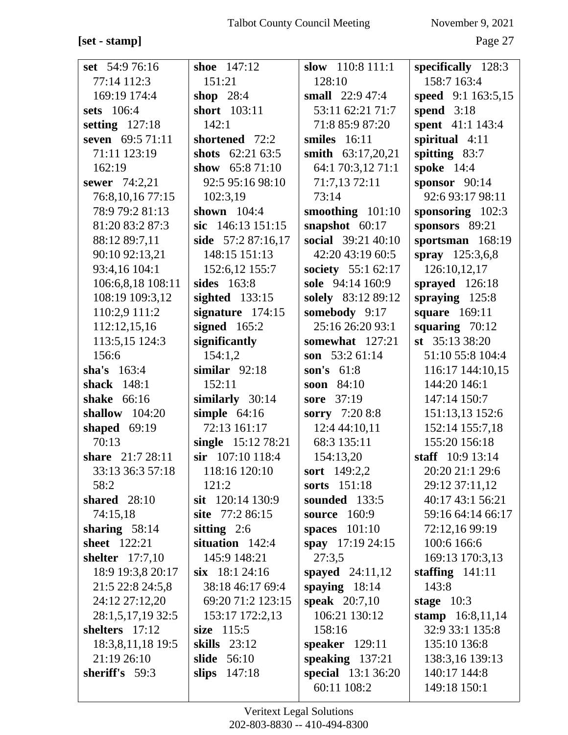**[set - stamp]**

**set** 54:9 76:16 77:14 112:3 169:19 174:4
**sets** 106:4
**setting** 127:18
**seven** 69:5 71:11 71:11 123:19 162:19
**sewer** 74:2,21 76:8,10,16 77:15 78:9 79:2 81:13 81:20 83:2 87:3 88:12 89:7,11 90:10 92:13,21 93:4,16 104:1 106:6,8,18 108:11 108:19 109:3,12 110:2,9 111:2 112:12,15,16 113:5,15 124:3 156:6
**sha's** 163:4
**shack** 148:1
**shake** 66:16
**shallow** 104:20
**shaped** 69:19 70:13
**share** 21:7 28:11 33:13 36:3 57:18 58:2
**shared** 28:10 74:15,18
**sharing** 58:14
**sheet** 122:21
**shelter** 17:7,10 18:9 19:3,8 20:17 21:5 22:8 24:5,8 24:12 27:12,20 28:1,5,17,19 32:5
**shelters** 17:12 18:3,8,11,18 19:5 21:19 26:10
**sheriff's** 59:3
**shoe** 147:12 151:21
**shop** 28:4
**short** 103:11 142:1
**shortened** 72:2
**shots** 62:21 63:5
**show** 65:8 71:10 92:5 95:16 98:10 102:3,19
**shown** 104:4
**sic** 146:13 151:15
**side** 57:2 87:16,17 148:15 151:13 152:6,12 155:7
**sides** 163:8
**sighted** 133:15
**signature** 174:15
**signed** 165:2
**significantly** 154:1,2
**similar** 92:18 152:11
**similarly** 30:14
**simple** 64:16 72:13 161:17
**single** 15:12 78:21
**sir** 107:10 118:4 118:16 120:10 121:2
**sit** 120:14 130:9
**site** 77:2 86:15
**sitting** 2:6
**situation** 142:4 145:9 148:21
**six** 18:1 24:16 38:18 46:17 69:4 69:20 71:2 123:15 153:17 172:2,13
**size** 115:5
**skills** 23:12
**slide** 56:10
**slips** 147:18
**slow** 110:8 111:1 128:10
**small** 22:9 47:4 53:11 62:21 71:7 71:8 85:9 87:20
**smiles** 16:11
**smith** 63:17,20,21 64:1 70:3,12 71:1 71:7,13 72:11 73:14
**smoothing** 101:10
**snapshot** 60:17
**social** 39:21 40:10 42:20 43:19 60:5
**society** 55:1 62:17
**sole** 94:14 160:9
**solely** 83:12 89:12
**somebody** 9:17 25:16 26:20 93:1
**somewhat** 127:21
**son** 53:2 61:14
**son's** 61:8
**soon** 84:10
**sore** 37:19
**sorry** 7:20 8:8 12:4 44:10,11 68:3 135:11 154:13,20
**sort** 149:2,2
**sorts** 151:18
**sounded** 133:5
**source** 160:9
**spaces** 101:10
**spay** 17:19 24:15 27:3,5
**spayed** 24:11,12
**spaying** 18:14
**speak** 20:7,10 106:21 130:12 158:16
**speaker** 129:11
**speaking** 137:21
**special** 13:1 36:20 60:11 108:2
**specifically** 128:3 158:7 163:4
**speed** 9:1 163:5,15
**spend** 3:18
**spent** 41:1 143:4
**spiritual** 4:11
**spitting** 83:7
**spoke** 14:4
**sponsor** 90:14 92:6 93:17 98:11
**sponsoring** 102:3
**sponsors** 89:21
**sportsman** 168:19
**spray** 125:3,6,8 126:10,12,17
**sprayed** 126:18
**spraying** 125:8
**square** 169:11
**squaring** 70:12
**st** 35:13 38:20 51:10 55:8 104:4 116:17 144:10,15 144:20 146:1 147:14 150:7 151:13,13 152:6 152:14 155:7,18 155:20 156:18
**staff** 10:9 13:14 20:20 21:1 29:6 29:12 37:11,12 40:17 43:1 56:21 59:16 64:14 66:17 72:12,16 99:19 100:6 166:6 169:13 170:3,13
**staffing** 141:11 143:8
**stage** 10:3
**stamp** 16:8,11,14 32:9 33:1 135:8 135:10 136:8 138:3,16 139:13 140:17 144:8 149:18 150:1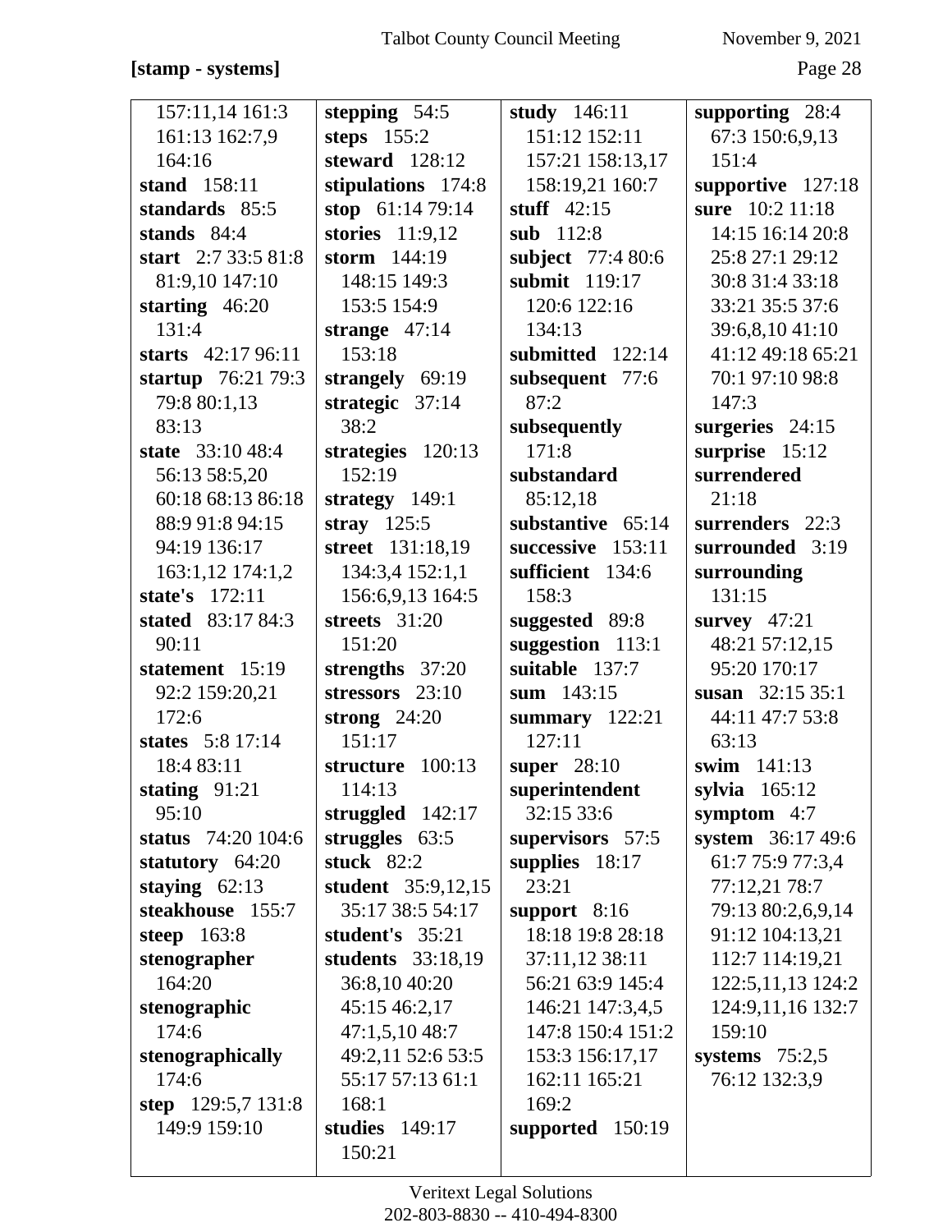**[stamp - systems]**

157:11,14 161:3 161:13 162:7,9 164:16
**stand** 158:11
**standards** 85:5
**stands** 84:4
**start** 2:7 33:5 81:8 81:9,10 147:10
**starting** 46:20 131:4
**starts** 42:17 96:11
**startup** 76:21 79:3 79:8 80:1,13 83:13
**state** 33:10 48:4 56:13 58:5,20 60:18 68:13 86:18 88:9 91:8 94:15 94:19 136:17 163:1,12 174:1,2
**state's** 172:11
**stated** 83:17 84:3 90:11
**statement** 15:19 92:2 159:20,21 172:6
**states** 5:8 17:14 18:4 83:11
**stating** 91:21 95:10
**status** 74:20 104:6
**statutory** 64:20
**staying** 62:13
**steakhouse** 155:7
**steep** 163:8
**stenographer** 164:20
**stenographic** 174:6
**stenographically** 174:6
**step** 129:5,7 131:8 149:9 159:10
**stepping** 54:5
**steps** 155:2
**steward** 128:12
**stipulations** 174:8
**stop** 61:14 79:14
**stories** 11:9,12
**storm** 144:19 148:15 149:3 153:5 154:9
**strange** 47:14 153:18
**strangely** 69:19
**strategic** 37:14 38:2
**strategies** 120:13 152:19
**strategy** 149:1
**stray** 125:5
**street** 131:18,19 134:3,4 152:1,1 156:6,9,13 164:5
**streets** 31:20 151:20
**strengths** 37:20
**stressors** 23:10
**strong** 24:20 151:17
**structure** 100:13 114:13
**struggled** 142:17
**struggles** 63:5
**stuck** 82:2
**student** 35:9,12,15 35:17 38:5 54:17
**student's** 35:21
**students** 33:18,19 36:8,10 40:20 45:15 46:2,17 47:1,5,10 48:7 49:2,11 52:6 53:5 55:17 57:13 61:1 168:1
**studies** 149:17 150:21
**study** 146:11 151:12 152:11 157:21 158:13,17 158:19,21 160:7
**stuff** 42:15
**sub** 112:8
**subject** 77:4 80:6
**submit** 119:17 120:6 122:16 134:13
**submitted** 122:14
**subsequent** 77:6 87:2
**subsequently** 171:8
**substandard** 85:12,18
**substantive** 65:14
**successive** 153:11
**sufficient** 134:6 158:3
**suggested** 89:8
**suggestion** 113:1
**suitable** 137:7
**sum** 143:15
**summary** 122:21 127:11
**super** 28:10
**superintendent** 32:15 33:6
**supervisors** 57:5
**supplies** 18:17 23:21
**support** 8:16 18:18 19:8 28:18 37:11,12 38:11 56:21 63:9 145:4 146:21 147:3,4,5 147:8 150:4 151:2 153:3 156:17,17 162:11 165:21 169:2
**supported** 150:19
**supporting** 28:4 67:3 150:6,9,13 151:4
**supportive** 127:18
**sure** 10:2 11:18 14:15 16:14 20:8 25:8 27:1 29:12 30:8 31:4 33:18 33:21 35:5 37:6 39:6,8,10 41:10 41:12 49:18 65:21 70:1 97:10 98:8 147:3
**surgeries** 24:15
**surprise** 15:12
**surrendered** 21:18
**surrenders** 22:3
**surrounded** 3:19
**surrounding** 131:15
**survey** 47:21 48:21 57:12,15 95:20 170:17
**susan** 32:15 35:1 44:11 47:7 53:8 63:13
**swim** 141:13
**sylvia** 165:12
**symptom** 4:7
**system** 36:17 49:6 61:7 75:9 77:3,4 77:12,21 78:7 79:13 80:2,6,9,14 91:12 104:13,21 112:7 114:19,21 122:5,11,13 124:2 124:9,11,16 132:7 159:10
**systems** 75:2,5 76:12 132:3,9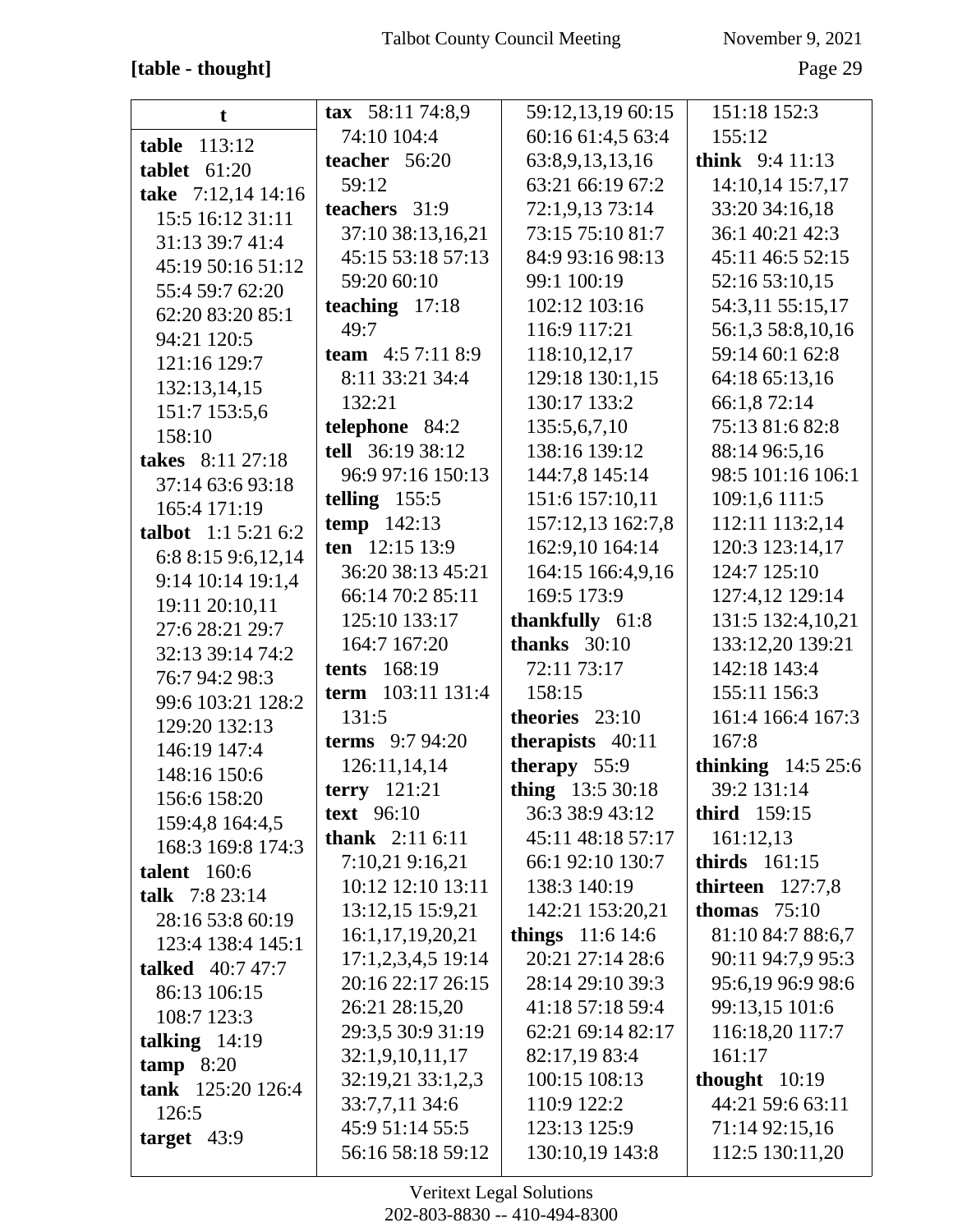**[table - thought]**

**t**

**table** 113:12
**tablet** 61:20
**take** 7:12,14 14:16 15:5 16:12 31:11 31:13 39:7 41:4 45:19 50:16 51:12 55:4 59:7 62:20 62:20 83:20 85:1 94:21 120:5 121:16 129:7 132:13,14,15 151:7 153:5,6 158:10
**takes** 8:11 27:18 37:14 63:6 93:18 165:4 171:19
**talbot** 1:1 5:21 6:2 6:8 8:15 9:6,12,14 9:14 10:14 19:1,4 19:11 20:10,11 27:6 28:21 29:7 32:13 39:14 74:2 76:7 94:2 98:3 99:6 103:21 128:2 129:20 132:13 146:19 147:4 148:16 150:6 156:6 158:20 159:4,8 164:4,5 168:3 169:8 174:3
**talent** 160:6
**talk** 7:8 23:14 28:16 53:8 60:19 123:4 138:4 145:1
**talked** 40:7 47:7 86:13 106:15 108:7 123:3
**talking** 14:19
**tamp** 8:20
**tank** 125:20 126:4 126:5
**target** 43:9
**tax** 58:11 74:8,9 74:10 104:4
**teacher** 56:20 59:12
**teachers** 31:9 37:10 38:13,16,21 45:15 53:18 57:13 59:20 60:10
**teaching** 17:18 49:7
**team** 4:5 7:11 8:9 8:11 33:21 34:4 132:21
**telephone** 84:2
**tell** 36:19 38:12 96:9 97:16 150:13
**telling** 155:5
**temp** 142:13
**ten** 12:15 13:9 36:20 38:13 45:21 66:14 70:2 85:11 125:10 133:17 164:7 167:20
**tents** 168:19
**term** 103:11 131:4 131:5
**terms** 9:7 94:20 126:11,14,14
**terry** 121:21
**text** 96:10
**thank** 2:11 6:11 7:10,21 9:16,21 10:12 12:10 13:11 13:12,15 15:9,21 16:1,17,19,20,21 17:1,2,3,4,5 19:14 20:16 22:17 26:15 26:21 28:15,20 29:3,5 30:9 31:19 32:1,9,10,11,17 32:19,21 33:1,2,3 33:7,7,11 34:6 45:9 51:14 55:5 56:16 58:18 59:12 59:12,13,19 60:15 60:16 61:4,5 63:4 63:8,9,13,13,16 63:21 66:19 67:2 72:1,9,13 73:14 73:15 75:10 81:7 84:9 93:16 98:13 99:1 100:19 102:12 103:16 116:9 117:21 118:10,12,17 129:18 130:1,15 130:17 133:2 135:5,6,7,10 138:16 139:12 144:7,8 145:14 151:6 157:10,11 157:12,13 162:7,8 162:9,10 164:14 164:15 166:4,9,16 169:5 173:9
**thankfully** 61:8
**thanks** 30:10 72:11 73:17 158:15
**theories** 23:10
**therapists** 40:11
**therapy** 55:9
**thing** 13:5 30:18 36:3 38:9 43:12 45:11 48:18 57:17 66:1 92:10 130:7 138:3 140:19 142:21 153:20,21
**things** 11:6 14:6 20:21 27:14 28:6 28:14 29:10 39:3 41:18 57:18 59:4 62:21 69:14 82:17 82:17,19 83:4 100:15 108:13 110:9 122:2 123:13 125:9 130:10,19 143:8 151:18 152:3 155:12
**think** 9:4 11:13 14:10,14 15:7,17 33:20 34:16,18 36:1 40:21 42:3 45:11 46:5 52:15 52:16 53:10,15 54:3,11 55:15,17 56:1,3 58:8,10,16 59:14 60:1 62:8 64:18 65:13,16 66:1,8 72:14 75:13 81:6 82:8 88:14 96:5,16 98:5 101:16 106:1 109:1,6 111:5 112:11 113:2,14 120:3 123:14,17 124:7 125:10 127:4,12 129:14 131:5 132:4,10,21 133:12,20 139:21 142:18 143:4 155:11 156:3 161:4 166:4 167:3 167:8
**thinking** 14:5 25:6 39:2 131:14
**third** 159:15 161:12,13
**thirds** 161:15
**thirteen** 127:7,8
**thomas** 75:10 81:10 84:7 88:6,7 90:11 94:7,9 95:3 95:6,19 96:9 98:6 99:13,15 101:6 116:18,20 117:7 161:17
**thought** 10:19 44:21 59:6 63:11 71:14 92:15,16 112:5 130:11,20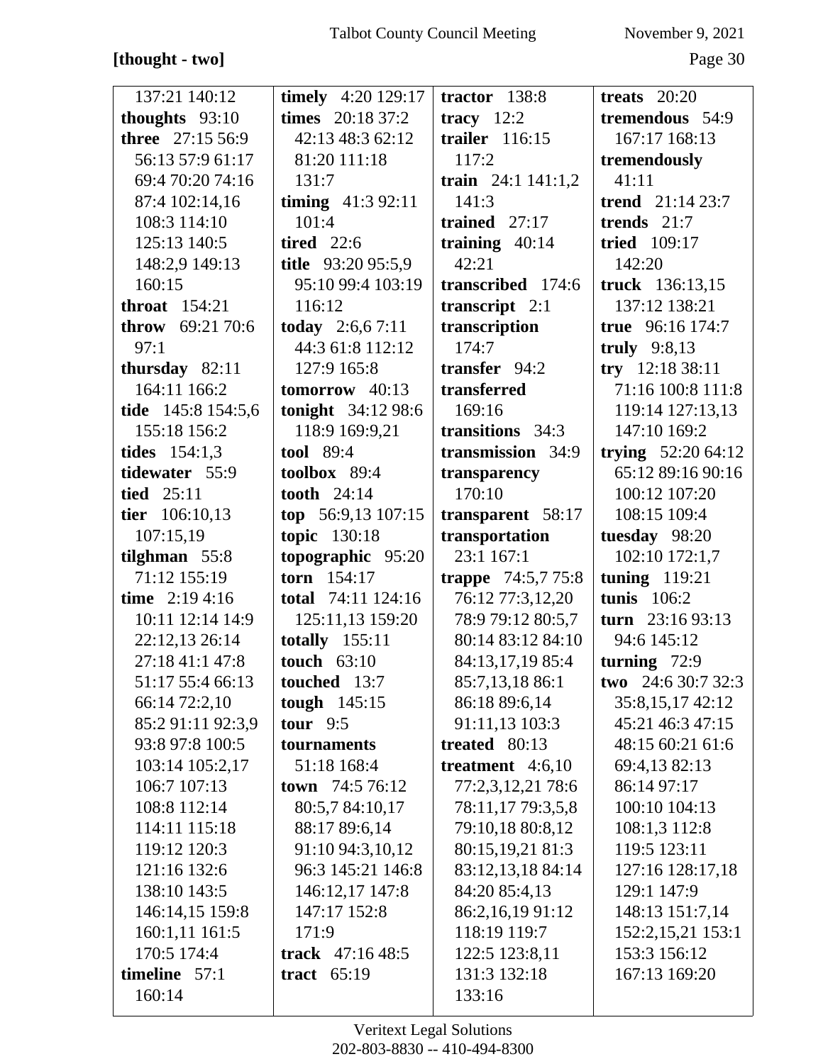**[thought - two]**

137:21 140:12
**thoughts** 93:10
**three** 27:15 56:9 56:13 57:9 61:17 69:4 70:20 74:16 87:4 102:14,16 108:3 114:10 125:13 140:5 148:2,9 149:13 160:15
**throat** 154:21
**throw** 69:21 70:6 97:1
**thursday** 82:11 164:11 166:2
**tide** 145:8 154:5,6 155:18 156:2
**tides** 154:1,3
**tidewater** 55:9
**tied** 25:11
**tier** 106:10,13 107:15,19
**tilghman** 55:8 71:12 155:19
**time** 2:19 4:16 10:11 12:14 14:9 22:12,13 26:14 27:18 41:1 47:8 51:17 55:4 66:13 66:14 72:2,10 85:2 91:11 92:3,9 93:8 97:8 100:5 103:14 105:2,17 106:7 107:13 108:8 112:14 114:11 115:18 119:12 120:3 121:16 132:6 138:10 143:5 146:14,15 159:8 160:1,11 161:5 170:5 174:4
**timeline** 57:1 160:14
**timely** 4:20 129:17
**times** 20:18 37:2 42:13 48:3 62:12 81:20 111:18 131:7
**timing** 41:3 92:11 101:4
**tired** 22:6
**title** 93:20 95:5,9 95:10 99:4 103:19 116:12
**today** 2:6,6 7:11 44:3 61:8 112:12 127:9 165:8
**tomorrow** 40:13
**tonight** 34:12 98:6 118:9 169:9,21
**tool** 89:4
**toolbox** 89:4
**tooth** 24:14
**top** 56:9,13 107:15
**topic** 130:18
**topographic** 95:20
**torn** 154:17
**total** 74:11 124:16 125:11,13 159:20
**totally** 155:11
**touch** 63:10
**touched** 13:7
**tough** 145:15
**tour** 9:5
**tournaments** 51:18 168:4
**town** 74:5 76:12 80:5,7 84:10,17 88:17 89:6,14 91:10 94:3,10,12 96:3 145:21 146:8 146:12,17 147:8 147:17 152:8 171:9
**track** 47:16 48:5
**tract** 65:19
**tractor** 138:8
**tracy** 12:2
**trailer** 116:15 117:2
**train** 24:1 141:1,2 141:3
**trained** 27:17
**training** 40:14 42:21
**transcribed** 174:6
**transcript** 2:1
**transcription** 174:7
**transfer** 94:2
**transferred** 169:16
**transitions** 34:3
**transmission** 34:9
**transparency** 170:10
**transparent** 58:17
**transportation** 23:1 167:1
**trappe** 74:5,7 75:8 76:12 77:3,12,20 78:9 79:12 80:5,7 80:14 83:12 84:10 84:13,17,19 85:4 85:7,13,18 86:1 86:18 89:6,14 91:11,13 103:3
**treated** 80:13
**treatment** 4:6,10 77:2,3,12,21 78:6 78:11,17 79:3,5,8 79:10,18 80:8,12 80:15,19,21 81:3 83:12,13,18 84:14 84:20 85:4,13 86:2,16,19 91:12 118:19 119:7 122:5 123:8,11 131:3 132:18 133:16
**treats** 20:20
**tremendous** 54:9 167:17 168:13
**tremendously** 41:11
**trend** 21:14 23:7
**trends** 21:7
**tried** 109:17 142:20
**truck** 136:13,15 137:12 138:21
**true** 96:16 174:7
**truly** 9:8,13
**try** 12:18 38:11 71:16 100:8 111:8 119:14 127:13,13 147:10 169:2
**trying** 52:20 64:12 65:12 89:16 90:16 100:12 107:20 108:15 109:4
**tuesday** 98:20 102:10 172:1,7
**tuning** 119:21
**tunis** 106:2
**turn** 23:16 93:13 94:6 145:12
**turning** 72:9
**two** 24:6 30:7 32:3 35:8,15,17 42:12 45:21 46:3 47:15 48:15 60:21 61:6 69:4,13 82:13 86:14 97:17 100:10 104:13 108:1,3 112:8 119:5 123:11 127:16 128:17,18 129:1 147:9 148:13 151:7,14 152:2,15,21 153:1 153:3 156:12 167:13 169:20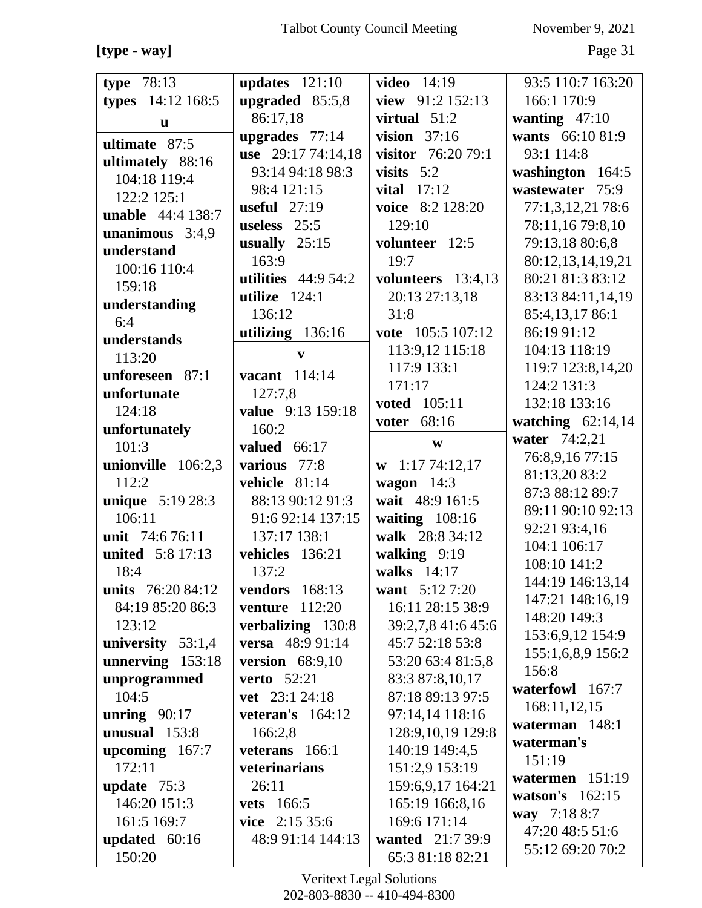**[type - way]**

**type** 78:13
**types** 14:12 168:5

**u**

**ultimate** 87:5
**ultimately** 88:16 104:18 119:4 122:2 125:1
**unable** 44:4 138:7
**unanimous** 3:4,9
**understand** 100:16 110:4 159:18
**understanding** 6:4
**understands** 113:20
**unforeseen** 87:1
**unfortunate** 124:18
**unfortunately** 101:3
**unionville** 106:2,3 112:2
**unique** 5:19 28:3 106:11
**unit** 74:6 76:11
**united** 5:8 17:13 18:4
**units** 76:20 84:12 84:19 85:20 86:3 123:12
**university** 53:1,4
**unnerving** 153:18
**unprogrammed** 104:5
**unring** 90:17
**unusual** 153:8
**upcoming** 167:7 172:11
**update** 75:3 146:20 151:3 161:5 169:7
**updated** 60:16 150:20
**updates** 121:10
**upgraded** 85:5,8 86:17,18
**upgrades** 77:14
**use** 29:17 74:14,18 93:14 94:18 98:3 98:4 121:15
**useful** 27:19
**useless** 25:5
**usually** 25:15 163:9
**utilities** 44:9 54:2
**utilize** 124:1 136:12
**utilizing** 136:16

**v**

**vacant** 114:14 127:7,8
**value** 9:13 159:18 160:2
**valued** 66:17
**various** 77:8
**vehicle** 81:14 88:13 90:12 91:3 91:6 92:14 137:15 137:17 138:1
**vehicles** 136:21 137:2
**vendors** 168:13
**venture** 112:20
**verbalizing** 130:8
**versa** 48:9 91:14
**version** 68:9,10
**verto** 52:21
**vet** 23:1 24:18
**veteran's** 164:12 166:2,8
**veterans** 166:1
**veterinarians** 26:11
**vets** 166:5
**vice** 2:15 35:6 48:9 91:14 144:13
**video** 14:19
**view** 91:2 152:13
**virtual** 51:2
**vision** 37:16
**visitor** 76:20 79:1
**visits** 5:2
**vital** 17:12
**voice** 8:2 128:20 129:10
**volunteer** 12:5 19:7
**volunteers** 13:4,13 20:13 27:13,18 31:8
**vote** 105:5 107:12 113:9,12 115:18 117:9 133:1 171:17
**voted** 105:11
**voter** 68:16

**w**

**w** 1:17 74:12,17
**wagon** 14:3
**wait** 48:9 161:5
**waiting** 108:16
**walk** 28:8 34:12
**walking** 9:19
**walks** 14:17
**want** 5:12 7:20 16:11 28:15 38:9 39:2,7,8 41:6 45:6 45:7 52:18 53:8 53:20 63:4 81:5,8 83:3 87:8,10,17 87:18 89:13 97:5 97:14,14 118:16 128:9,10,19 129:8 140:19 149:4,5 151:2,9 153:19 159:6,9,17 164:21 165:19 166:8,16 169:6 171:14
**wanted** 21:7 39:9 65:3 81:18 82:21 93:5 110:7 163:20 166:1 170:9
**wanting** 47:10
**wants** 66:10 81:9 93:1 114:8
**washington** 164:5
**wastewater** 75:9 77:1,3,12,21 78:6 78:11,16 79:8,10 79:13,18 80:6,8 80:12,13,14,19,21 80:21 81:3 83:12 83:13 84:11,14,19 85:4,13,17 86:1 86:19 91:12 104:13 118:19 119:7 123:8,14,20 124:2 131:3 132:18 133:16
**watching** 62:14,14
**water** 74:2,21 76:8,9,16 77:15 81:13,20 83:2 87:3 88:12 89:7 89:11 90:10 92:13 92:21 93:4,16 104:1 106:17 108:10 141:2 144:19 146:13,14 147:21 148:16,19 148:20 149:3 153:6,9,12 154:9 155:1,6,8,9 156:2 156:8
**waterfowl** 167:7 168:11,12,15
**waterman** 148:1
**waterman's** 151:19
**watermen** 151:19
**watson's** 162:15
**way** 7:18 8:7 47:20 48:5 51:6 55:12 69:20 70:2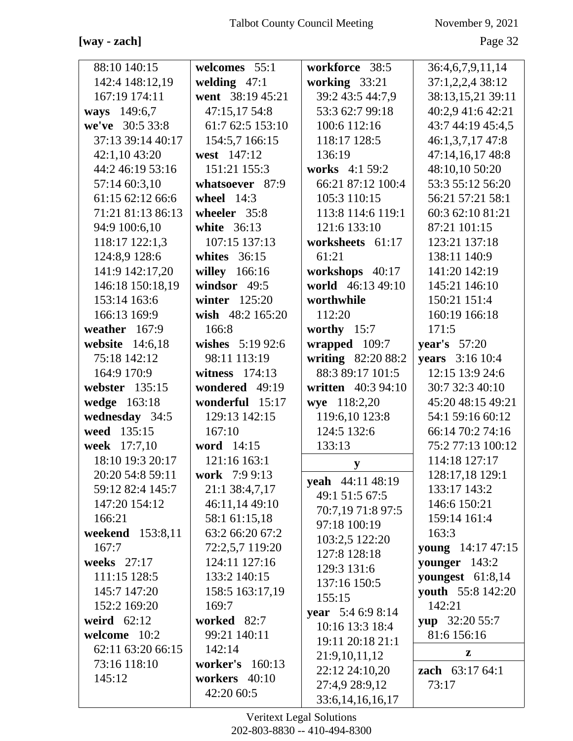[way - zach]

88:10 140:15 142:4 148:12,19 167:19 174:11
**ways** 149:6,7
**we've** 30:5 33:8 37:13 39:14 40:17 42:1,10 43:20 44:2 46:19 53:16 57:14 60:3,10 61:15 62:12 66:6 71:21 81:13 86:13 94:9 100:6,10 118:17 122:1,3 124:8,9 128:6 141:9 142:17,20 146:18 150:18,19 153:14 163:6 166:13 169:9
**weather** 167:9
**website** 14:6,18 75:18 142:12 164:9 170:9
**webster** 135:15
**wedge** 163:18
**wednesday** 34:5
**weed** 135:15
**week** 17:7,10 18:10 19:3 20:17 20:20 54:8 59:11 59:12 82:4 145:7 147:20 154:12 166:21
**weekend** 153:8,11 167:7
**weeks** 27:17 111:15 128:5 145:7 147:20 152:2 169:20
**weird** 62:12
**welcome** 10:2 62:11 63:20 66:15 73:16 118:10 145:12
**welcomes** 55:1
**welding** 47:1
**went** 38:19 45:21 47:15,17 54:8 61:7 62:5 153:10 154:5,7 166:15
**west** 147:12 151:21 155:3
**whatsoever** 87:9
**wheel** 14:3
**wheeler** 35:8
**white** 36:13 107:15 137:13
**whites** 36:15
**willey** 166:16
**windsor** 49:5
**winter** 125:20
**wish** 48:2 165:20 166:8
**wishes** 5:19 92:6 98:11 113:19
**witness** 174:13
**wondered** 49:19
**wonderful** 15:17 129:13 142:15 167:10
**word** 14:15 121:16 163:1
**work** 7:9 9:13 21:1 38:4,7,17 46:11,14 49:10 58:1 61:15,18 63:2 66:20 67:2 72:2,5,7 119:20 124:11 127:16 133:2 140:15 158:5 163:17,19 169:7
**worked** 82:7 99:21 140:11 142:14
**worker's** 160:13
**workers** 40:10 42:20 60:5
**workforce** 38:5
**working** 33:21 39:2 43:5 44:7,9 53:3 62:7 99:18 100:6 112:16 118:17 128:5 136:19
**works** 4:1 59:2 66:21 87:12 100:4 105:3 110:15 113:8 114:6 119:1 121:6 133:10
**worksheets** 61:17 61:21
**workshops** 40:17
**world** 46:13 49:10
**worthwhile** 112:20
**worthy** 15:7
**wrapped** 109:7
**writing** 82:20 88:2 88:3 89:17 101:5
**written** 40:3 94:10
**wye** 118:2,20 119:6,10 123:8 124:5 132:6 133:13

**y**

**yeah** 44:11 48:19 49:1 51:5 67:5 70:7,19 71:8 97:5 97:18 100:19 103:2,5 122:20 127:8 128:18 129:3 131:6 137:16 150:5 155:15
**year** 5:4 6:9 8:14 10:16 13:3 18:4 19:11 20:18 21:1 21:9,10,11,12 22:12 24:10,20 27:4,9 28:9,12 33:6,14,16,16,17 36:4,6,7,9,11,14 37:1,2,2,4 38:12 38:13,15,21 39:11 40:2,9 41:6 42:21 43:7 44:19 45:4,5 46:1,3,7,17 47:8 47:14,16,17 48:8 48:10,10 50:20 53:3 55:12 56:20 56:21 57:21 58:1 60:3 62:10 81:21 87:21 101:15 123:21 137:18 138:11 140:9 141:20 142:19 145:21 146:10 150:21 151:4 160:19 166:18 171:5
**year's** 57:20
**years** 3:16 10:4 12:15 13:9 24:6 30:7 32:3 40:10 45:20 48:15 49:21 54:1 59:16 60:12 66:14 70:2 74:16 75:2 77:13 100:12 114:18 127:17 128:17,18 129:1 133:17 143:2 146:6 150:21 159:14 161:4 163:3
**young** 14:17 47:15
**younger** 143:2
**youngest** 61:8,14
**youth** 55:8 142:20 142:21
**yup** 32:20 55:7 81:6 156:16

**z**

**zach** 63:17 64:1 73:17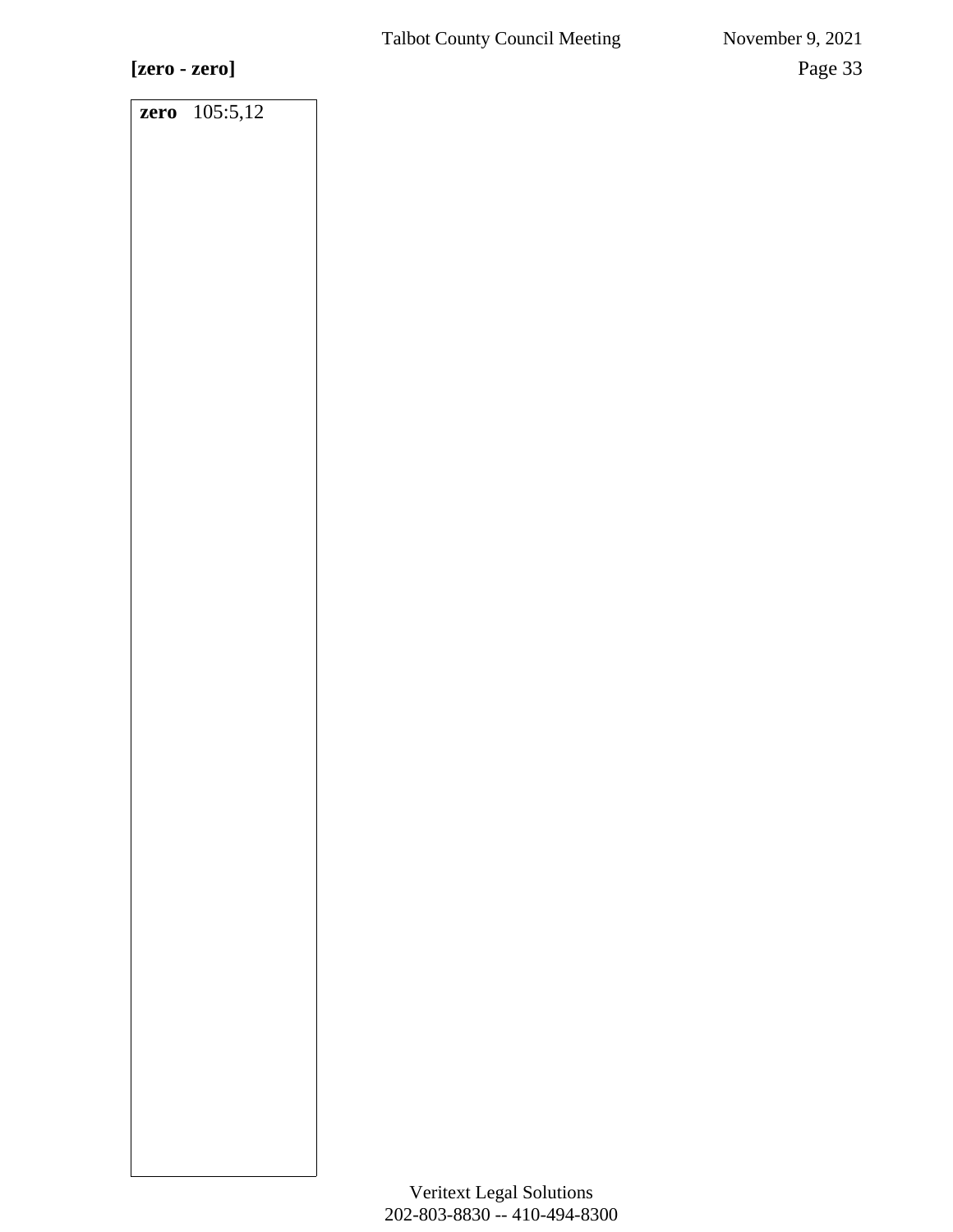**[zero - zero]**

**zero** 105:5,12